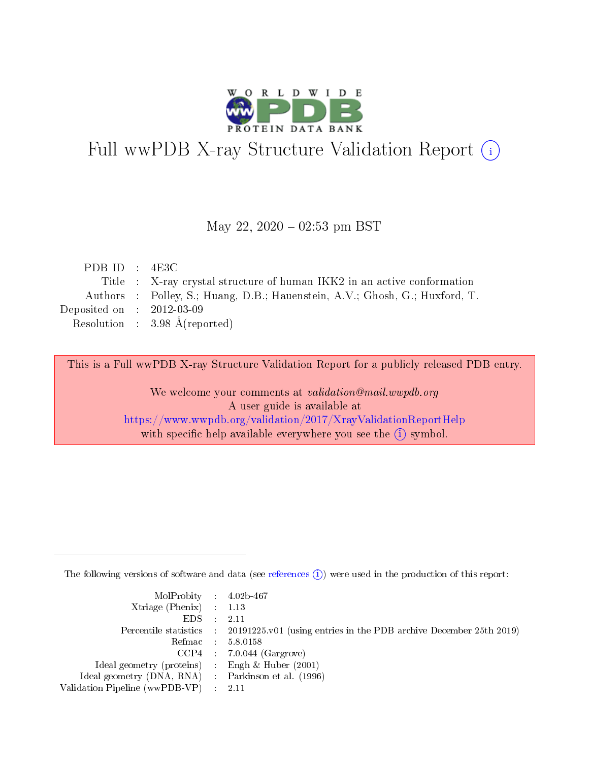# Full wwPDB X-ray Structure Validation Report (i)

May 22, 2020 – 02:53 pm BST

| | | |
|---|---|---|
| PDB ID | : | 4E3C |
| Title | : | X-ray crystal structure of human IKK2 in an active conformation |
| Authors | : | Polley, S.; Huang, D.B.; Hauenstein, A.V.; Ghosh, G.; Huxford, T. |
| Deposited on | : | 2012-03-09 |
| Resolution | : | 3.98 Å(reported) |

This is a Full wwPDB X-ray Structure Validation Report for a publicly released PDB entry.

We welcome your comments at *validation@mail.wwpdb.org*
A user guide is available at
https://www.wwpdb.org/validation/2017/XrayValidationReportHelp
with specific help available everywhere you see the (i) symbol.

The following versions of software and data (see references (i)) were used in the production of this report:

| | | |
|---|---|---|
| MolProbity | : | 4.02b-467 |
| Xtriage (Phenix) | : | 1.13 |
| EDS | : | 2.11 |
| Percentile statistics | : | 20191225.v01 (using entries in the PDB archive December 25th 2019) |
| Refmac | : | 5.8.0158 |
| CCP4 | : | 7.0.044 (Gargrove) |
| Ideal geometry (proteins) | : | Engh & Huber (2001) |
| Ideal geometry (DNA, RNA) | : | Parkinson et al. (1996) |
| Validation Pipeline (wwPDB-VP) | : | 2.11 |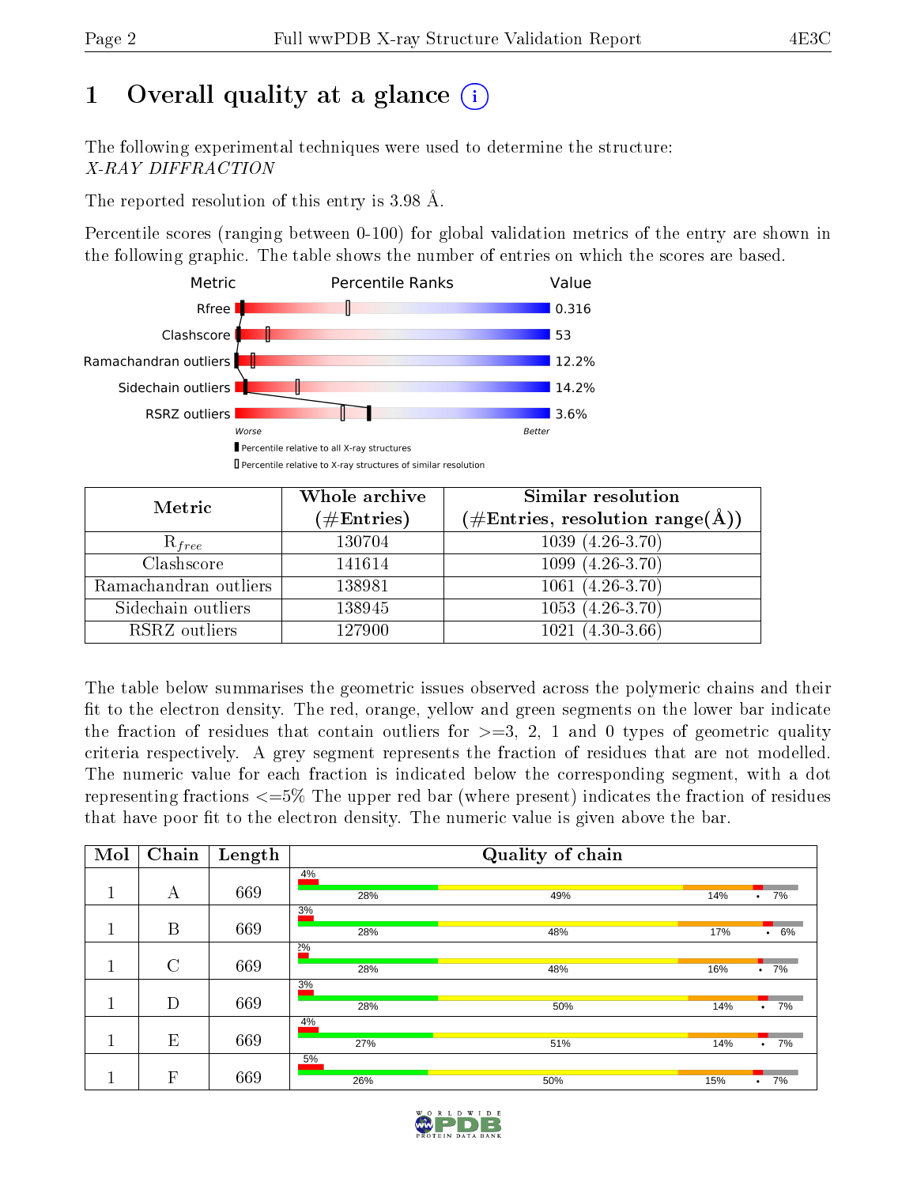# 1 Overall quality at a glance

The following experimental techniques were used to determine the structure: *X-RAY DIFFRACTION*

The reported resolution of this entry is 3.98 Å.

Percentile scores (ranging between 0-100) for global validation metrics of the entry are shown in the following graphic. The table shows the number of entries on which the scores are based.

| Metric | Value |
|---|---|
| Rfree | 0.316 |
| Clashscore | 53 |
| Ramachandran outliers | 12.2% |
| Sidechain outliers | 14.2% |
| RSRZ outliers | 3.6% |

| Metric | Whole archive (#Entries) | Similar resolution (#Entries, resolution range(Å)) |
|---|---|---|
| $R_{free}$ | 130704 | 1039 (4.26-3.70) |
| Clashscore | 141614 | 1099 (4.26-3.70) |
| Ramachandran outliers | 138981 | 1061 (4.26-3.70) |
| Sidechain outliers | 138945 | 1053 (4.26-3.70) |
| RSRZ outliers | 127900 | 1021 (4.30-3.66) |

The table below summarises the geometric issues observed across the polymeric chains and their fit to the electron density. The red, orange, yellow and green segments on the lower bar indicate the fraction of residues that contain outliers for >=3, 2, 1 and 0 types of geometric quality criteria respectively. A grey segment represents the fraction of residues that are not modelled. The numeric value for each fraction is indicated below the corresponding segment, with a dot representing fractions <=5% The upper red bar (where present) indicates the fraction of residues that have poor fit to the electron density. The numeric value is given above the bar.

| Mol | Chain | Length | Quality of chain |
|---|---|---|---|
| 1 | A | 669 | 4%; 28%, 49%, 14%, •, 7% |
| 1 | B | 669 | 3%; 28%, 48%, 17%, •, 6% |
| 1 | C | 669 | 2%; 28%, 48%, 16%, •, 7% |
| 1 | D | 669 | 3%; 28%, 50%, 14%, •, 7% |
| 1 | E | 669 | 4%; 27%, 51%, 14%, •, 7% |
| 1 | F | 669 | 5%; 26%, 50%, 15%, •, 7% |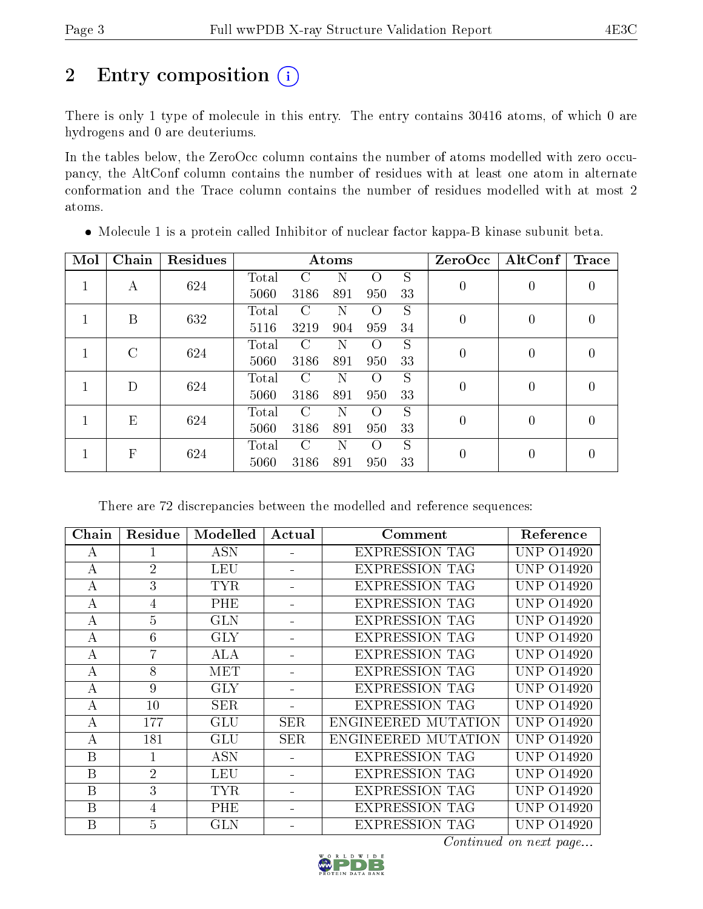# 2 Entry composition (i)

There is only 1 type of molecule in this entry. The entry contains 30416 atoms, of which 0 are hydrogens and 0 are deuteriums.

In the tables below, the ZeroOcc column contains the number of atoms modelled with zero occupancy, the AltConf column contains the number of residues with at least one atom in alternate conformation and the Trace column contains the number of residues modelled with at most 2 atoms.

- Molecule 1 is a protein called Inhibitor of nuclear factor kappa-B kinase subunit beta.

| Mol | Chain | Residues | Atoms | | | | | ZeroOcc | AltConf | Trace |
|---|---|---|---|---|---|---|---|---|---|---|
| 1 | A | 624 | Total 5060 | C 3186 | N 891 | O 950 | S 33 | 0 | 0 | 0 |
| 1 | B | 632 | Total 5116 | C 3219 | N 904 | O 959 | S 34 | 0 | 0 | 0 |
| 1 | C | 624 | Total 5060 | C 3186 | N 891 | O 950 | S 33 | 0 | 0 | 0 |
| 1 | D | 624 | Total 5060 | C 3186 | N 891 | O 950 | S 33 | 0 | 0 | 0 |
| 1 | E | 624 | Total 5060 | C 3186 | N 891 | O 950 | S 33 | 0 | 0 | 0 |
| 1 | F | 624 | Total 5060 | C 3186 | N 891 | O 950 | S 33 | 0 | 0 | 0 |

There are 72 discrepancies between the modelled and reference sequences:

| Chain | Residue | Modelled | Actual | Comment | Reference |
|---|---|---|---|---|---|
| A | 1 | ASN | - | EXPRESSION TAG | UNP O14920 |
| A | 2 | LEU | - | EXPRESSION TAG | UNP O14920 |
| A | 3 | TYR | - | EXPRESSION TAG | UNP O14920 |
| A | 4 | PHE | - | EXPRESSION TAG | UNP O14920 |
| A | 5 | GLN | - | EXPRESSION TAG | UNP O14920 |
| A | 6 | GLY | - | EXPRESSION TAG | UNP O14920 |
| A | 7 | ALA | - | EXPRESSION TAG | UNP O14920 |
| A | 8 | MET | - | EXPRESSION TAG | UNP O14920 |
| A | 9 | GLY | - | EXPRESSION TAG | UNP O14920 |
| A | 10 | SER | - | EXPRESSION TAG | UNP O14920 |
| A | 177 | GLU | SER | ENGINEERED MUTATION | UNP O14920 |
| A | 181 | GLU | SER | ENGINEERED MUTATION | UNP O14920 |
| B | 1 | ASN | - | EXPRESSION TAG | UNP O14920 |
| B | 2 | LEU | - | EXPRESSION TAG | UNP O14920 |
| B | 3 | TYR | - | EXPRESSION TAG | UNP O14920 |
| B | 4 | PHE | - | EXPRESSION TAG | UNP O14920 |
| B | 5 | GLN | - | EXPRESSION TAG | UNP O14920 |

*Continued on next page...*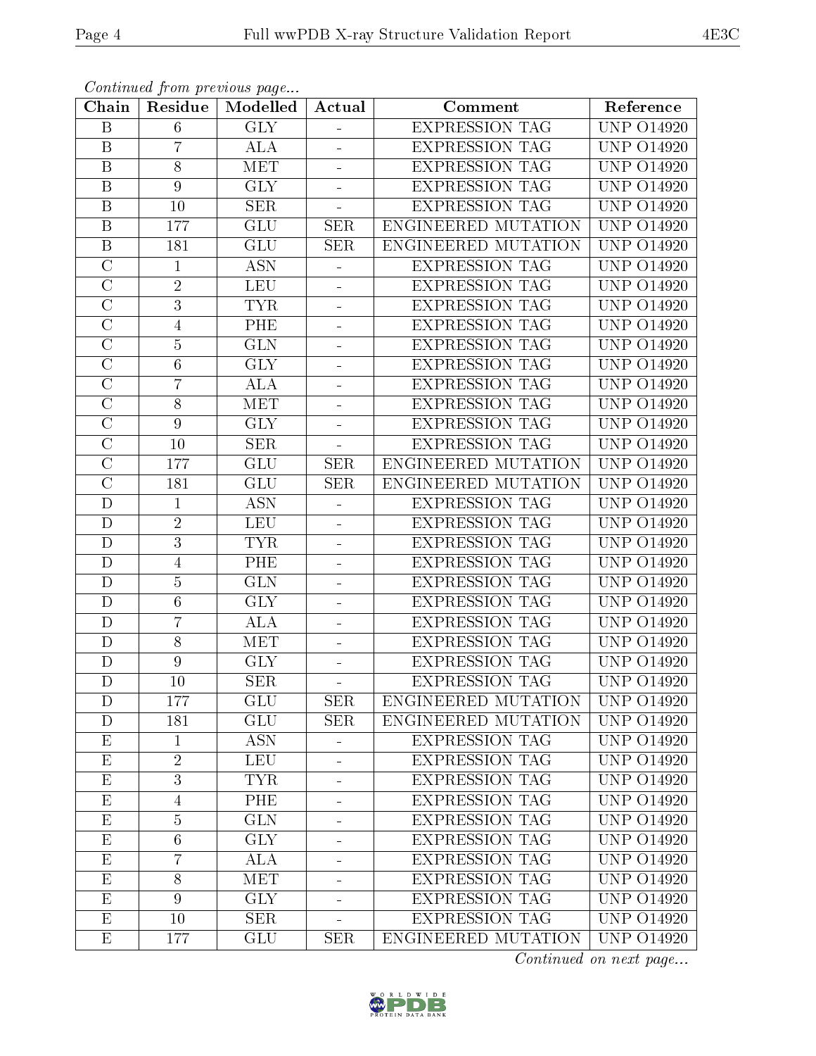*Continued from previous page...*

| Chain | Residue | Modelled | Actual | Comment | Reference |
|---|---|---|---|---|---|
| B | 6 | GLY | - | EXPRESSION TAG | UNP O14920 |
| B | 7 | ALA | - | EXPRESSION TAG | UNP O14920 |
| B | 8 | MET | - | EXPRESSION TAG | UNP O14920 |
| B | 9 | GLY | - | EXPRESSION TAG | UNP O14920 |
| B | 10 | SER | - | EXPRESSION TAG | UNP O14920 |
| B | 177 | GLU | SER | ENGINEERED MUTATION | UNP O14920 |
| B | 181 | GLU | SER | ENGINEERED MUTATION | UNP O14920 |
| C | 1 | ASN | - | EXPRESSION TAG | UNP O14920 |
| C | 2 | LEU | - | EXPRESSION TAG | UNP O14920 |
| C | 3 | TYR | - | EXPRESSION TAG | UNP O14920 |
| C | 4 | PHE | - | EXPRESSION TAG | UNP O14920 |
| C | 5 | GLN | - | EXPRESSION TAG | UNP O14920 |
| C | 6 | GLY | - | EXPRESSION TAG | UNP O14920 |
| C | 7 | ALA | - | EXPRESSION TAG | UNP O14920 |
| C | 8 | MET | - | EXPRESSION TAG | UNP O14920 |
| C | 9 | GLY | - | EXPRESSION TAG | UNP O14920 |
| C | 10 | SER | - | EXPRESSION TAG | UNP O14920 |
| C | 177 | GLU | SER | ENGINEERED MUTATION | UNP O14920 |
| C | 181 | GLU | SER | ENGINEERED MUTATION | UNP O14920 |
| D | 1 | ASN | - | EXPRESSION TAG | UNP O14920 |
| D | 2 | LEU | - | EXPRESSION TAG | UNP O14920 |
| D | 3 | TYR | - | EXPRESSION TAG | UNP O14920 |
| D | 4 | PHE | - | EXPRESSION TAG | UNP O14920 |
| D | 5 | GLN | - | EXPRESSION TAG | UNP O14920 |
| D | 6 | GLY | - | EXPRESSION TAG | UNP O14920 |
| D | 7 | ALA | - | EXPRESSION TAG | UNP O14920 |
| D | 8 | MET | - | EXPRESSION TAG | UNP O14920 |
| D | 9 | GLY | - | EXPRESSION TAG | UNP O14920 |
| D | 10 | SER | - | EXPRESSION TAG | UNP O14920 |
| D | 177 | GLU | SER | ENGINEERED MUTATION | UNP O14920 |
| D | 181 | GLU | SER | ENGINEERED MUTATION | UNP O14920 |
| E | 1 | ASN | - | EXPRESSION TAG | UNP O14920 |
| E | 2 | LEU | - | EXPRESSION TAG | UNP O14920 |
| E | 3 | TYR | - | EXPRESSION TAG | UNP O14920 |
| E | 4 | PHE | - | EXPRESSION TAG | UNP O14920 |
| E | 5 | GLN | - | EXPRESSION TAG | UNP O14920 |
| E | 6 | GLY | - | EXPRESSION TAG | UNP O14920 |
| E | 7 | ALA | - | EXPRESSION TAG | UNP O14920 |
| E | 8 | MET | - | EXPRESSION TAG | UNP O14920 |
| E | 9 | GLY | - | EXPRESSION TAG | UNP O14920 |
| E | 10 | SER | - | EXPRESSION TAG | UNP O14920 |
| E | 177 | GLU | SER | ENGINEERED MUTATION | UNP O14920 |

*Continued on next page...*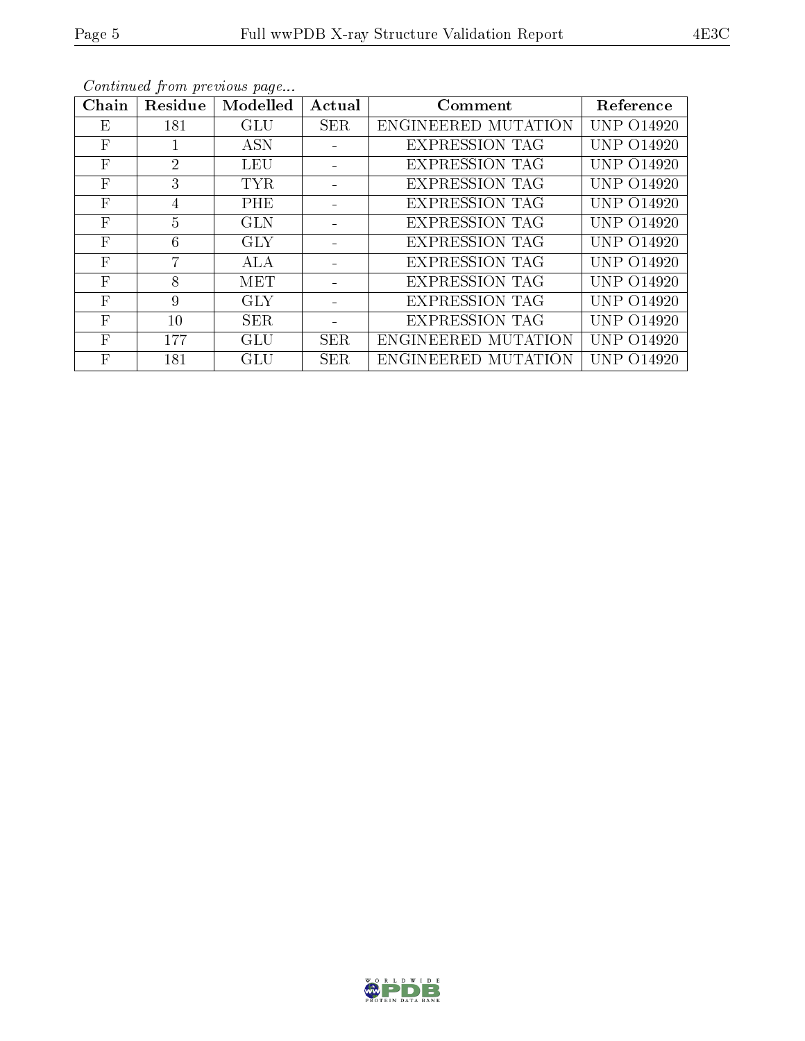*Continued from previous page...*

| Chain | Residue | Modelled | Actual | Comment | Reference |
| --- | --- | --- | --- | --- | --- |
| E | 181 | GLU | SER | ENGINEERED MUTATION | UNP O14920 |
| F | 1 | ASN | - | EXPRESSION TAG | UNP O14920 |
| F | 2 | LEU | - | EXPRESSION TAG | UNP O14920 |
| F | 3 | TYR | - | EXPRESSION TAG | UNP O14920 |
| F | 4 | PHE | - | EXPRESSION TAG | UNP O14920 |
| F | 5 | GLN | - | EXPRESSION TAG | UNP O14920 |
| F | 6 | GLY | - | EXPRESSION TAG | UNP O14920 |
| F | 7 | ALA | - | EXPRESSION TAG | UNP O14920 |
| F | 8 | MET | - | EXPRESSION TAG | UNP O14920 |
| F | 9 | GLY | - | EXPRESSION TAG | UNP O14920 |
| F | 10 | SER | - | EXPRESSION TAG | UNP O14920 |
| F | 177 | GLU | SER | ENGINEERED MUTATION | UNP O14920 |
| F | 181 | GLU | SER | ENGINEERED MUTATION | UNP O14920 |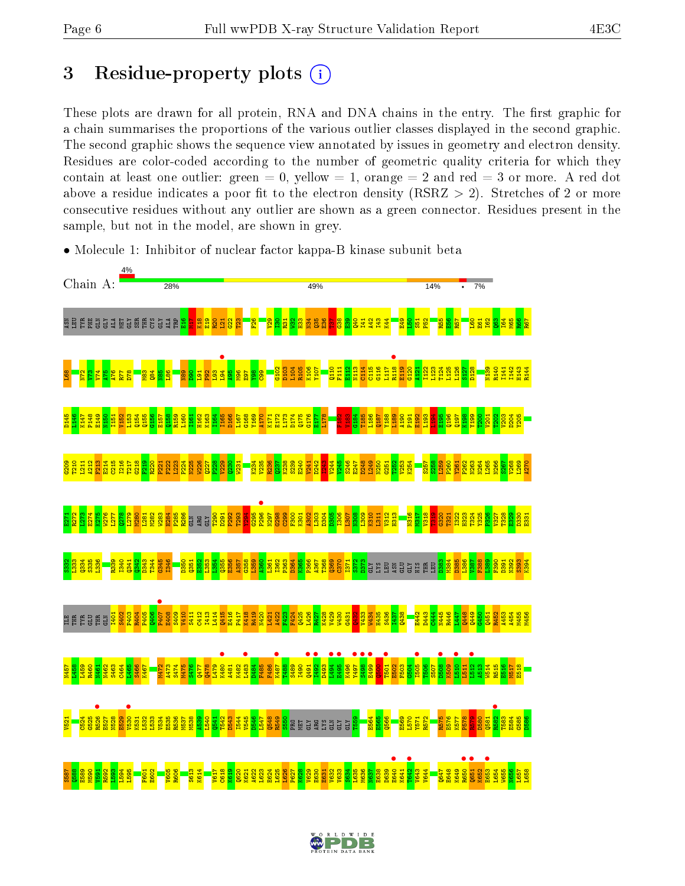# 3 Residue-property plots

These plots are drawn for all protein, RNA and DNA chains in the entry. The first graphic for a chain summarises the proportions of the various outlier classes displayed in the second graphic. The second graphic shows the sequence view annotated by issues in geometry and electron density. Residues are color-coded according to the number of geometric quality criteria for which they contain at least one outlier: green = 0, yellow = 1, orange = 2 and red = 3 or more. A red dot above a residue indicates a poor fit to the electron density (RSRZ > 2). Stretches of 2 or more consecutive residues without any outlier are shown as a green connector. Residues present in the sample, but not in the model, are shown in grey.

- Molecule 1: Inhibitor of nuclear factor kappa-B kinase subunit beta

Chain A: 4% | 28% | 49% | 14% | • | 7%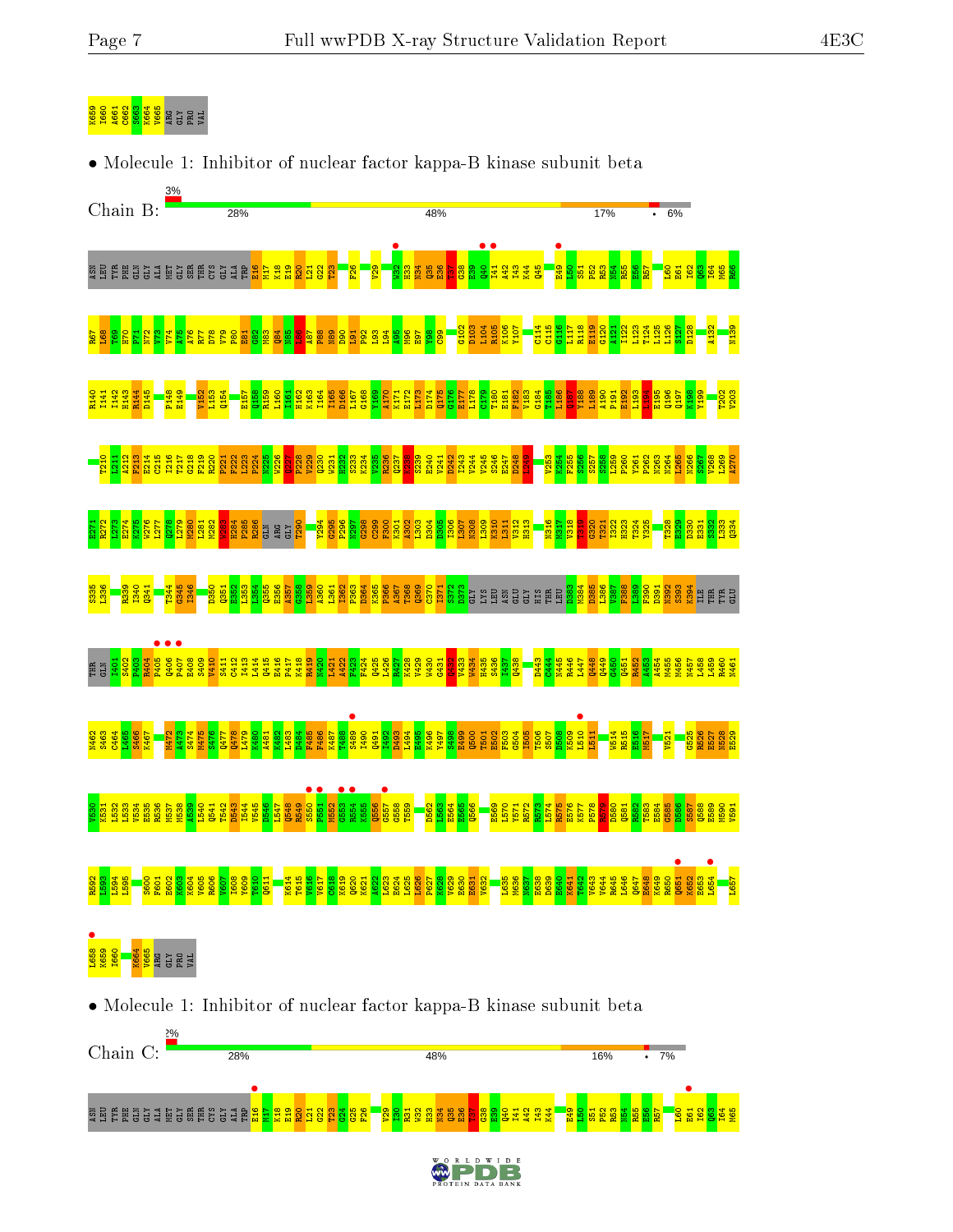K659 I660 A661 C662 S663 K664 V665 ARG GLY PRO VAL

- Molecule 1: Inhibitor of nuclear factor kappa-B kinase subunit beta

Chain B: 3% | 28% | 48% | 17% | • | 6%

ASN LEU TYR PHE GLN GLY ALA MET GLY SER THR CYS GLY ALA TRP E16 M17 K18 E19 R20 L21 G22 T23 F26 V29 W32 H33 N34 Q35 E36 T37 G38 E39 Q40 I41 A42 I43 K44 Q45 E49 L50 S51 P52 R53 N54 R55 E56 R57 L60 E61 I62 Q63 I64 M65 R66

R67 K68 L69 N70 H71 P72 N73 V74 V75 A76 R77 D78 V79 P80 E81 G82 M83 Q84 N85 L86 A87 P88 N89 D90 L91 P92 L93 L94 A95 M96 E97 Y98 C99 G102 D103 L104 R105 K106 Y107 C114 C115 G116 L117 R118 E119 G120 A121 I122 L123 T124 L125 L126 S127 D128 A132 N139

R140 I141 I142 H143 R144 D145 P148 E149 V152 L153 Q154 E157 Q158 R159 L160 I161 H162 K163 I164 I165 D166 L167 G168 Y169 A170 K171 E172 L173 D174 Q175 G176 E177 L178 C179 T180 E181 F182 V183 G184 T185 L186 Q187 Y188 L189 A190 P191 E192 L193 L194 E195 Q196 E197 K198 Y199 T202 V203

T210 L211 W212 S213 F214 G215 I216 T217 G218 F219 R220 P221 F222 L223 P224 N225 W226 Q227 P228 V229 Q230 W231 H232 S233 K234 V235 R236 Q237 K238 S239 E240 V241 D242 I243 V244 V245 S246 E247 D248 L249 V253 K254 F255 S256 S257 S258 L259 P260 Y261 P262 N263 N264 L265 N266 S267 V268 L269 A270

E271 R272 L273 E274 K275 W276 L277 Q278 L279 M280 L281 M282 W283 H284 P285 R286 GLN ARG GLY T290 Y294 G295 P296 N297 G298 C299 F300 K301 A302 L303 D304 D305 I306 L307 N308 L309 K310 L311 V312 H313 N316 M317 V318 Y319 G320 T321 I322 H323 T324 Y325 T328 E329 D330 E331 S332 L333 Q334

S335 L336 R339 I340 Q341 T344 G345 I346 D350 Q351 E352 L353 L354 Q355 E356 A357 G358 R359 A360 L361 I362 P363 D364 K365 P366 A367 T368 Q369 C370 I371 S372 D373 GLY LYS LEU ASN GLU GLY HIS THR LEU D383 M384 D385 L386 V387 F388 L389 F390 D391 N392 R393 K394 ILE THR TYR GLU

THR GLN I401 S402 P403 R404 P405 Q406 P407 E408 S409 V410 S411 C412 I413 L414 Q415 E416 P417 K418 R419 N420 L421 A422 F423 F424 Q425 L426 R427 K428 V429 W430 G431 Q432 V433 W434 H435 S436 I437 Q438 D443 C444 N445 R446 L447 Q448 Q449 G450 Q451 R452 A453 A454 M455 M456 N457 L458 L459 R460 N461

N462 N463 S464 C465 L466 S467 K468 M472 A473 S474 M475 S476 Q477 Q478 L479 K480 A481 K482 L483 D484 F485 F486 K487 T488 S489 I490 Q491 I492 D493 L494 E495 K496 Y497 S498 E499 Q500 T501 E502 F503 G504 I505 T506 S507 D508 K509 L510 L511 W514 R515 E516 M517 V521 G525 R526 E527 N528 E529

V530 K531 L532 L533 V534 E535 R536 M537 M538 A539 L540 Q541 T542 D543 I544 V545 D546 L547 Q548 R549 S550 P551 M552 G553 R554 K555 Q556 G557 G558 T559 D562 L563 E564 E565 Q566 E569 L570 V571 R572 R573 L574 R575 E576 K577 P578 R579 D580 Q581 R582 T583 E584 G585 D586 S587 Q588 E589 M590 V591

R592 L593 L594 L595 S600 F601 E602 K603 K604 V605 R606 V607 I608 Y609 T610 Q611 K614 T615 V616 V617 C618 K619 Q620 K621 A622 L623 E624 L625 L626 P627 K628 V629 E630 E631 V632 L635 M636 N637 E638 D639 E640 K641 T642 V643 V644 R645 L646 Q647 E648 K649 R650 Q651 K652 E653 L654 L657

L658 K659 I660 K664 V665 ARG GLY PRO VAL

- Molecule 1: Inhibitor of nuclear factor kappa-B kinase subunit beta

Chain C: 2% | 28% | 48% | 16% | • | 7%

ASN LEU TYR PHE GLN GLY ALA MET GLY SER THR CYS GLY ALA TRP E16 M17 K18 E19 R20 L21 G22 T23 G24 G25 F26 V29 I30 R31 W32 H33 N34 Q35 E36 T37 G38 E39 Q40 I41 A42 I43 K44 E49 L50 S51 P52 R53 N54 R55 E56 R57 L60 E61 I62 Q63 I64 M65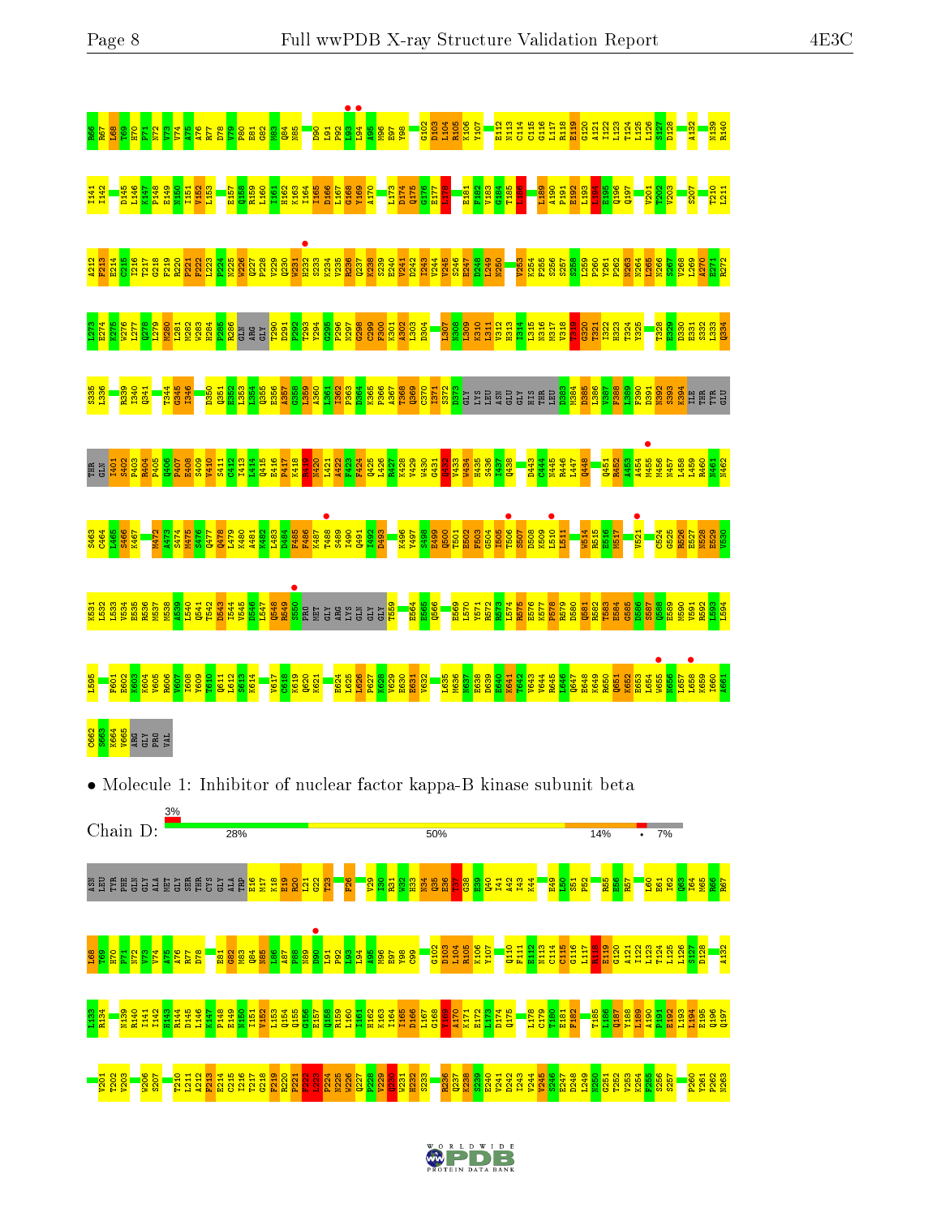R66 R67 L68 T69 H70 P71 N72 V73 V74 A75 A76 R77 D78 V79 P80 E81 G82 M83 Q84 N85 D90 L91 P92 L93 L94 A95 M96 E97 Y98 G102 D103 L104 R105 K106 Y107 E112 N113 C114 C115 G116 L117 R118 E119 G120 A121 I122 L123 T124 L125 L126 S127 D128 A132 N139 R140

I141 I142 D145 L146 K147 P148 E149 N150 I151 V152 L153 E157 Q158 R159 L160 I161 H162 K163 I164 I165 D166 L167 G168 Y169 A170 L173 D174 Q175 G176 E177 L178 E181 F182 V183 G184 T185 L186 L189 A190 P191 E192 L193 L194 E195 Q196 Q197 V201 T202 V203 S207 T210 L211

A212 F213 E214 C215 I216 T217 G218 F219 R220 P221 F222 L223 P224 N225 W226 Q227 P228 V229 Q230 W231 H232 S233 K234 V235 R236 Q237 K238 S239 E240 V241 D242 I243 V244 V245 S246 E247 D248 L249 N250 V253 K254 F255 S256 S257 S258 L259 P260 Y261 P262 N263 N264 L265 N266 S267 V268 L269 A270 E271 R272

L273 L274 E275 K276 L277 Q278 L279 M280 L281 M282 W283 H284 P285 R286 GLN ARG GLY T290 D291 P292 T293 Y294 G295 P296 N297 G298 C299 F300 K301 A302 L303 D304 I307 L308 S309 K310 L311 V312 H313 I314 L315 N316 M317 V318 T319 G320 T321 I322 H323 T324 Y325 T328 E329 D330 E331 S332 L333 Q334

S335 L336 R339 I340 Q341 T344 G345 I346 D350 Q351 E352 L353 L354 Q355 E356 A357 C358 E359 A360 I361 I362 P363 D364 K365 F366 A367 T368 Q369 C370 I371 S372 D373 GLY LYS LEU ASN GLU GLY HIS THR LEU D383 M384 D385 L386 V387 F388 L389 F390 D391 N392 S393 K394 ILE THR TYR GLU

THR GLN T401 S402 P403 R404 P405 Q406 P407 E408 S409 V410 S411 C412 I413 L414 Q415 E416 P417 K418 R419 N420 L421 A422 F423 F424 Q425 L426 R427 K428 V429 W430 G431 Q432 V433 W434 H435 S436 I437 Q438 D443 C444 N445 R446 L447 Q448 Q451 R452 A453 A454 M455 M456 N457 L458 L459 R460 N461 N462

S463 C464 L465 S466 K467 M472 A473 S474 M475 S476 Q477 Q478 L479 K480 A481 K482 L483 D484 F485 F486 K487 T488 S489 I490 Q491 I492 D493 K496 Y497 S498 E499 Q500 T501 E502 F503 G504 I505 T506 S507 D508 K509 L510 L511 W514 R515 E516 M517 V521 C524 G525 R526 E527 N528 E529 V530

K531 L532 L533 V534 E535 R536 M537 M538 A539 L540 Q541 T542 D543 I544 V545 D546 L547 Q548 R549 S550 PRO MET GLY ARG LYS GLN GLY GLY T559 E564 K565 Q566 E569 L570 V571 R572 H573 L574 R575 E576 K577 P578 R579 D580 Q581 R582 T583 E584 G585 D586 S587 Q588 E589 M590 V591 R592 L593 L594

L595 P601 E602 K603 K604 V605 R606 V607 I608 Y609 T610 Q611 L612 S613 K614 V617 C618 K619 Q620 Q621 R624 L625 L626 F627 K628 V629 E630 R631 V632 L635 M636 K637 E638 D639 E640 K641 T642 V643 V644 R645 L646 Q647 E648 K649 R650 Q651 K652 E653 L654 W655 N656 L657 L658 K659 I660 A661

C662 S663 K664 V665 ARG GLY PRO VAL

• Molecule 1: Inhibitor of nuclear factor kappa-B kinase subunit beta

Chain D: 3% | 28% | 50% | 14% | • | 7%

ASN LEU TYR PHE GLN GLY ALA MET GLY SER THR CYS GLY ALA TRP E16 M17 K18 E19 R20 L21 G22 T23 F26 V29 I30 R31 W32 H33 N34 Q35 E36 T37 G38 E39 Q40 I41 A42 I43 K44 E49 L50 S51 P52 R55 E56 R57 L60 E61 I62 Q63 I64 M65 R66 R67

L68 T69 H70 P71 N72 V73 V74 A75 A76 R77 D78 E81 G82 M83 Q84 N85 L86 A87 P88 D89 D90 L91 P92 L93 L94 A95 M96 E97 Y98 C99 G102 D103 L104 R105 K106 Y107 Q110 F111 E112 N113 C114 C115 G116 L117 R118 E119 G120 A121 I122 L123 T124 L125 L126 S127 D128 A132

L133 R134 N139 R140 I141 I142 H143 R144 D145 L146 K147 P148 E149 N150 I151 V152 L153 Q154 P155 G156 E157 Q158 R159 L160 I161 H162 K163 I164 I165 D166 L167 G168 Y169 A170 K171 E172 L173 D174 Q175 L178 C179 T180 E181 F182 T185 L186 Q187 Y188 L189 A190 P191 E192 L193 L194 E195 Q196 Q197

V201 T202 V203 W206 S207 T210 L211 A212 F213 E214 C215 I216 T217 G218 F219 R220 P221 F222 L223 P224 N225 W226 Q227 P228 V229 Q230 W231 H232 S233 R236 Q237 K238 S239 E240 V241 D242 I243 V244 V245 S246 E247 D248 L249 N250 G251 T252 V253 K254 F255 S256 S257 P260 Y261 P262 N263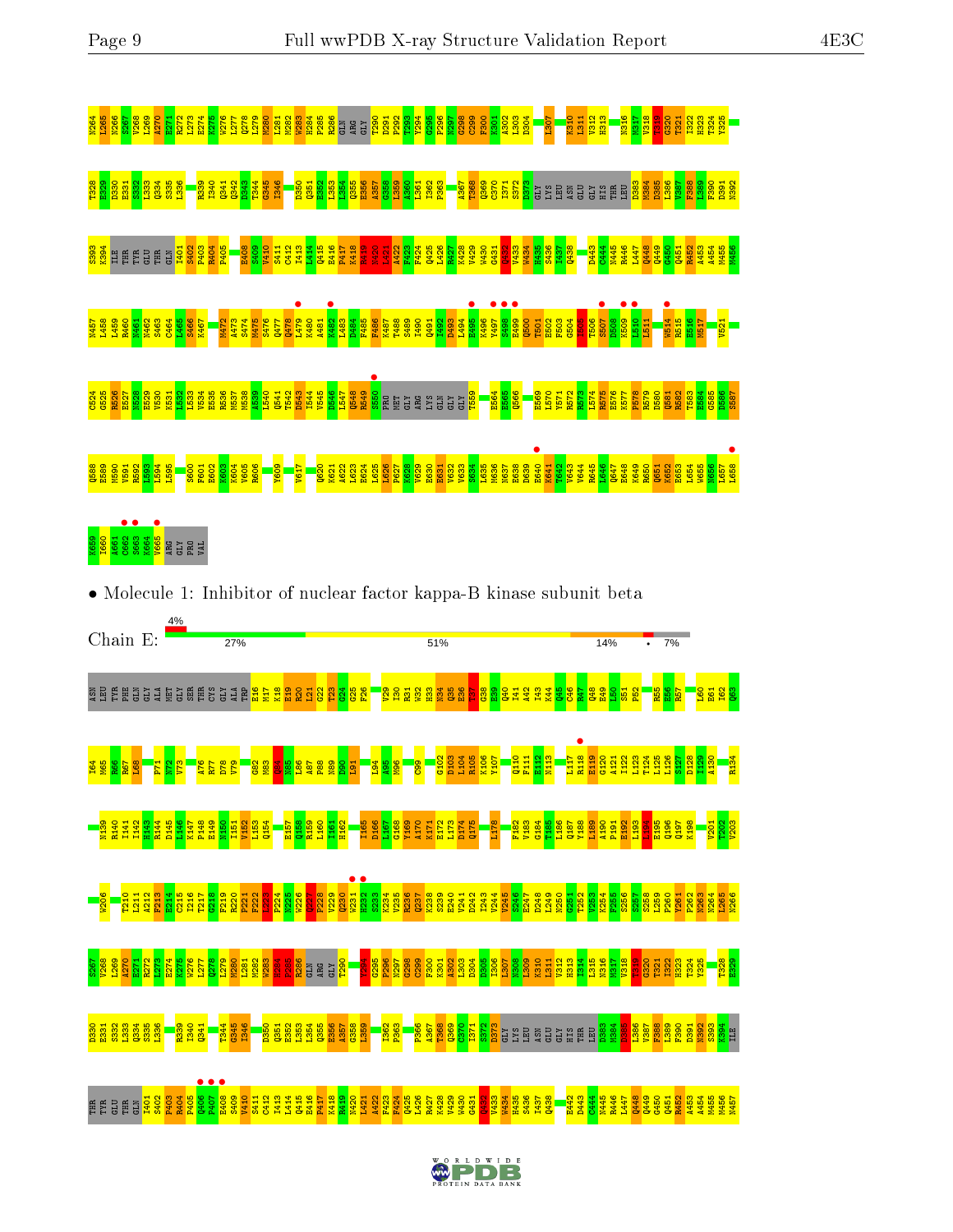N264 K265 N266 S267 V268 L269 A270 E271 R272 L273 E274 K275 W276 L277 Q278 L279 M280 L281 M282 W283 H284 P285 R286 GLN ARG GLY T290 D291 F292 T293 V294 G295 P296 N297 G298 C299 F300 K301 A302 L303 D304 L307 K310 L311 V312 H313 N316 M317 V318 T319 G320 T321 I322 H323 T324 Y325

T328 E329 D330 E331 S332 L333 Q334 S335 L336 R339 I340 Q341 Q342 D343 T344 G345 I346 D350 Q351 E352 L353 L354 Q355 E356 A357 G358 L359 A360 L361 I362 P363 A367 T368 Q369 C370 I371 S372 D373 GLY LYS LEU ASN GLU GLY HIS THR LEU D383 M384 D385 L386 V387 F388 L389 F390 D391 N392

S393 K394 ILE THR TYR GLU THR GLN I401 S402 P403 R404 P405 E408 S409 V410 S411 C412 I413 L414 Q415 E416 P417 K418 R419 N420 L421 A422 F423 F424 Q425 L426 R427 K428 V429 W430 G431 Q432 V433 W434 H435 S436 I437 Q438 D443 C444 N445 R446 L447 Q448 Q449 G450 Q451 R452 A453 A454 M455 M456

N457 L458 L459 R460 N461 N462 S463 C464 L465 S466 K467 M472 A473 S474 M475 S476 Q477 Q478 L479 K480 A481 K482 L483 D484 F485 F486 K487 T488 S489 I490 Q491 I492 D493 L494 E495 K496 Y497 S498 E499 Q500 T501 E502 F503 G504 I505 T506 S507 D508 K509 L510 L511 W514 R515 E516 M517 V521

Q524 G525 R526 E527 N528 E529 V530 K531 L532 L533 V534 E535 R536 N537 M538 A539 L540 Q541 T542 D543 I544 V545 D546 L547 Q548 R549 S550 PRO MET GLY ARG LYS GLN GLY GLY T559 E564 E565 Q566 E569 L570 Y571 R572 R573 L574 R575 E576 K577 P578 R579 D580 Q581 R582 T583 E584 G585 D586 S587

Q588 E589 M590 V591 R592 L593 L594 L595 S600 F601 E602 K603 K604 V605 R606 Y609 V617 Q620 K621 A622 L623 E624 L625 L626 P627 K628 V629 E630 E631 V632 V633 S634 L635 M636 N637 E638 D639 E640 K641 T642 V643 V644 R645 L646 Q647 E648 K649 R650 Q651 K652 E653 L654 W655 N656 L657 L658

K659 I660 A661 C662 S663 K664 V665 ARG GLY PRO VAL

• Molecule 1: Inhibitor of nuclear factor kappa-B kinase subunit beta

Chain E: 4% | 27% | 51% | 14% | • | 7%

ASN LEU TYR PHE GLN GLY ALA MET GLY SER THR CYS GLY ALA TRP E16 M17 K18 E19 R20 L21 G22 T23 G24 G25 F26 V29 I30 R31 W32 H33 N34 Q35 E36 T37 G38 E39 Q40 I41 A42 I43 K44 Q45 C46 R47 Q48 E49 L50 S51 P52 R55 N56 R57 L60 E61 I62 Q63

I64 M65 R66 R67 L68 P71 N72 V73 A76 R77 D78 V79 G82 M83 Q84 K85 L86 A87 P88 N89 D90 L91 L94 A95 M96 C99 G102 D103 L104 R105 K106 Y107 Q110 F111 E112 N113 L117 R118 E119 G120 A121 I122 L123 T124 L125 L126 S127 D128 I129 A130 R134

N139 R140 I141 I142 H143 R144 D145 L146 K147 P148 E149 N150 I151 V152 L153 Q154 E157 Q158 R159 L160 I161 H162 I165 D166 L167 G168 Y169 A170 K171 E172 L173 D174 Q175 I178 F182 V183 G184 T185 L186 Q187 Y188 L189 A190 P191 E192 L193 L194 E195 Q196 Q197 K198 Y201 T202 V203

W206 T210 L211 A212 F213 E214 C215 I216 T217 G218 F219 R220 P221 F222 L223 P224 N225 W226 Q227 P228 V229 Q230 W231 H232 S233 K234 V235 R236 Q237 K238 S239 E240 V241 D242 I243 V244 V245 S246 E247 D248 L249 N250 G251 T252 V253 K254 F255 S256 S257 S258 L259 P260 Y261 P262 N263 N264 L265 N266

S267 V268 L269 A270 E271 R272 L273 E274 K275 W276 L277 Q278 L279 M280 L281 M282 W283 H284 P285 R286 GLN ARG GLY T290 V294 G295 P296 N297 G298 C299 F300 K301 A302 L303 D304 V305 L306 L307 S308 L309 K310 L311 V312 H313 I314 L315 N316 M317 V318 T319 G320 T321 I322 H323 T324 Y325 T328 E329

D330 E331 S332 L333 Q334 S335 L336 R339 I340 Q341 T344 G345 I346 D350 Q351 E352 L353 L354 Q355 E356 A357 G358 L359 I362 P363 P366 A367 T368 Q369 C370 I371 S372 GLY LYS LEU ASN GLU GLY HIS THR LEU D383 M384 D385 L386 V387 F388 L389 F390 D391 N392 S393 K394 ILE

THR TYR GLU THR GLN I401 S402 P403 R404 P405 Q406 P407 E408 S409 V410 S411 C412 I413 L414 Q415 E416 P417 K418 R419 N420 L421 A422 F423 F424 Q425 L426 R427 K428 V429 W430 G431 Q432 V433 W434 H435 S436 I437 Q438 E442 D443 C444 N445 R446 L447 Q448 Q449 G450 Q451 R452 A453 A454 M455 M456 N457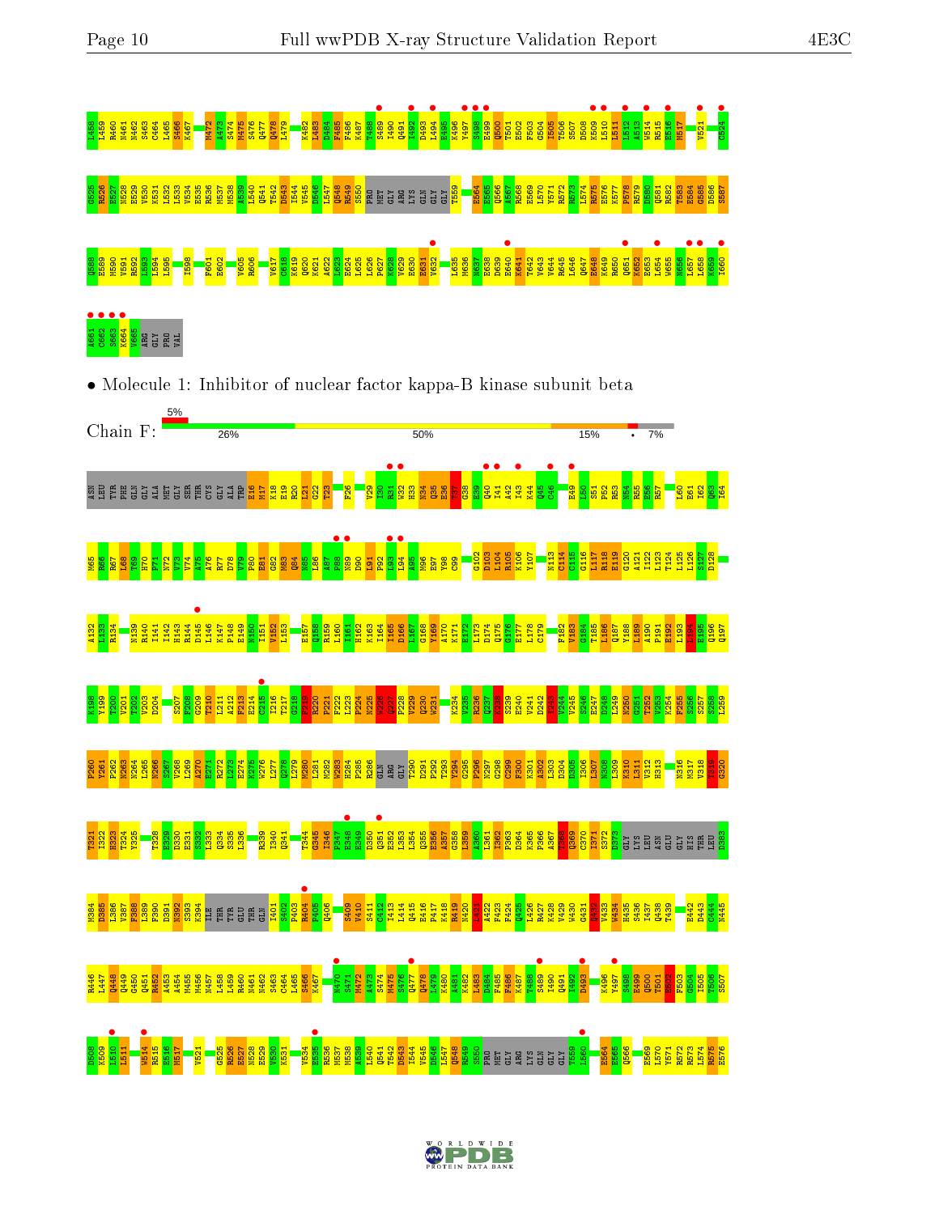L458 L459 R460 N461 N462 S463 C464 L465 S466 K467 M472 A473 S474 M475 S476 Q477 Q478 L479 K482 L483 D484 F485 F486 K487 T488 S489 I490 Q491 I492 D493 L494 E495 K496 Y497 S498 E499 Q500 T501 E502 F503 G504 I505 T506 S507 D508 K509 L510 L511 L512 A513 W514 R515 E516 M517 V521 C524

G525 R526 E527 N528 E529 V530 K531 L532 L533 V534 E535 R536 M537 M538 A539 L540 Q541 T542 D543 I544 V545 D546 L547 Q548 R549 S550 PRO MET GLY ARG LYS GLN GLY GLY T559 E564 E565 Q566 A567 R568 E569 L570 Y571 R572 R573 L574 R575 E576 K577 P578 R579 D580 Q581 R582 T583 E584 G585 D586 S587

Q588 E589 M590 V591 R592 L593 L594 L595 I598 F601 E602 V605 R606 V617 C618 L619 Q620 K621 A622 L623 E624 L625 L626 P627 K628 V629 E630 E631 V632 L635 M636 E637 D638 D639 E640 K641 T642 V643 V644 R645 L646 Q647 E648 K649 R650 Q651 K652 E653 L654 W655 N656 L657 L658 K659 I660

A661 C662 S663 K664 V665 ARG GLY PRO VAL

• Molecule 1: Inhibitor of nuclear factor kappa-B kinase subunit beta

Chain F: 5% | 26% | 50% | 15% | • | 7%

ASN LEU TYR PHE GLN GLY ALA MET GLY SER THR CYS GLY ALA TRP E16 M17 K18 E19 R20 L21 G22 T23 F26 V29 I30 R31 W32 H33 N34 Q35 E36 T37 G38 E39 Q40 I41 A42 I43 K44 Q45 C46 E49 L50 S51 P52 R53 N54 R55 E56 R57 L60 E61 I62 Q63 I64

M65 K66 K67 L68 N69 H70 P71 N72 V73 V74 A75 A76 R77 D78 V79 P80 E81 G82 M83 Q84 N85 L86 A87 P88 N89 D90 L91 P92 L93 L94 A95 M96 E97 Y98 C99 Q102 D103 L104 R105 K106 Y107 N113 C114 C115 G116 L117 R118 E119 G120 A121 I122 L123 T124 L125 L126 S127 D128

A132 L133 R134 N139 R140 I141 I142 H143 R144 D145 L146 K147 P148 E149 N150 I151 V152 L153 E157 Q158 R159 L160 I161 H162 K163 I164 I165 D166 L167 G168 Y169 A170 K171 E172 L173 D174 Q175 G176 E177 L178 C179 F182 V183 G184 T185 L186 Q187 Y188 L189 A190 P191 E192 L193 L194 E195 Q196 K197

K198 Y199 T200 V201 T202 V203 D204 S207 F208 G209 T210 L211 A212 F213 E214 C215 I216 T217 G218 F219 R220 P221 F222 L223 P224 N225 W226 Q227 P228 V229 Q230 W231 K234 V235 R236 E237 K238 S239 E240 V241 D242 I243 V244 V245 S246 E247 D248 L249 N250 G251 T252 V253 K254 F255 S256 S257 S258 L259

P260 Y261 P262 N263 N264 L265 N266 S267 V268 L269 A270 E271 R272 L273 E274 K275 W276 L277 Q278 L279 M280 L281 M282 W283 H284 P285 R286 GLN ARG GLY T290 D291 P292 T293 Y294 G295 P296 N297 G298 C299 F300 K301 A302 L303 D304 D305 I306 L307 N308 L309 K310 L311 V312 H313 N316 M317 V318 H319 G320

T321 R322 R323 T324 Y325 T328 E329 D330 E331 S332 L333 Q334 S335 L336 K339 I340 Q341 V344 G345 I346 P347 E348 E349 D350 Q351 E352 L353 L354 Q355 E356 A357 G358 L359 A360 L361 I362 P363 D364 K365 P366 A367 T368 Q369 C370 I371 S372 S373 GLY LYS LEU ASN GLU GLY HIS THR LEU D383

M384 D385 L386 V387 F388 L389 F390 D391 N392 S393 K394 ILE THR TYR GLU THR GLN I401 S402 P403 R404 P405 Q406 S409 V410 S411 C412 I413 L414 Q415 E416 P417 K418 R419 N420 R421 A422 F423 F424 Q425 L426 R427 K428 V429 W430 G431 Q432 V433 W434 H435 S436 I437 Q438 T439 E442 D443 C444 N445

R446 L447 Q448 Q449 G450 Q451 R452 A453 A454 M455 M456 N457 L458 L459 R460 N461 N462 S463 C464 L465 S466 K467 N470 S471 M472 A473 S474 M475 S476 Q477 Q478 L479 K480 A481 K482 L483 D484 F485 F486 K487 T488 S489 I490 Q491 I492 D493 K496 Y497 S498 E499 Q500 T501 E502 F503 G504 I505 T506 S507

D508 K509 L510 L511 W514 R515 E516 M517 V521 G525 R526 E527 N528 E529 V530 K531 V534 E535 R536 M537 M538 A539 L540 Q541 T542 D543 I544 V545 D546 L547 Q548 R549 S550 PRO MET GLY ARG LYS GLN GLY GLY T559 L560 E564 E565 Q566 E569 L570 Y571 R572 R573 L574 R575 E576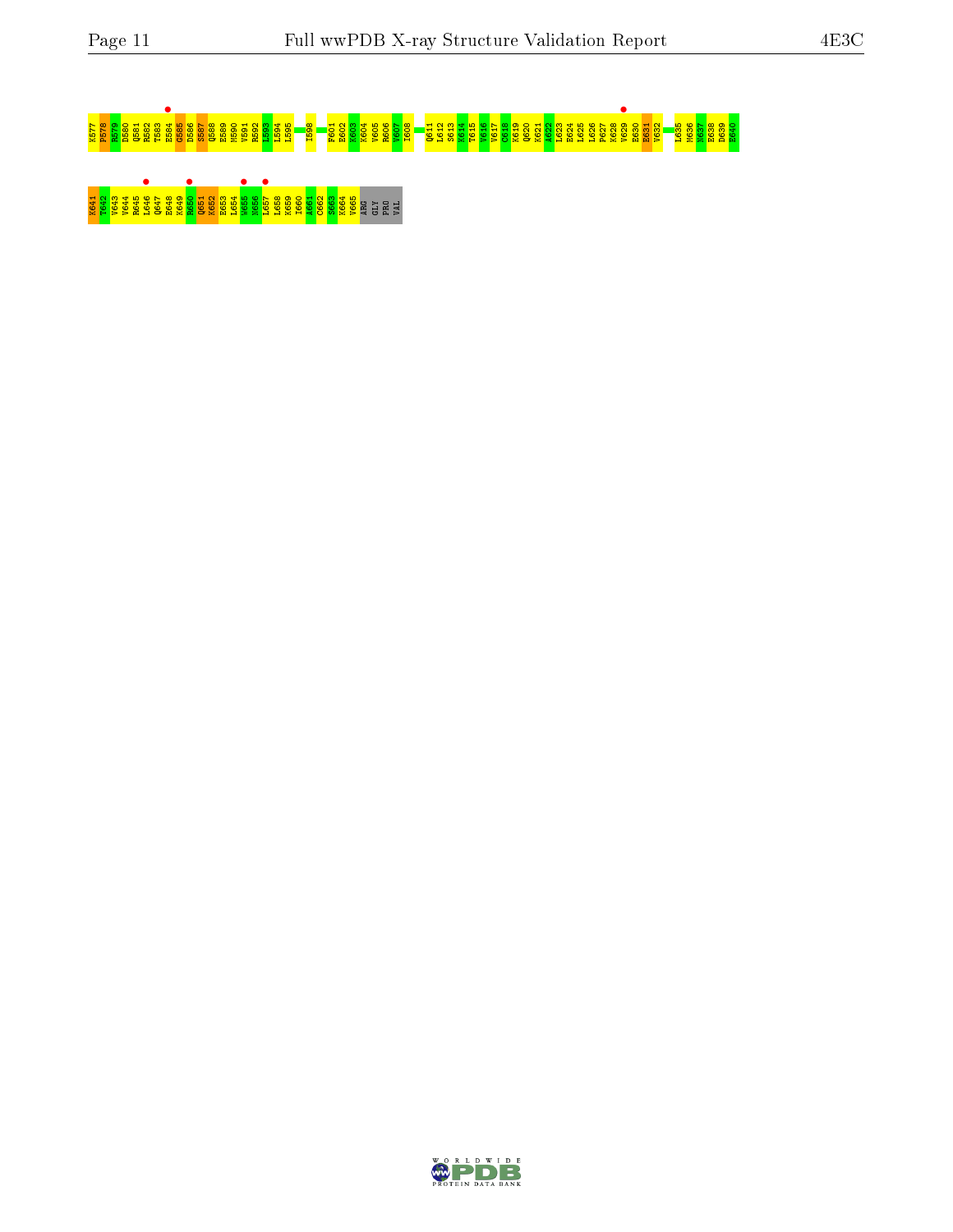K577 P578 R579 D580 Q581 R582 T583 E584 G585 D586 S587 Q588 E589 M590 V591 R592 L593 L594 L595 I598 F601 E602 K603 K604 V605 R606 V607 I608 Q611 L612 S613 K614 T615 V616 V617 C618 K619 Q620 K621 A622 L623 E624 L625 L626 P627 K628 V629 E630 R631 V632 L635 M636 N637 E638 D639 E640

K641 T642 V643 V644 R645 L646 Q647 E648 K649 R650 Q651 K652 E653 L654 W655 N656 L657 L658 K659 I660 A661 C662 S663 K664 V665 ARG GLY PRO VAL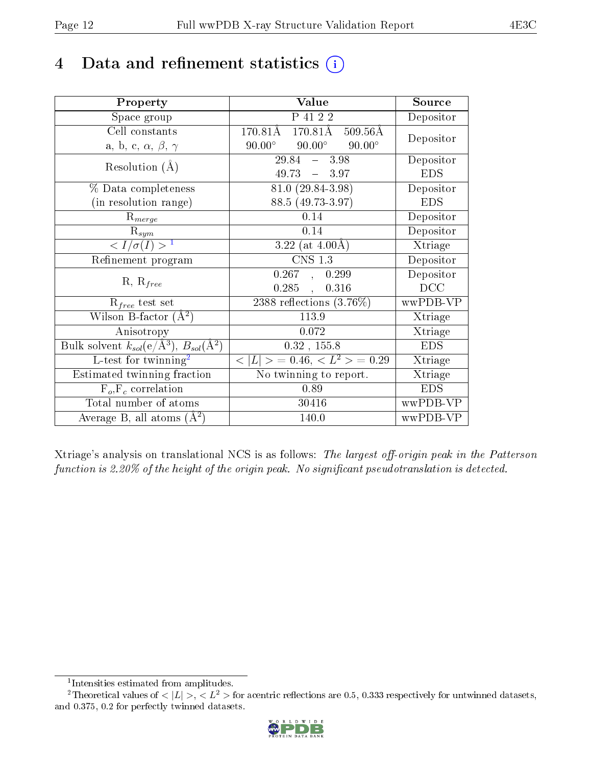# 4 Data and refinement statistics

| Property | Value | Source |
|---|---|---|
| Space group | P 41 2 2 | Depositor |
| Cell constants<br>a, b, c, $\alpha$, $\beta$, $\gamma$ | 170.81Å 170.81Å 509.56Å<br>90.00° 90.00° 90.00° | Depositor |
| Resolution (Å) | 29.84 – 3.98<br>49.73 – 3.97 | Depositor<br>EDS |
| % Data completeness<br>(in resolution range) | 81.0 (29.84-3.98)<br>88.5 (49.73-3.97) | Depositor<br>EDS |
| $R_{merge}$ | 0.14 | Depositor |
| $R_{sym}$ | 0.14 | Depositor |
| $< I/\sigma(I) >$ [1] | 3.22 (at 4.00Å) | Xtriage |
| Refinement program | CNS 1.3 | Depositor |
| R, $R_{free}$ | 0.267 , 0.299<br>0.285 , 0.316 | Depositor<br>DCC |
| $R_{free}$ test set | 2388 reflections (3.76%) | wwPDB-VP |
| Wilson B-factor (Å$^2$) | 113.9 | Xtriage |
| Anisotropy | 0.072 | Xtriage |
| Bulk solvent $k_{sol}$(e/Å$^3$), $B_{sol}$(Å$^2$) | 0.32 , 155.8 | EDS |
| L-test for twinning[2] | $< \vert L \vert > = 0.46$, $< L^2 > = 0.29$ | Xtriage |
| Estimated twinning fraction | No twinning to report. | Xtriage |
| $F_o$,$F_c$ correlation | 0.89 | EDS |
| Total number of atoms | 30416 | wwPDB-VP |
| Average B, all atoms (Å$^2$) | 140.0 | wwPDB-VP |

Xtriage's analysis on translational NCS is as follows: *The largest off-origin peak in the Patterson function is 2.20% of the height of the origin peak. No significant pseudotranslation is detected.*

[1] Intensities estimated from amplitudes.

[2] Theoretical values of $< \vert L \vert >$, $< L^2 >$ for acentric reflections are 0.5, 0.333 respectively for untwinned datasets, and 0.375, 0.2 for perfectly twinned datasets.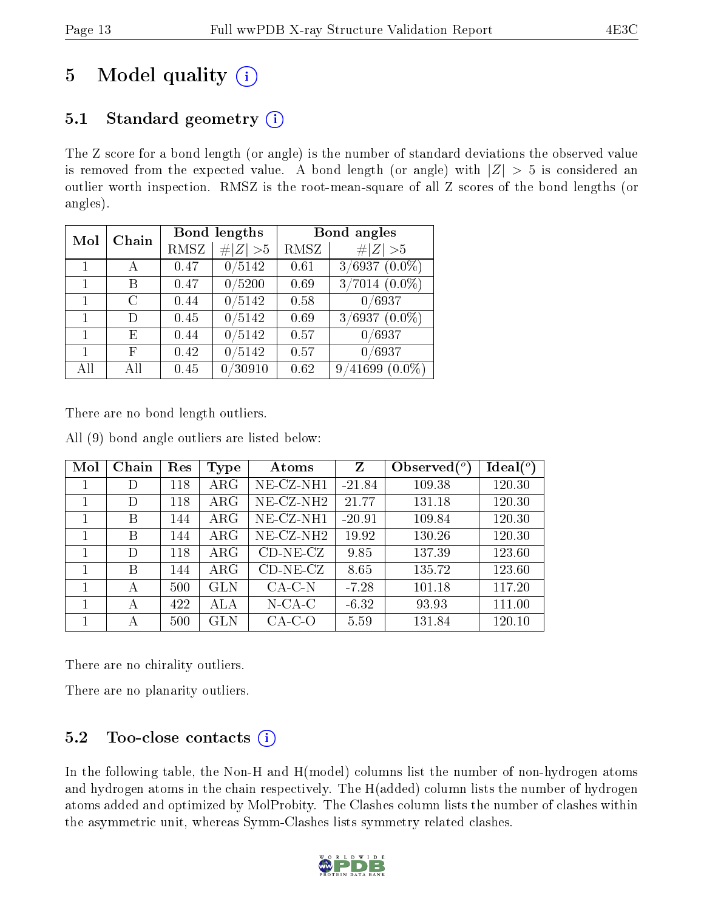# 5 Model quality

## 5.1 Standard geometry

The Z score for a bond length (or angle) is the number of standard deviations the observed value is removed from the expected value. A bond length (or angle) with $|Z| > 5$ is considered an outlier worth inspection. RMSZ is the root-mean-square of all Z scores of the bond lengths (or angles).

| Mol | Chain | Bond lengths | | Bond angles | |
|---|---|---|---|---|---|
| | | RMSZ | #\|Z\| >5 | RMSZ | #\|Z\| >5 |
| 1 | A | 0.47 | 0/5142 | 0.61 | 3/6937 (0.0%) |
| 1 | B | 0.47 | 0/5200 | 0.69 | 3/7014 (0.0%) |
| 1 | C | 0.44 | 0/5142 | 0.58 | 0/6937 |
| 1 | D | 0.45 | 0/5142 | 0.69 | 3/6937 (0.0%) |
| 1 | E | 0.44 | 0/5142 | 0.57 | 0/6937 |
| 1 | F | 0.42 | 0/5142 | 0.57 | 0/6937 |
| All | All | 0.45 | 0/30910 | 0.62 | 9/41699 (0.0%) |

There are no bond length outliers.

All (9) bond angle outliers are listed below:

| Mol | Chain | Res | Type | Atoms | Z | Observed(°) | Ideal(°) |
|---|---|---|---|---|---|---|---|
| 1 | D | 118 | ARG | NE-CZ-NH1 | -21.84 | 109.38 | 120.30 |
| 1 | D | 118 | ARG | NE-CZ-NH2 | 21.77 | 131.18 | 120.30 |
| 1 | B | 144 | ARG | NE-CZ-NH1 | -20.91 | 109.84 | 120.30 |
| 1 | B | 144 | ARG | NE-CZ-NH2 | 19.92 | 130.26 | 120.30 |
| 1 | D | 118 | ARG | CD-NE-CZ | 9.85 | 137.39 | 123.60 |
| 1 | B | 144 | ARG | CD-NE-CZ | 8.65 | 135.72 | 123.60 |
| 1 | A | 500 | GLN | CA-C-N | -7.28 | 101.18 | 117.20 |
| 1 | A | 422 | ALA | N-CA-C | -6.32 | 93.93 | 111.00 |
| 1 | A | 500 | GLN | CA-C-O | 5.59 | 131.84 | 120.10 |

There are no chirality outliers.

There are no planarity outliers.

## 5.2 Too-close contacts

In the following table, the Non-H and H(model) columns list the number of non-hydrogen atoms and hydrogen atoms in the chain respectively. The H(added) column lists the number of hydrogen atoms added and optimized by MolProbity. The Clashes column lists the number of clashes within the asymmetric unit, whereas Symm-Clashes lists symmetry related clashes.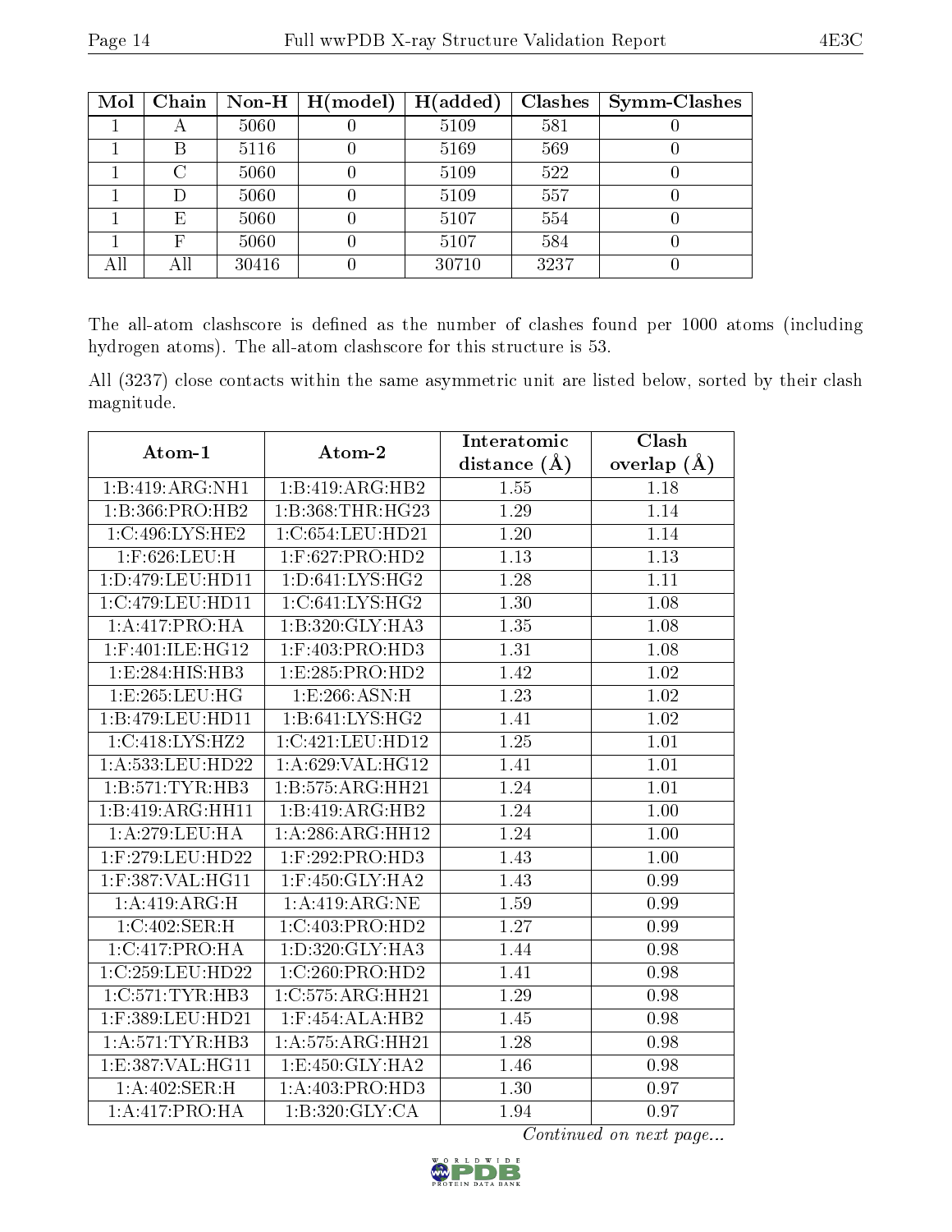| Mol | Chain | Non-H | H(model) | H(added) | Clashes | Symm-Clashes |
|---|---|---|---|---|---|---|
| 1 | A | 5060 | 0 | 5109 | 581 | 0 |
| 1 | B | 5116 | 0 | 5169 | 569 | 0 |
| 1 | C | 5060 | 0 | 5109 | 522 | 0 |
| 1 | D | 5060 | 0 | 5109 | 557 | 0 |
| 1 | E | 5060 | 0 | 5107 | 554 | 0 |
| 1 | F | 5060 | 0 | 5107 | 584 | 0 |
| All | All | 30416 | 0 | 30710 | 3237 | 0 |

The all-atom clashscore is defined as the number of clashes found per 1000 atoms (including hydrogen atoms). The all-atom clashscore for this structure is 53.

All (3237) close contacts within the same asymmetric unit are listed below, sorted by their clash magnitude.

| Atom-1 | Atom-2 | Interatomic distance (Å) | Clash overlap (Å) |
|---|---|---|---|
| 1:B:419:ARG:NH1 | 1:B:419:ARG:HB2 | 1.55 | 1.18 |
| 1:B:366:PRO:HB2 | 1:B:368:THR:HG23 | 1.29 | 1.14 |
| 1:C:496:LYS:HE2 | 1:C:654:LEU:HD21 | 1.20 | 1.14 |
| 1:F:626:LEU:H | 1:F:627:PRO:HD2 | 1.13 | 1.13 |
| 1:D:479:LEU:HD11 | 1:D:641:LYS:HG2 | 1.28 | 1.11 |
| 1:C:479:LEU:HD11 | 1:C:641:LYS:HG2 | 1.30 | 1.08 |
| 1:A:417:PRO:HA | 1:B:320:GLY:HA3 | 1.35 | 1.08 |
| 1:F:401:ILE:HG12 | 1:F:403:PRO:HD3 | 1.31 | 1.08 |
| 1:E:284:HIS:HB3 | 1:E:285:PRO:HD2 | 1.42 | 1.02 |
| 1:E:265:LEU:HG | 1:E:266:ASN:H | 1.23 | 1.02 |
| 1:B:479:LEU:HD11 | 1:B:641:LYS:HG2 | 1.41 | 1.02 |
| 1:C:418:LYS:HZ2 | 1:C:421:LEU:HD12 | 1.25 | 1.01 |
| 1:A:533:LEU:HD22 | 1:A:629:VAL:HG12 | 1.41 | 1.01 |
| 1:B:571:TYR:HB3 | 1:B:575:ARG:HH21 | 1.24 | 1.01 |
| 1:B:419:ARG:HH11 | 1:B:419:ARG:HB2 | 1.24 | 1.00 |
| 1:A:279:LEU:HA | 1:A:286:ARG:HH12 | 1.24 | 1.00 |
| 1:F:279:LEU:HD22 | 1:F:292:PRO:HD3 | 1.43 | 1.00 |
| 1:F:387:VAL:HG11 | 1:F:450:GLY:HA2 | 1.43 | 0.99 |
| 1:A:419:ARG:H | 1:A:419:ARG:NE | 1.59 | 0.99 |
| 1:C:402:SER:H | 1:C:403:PRO:HD2 | 1.27 | 0.99 |
| 1:C:417:PRO:HA | 1:D:320:GLY:HA3 | 1.44 | 0.98 |
| 1:C:259:LEU:HD22 | 1:C:260:PRO:HD2 | 1.41 | 0.98 |
| 1:C:571:TYR:HB3 | 1:C:575:ARG:HH21 | 1.29 | 0.98 |
| 1:F:389:LEU:HD21 | 1:F:454:ALA:HB2 | 1.45 | 0.98 |
| 1:A:571:TYR:HB3 | 1:A:575:ARG:HH21 | 1.28 | 0.98 |
| 1:E:387:VAL:HG11 | 1:E:450:GLY:HA2 | 1.46 | 0.98 |
| 1:A:402:SER:H | 1:A:403:PRO:HD3 | 1.30 | 0.97 |
| 1:A:417:PRO:HA | 1:B:320:GLY:CA | 1.94 | 0.97 |

*Continued on next page...*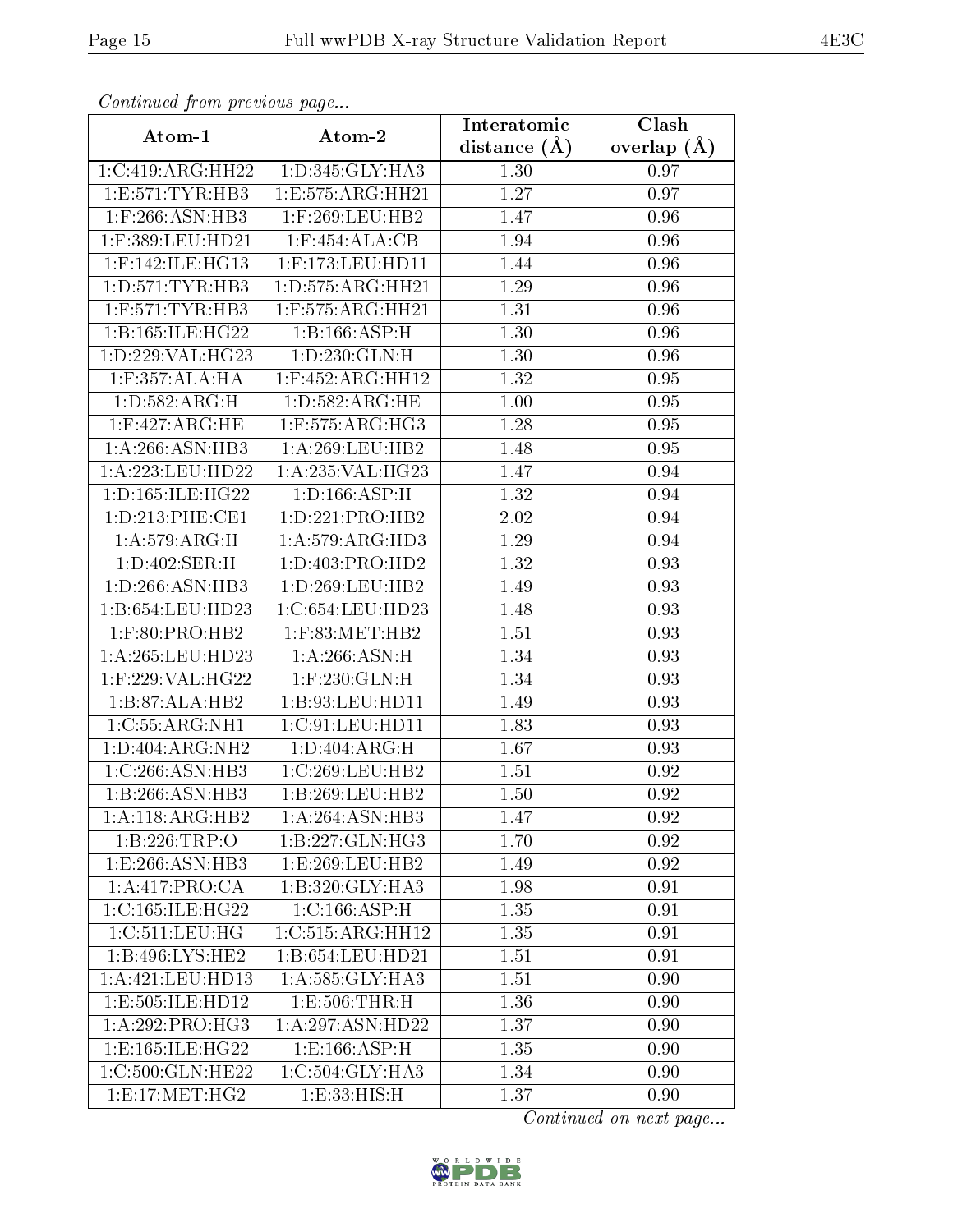*Continued from previous page...*

| Atom-1 | Atom-2 | Interatomic distance (Å) | Clash overlap (Å) |
|---|---|---|---|
| 1:C:419:ARG:HH22 | 1:D:345:GLY:HA3 | 1.30 | 0.97 |
| 1:E:571:TYR:HB3 | 1:E:575:ARG:HH21 | 1.27 | 0.97 |
| 1:F:266:ASN:HB3 | 1:F:269:LEU:HB2 | 1.47 | 0.96 |
| 1:F:389:LEU:HD21 | 1:F:454:ALA:CB | 1.94 | 0.96 |
| 1:F:142:ILE:HG13 | 1:F:173:LEU:HD11 | 1.44 | 0.96 |
| 1:D:571:TYR:HB3 | 1:D:575:ARG:HH21 | 1.29 | 0.96 |
| 1:F:571:TYR:HB3 | 1:F:575:ARG:HH21 | 1.31 | 0.96 |
| 1:B:165:ILE:HG22 | 1:B:166:ASP:H | 1.30 | 0.96 |
| 1:D:229:VAL:HG23 | 1:D:230:GLN:H | 1.30 | 0.96 |
| 1:F:357:ALA:HA | 1:F:452:ARG:HH12 | 1.32 | 0.95 |
| 1:D:582:ARG:H | 1:D:582:ARG:HE | 1.00 | 0.95 |
| 1:F:427:ARG:HE | 1:F:575:ARG:HG3 | 1.28 | 0.95 |
| 1:A:266:ASN:HB3 | 1:A:269:LEU:HB2 | 1.48 | 0.95 |
| 1:A:223:LEU:HD22 | 1:A:235:VAL:HG23 | 1.47 | 0.94 |
| 1:D:165:ILE:HG22 | 1:D:166:ASP:H | 1.32 | 0.94 |
| 1:D:213:PHE:CE1 | 1:D:221:PRO:HB2 | 2.02 | 0.94 |
| 1:A:579:ARG:H | 1:A:579:ARG:HD3 | 1.29 | 0.94 |
| 1:D:402:SER:H | 1:D:403:PRO:HD2 | 1.32 | 0.93 |
| 1:D:266:ASN:HB3 | 1:D:269:LEU:HB2 | 1.49 | 0.93 |
| 1:B:654:LEU:HD23 | 1:C:654:LEU:HD23 | 1.48 | 0.93 |
| 1:F:80:PRO:HB2 | 1:F:83:MET:HB2 | 1.51 | 0.93 |
| 1:A:265:LEU:HD23 | 1:A:266:ASN:H | 1.34 | 0.93 |
| 1:F:229:VAL:HG22 | 1:F:230:GLN:H | 1.34 | 0.93 |
| 1:B:87:ALA:HB2 | 1:B:93:LEU:HD11 | 1.49 | 0.93 |
| 1:C:55:ARG:NH1 | 1:C:91:LEU:HD11 | 1.83 | 0.93 |
| 1:D:404:ARG:NH2 | 1:D:404:ARG:H | 1.67 | 0.93 |
| 1:C:266:ASN:HB3 | 1:C:269:LEU:HB2 | 1.51 | 0.92 |
| 1:B:266:ASN:HB3 | 1:B:269:LEU:HB2 | 1.50 | 0.92 |
| 1:A:118:ARG:HB2 | 1:A:264:ASN:HB3 | 1.47 | 0.92 |
| 1:B:226:TRP:O | 1:B:227:GLN:HG3 | 1.70 | 0.92 |
| 1:E:266:ASN:HB3 | 1:E:269:LEU:HB2 | 1.49 | 0.92 |
| 1:A:417:PRO:CA | 1:B:320:GLY:HA3 | 1.98 | 0.91 |
| 1:C:165:ILE:HG22 | 1:C:166:ASP:H | 1.35 | 0.91 |
| 1:C:511:LEU:HG | 1:C:515:ARG:HH12 | 1.35 | 0.91 |
| 1:B:496:LYS:HE2 | 1:B:654:LEU:HD21 | 1.51 | 0.91 |
| 1:A:421:LEU:HD13 | 1:A:585:GLY:HA3 | 1.51 | 0.90 |
| 1:E:505:ILE:HD12 | 1:E:506:THR:H | 1.36 | 0.90 |
| 1:A:292:PRO:HG3 | 1:A:297:ASN:HD22 | 1.37 | 0.90 |
| 1:E:165:ILE:HG22 | 1:E:166:ASP:H | 1.35 | 0.90 |
| 1:C:500:GLN:HE22 | 1:C:504:GLY:HA3 | 1.34 | 0.90 |
| 1:E:17:MET:HG2 | 1:E:33:HIS:H | 1.37 | 0.90 |

*Continued on next page...*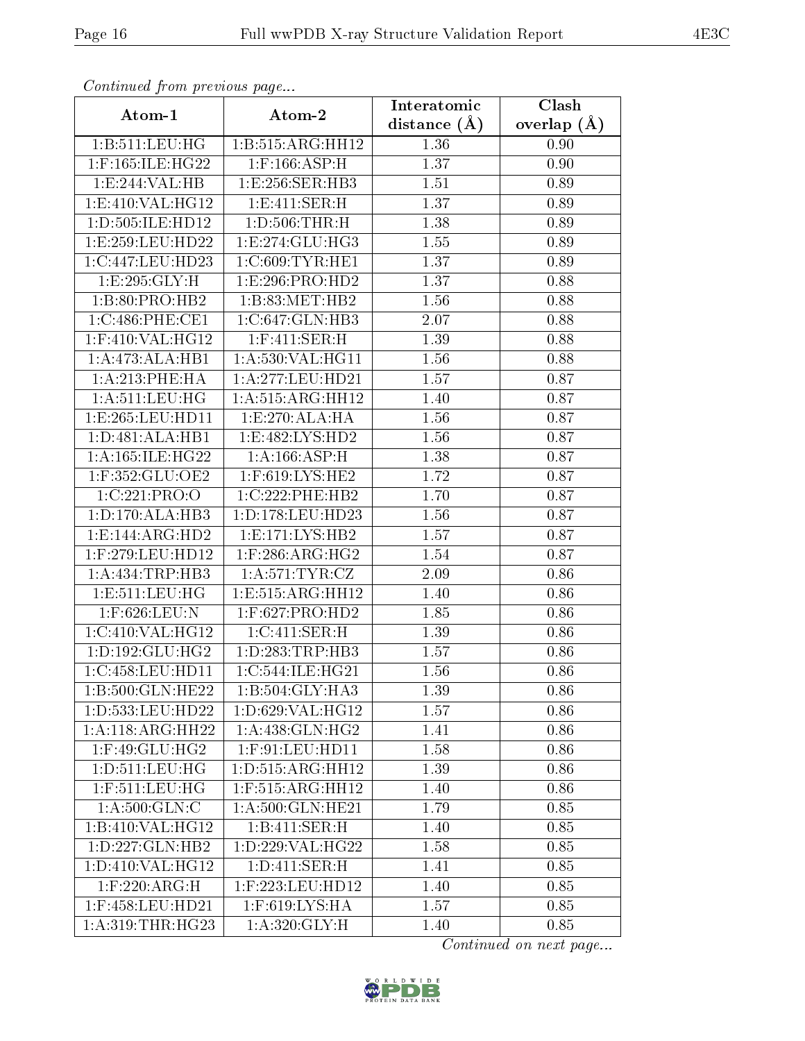*Continued from previous page...*

| Atom-1 | Atom-2 | Interatomic distance (Å) | Clash overlap (Å) |
| --- | --- | --- | --- |
| 1:B:511:LEU:HG | 1:B:515:ARG:HH12 | 1.36 | 0.90 |
| 1:F:165:ILE:HG22 | 1:F:166:ASP:H | 1.37 | 0.90 |
| 1:E:244:VAL:HB | 1:E:256:SER:HB3 | 1.51 | 0.89 |
| 1:E:410:VAL:HG12 | 1:E:411:SER:H | 1.37 | 0.89 |
| 1:D:505:ILE:HD12 | 1:D:506:THR:H | 1.38 | 0.89 |
| 1:E:259:LEU:HD22 | 1:E:274:GLU:HG3 | 1.55 | 0.89 |
| 1:C:447:LEU:HD23 | 1:C:609:TYR:HE1 | 1.37 | 0.89 |
| 1:E:295:GLY:H | 1:E:296:PRO:HD2 | 1.37 | 0.88 |
| 1:B:80:PRO:HB2 | 1:B:83:MET:HB2 | 1.56 | 0.88 |
| 1:C:486:PHE:CE1 | 1:C:647:GLN:HB3 | 2.07 | 0.88 |
| 1:F:410:VAL:HG12 | 1:F:411:SER:H | 1.39 | 0.88 |
| 1:A:473:ALA:HB1 | 1:A:530:VAL:HG11 | 1.56 | 0.88 |
| 1:A:213:PHE:HA | 1:A:277:LEU:HD21 | 1.57 | 0.87 |
| 1:A:511:LEU:HG | 1:A:515:ARG:HH12 | 1.40 | 0.87 |
| 1:E:265:LEU:HD11 | 1:E:270:ALA:HA | 1.56 | 0.87 |
| 1:D:481:ALA:HB1 | 1:E:482:LYS:HD2 | 1.56 | 0.87 |
| 1:A:165:ILE:HG22 | 1:A:166:ASP:H | 1.38 | 0.87 |
| 1:F:352:GLU:OE2 | 1:F:619:LYS:HE2 | 1.72 | 0.87 |
| 1:C:221:PRO:O | 1:C:222:PHE:HB2 | 1.70 | 0.87 |
| 1:D:170:ALA:HB3 | 1:D:178:LEU:HD23 | 1.56 | 0.87 |
| 1:E:144:ARG:HD2 | 1:E:171:LYS:HB2 | 1.57 | 0.87 |
| 1:F:279:LEU:HD12 | 1:F:286:ARG:HG2 | 1.54 | 0.87 |
| 1:A:434:TRP:HB3 | 1:A:571:TYR:CZ | 2.09 | 0.86 |
| 1:E:511:LEU:HG | 1:E:515:ARG:HH12 | 1.40 | 0.86 |
| 1:F:626:LEU:N | 1:F:627:PRO:HD2 | 1.85 | 0.86 |
| 1:C:410:VAL:HG12 | 1:C:411:SER:H | 1.39 | 0.86 |
| 1:D:192:GLU:HG2 | 1:D:283:TRP:HB3 | 1.57 | 0.86 |
| 1:C:458:LEU:HD11 | 1:C:544:ILE:HG21 | 1.56 | 0.86 |
| 1:B:500:GLN:HE22 | 1:B:504:GLY:HA3 | 1.39 | 0.86 |
| 1:D:533:LEU:HD22 | 1:D:629:VAL:HG12 | 1.57 | 0.86 |
| 1:A:118:ARG:HH22 | 1:A:438:GLN:HG2 | 1.41 | 0.86 |
| 1:F:49:GLU:HG2 | 1:F:91:LEU:HD11 | 1.58 | 0.86 |
| 1:D:511:LEU:HG | 1:D:515:ARG:HH12 | 1.39 | 0.86 |
| 1:F:511:LEU:HG | 1:F:515:ARG:HH12 | 1.40 | 0.86 |
| 1:A:500:GLN:C | 1:A:500:GLN:HE21 | 1.79 | 0.85 |
| 1:B:410:VAL:HG12 | 1:B:411:SER:H | 1.40 | 0.85 |
| 1:D:227:GLN:HB2 | 1:D:229:VAL:HG22 | 1.58 | 0.85 |
| 1:D:410:VAL:HG12 | 1:D:411:SER:H | 1.41 | 0.85 |
| 1:F:220:ARG:H | 1:F:223:LEU:HD12 | 1.40 | 0.85 |
| 1:F:458:LEU:HD21 | 1:F:619:LYS:HA | 1.57 | 0.85 |
| 1:A:319:THR:HG23 | 1:A:320:GLY:H | 1.40 | 0.85 |

*Continued on next page...*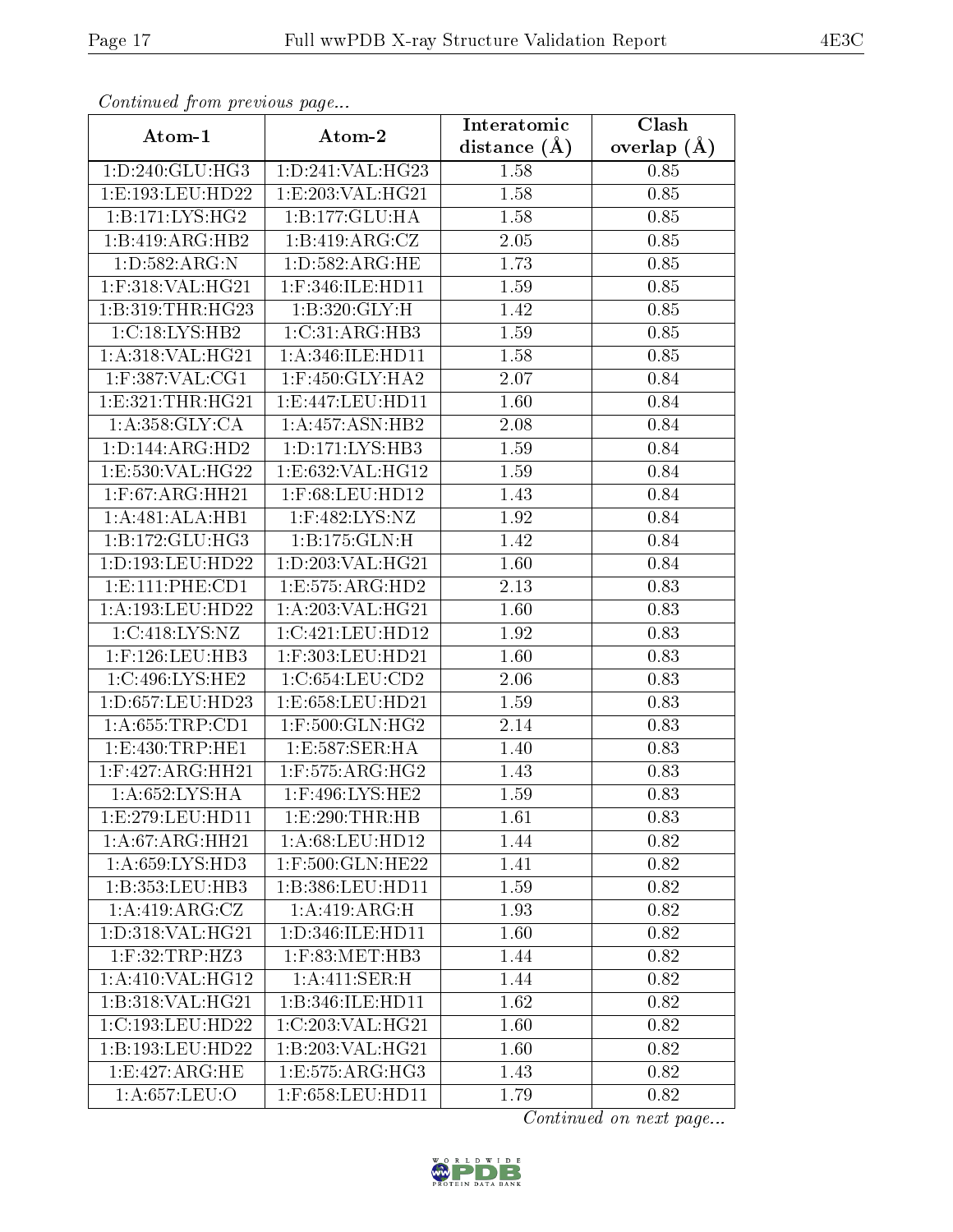*Continued from previous page...*

| Atom-1 | Atom-2 | Interatomic distance (Å) | Clash overlap (Å) |
|---|---|---|---|
| 1:D:240:GLU:HG3 | 1:D:241:VAL:HG23 | 1.58 | 0.85 |
| 1:E:193:LEU:HD22 | 1:E:203:VAL:HG21 | 1.58 | 0.85 |
| 1:B:171:LYS:HG2 | 1:B:177:GLU:HA | 1.58 | 0.85 |
| 1:B:419:ARG:HB2 | 1:B:419:ARG:CZ | 2.05 | 0.85 |
| 1:D:582:ARG:N | 1:D:582:ARG:HE | 1.73 | 0.85 |
| 1:F:318:VAL:HG21 | 1:F:346:ILE:HD11 | 1.59 | 0.85 |
| 1:B:319:THR:HG23 | 1:B:320:GLY:H | 1.42 | 0.85 |
| 1:C:18:LYS:HB2 | 1:C:31:ARG:HB3 | 1.59 | 0.85 |
| 1:A:318:VAL:HG21 | 1:A:346:ILE:HD11 | 1.58 | 0.85 |
| 1:F:387:VAL:CG1 | 1:F:450:GLY:HA2 | 2.07 | 0.84 |
| 1:E:321:THR:HG21 | 1:E:447:LEU:HD11 | 1.60 | 0.84 |
| 1:A:358:GLY:CA | 1:A:457:ASN:HB2 | 2.08 | 0.84 |
| 1:D:144:ARG:HD2 | 1:D:171:LYS:HB3 | 1.59 | 0.84 |
| 1:E:530:VAL:HG22 | 1:E:632:VAL:HG12 | 1.59 | 0.84 |
| 1:F:67:ARG:HH21 | 1:F:68:LEU:HD12 | 1.43 | 0.84 |
| 1:A:481:ALA:HB1 | 1:F:482:LYS:NZ | 1.92 | 0.84 |
| 1:B:172:GLU:HG3 | 1:B:175:GLN:H | 1.42 | 0.84 |
| 1:D:193:LEU:HD22 | 1:D:203:VAL:HG21 | 1.60 | 0.84 |
| 1:E:111:PHE:CD1 | 1:E:575:ARG:HD2 | 2.13 | 0.83 |
| 1:A:193:LEU:HD22 | 1:A:203:VAL:HG21 | 1.60 | 0.83 |
| 1:C:418:LYS:NZ | 1:C:421:LEU:HD12 | 1.92 | 0.83 |
| 1:F:126:LEU:HB3 | 1:F:303:LEU:HD21 | 1.60 | 0.83 |
| 1:C:496:LYS:HE2 | 1:C:654:LEU:CD2 | 2.06 | 0.83 |
| 1:D:657:LEU:HD23 | 1:E:658:LEU:HD21 | 1.59 | 0.83 |
| 1:A:655:TRP:CD1 | 1:F:500:GLN:HG2 | 2.14 | 0.83 |
| 1:E:430:TRP:HE1 | 1:E:587:SER:HA | 1.40 | 0.83 |
| 1:F:427:ARG:HH21 | 1:F:575:ARG:HG2 | 1.43 | 0.83 |
| 1:A:652:LYS:HA | 1:F:496:LYS:HE2 | 1.59 | 0.83 |
| 1:E:279:LEU:HD11 | 1:E:290:THR:HB | 1.61 | 0.83 |
| 1:A:67:ARG:HH21 | 1:A:68:LEU:HD12 | 1.44 | 0.82 |
| 1:A:659:LYS:HD3 | 1:F:500:GLN:HE22 | 1.41 | 0.82 |
| 1:B:353:LEU:HB3 | 1:B:386:LEU:HD11 | 1.59 | 0.82 |
| 1:A:419:ARG:CZ | 1:A:419:ARG:H | 1.93 | 0.82 |
| 1:D:318:VAL:HG21 | 1:D:346:ILE:HD11 | 1.60 | 0.82 |
| 1:F:32:TRP:HZ3 | 1:F:83:MET:HB3 | 1.44 | 0.82 |
| 1:A:410:VAL:HG12 | 1:A:411:SER:H | 1.44 | 0.82 |
| 1:B:318:VAL:HG21 | 1:B:346:ILE:HD11 | 1.62 | 0.82 |
| 1:C:193:LEU:HD22 | 1:C:203:VAL:HG21 | 1.60 | 0.82 |
| 1:B:193:LEU:HD22 | 1:B:203:VAL:HG21 | 1.60 | 0.82 |
| 1:E:427:ARG:HE | 1:E:575:ARG:HG3 | 1.43 | 0.82 |
| 1:A:657:LEU:O | 1:F:658:LEU:HD11 | 1.79 | 0.82 |

*Continued on next page...*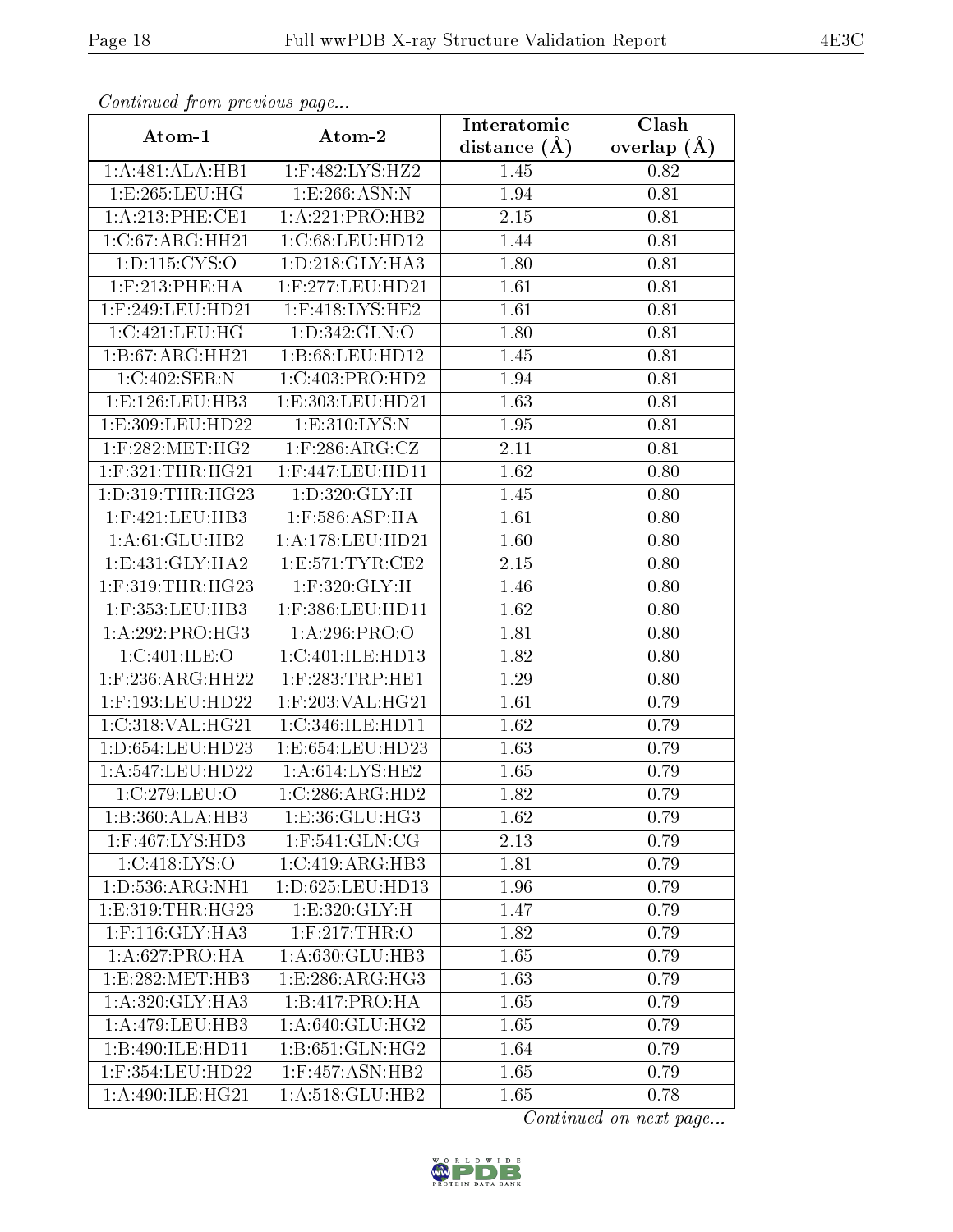*Continued from previous page...*

| Atom-1 | Atom-2 | Interatomic distance (Å) | Clash overlap (Å) |
|---|---|---|---|
| 1:A:481:ALA:HB1 | 1:F:482:LYS:HZ2 | 1.45 | 0.82 |
| 1:E:265:LEU:HG | 1:E:266:ASN:N | 1.94 | 0.81 |
| 1:A:213:PHE:CE1 | 1:A:221:PRO:HB2 | 2.15 | 0.81 |
| 1:C:67:ARG:HH21 | 1:C:68:LEU:HD12 | 1.44 | 0.81 |
| 1:D:115:CYS:O | 1:D:218:GLY:HA3 | 1.80 | 0.81 |
| 1:F:213:PHE:HA | 1:F:277:LEU:HD21 | 1.61 | 0.81 |
| 1:F:249:LEU:HD21 | 1:F:418:LYS:HE2 | 1.61 | 0.81 |
| 1:C:421:LEU:HG | 1:D:342:GLN:O | 1.80 | 0.81 |
| 1:B:67:ARG:HH21 | 1:B:68:LEU:HD12 | 1.45 | 0.81 |
| 1:C:402:SER:N | 1:C:403:PRO:HD2 | 1.94 | 0.81 |
| 1:E:126:LEU:HB3 | 1:E:303:LEU:HD21 | 1.63 | 0.81 |
| 1:E:309:LEU:HD22 | 1:E:310:LYS:N | 1.95 | 0.81 |
| 1:F:282:MET:HG2 | 1:F:286:ARG:CZ | 2.11 | 0.81 |
| 1:F:321:THR:HG21 | 1:F:447:LEU:HD11 | 1.62 | 0.80 |
| 1:D:319:THR:HG23 | 1:D:320:GLY:H | 1.45 | 0.80 |
| 1:F:421:LEU:HB3 | 1:F:586:ASP:HA | 1.61 | 0.80 |
| 1:A:61:GLU:HB2 | 1:A:178:LEU:HD21 | 1.60 | 0.80 |
| 1:E:431:GLY:HA2 | 1:E:571:TYR:CE2 | 2.15 | 0.80 |
| 1:F:319:THR:HG23 | 1:F:320:GLY:H | 1.46 | 0.80 |
| 1:F:353:LEU:HB3 | 1:F:386:LEU:HD11 | 1.62 | 0.80 |
| 1:A:292:PRO:HG3 | 1:A:296:PRO:O | 1.81 | 0.80 |
| 1:C:401:ILE:O | 1:C:401:ILE:HD13 | 1.82 | 0.80 |
| 1:F:236:ARG:HH22 | 1:F:283:TRP:HE1 | 1.29 | 0.80 |
| 1:F:193:LEU:HD22 | 1:F:203:VAL:HG21 | 1.61 | 0.79 |
| 1:C:318:VAL:HG21 | 1:C:346:ILE:HD11 | 1.62 | 0.79 |
| 1:D:654:LEU:HD23 | 1:E:654:LEU:HD23 | 1.63 | 0.79 |
| 1:A:547:LEU:HD22 | 1:A:614:LYS:HE2 | 1.65 | 0.79 |
| 1:C:279:LEU:O | 1:C:286:ARG:HD2 | 1.82 | 0.79 |
| 1:B:360:ALA:HB3 | 1:E:36:GLU:HG3 | 1.62 | 0.79 |
| 1:F:467:LYS:HD3 | 1:F:541:GLN:CG | 2.13 | 0.79 |
| 1:C:418:LYS:O | 1:C:419:ARG:HB3 | 1.81 | 0.79 |
| 1:D:536:ARG:NH1 | 1:D:625:LEU:HD13 | 1.96 | 0.79 |
| 1:E:319:THR:HG23 | 1:E:320:GLY:H | 1.47 | 0.79 |
| 1:F:116:GLY:HA3 | 1:F:217:THR:O | 1.82 | 0.79 |
| 1:A:627:PRO:HA | 1:A:630:GLU:HB3 | 1.65 | 0.79 |
| 1:E:282:MET:HB3 | 1:E:286:ARG:HG3 | 1.63 | 0.79 |
| 1:A:320:GLY:HA3 | 1:B:417:PRO:HA | 1.65 | 0.79 |
| 1:A:479:LEU:HB3 | 1:A:640:GLU:HG2 | 1.65 | 0.79 |
| 1:B:490:ILE:HD11 | 1:B:651:GLN:HG2 | 1.64 | 0.79 |
| 1:F:354:LEU:HD22 | 1:F:457:ASN:HB2 | 1.65 | 0.79 |
| 1:A:490:ILE:HG21 | 1:A:518:GLU:HB2 | 1.65 | 0.78 |

*Continued on next page...*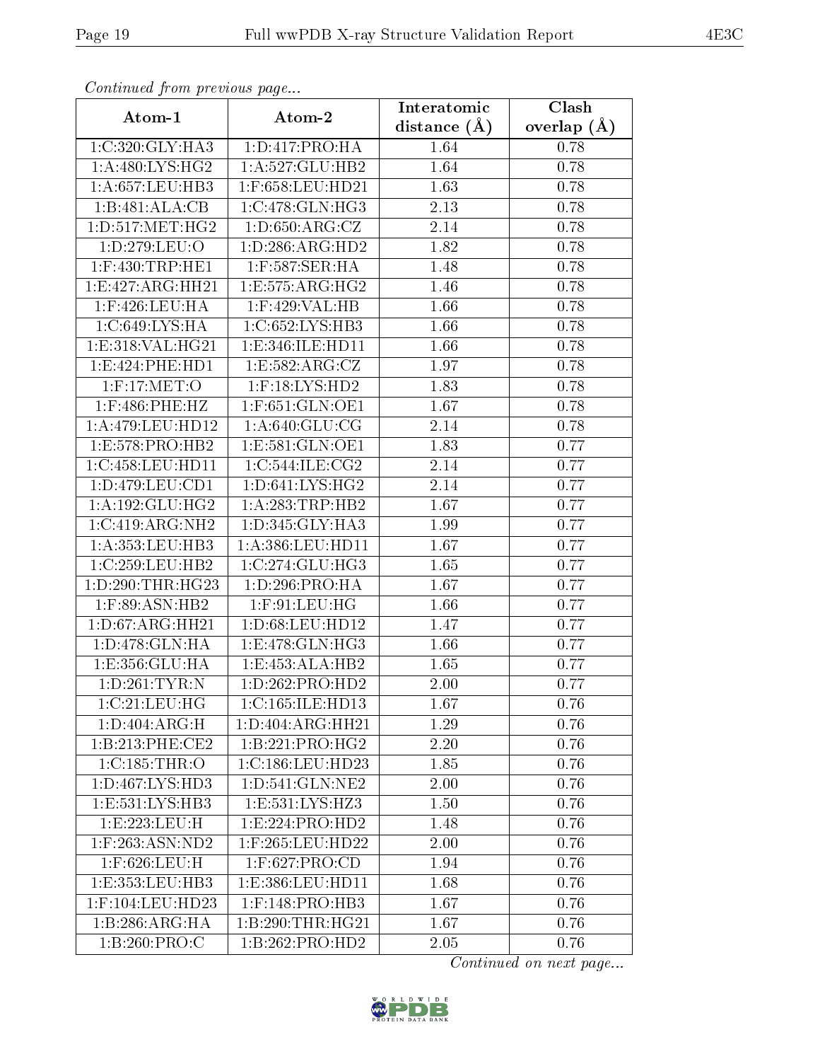*Continued from previous page...*

| Atom-1 | Atom-2 | Interatomic distance (Å) | Clash overlap (Å) |
|---|---|---|---|
| 1:C:320:GLY:HA3 | 1:D:417:PRO:HA | 1.64 | 0.78 |
| 1:A:480:LYS:HG2 | 1:A:527:GLU:HB2 | 1.64 | 0.78 |
| 1:A:657:LEU:HB3 | 1:F:658:LEU:HD21 | 1.63 | 0.78 |
| 1:B:481:ALA:CB | 1:C:478:GLN:HG3 | 2.13 | 0.78 |
| 1:D:517:MET:HG2 | 1:D:650:ARG:CZ | 2.14 | 0.78 |
| 1:D:279:LEU:O | 1:D:286:ARG:HD2 | 1.82 | 0.78 |
| 1:F:430:TRP:HE1 | 1:F:587:SER:HA | 1.48 | 0.78 |
| 1:E:427:ARG:HH21 | 1:E:575:ARG:HG2 | 1.46 | 0.78 |
| 1:F:426:LEU:HA | 1:F:429:VAL:HB | 1.66 | 0.78 |
| 1:C:649:LYS:HA | 1:C:652:LYS:HB3 | 1.66 | 0.78 |
| 1:E:318:VAL:HG21 | 1:E:346:ILE:HD11 | 1.66 | 0.78 |
| 1:E:424:PHE:HD1 | 1:E:582:ARG:CZ | 1.97 | 0.78 |
| 1:F:17:MET:O | 1:F:18:LYS:HD2 | 1.83 | 0.78 |
| 1:F:486:PHE:HZ | 1:F:651:GLN:OE1 | 1.67 | 0.78 |
| 1:A:479:LEU:HD12 | 1:A:640:GLU:CG | 2.14 | 0.78 |
| 1:E:578:PRO:HB2 | 1:E:581:GLN:OE1 | 1.83 | 0.77 |
| 1:C:458:LEU:HD11 | 1:C:544:ILE:CG2 | 2.14 | 0.77 |
| 1:D:479:LEU:CD1 | 1:D:641:LYS:HG2 | 2.14 | 0.77 |
| 1:A:192:GLU:HG2 | 1:A:283:TRP:HB2 | 1.67 | 0.77 |
| 1:C:419:ARG:NH2 | 1:D:345:GLY:HA3 | 1.99 | 0.77 |
| 1:A:353:LEU:HB3 | 1:A:386:LEU:HD11 | 1.67 | 0.77 |
| 1:C:259:LEU:HB2 | 1:C:274:GLU:HG3 | 1.65 | 0.77 |
| 1:D:290:THR:HG23 | 1:D:296:PRO:HA | 1.67 | 0.77 |
| 1:F:89:ASN:HB2 | 1:F:91:LEU:HG | 1.66 | 0.77 |
| 1:D:67:ARG:HH21 | 1:D:68:LEU:HD12 | 1.47 | 0.77 |
| 1:D:478:GLN:HA | 1:E:478:GLN:HG3 | 1.66 | 0.77 |
| 1:E:356:GLU:HA | 1:E:453:ALA:HB2 | 1.65 | 0.77 |
| 1:D:261:TYR:N | 1:D:262:PRO:HD2 | 2.00 | 0.77 |
| 1:C:21:LEU:HG | 1:C:165:ILE:HD13 | 1.67 | 0.76 |
| 1:D:404:ARG:H | 1:D:404:ARG:HH21 | 1.29 | 0.76 |
| 1:B:213:PHE:CE2 | 1:B:221:PRO:HG2 | 2.20 | 0.76 |
| 1:C:185:THR:O | 1:C:186:LEU:HD23 | 1.85 | 0.76 |
| 1:D:467:LYS:HD3 | 1:D:541:GLN:NE2 | 2.00 | 0.76 |
| 1:E:531:LYS:HB3 | 1:E:531:LYS:HZ3 | 1.50 | 0.76 |
| 1:E:223:LEU:H | 1:E:224:PRO:HD2 | 1.48 | 0.76 |
| 1:F:263:ASN:ND2 | 1:F:265:LEU:HD22 | 2.00 | 0.76 |
| 1:F:626:LEU:H | 1:F:627:PRO:CD | 1.94 | 0.76 |
| 1:E:353:LEU:HB3 | 1:E:386:LEU:HD11 | 1.68 | 0.76 |
| 1:F:104:LEU:HD23 | 1:F:148:PRO:HB3 | 1.67 | 0.76 |
| 1:B:286:ARG:HA | 1:B:290:THR:HG21 | 1.67 | 0.76 |
| 1:B:260:PRO:C | 1:B:262:PRO:HD2 | 2.05 | 0.76 |

*Continued on next page...*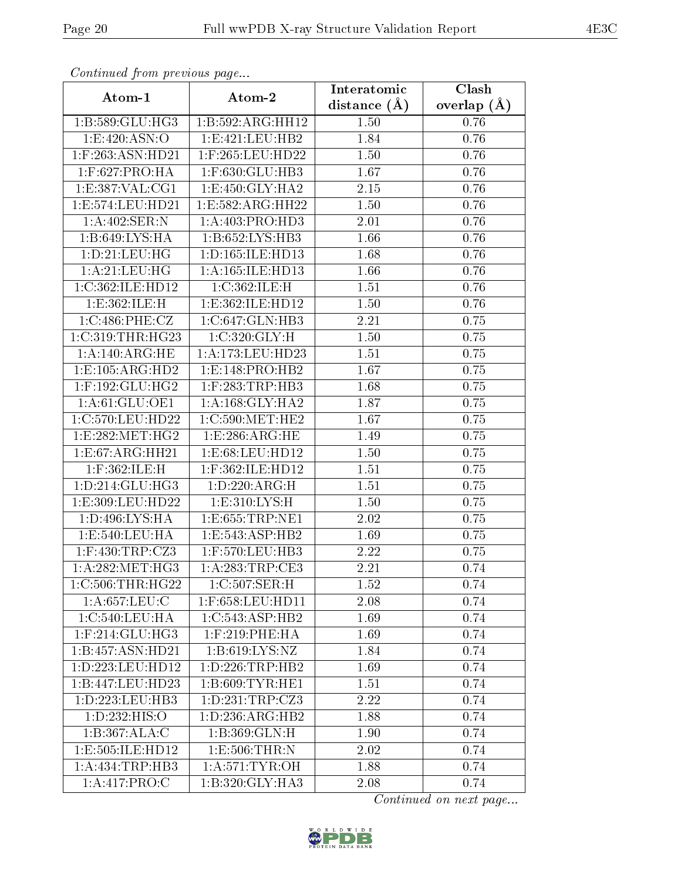*Continued from previous page...*

| Atom-1 | Atom-2 | Interatomic distance (Å) | Clash overlap (Å) |
| --- | --- | --- | --- |
| 1:B:589:GLU:HG3 | 1:B:592:ARG:HH12 | 1.50 | 0.76 |
| 1:E:420:ASN:O | 1:E:421:LEU:HB2 | 1.84 | 0.76 |
| 1:F:263:ASN:HD21 | 1:F:265:LEU:HD22 | 1.50 | 0.76 |
| 1:F:627:PRO:HA | 1:F:630:GLU:HB3 | 1.67 | 0.76 |
| 1:E:387:VAL:CG1 | 1:E:450:GLY:HA2 | 2.15 | 0.76 |
| 1:E:574:LEU:HD21 | 1:E:582:ARG:HH22 | 1.50 | 0.76 |
| 1:A:402:SER:N | 1:A:403:PRO:HD3 | 2.01 | 0.76 |
| 1:B:649:LYS:HA | 1:B:652:LYS:HB3 | 1.66 | 0.76 |
| 1:D:21:LEU:HG | 1:D:165:ILE:HD13 | 1.68 | 0.76 |
| 1:A:21:LEU:HG | 1:A:165:ILE:HD13 | 1.66 | 0.76 |
| 1:C:362:ILE:HD12 | 1:C:362:ILE:H | 1.51 | 0.76 |
| 1:E:362:ILE:H | 1:E:362:ILE:HD12 | 1.50 | 0.76 |
| 1:C:486:PHE:CZ | 1:C:647:GLN:HB3 | 2.21 | 0.75 |
| 1:C:319:THR:HG23 | 1:C:320:GLY:H | 1.50 | 0.75 |
| 1:A:140:ARG:HE | 1:A:173:LEU:HD23 | 1.51 | 0.75 |
| 1:E:105:ARG:HD2 | 1:E:148:PRO:HB2 | 1.67 | 0.75 |
| 1:F:192:GLU:HG2 | 1:F:283:TRP:HB3 | 1.68 | 0.75 |
| 1:A:61:GLU:OE1 | 1:A:168:GLY:HA2 | 1.87 | 0.75 |
| 1:C:570:LEU:HD22 | 1:C:590:MET:HE2 | 1.67 | 0.75 |
| 1:E:282:MET:HG2 | 1:E:286:ARG:HE | 1.49 | 0.75 |
| 1:E:67:ARG:HH21 | 1:E:68:LEU:HD12 | 1.50 | 0.75 |
| 1:F:362:ILE:H | 1:F:362:ILE:HD12 | 1.51 | 0.75 |
| 1:D:214:GLU:HG3 | 1:D:220:ARG:H | 1.51 | 0.75 |
| 1:E:309:LEU:HD22 | 1:E:310:LYS:H | 1.50 | 0.75 |
| 1:D:496:LYS:HA | 1:E:655:TRP:NE1 | 2.02 | 0.75 |
| 1:E:540:LEU:HA | 1:E:543:ASP:HB2 | 1.69 | 0.75 |
| 1:F:430:TRP:CZ3 | 1:F:570:LEU:HB3 | 2.22 | 0.75 |
| 1:A:282:MET:HG3 | 1:A:283:TRP:CE3 | 2.21 | 0.74 |
| 1:C:506:THR:HG22 | 1:C:507:SER:H | 1.52 | 0.74 |
| 1:A:657:LEU:C | 1:F:658:LEU:HD11 | 2.08 | 0.74 |
| 1:C:540:LEU:HA | 1:C:543:ASP:HB2 | 1.69 | 0.74 |
| 1:F:214:GLU:HG3 | 1:F:219:PHE:HA | 1.69 | 0.74 |
| 1:B:457:ASN:HD21 | 1:B:619:LYS:NZ | 1.84 | 0.74 |
| 1:D:223:LEU:HD12 | 1:D:226:TRP:HB2 | 1.69 | 0.74 |
| 1:B:447:LEU:HD23 | 1:B:609:TYR:HE1 | 1.51 | 0.74 |
| 1:D:223:LEU:HB3 | 1:D:231:TRP:CZ3 | 2.22 | 0.74 |
| 1:D:232:HIS:O | 1:D:236:ARG:HB2 | 1.88 | 0.74 |
| 1:B:367:ALA:C | 1:B:369:GLN:H | 1.90 | 0.74 |
| 1:E:505:ILE:HD12 | 1:E:506:THR:N | 2.02 | 0.74 |
| 1:A:434:TRP:HB3 | 1:A:571:TYR:OH | 1.88 | 0.74 |
| 1:A:417:PRO:C | 1:B:320:GLY:HA3 | 2.08 | 0.74 |

*Continued on next page...*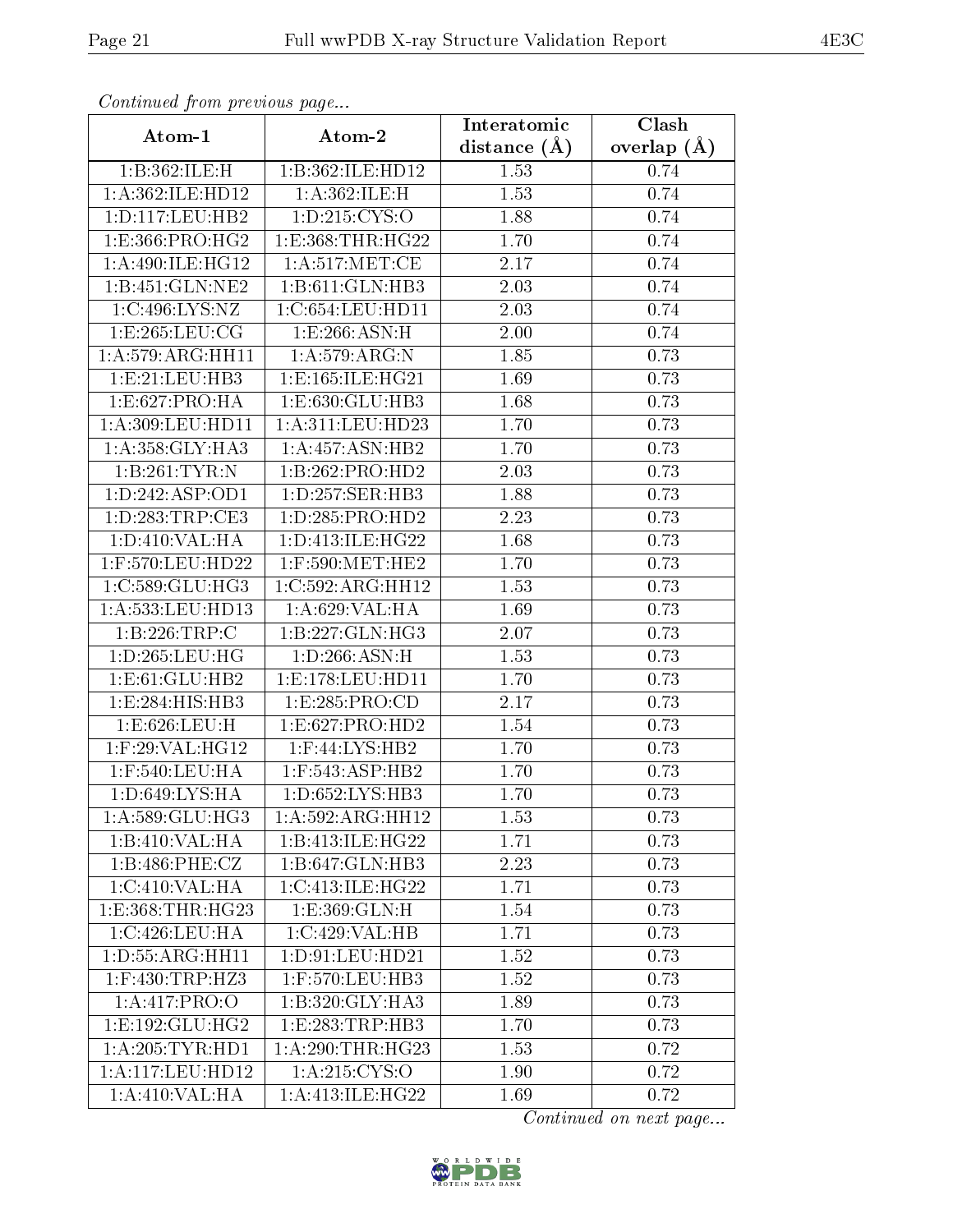*Continued from previous page...*

| Atom-1 | Atom-2 | Interatomic distance (Å) | Clash overlap (Å) |
| --- | --- | --- | --- |
| 1:B:362:ILE:H | 1:B:362:ILE:HD12 | 1.53 | 0.74 |
| 1:A:362:ILE:HD12 | 1:A:362:ILE:H | 1.53 | 0.74 |
| 1:D:117:LEU:HB2 | 1:D:215:CYS:O | 1.88 | 0.74 |
| 1:E:366:PRO:HG2 | 1:E:368:THR:HG22 | 1.70 | 0.74 |
| 1:A:490:ILE:HG12 | 1:A:517:MET:CE | 2.17 | 0.74 |
| 1:B:451:GLN:NE2 | 1:B:611:GLN:HB3 | 2.03 | 0.74 |
| 1:C:496:LYS:NZ | 1:C:654:LEU:HD11 | 2.03 | 0.74 |
| 1:E:265:LEU:CG | 1:E:266:ASN:H | 2.00 | 0.74 |
| 1:A:579:ARG:HH11 | 1:A:579:ARG:N | 1.85 | 0.73 |
| 1:E:21:LEU:HB3 | 1:E:165:ILE:HG21 | 1.69 | 0.73 |
| 1:E:627:PRO:HA | 1:E:630:GLU:HB3 | 1.68 | 0.73 |
| 1:A:309:LEU:HD11 | 1:A:311:LEU:HD23 | 1.70 | 0.73 |
| 1:A:358:GLY:HA3 | 1:A:457:ASN:HB2 | 1.70 | 0.73 |
| 1:B:261:TYR:N | 1:B:262:PRO:HD2 | 2.03 | 0.73 |
| 1:D:242:ASP:OD1 | 1:D:257:SER:HB3 | 1.88 | 0.73 |
| 1:D:283:TRP:CE3 | 1:D:285:PRO:HD2 | 2.23 | 0.73 |
| 1:D:410:VAL:HA | 1:D:413:ILE:HG22 | 1.68 | 0.73 |
| 1:F:570:LEU:HD22 | 1:F:590:MET:HE2 | 1.70 | 0.73 |
| 1:C:589:GLU:HG3 | 1:C:592:ARG:HH12 | 1.53 | 0.73 |
| 1:A:533:LEU:HD13 | 1:A:629:VAL:HA | 1.69 | 0.73 |
| 1:B:226:TRP:C | 1:B:227:GLN:HG3 | 2.07 | 0.73 |
| 1:D:265:LEU:HG | 1:D:266:ASN:H | 1.53 | 0.73 |
| 1:E:61:GLU:HB2 | 1:E:178:LEU:HD11 | 1.70 | 0.73 |
| 1:E:284:HIS:HB3 | 1:E:285:PRO:CD | 2.17 | 0.73 |
| 1:E:626:LEU:H | 1:E:627:PRO:HD2 | 1.54 | 0.73 |
| 1:F:29:VAL:HG12 | 1:F:44:LYS:HB2 | 1.70 | 0.73 |
| 1:F:540:LEU:HA | 1:F:543:ASP:HB2 | 1.70 | 0.73 |
| 1:D:649:LYS:HA | 1:D:652:LYS:HB3 | 1.70 | 0.73 |
| 1:A:589:GLU:HG3 | 1:A:592:ARG:HH12 | 1.53 | 0.73 |
| 1:B:410:VAL:HA | 1:B:413:ILE:HG22 | 1.71 | 0.73 |
| 1:B:486:PHE:CZ | 1:B:647:GLN:HB3 | 2.23 | 0.73 |
| 1:C:410:VAL:HA | 1:C:413:ILE:HG22 | 1.71 | 0.73 |
| 1:E:368:THR:HG23 | 1:E:369:GLN:H | 1.54 | 0.73 |
| 1:C:426:LEU:HA | 1:C:429:VAL:HB | 1.71 | 0.73 |
| 1:D:55:ARG:HH11 | 1:D:91:LEU:HD21 | 1.52 | 0.73 |
| 1:F:430:TRP:HZ3 | 1:F:570:LEU:HB3 | 1.52 | 0.73 |
| 1:A:417:PRO:O | 1:B:320:GLY:HA3 | 1.89 | 0.73 |
| 1:E:192:GLU:HG2 | 1:E:283:TRP:HB3 | 1.70 | 0.73 |
| 1:A:205:TYR:HD1 | 1:A:290:THR:HG23 | 1.53 | 0.72 |
| 1:A:117:LEU:HD12 | 1:A:215:CYS:O | 1.90 | 0.72 |
| 1:A:410:VAL:HA | 1:A:413:ILE:HG22 | 1.69 | 0.72 |

*Continued on next page...*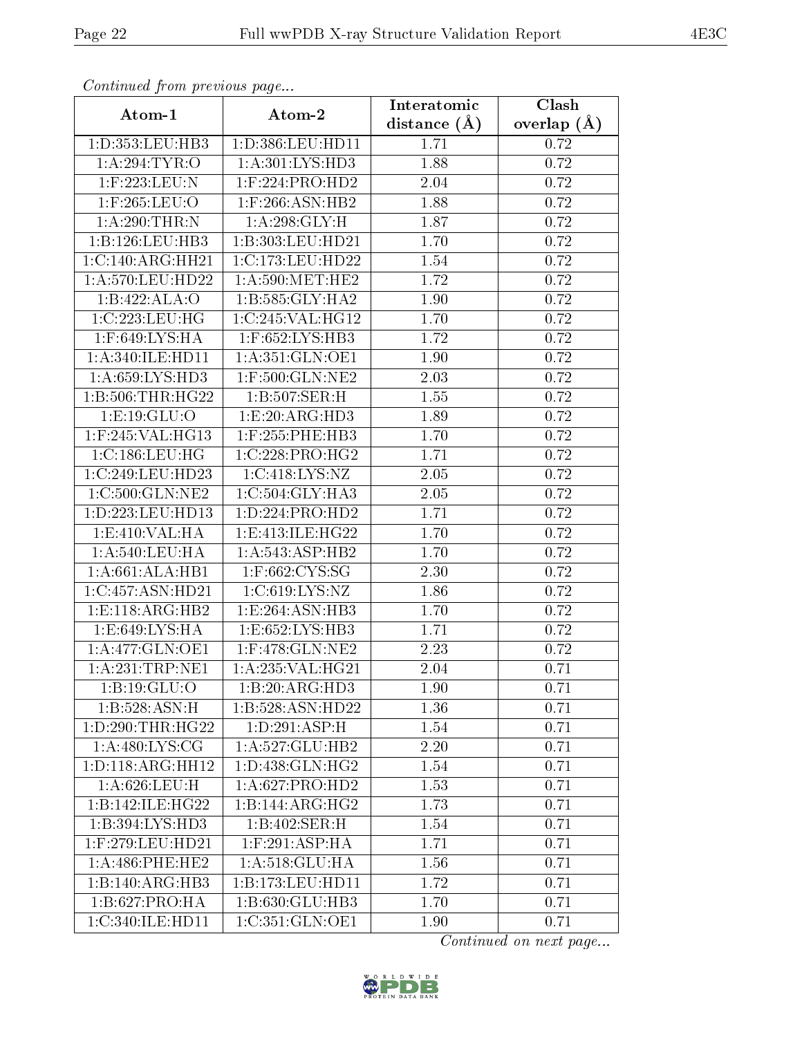*Continued from previous page...*

| Atom-1 | Atom-2 | Interatomic distance (Å) | Clash overlap (Å) |
| --- | --- | --- | --- |
| 1:D:353:LEU:HB3 | 1:D:386:LEU:HD11 | 1.71 | 0.72 |
| 1:A:294:TYR:O | 1:A:301:LYS:HD3 | 1.88 | 0.72 |
| 1:F:223:LEU:N | 1:F:224:PRO:HD2 | 2.04 | 0.72 |
| 1:F:265:LEU:O | 1:F:266:ASN:HB2 | 1.88 | 0.72 |
| 1:A:290:THR:N | 1:A:298:GLY:H | 1.87 | 0.72 |
| 1:B:126:LEU:HB3 | 1:B:303:LEU:HD21 | 1.70 | 0.72 |
| 1:C:140:ARG:HH21 | 1:C:173:LEU:HD22 | 1.54 | 0.72 |
| 1:A:570:LEU:HD22 | 1:A:590:MET:HE2 | 1.72 | 0.72 |
| 1:B:422:ALA:O | 1:B:585:GLY:HA2 | 1.90 | 0.72 |
| 1:C:223:LEU:HG | 1:C:245:VAL:HG12 | 1.70 | 0.72 |
| 1:F:649:LYS:HA | 1:F:652:LYS:HB3 | 1.72 | 0.72 |
| 1:A:340:ILE:HD11 | 1:A:351:GLN:OE1 | 1.90 | 0.72 |
| 1:A:659:LYS:HD3 | 1:F:500:GLN:NE2 | 2.03 | 0.72 |
| 1:B:506:THR:HG22 | 1:B:507:SER:H | 1.55 | 0.72 |
| 1:E:19:GLU:O | 1:E:20:ARG:HD3 | 1.89 | 0.72 |
| 1:F:245:VAL:HG13 | 1:F:255:PHE:HB3 | 1.70 | 0.72 |
| 1:C:186:LEU:HG | 1:C:228:PRO:HG2 | 1.71 | 0.72 |
| 1:C:249:LEU:HD23 | 1:C:418:LYS:NZ | 2.05 | 0.72 |
| 1:C:500:GLN:NE2 | 1:C:504:GLY:HA3 | 2.05 | 0.72 |
| 1:D:223:LEU:HD13 | 1:D:224:PRO:HD2 | 1.71 | 0.72 |
| 1:E:410:VAL:HA | 1:E:413:ILE:HG22 | 1.70 | 0.72 |
| 1:A:540:LEU:HA | 1:A:543:ASP:HB2 | 1.70 | 0.72 |
| 1:A:661:ALA:HB1 | 1:F:662:CYS:SG | 2.30 | 0.72 |
| 1:C:457:ASN:HD21 | 1:C:619:LYS:NZ | 1.86 | 0.72 |
| 1:E:118:ARG:HB2 | 1:E:264:ASN:HB3 | 1.70 | 0.72 |
| 1:E:649:LYS:HA | 1:E:652:LYS:HB3 | 1.71 | 0.72 |
| 1:A:477:GLN:OE1 | 1:F:478:GLN:NE2 | 2.23 | 0.72 |
| 1:A:231:TRP:NE1 | 1:A:235:VAL:HG21 | 2.04 | 0.71 |
| 1:B:19:GLU:O | 1:B:20:ARG:HD3 | 1.90 | 0.71 |
| 1:B:528:ASN:H | 1:B:528:ASN:HD22 | 1.36 | 0.71 |
| 1:D:290:THR:HG22 | 1:D:291:ASP:H | 1.54 | 0.71 |
| 1:A:480:LYS:CG | 1:A:527:GLU:HB2 | 2.20 | 0.71 |
| 1:D:118:ARG:HH12 | 1:D:438:GLN:HG2 | 1.54 | 0.71 |
| 1:A:626:LEU:H | 1:A:627:PRO:HD2 | 1.53 | 0.71 |
| 1:B:142:ILE:HG22 | 1:B:144:ARG:HG2 | 1.73 | 0.71 |
| 1:B:394:LYS:HD3 | 1:B:402:SER:H | 1.54 | 0.71 |
| 1:F:279:LEU:HD21 | 1:F:291:ASP:HA | 1.71 | 0.71 |
| 1:A:486:PHE:HE2 | 1:A:518:GLU:HA | 1.56 | 0.71 |
| 1:B:140:ARG:HB3 | 1:B:173:LEU:HD11 | 1.72 | 0.71 |
| 1:B:627:PRO:HA | 1:B:630:GLU:HB3 | 1.70 | 0.71 |
| 1:C:340:ILE:HD11 | 1:C:351:GLN:OE1 | 1.90 | 0.71 |

*Continued on next page...*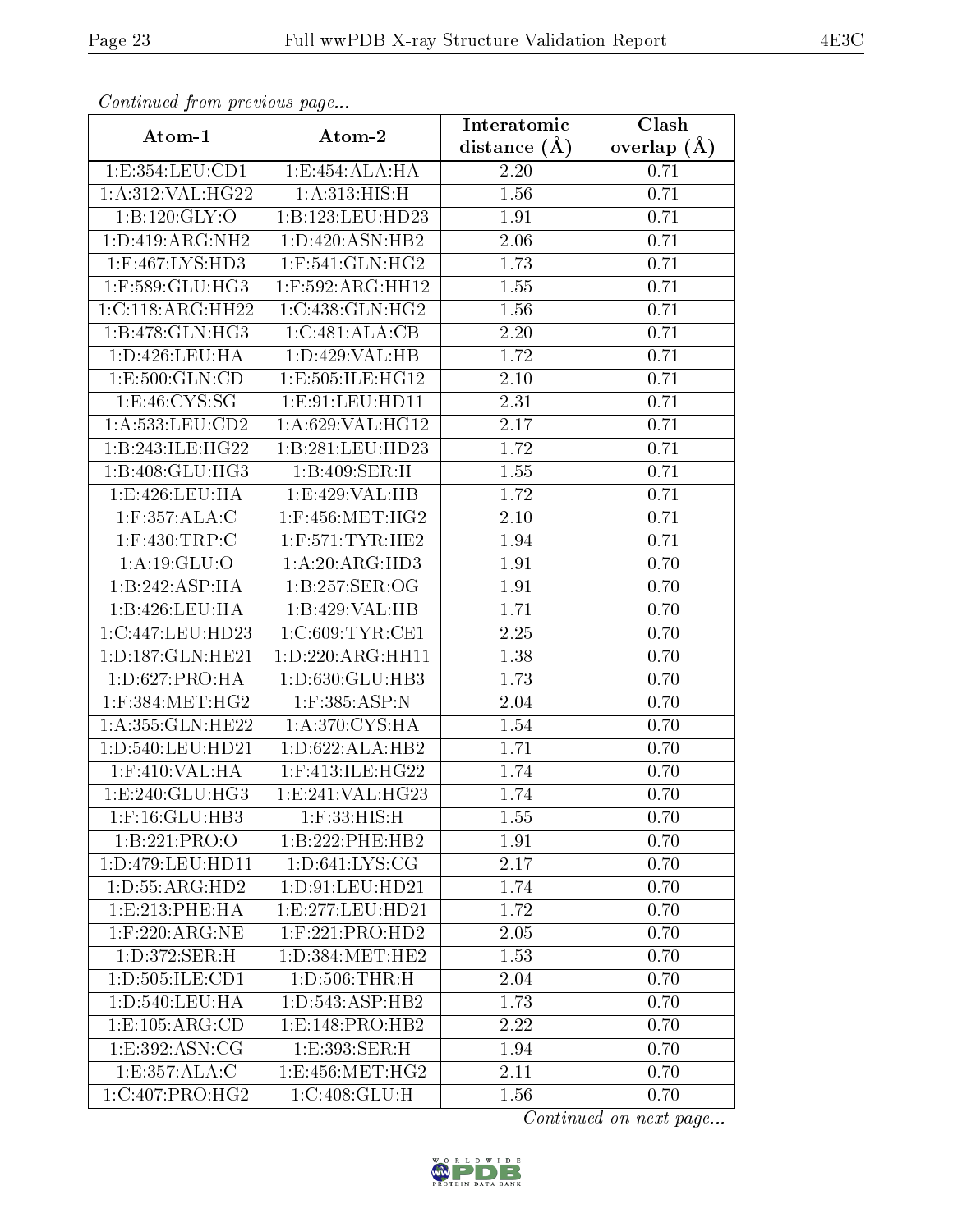*Continued from previous page...*

| Atom-1 | Atom-2 | Interatomic distance (Å) | Clash overlap (Å) |
|---|---|---|---|
| 1:E:354:LEU:CD1 | 1:E:454:ALA:HA | 2.20 | 0.71 |
| 1:A:312:VAL:HG22 | 1:A:313:HIS:H | 1.56 | 0.71 |
| 1:B:120:GLY:O | 1:B:123:LEU:HD23 | 1.91 | 0.71 |
| 1:D:419:ARG:NH2 | 1:D:420:ASN:HB2 | 2.06 | 0.71 |
| 1:F:467:LYS:HD3 | 1:F:541:GLN:HG2 | 1.73 | 0.71 |
| 1:F:589:GLU:HG3 | 1:F:592:ARG:HH12 | 1.55 | 0.71 |
| 1:C:118:ARG:HH22 | 1:C:438:GLN:HG2 | 1.56 | 0.71 |
| 1:B:478:GLN:HG3 | 1:C:481:ALA:CB | 2.20 | 0.71 |
| 1:D:426:LEU:HA | 1:D:429:VAL:HB | 1.72 | 0.71 |
| 1:E:500:GLN:CD | 1:E:505:ILE:HG12 | 2.10 | 0.71 |
| 1:E:46:CYS:SG | 1:E:91:LEU:HD11 | 2.31 | 0.71 |
| 1:A:533:LEU:CD2 | 1:A:629:VAL:HG12 | 2.17 | 0.71 |
| 1:B:243:ILE:HG22 | 1:B:281:LEU:HD23 | 1.72 | 0.71 |
| 1:B:408:GLU:HG3 | 1:B:409:SER:H | 1.55 | 0.71 |
| 1:E:426:LEU:HA | 1:E:429:VAL:HB | 1.72 | 0.71 |
| 1:F:357:ALA:C | 1:F:456:MET:HG2 | 2.10 | 0.71 |
| 1:F:430:TRP:C | 1:F:571:TYR:HE2 | 1.94 | 0.71 |
| 1:A:19:GLU:O | 1:A:20:ARG:HD3 | 1.91 | 0.70 |
| 1:B:242:ASP:HA | 1:B:257:SER:OG | 1.91 | 0.70 |
| 1:B:426:LEU:HA | 1:B:429:VAL:HB | 1.71 | 0.70 |
| 1:C:447:LEU:HD23 | 1:C:609:TYR:CE1 | 2.25 | 0.70 |
| 1:D:187:GLN:HE21 | 1:D:220:ARG:HH11 | 1.38 | 0.70 |
| 1:D:627:PRO:HA | 1:D:630:GLU:HB3 | 1.73 | 0.70 |
| 1:F:384:MET:HG2 | 1:F:385:ASP:N | 2.04 | 0.70 |
| 1:A:355:GLN:HE22 | 1:A:370:CYS:HA | 1.54 | 0.70 |
| 1:D:540:LEU:HD21 | 1:D:622:ALA:HB2 | 1.71 | 0.70 |
| 1:F:410:VAL:HA | 1:F:413:ILE:HG22 | 1.74 | 0.70 |
| 1:E:240:GLU:HG3 | 1:E:241:VAL:HG23 | 1.74 | 0.70 |
| 1:F:16:GLU:HB3 | 1:F:33:HIS:H | 1.55 | 0.70 |
| 1:B:221:PRO:O | 1:B:222:PHE:HB2 | 1.91 | 0.70 |
| 1:D:479:LEU:HD11 | 1:D:641:LYS:CG | 2.17 | 0.70 |
| 1:D:55:ARG:HD2 | 1:D:91:LEU:HD21 | 1.74 | 0.70 |
| 1:E:213:PHE:HA | 1:E:277:LEU:HD21 | 1.72 | 0.70 |
| 1:F:220:ARG:NE | 1:F:221:PRO:HD2 | 2.05 | 0.70 |
| 1:D:372:SER:H | 1:D:384:MET:HE2 | 1.53 | 0.70 |
| 1:D:505:ILE:CD1 | 1:D:506:THR:H | 2.04 | 0.70 |
| 1:D:540:LEU:HA | 1:D:543:ASP:HB2 | 1.73 | 0.70 |
| 1:E:105:ARG:CD | 1:E:148:PRO:HB2 | 2.22 | 0.70 |
| 1:E:392:ASN:CG | 1:E:393:SER:H | 1.94 | 0.70 |
| 1:E:357:ALA:C | 1:E:456:MET:HG2 | 2.11 | 0.70 |
| 1:C:407:PRO:HG2 | 1:C:408:GLU:H | 1.56 | 0.70 |

*Continued on next page...*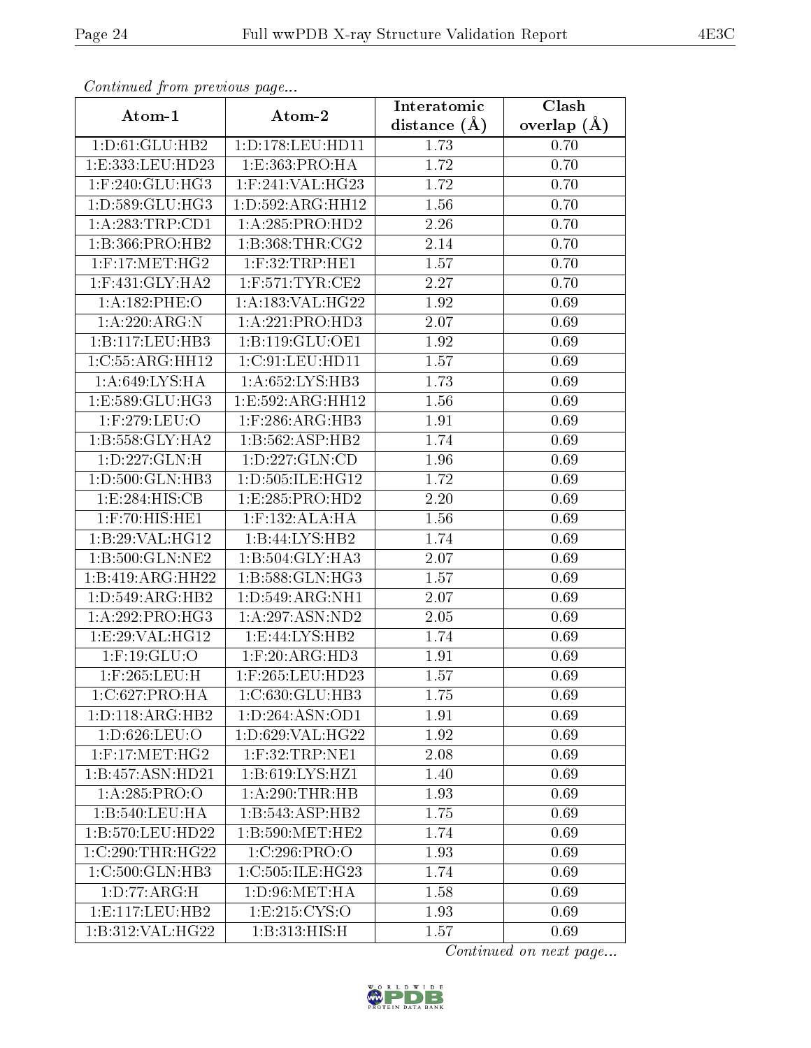*Continued from previous page...*

| Atom-1 | Atom-2 | Interatomic distance (Å) | Clash overlap (Å) |
|---|---|---|---|
| 1:D:61:GLU:HB2 | 1:D:178:LEU:HD11 | 1.73 | 0.70 |
| 1:E:333:LEU:HD23 | 1:E:363:PRO:HA | 1.72 | 0.70 |
| 1:F:240:GLU:HG3 | 1:F:241:VAL:HG23 | 1.72 | 0.70 |
| 1:D:589:GLU:HG3 | 1:D:592:ARG:HH12 | 1.56 | 0.70 |
| 1:A:283:TRP:CD1 | 1:A:285:PRO:HD2 | 2.26 | 0.70 |
| 1:B:366:PRO:HB2 | 1:B:368:THR:CG2 | 2.14 | 0.70 |
| 1:F:17:MET:HG2 | 1:F:32:TRP:HE1 | 1.57 | 0.70 |
| 1:F:431:GLY:HA2 | 1:F:571:TYR:CE2 | 2.27 | 0.70 |
| 1:A:182:PHE:O | 1:A:183:VAL:HG22 | 1.92 | 0.69 |
| 1:A:220:ARG:N | 1:A:221:PRO:HD3 | 2.07 | 0.69 |
| 1:B:117:LEU:HB3 | 1:B:119:GLU:OE1 | 1.92 | 0.69 |
| 1:C:55:ARG:HH12 | 1:C:91:LEU:HD11 | 1.57 | 0.69 |
| 1:A:649:LYS:HA | 1:A:652:LYS:HB3 | 1.73 | 0.69 |
| 1:E:589:GLU:HG3 | 1:E:592:ARG:HH12 | 1.56 | 0.69 |
| 1:F:279:LEU:O | 1:F:286:ARG:HB3 | 1.91 | 0.69 |
| 1:B:558:GLY:HA2 | 1:B:562:ASP:HB2 | 1.74 | 0.69 |
| 1:D:227:GLN:H | 1:D:227:GLN:CD | 1.96 | 0.69 |
| 1:D:500:GLN:HB3 | 1:D:505:ILE:HG12 | 1.72 | 0.69 |
| 1:E:284:HIS:CB | 1:E:285:PRO:HD2 | 2.20 | 0.69 |
| 1:F:70:HIS:HE1 | 1:F:132:ALA:HA | 1.56 | 0.69 |
| 1:B:29:VAL:HG12 | 1:B:44:LYS:HB2 | 1.74 | 0.69 |
| 1:B:500:GLN:NE2 | 1:B:504:GLY:HA3 | 2.07 | 0.69 |
| 1:B:419:ARG:HH22 | 1:B:588:GLN:HG3 | 1.57 | 0.69 |
| 1:D:549:ARG:HB2 | 1:D:549:ARG:NH1 | 2.07 | 0.69 |
| 1:A:292:PRO:HG3 | 1:A:297:ASN:ND2 | 2.05 | 0.69 |
| 1:E:29:VAL:HG12 | 1:E:44:LYS:HB2 | 1.74 | 0.69 |
| 1:F:19:GLU:O | 1:F:20:ARG:HD3 | 1.91 | 0.69 |
| 1:F:265:LEU:H | 1:F:265:LEU:HD23 | 1.57 | 0.69 |
| 1:C:627:PRO:HA | 1:C:630:GLU:HB3 | 1.75 | 0.69 |
| 1:D:118:ARG:HB2 | 1:D:264:ASN:OD1 | 1.91 | 0.69 |
| 1:D:626:LEU:O | 1:D:629:VAL:HG22 | 1.92 | 0.69 |
| 1:F:17:MET:HG2 | 1:F:32:TRP:NE1 | 2.08 | 0.69 |
| 1:B:457:ASN:HD21 | 1:B:619:LYS:HZ1 | 1.40 | 0.69 |
| 1:A:285:PRO:O | 1:A:290:THR:HB | 1.93 | 0.69 |
| 1:B:540:LEU:HA | 1:B:543:ASP:HB2 | 1.75 | 0.69 |
| 1:B:570:LEU:HD22 | 1:B:590:MET:HE2 | 1.74 | 0.69 |
| 1:C:290:THR:HG22 | 1:C:296:PRO:O | 1.93 | 0.69 |
| 1:C:500:GLN:HB3 | 1:C:505:ILE:HG23 | 1.74 | 0.69 |
| 1:D:77:ARG:H | 1:D:96:MET:HA | 1.58 | 0.69 |
| 1:E:117:LEU:HB2 | 1:E:215:CYS:O | 1.93 | 0.69 |
| 1:B:312:VAL:HG22 | 1:B:313:HIS:H | 1.57 | 0.69 |

*Continued on next page...*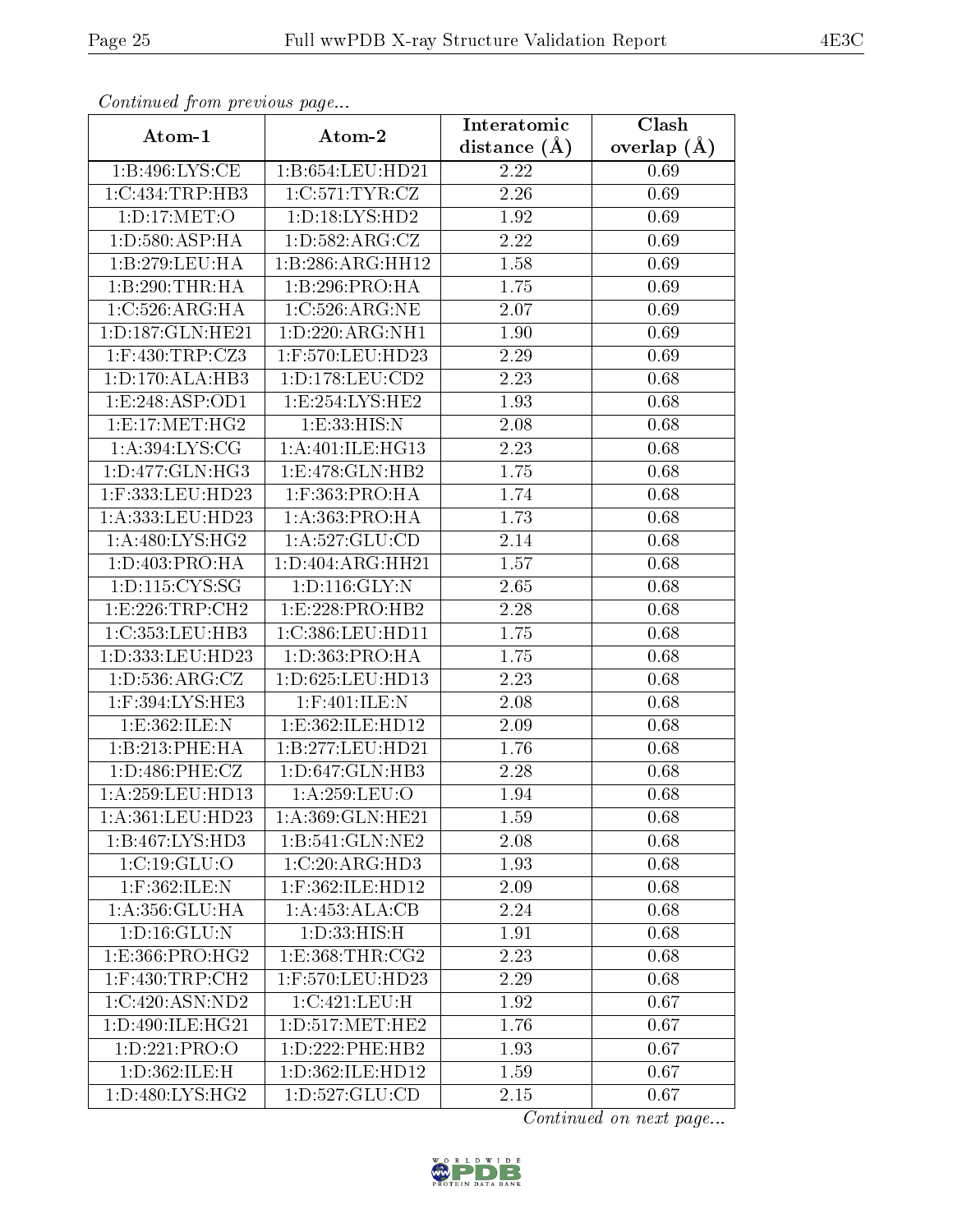*Continued from previous page...*

| Atom-1 | Atom-2 | Interatomic distance (Å) | Clash overlap (Å) |
| --- | --- | --- | --- |
| 1:B:496:LYS:CE | 1:B:654:LEU:HD21 | 2.22 | 0.69 |
| 1:C:434:TRP:HB3 | 1:C:571:TYR:CZ | 2.26 | 0.69 |
| 1:D:17:MET:O | 1:D:18:LYS:HD2 | 1.92 | 0.69 |
| 1:D:580:ASP:HA | 1:D:582:ARG:CZ | 2.22 | 0.69 |
| 1:B:279:LEU:HA | 1:B:286:ARG:HH12 | 1.58 | 0.69 |
| 1:B:290:THR:HA | 1:B:296:PRO:HA | 1.75 | 0.69 |
| 1:C:526:ARG:HA | 1:C:526:ARG:NE | 2.07 | 0.69 |
| 1:D:187:GLN:HE21 | 1:D:220:ARG:NH1 | 1.90 | 0.69 |
| 1:F:430:TRP:CZ3 | 1:F:570:LEU:HD23 | 2.29 | 0.69 |
| 1:D:170:ALA:HB3 | 1:D:178:LEU:CD2 | 2.23 | 0.68 |
| 1:E:248:ASP:OD1 | 1:E:254:LYS:HE2 | 1.93 | 0.68 |
| 1:E:17:MET:HG2 | 1:E:33:HIS:N | 2.08 | 0.68 |
| 1:A:394:LYS:CG | 1:A:401:ILE:HG13 | 2.23 | 0.68 |
| 1:D:477:GLN:HG3 | 1:E:478:GLN:HB2 | 1.75 | 0.68 |
| 1:F:333:LEU:HD23 | 1:F:363:PRO:HA | 1.74 | 0.68 |
| 1:A:333:LEU:HD23 | 1:A:363:PRO:HA | 1.73 | 0.68 |
| 1:A:480:LYS:HG2 | 1:A:527:GLU:CD | 2.14 | 0.68 |
| 1:D:403:PRO:HA | 1:D:404:ARG:HH21 | 1.57 | 0.68 |
| 1:D:115:CYS:SG | 1:D:116:GLY:N | 2.65 | 0.68 |
| 1:E:226:TRP:CH2 | 1:E:228:PRO:HB2 | 2.28 | 0.68 |
| 1:C:353:LEU:HB3 | 1:C:386:LEU:HD11 | 1.75 | 0.68 |
| 1:D:333:LEU:HD23 | 1:D:363:PRO:HA | 1.75 | 0.68 |
| 1:D:536:ARG:CZ | 1:D:625:LEU:HD13 | 2.23 | 0.68 |
| 1:F:394:LYS:HE3 | 1:F:401:ILE:N | 2.08 | 0.68 |
| 1:E:362:ILE:N | 1:E:362:ILE:HD12 | 2.09 | 0.68 |
| 1:B:213:PHE:HA | 1:B:277:LEU:HD21 | 1.76 | 0.68 |
| 1:D:486:PHE:CZ | 1:D:647:GLN:HB3 | 2.28 | 0.68 |
| 1:A:259:LEU:HD13 | 1:A:259:LEU:O | 1.94 | 0.68 |
| 1:A:361:LEU:HD23 | 1:A:369:GLN:HE21 | 1.59 | 0.68 |
| 1:B:467:LYS:HD3 | 1:B:541:GLN:NE2 | 2.08 | 0.68 |
| 1:C:19:GLU:O | 1:C:20:ARG:HD3 | 1.93 | 0.68 |
| 1:F:362:ILE:N | 1:F:362:ILE:HD12 | 2.09 | 0.68 |
| 1:A:356:GLU:HA | 1:A:453:ALA:CB | 2.24 | 0.68 |
| 1:D:16:GLU:N | 1:D:33:HIS:H | 1.91 | 0.68 |
| 1:E:366:PRO:HG2 | 1:E:368:THR:CG2 | 2.23 | 0.68 |
| 1:F:430:TRP:CH2 | 1:F:570:LEU:HD23 | 2.29 | 0.68 |
| 1:C:420:ASN:ND2 | 1:C:421:LEU:H | 1.92 | 0.67 |
| 1:D:490:ILE:HG21 | 1:D:517:MET:HE2 | 1.76 | 0.67 |
| 1:D:221:PRO:O | 1:D:222:PHE:HB2 | 1.93 | 0.67 |
| 1:D:362:ILE:H | 1:D:362:ILE:HD12 | 1.59 | 0.67 |
| 1:D:480:LYS:HG2 | 1:D:527:GLU:CD | 2.15 | 0.67 |

*Continued on next page...*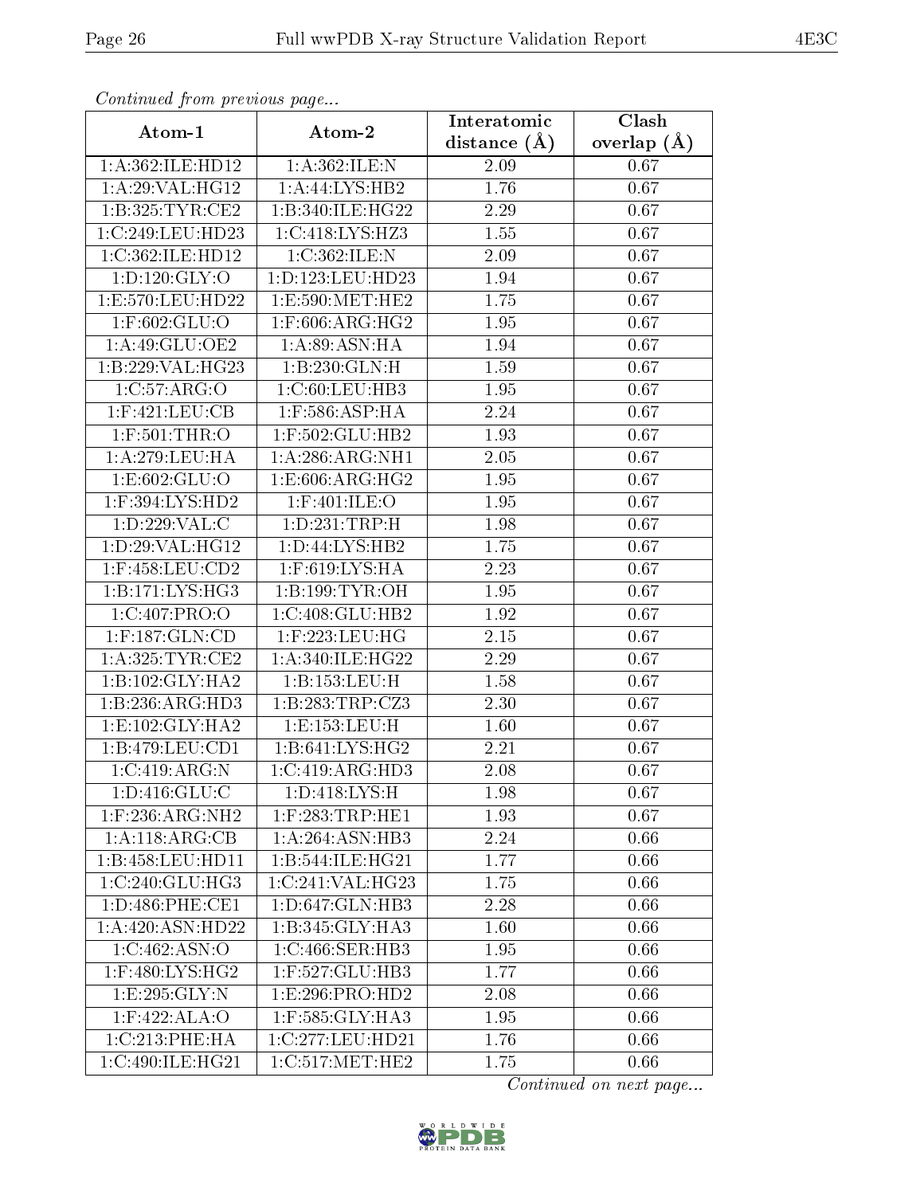*Continued from previous page...*

| Atom-1 | Atom-2 | Interatomic distance (Å) | Clash overlap (Å) |
|---|---|---|---|
| 1:A:362:ILE:HD12 | 1:A:362:ILE:N | 2.09 | 0.67 |
| 1:A:29:VAL:HG12 | 1:A:44:LYS:HB2 | 1.76 | 0.67 |
| 1:B:325:TYR:CE2 | 1:B:340:ILE:HG22 | 2.29 | 0.67 |
| 1:C:249:LEU:HD23 | 1:C:418:LYS:HZ3 | 1.55 | 0.67 |
| 1:C:362:ILE:HD12 | 1:C:362:ILE:N | 2.09 | 0.67 |
| 1:D:120:GLY:O | 1:D:123:LEU:HD23 | 1.94 | 0.67 |
| 1:E:570:LEU:HD22 | 1:E:590:MET:HE2 | 1.75 | 0.67 |
| 1:F:602:GLU:O | 1:F:606:ARG:HG2 | 1.95 | 0.67 |
| 1:A:49:GLU:OE2 | 1:A:89:ASN:HA | 1.94 | 0.67 |
| 1:B:229:VAL:HG23 | 1:B:230:GLN:H | 1.59 | 0.67 |
| 1:C:57:ARG:O | 1:C:60:LEU:HB3 | 1.95 | 0.67 |
| 1:F:421:LEU:CB | 1:F:586:ASP:HA | 2.24 | 0.67 |
| 1:F:501:THR:O | 1:F:502:GLU:HB2 | 1.93 | 0.67 |
| 1:A:279:LEU:HA | 1:A:286:ARG:NH1 | 2.05 | 0.67 |
| 1:E:602:GLU:O | 1:E:606:ARG:HG2 | 1.95 | 0.67 |
| 1:F:394:LYS:HD2 | 1:F:401:ILE:O | 1.95 | 0.67 |
| 1:D:229:VAL:C | 1:D:231:TRP:H | 1.98 | 0.67 |
| 1:D:29:VAL:HG12 | 1:D:44:LYS:HB2 | 1.75 | 0.67 |
| 1:F:458:LEU:CD2 | 1:F:619:LYS:HA | 2.23 | 0.67 |
| 1:B:171:LYS:HG3 | 1:B:199:TYR:OH | 1.95 | 0.67 |
| 1:C:407:PRO:O | 1:C:408:GLU:HB2 | 1.92 | 0.67 |
| 1:F:187:GLN:CD | 1:F:223:LEU:HG | 2.15 | 0.67 |
| 1:A:325:TYR:CE2 | 1:A:340:ILE:HG22 | 2.29 | 0.67 |
| 1:B:102:GLY:HA2 | 1:B:153:LEU:H | 1.58 | 0.67 |
| 1:B:236:ARG:HD3 | 1:B:283:TRP:CZ3 | 2.30 | 0.67 |
| 1:E:102:GLY:HA2 | 1:E:153:LEU:H | 1.60 | 0.67 |
| 1:B:479:LEU:CD1 | 1:B:641:LYS:HG2 | 2.21 | 0.67 |
| 1:C:419:ARG:N | 1:C:419:ARG:HD3 | 2.08 | 0.67 |
| 1:D:416:GLU:C | 1:D:418:LYS:H | 1.98 | 0.67 |
| 1:F:236:ARG:NH2 | 1:F:283:TRP:HE1 | 1.93 | 0.67 |
| 1:A:118:ARG:CB | 1:A:264:ASN:HB3 | 2.24 | 0.66 |
| 1:B:458:LEU:HD11 | 1:B:544:ILE:HG21 | 1.77 | 0.66 |
| 1:C:240:GLU:HG3 | 1:C:241:VAL:HG23 | 1.75 | 0.66 |
| 1:D:486:PHE:CE1 | 1:D:647:GLN:HB3 | 2.28 | 0.66 |
| 1:A:420:ASN:HD22 | 1:B:345:GLY:HA3 | 1.60 | 0.66 |
| 1:C:462:ASN:O | 1:C:466:SER:HB3 | 1.95 | 0.66 |
| 1:F:480:LYS:HG2 | 1:F:527:GLU:HB3 | 1.77 | 0.66 |
| 1:E:295:GLY:N | 1:E:296:PRO:HD2 | 2.08 | 0.66 |
| 1:F:422:ALA:O | 1:F:585:GLY:HA3 | 1.95 | 0.66 |
| 1:C:213:PHE:HA | 1:C:277:LEU:HD21 | 1.76 | 0.66 |
| 1:C:490:ILE:HG21 | 1:C:517:MET:HE2 | 1.75 | 0.66 |

*Continued on next page...*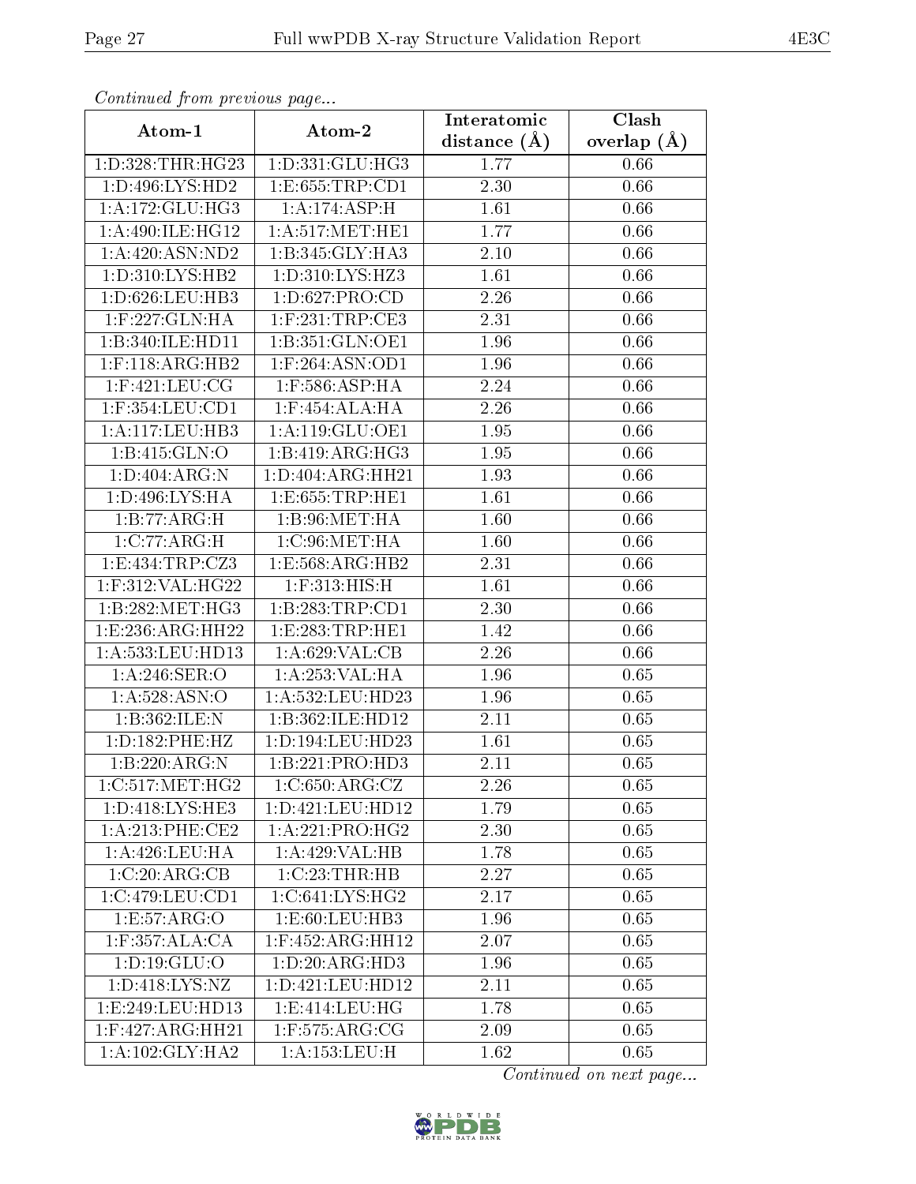*Continued from previous page...*

| Atom-1 | Atom-2 | Interatomic distance (Å) | Clash overlap (Å) |
| --- | --- | --- | --- |
| 1:D:328:THR:HG23 | 1:D:331:GLU:HG3 | 1.77 | 0.66 |
| 1:D:496:LYS:HD2 | 1:E:655:TRP:CD1 | 2.30 | 0.66 |
| 1:A:172:GLU:HG3 | 1:A:174:ASP:H | 1.61 | 0.66 |
| 1:A:490:ILE:HG12 | 1:A:517:MET:HE1 | 1.77 | 0.66 |
| 1:A:420:ASN:ND2 | 1:B:345:GLY:HA3 | 2.10 | 0.66 |
| 1:D:310:LYS:HB2 | 1:D:310:LYS:HZ3 | 1.61 | 0.66 |
| 1:D:626:LEU:HB3 | 1:D:627:PRO:CD | 2.26 | 0.66 |
| 1:F:227:GLN:HA | 1:F:231:TRP:CE3 | 2.31 | 0.66 |
| 1:B:340:ILE:HD11 | 1:B:351:GLN:OE1 | 1.96 | 0.66 |
| 1:F:118:ARG:HB2 | 1:F:264:ASN:OD1 | 1.96 | 0.66 |
| 1:F:421:LEU:CG | 1:F:586:ASP:HA | 2.24 | 0.66 |
| 1:F:354:LEU:CD1 | 1:F:454:ALA:HA | 2.26 | 0.66 |
| 1:A:117:LEU:HB3 | 1:A:119:GLU:OE1 | 1.95 | 0.66 |
| 1:B:415:GLN:O | 1:B:419:ARG:HG3 | 1.95 | 0.66 |
| 1:D:404:ARG:N | 1:D:404:ARG:HH21 | 1.93 | 0.66 |
| 1:D:496:LYS:HA | 1:E:655:TRP:HE1 | 1.61 | 0.66 |
| 1:B:77:ARG:H | 1:B:96:MET:HA | 1.60 | 0.66 |
| 1:C:77:ARG:H | 1:C:96:MET:HA | 1.60 | 0.66 |
| 1:E:434:TRP:CZ3 | 1:E:568:ARG:HB2 | 2.31 | 0.66 |
| 1:F:312:VAL:HG22 | 1:F:313:HIS:H | 1.61 | 0.66 |
| 1:B:282:MET:HG3 | 1:B:283:TRP:CD1 | 2.30 | 0.66 |
| 1:E:236:ARG:HH22 | 1:E:283:TRP:HE1 | 1.42 | 0.66 |
| 1:A:533:LEU:HD13 | 1:A:629:VAL:CB | 2.26 | 0.66 |
| 1:A:246:SER:O | 1:A:253:VAL:HA | 1.96 | 0.65 |
| 1:A:528:ASN:O | 1:A:532:LEU:HD23 | 1.96 | 0.65 |
| 1:B:362:ILE:N | 1:B:362:ILE:HD12 | 2.11 | 0.65 |
| 1:D:182:PHE:HZ | 1:D:194:LEU:HD23 | 1.61 | 0.65 |
| 1:B:220:ARG:N | 1:B:221:PRO:HD3 | 2.11 | 0.65 |
| 1:C:517:MET:HG2 | 1:C:650:ARG:CZ | 2.26 | 0.65 |
| 1:D:418:LYS:HE3 | 1:D:421:LEU:HD12 | 1.79 | 0.65 |
| 1:A:213:PHE:CE2 | 1:A:221:PRO:HG2 | 2.30 | 0.65 |
| 1:A:426:LEU:HA | 1:A:429:VAL:HB | 1.78 | 0.65 |
| 1:C:20:ARG:CB | 1:C:23:THR:HB | 2.27 | 0.65 |
| 1:C:479:LEU:CD1 | 1:C:641:LYS:HG2 | 2.17 | 0.65 |
| 1:E:57:ARG:O | 1:E:60:LEU:HB3 | 1.96 | 0.65 |
| 1:F:357:ALA:CA | 1:F:452:ARG:HH12 | 2.07 | 0.65 |
| 1:D:19:GLU:O | 1:D:20:ARG:HD3 | 1.96 | 0.65 |
| 1:D:418:LYS:NZ | 1:D:421:LEU:HD12 | 2.11 | 0.65 |
| 1:E:249:LEU:HD13 | 1:E:414:LEU:HG | 1.78 | 0.65 |
| 1:F:427:ARG:HH21 | 1:F:575:ARG:CG | 2.09 | 0.65 |
| 1:A:102:GLY:HA2 | 1:A:153:LEU:H | 1.62 | 0.65 |

*Continued on next page...*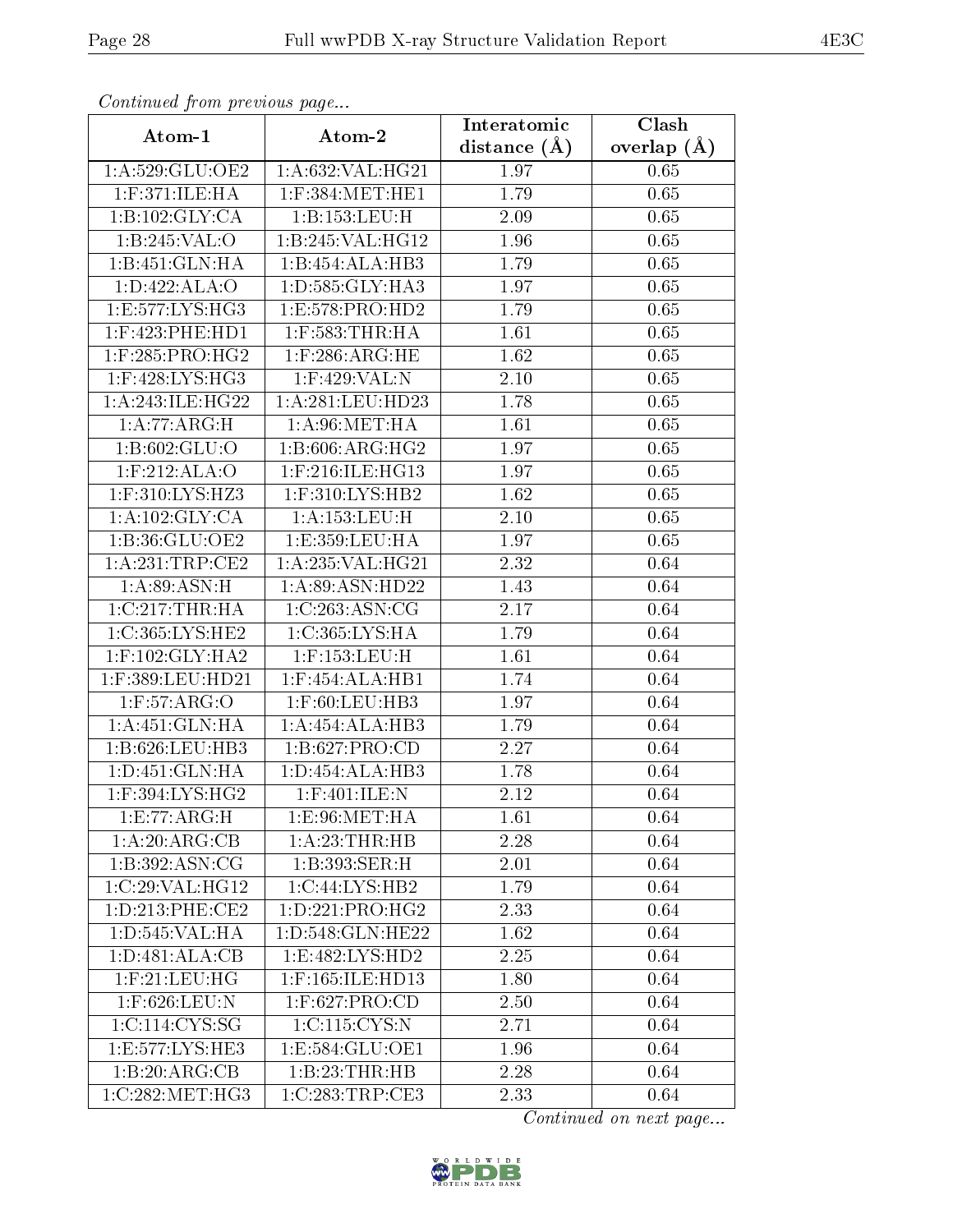*Continued from previous page...*

| Atom-1 | Atom-2 | Interatomic distance (Å) | Clash overlap (Å) |
| --- | --- | --- | --- |
| 1:A:529:GLU:OE2 | 1:A:632:VAL:HG21 | 1.97 | 0.65 |
| 1:F:371:ILE:HA | 1:F:384:MET:HE1 | 1.79 | 0.65 |
| 1:B:102:GLY:CA | 1:B:153:LEU:H | 2.09 | 0.65 |
| 1:B:245:VAL:O | 1:B:245:VAL:HG12 | 1.96 | 0.65 |
| 1:B:451:GLN:HA | 1:B:454:ALA:HB3 | 1.79 | 0.65 |
| 1:D:422:ALA:O | 1:D:585:GLY:HA3 | 1.97 | 0.65 |
| 1:E:577:LYS:HG3 | 1:E:578:PRO:HD2 | 1.79 | 0.65 |
| 1:F:423:PHE:HD1 | 1:F:583:THR:HA | 1.61 | 0.65 |
| 1:F:285:PRO:HG2 | 1:F:286:ARG:HE | 1.62 | 0.65 |
| 1:F:428:LYS:HG3 | 1:F:429:VAL:N | 2.10 | 0.65 |
| 1:A:243:ILE:HG22 | 1:A:281:LEU:HD23 | 1.78 | 0.65 |
| 1:A:77:ARG:H | 1:A:96:MET:HA | 1.61 | 0.65 |
| 1:B:602:GLU:O | 1:B:606:ARG:HG2 | 1.97 | 0.65 |
| 1:F:212:ALA:O | 1:F:216:ILE:HG13 | 1.97 | 0.65 |
| 1:F:310:LYS:HZ3 | 1:F:310:LYS:HB2 | 1.62 | 0.65 |
| 1:A:102:GLY:CA | 1:A:153:LEU:H | 2.10 | 0.65 |
| 1:B:36:GLU:OE2 | 1:E:359:LEU:HA | 1.97 | 0.65 |
| 1:A:231:TRP:CE2 | 1:A:235:VAL:HG21 | 2.32 | 0.64 |
| 1:A:89:ASN:H | 1:A:89:ASN:HD22 | 1.43 | 0.64 |
| 1:C:217:THR:HA | 1:C:263:ASN:CG | 2.17 | 0.64 |
| 1:C:365:LYS:HE2 | 1:C:365:LYS:HA | 1.79 | 0.64 |
| 1:F:102:GLY:HA2 | 1:F:153:LEU:H | 1.61 | 0.64 |
| 1:F:389:LEU:HD21 | 1:F:454:ALA:HB1 | 1.74 | 0.64 |
| 1:F:57:ARG:O | 1:F:60:LEU:HB3 | 1.97 | 0.64 |
| 1:A:451:GLN:HA | 1:A:454:ALA:HB3 | 1.79 | 0.64 |
| 1:B:626:LEU:HB3 | 1:B:627:PRO:CD | 2.27 | 0.64 |
| 1:D:451:GLN:HA | 1:D:454:ALA:HB3 | 1.78 | 0.64 |
| 1:F:394:LYS:HG2 | 1:F:401:ILE:N | 2.12 | 0.64 |
| 1:E:77:ARG:H | 1:E:96:MET:HA | 1.61 | 0.64 |
| 1:A:20:ARG:CB | 1:A:23:THR:HB | 2.28 | 0.64 |
| 1:B:392:ASN:CG | 1:B:393:SER:H | 2.01 | 0.64 |
| 1:C:29:VAL:HG12 | 1:C:44:LYS:HB2 | 1.79 | 0.64 |
| 1:D:213:PHE:CE2 | 1:D:221:PRO:HG2 | 2.33 | 0.64 |
| 1:D:545:VAL:HA | 1:D:548:GLN:HE22 | 1.62 | 0.64 |
| 1:D:481:ALA:CB | 1:E:482:LYS:HD2 | 2.25 | 0.64 |
| 1:F:21:LEU:HG | 1:F:165:ILE:HD13 | 1.80 | 0.64 |
| 1:F:626:LEU:N | 1:F:627:PRO:CD | 2.50 | 0.64 |
| 1:C:114:CYS:SG | 1:C:115:CYS:N | 2.71 | 0.64 |
| 1:E:577:LYS:HE3 | 1:E:584:GLU:OE1 | 1.96 | 0.64 |
| 1:B:20:ARG:CB | 1:B:23:THR:HB | 2.28 | 0.64 |
| 1:C:282:MET:HG3 | 1:C:283:TRP:CE3 | 2.33 | 0.64 |

*Continued on next page...*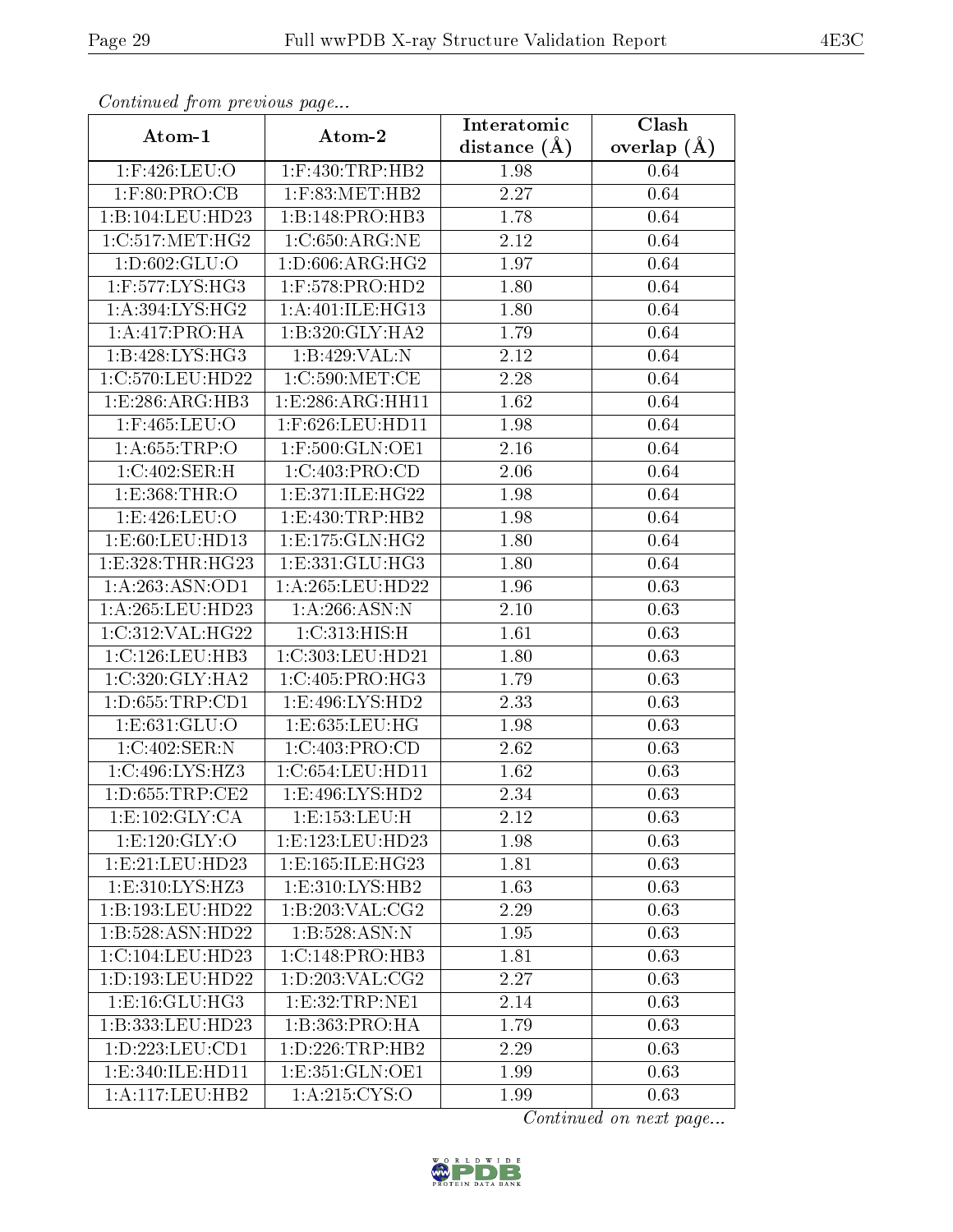*Continued from previous page...*

| Atom-1 | Atom-2 | Interatomic distance (Å) | Clash overlap (Å) |
|---|---|---|---|
| 1:F:426:LEU:O | 1:F:430:TRP:HB2 | 1.98 | 0.64 |
| 1:F:80:PRO:CB | 1:F:83:MET:HB2 | 2.27 | 0.64 |
| 1:B:104:LEU:HD23 | 1:B:148:PRO:HB3 | 1.78 | 0.64 |
| 1:C:517:MET:HG2 | 1:C:650:ARG:NE | 2.12 | 0.64 |
| 1:D:602:GLU:O | 1:D:606:ARG:HG2 | 1.97 | 0.64 |
| 1:F:577:LYS:HG3 | 1:F:578:PRO:HD2 | 1.80 | 0.64 |
| 1:A:394:LYS:HG2 | 1:A:401:ILE:HG13 | 1.80 | 0.64 |
| 1:A:417:PRO:HA | 1:B:320:GLY:HA2 | 1.79 | 0.64 |
| 1:B:428:LYS:HG3 | 1:B:429:VAL:N | 2.12 | 0.64 |
| 1:C:570:LEU:HD22 | 1:C:590:MET:CE | 2.28 | 0.64 |
| 1:E:286:ARG:HB3 | 1:E:286:ARG:HH11 | 1.62 | 0.64 |
| 1:F:465:LEU:O | 1:F:626:LEU:HD11 | 1.98 | 0.64 |
| 1:A:655:TRP:O | 1:F:500:GLN:OE1 | 2.16 | 0.64 |
| 1:C:402:SER:H | 1:C:403:PRO:CD | 2.06 | 0.64 |
| 1:E:368:THR:O | 1:E:371:ILE:HG22 | 1.98 | 0.64 |
| 1:E:426:LEU:O | 1:E:430:TRP:HB2 | 1.98 | 0.64 |
| 1:E:60:LEU:HD13 | 1:E:175:GLN:HG2 | 1.80 | 0.64 |
| 1:E:328:THR:HG23 | 1:E:331:GLU:HG3 | 1.80 | 0.64 |
| 1:A:263:ASN:OD1 | 1:A:265:LEU:HD22 | 1.96 | 0.63 |
| 1:A:265:LEU:HD23 | 1:A:266:ASN:N | 2.10 | 0.63 |
| 1:C:312:VAL:HG22 | 1:C:313:HIS:H | 1.61 | 0.63 |
| 1:C:126:LEU:HB3 | 1:C:303:LEU:HD21 | 1.80 | 0.63 |
| 1:C:320:GLY:HA2 | 1:C:405:PRO:HG3 | 1.79 | 0.63 |
| 1:D:655:TRP:CD1 | 1:E:496:LYS:HD2 | 2.33 | 0.63 |
| 1:E:631:GLU:O | 1:E:635:LEU:HG | 1.98 | 0.63 |
| 1:C:402:SER:N | 1:C:403:PRO:CD | 2.62 | 0.63 |
| 1:C:496:LYS:HZ3 | 1:C:654:LEU:HD11 | 1.62 | 0.63 |
| 1:D:655:TRP:CE2 | 1:E:496:LYS:HD2 | 2.34 | 0.63 |
| 1:E:102:GLY:CA | 1:E:153:LEU:H | 2.12 | 0.63 |
| 1:E:120:GLY:O | 1:E:123:LEU:HD23 | 1.98 | 0.63 |
| 1:E:21:LEU:HD23 | 1:E:165:ILE:HG23 | 1.81 | 0.63 |
| 1:E:310:LYS:HZ3 | 1:E:310:LYS:HB2 | 1.63 | 0.63 |
| 1:B:193:LEU:HD22 | 1:B:203:VAL:CG2 | 2.29 | 0.63 |
| 1:B:528:ASN:HD22 | 1:B:528:ASN:N | 1.95 | 0.63 |
| 1:C:104:LEU:HD23 | 1:C:148:PRO:HB3 | 1.81 | 0.63 |
| 1:D:193:LEU:HD22 | 1:D:203:VAL:CG2 | 2.27 | 0.63 |
| 1:E:16:GLU:HG3 | 1:E:32:TRP:NE1 | 2.14 | 0.63 |
| 1:B:333:LEU:HD23 | 1:B:363:PRO:HA | 1.79 | 0.63 |
| 1:D:223:LEU:CD1 | 1:D:226:TRP:HB2 | 2.29 | 0.63 |
| 1:E:340:ILE:HD11 | 1:E:351:GLN:OE1 | 1.99 | 0.63 |
| 1:A:117:LEU:HB2 | 1:A:215:CYS:O | 1.99 | 0.63 |

*Continued on next page...*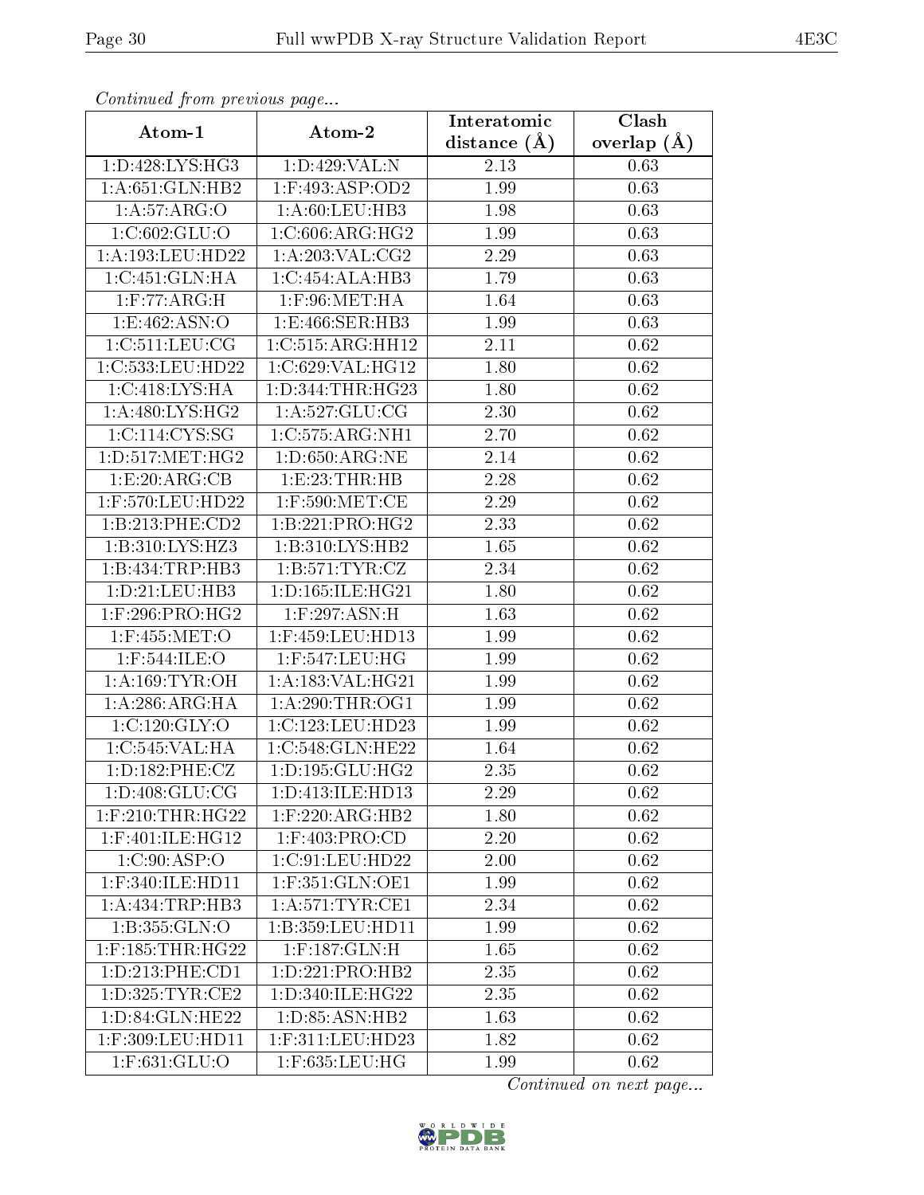*Continued from previous page...*

| Atom-1 | Atom-2 | Interatomic distance (Å) | Clash overlap (Å) |
|---|---|---|---|
| 1:D:428:LYS:HG3 | 1:D:429:VAL:N | 2.13 | 0.63 |
| 1:A:651:GLN:HB2 | 1:F:493:ASP:OD2 | 1.99 | 0.63 |
| 1:A:57:ARG:O | 1:A:60:LEU:HB3 | 1.98 | 0.63 |
| 1:C:602:GLU:O | 1:C:606:ARG:HG2 | 1.99 | 0.63 |
| 1:A:193:LEU:HD22 | 1:A:203:VAL:CG2 | 2.29 | 0.63 |
| 1:C:451:GLN:HA | 1:C:454:ALA:HB3 | 1.79 | 0.63 |
| 1:F:77:ARG:H | 1:F:96:MET:HA | 1.64 | 0.63 |
| 1:E:462:ASN:O | 1:E:466:SER:HB3 | 1.99 | 0.63 |
| 1:C:511:LEU:CG | 1:C:515:ARG:HH12 | 2.11 | 0.62 |
| 1:C:533:LEU:HD22 | 1:C:629:VAL:HG12 | 1.80 | 0.62 |
| 1:C:418:LYS:HA | 1:D:344:THR:HG23 | 1.80 | 0.62 |
| 1:A:480:LYS:HG2 | 1:A:527:GLU:CG | 2.30 | 0.62 |
| 1:C:114:CYS:SG | 1:C:575:ARG:NH1 | 2.70 | 0.62 |
| 1:D:517:MET:HG2 | 1:D:650:ARG:NE | 2.14 | 0.62 |
| 1:E:20:ARG:CB | 1:E:23:THR:HB | 2.28 | 0.62 |
| 1:F:570:LEU:HD22 | 1:F:590:MET:CE | 2.29 | 0.62 |
| 1:B:213:PHE:CD2 | 1:B:221:PRO:HG2 | 2.33 | 0.62 |
| 1:B:310:LYS:HZ3 | 1:B:310:LYS:HB2 | 1.65 | 0.62 |
| 1:B:434:TRP:HB3 | 1:B:571:TYR:CZ | 2.34 | 0.62 |
| 1:D:21:LEU:HB3 | 1:D:165:ILE:HG21 | 1.80 | 0.62 |
| 1:F:296:PRO:HG2 | 1:F:297:ASN:H | 1.63 | 0.62 |
| 1:F:455:MET:O | 1:F:459:LEU:HD13 | 1.99 | 0.62 |
| 1:F:544:ILE:O | 1:F:547:LEU:HG | 1.99 | 0.62 |
| 1:A:169:TYR:OH | 1:A:183:VAL:HG21 | 1.99 | 0.62 |
| 1:A:286:ARG:HA | 1:A:290:THR:OG1 | 1.99 | 0.62 |
| 1:C:120:GLY:O | 1:C:123:LEU:HD23 | 1.99 | 0.62 |
| 1:C:545:VAL:HA | 1:C:548:GLN:HE22 | 1.64 | 0.62 |
| 1:D:182:PHE:CZ | 1:D:195:GLU:HG2 | 2.35 | 0.62 |
| 1:D:408:GLU:CG | 1:D:413:ILE:HD13 | 2.29 | 0.62 |
| 1:F:210:THR:HG22 | 1:F:220:ARG:HB2 | 1.80 | 0.62 |
| 1:F:401:ILE:HG12 | 1:F:403:PRO:CD | 2.20 | 0.62 |
| 1:C:90:ASP:O | 1:C:91:LEU:HD22 | 2.00 | 0.62 |
| 1:F:340:ILE:HD11 | 1:F:351:GLN:OE1 | 1.99 | 0.62 |
| 1:A:434:TRP:HB3 | 1:A:571:TYR:CE1 | 2.34 | 0.62 |
| 1:B:355:GLN:O | 1:B:359:LEU:HD11 | 1.99 | 0.62 |
| 1:F:185:THR:HG22 | 1:F:187:GLN:H | 1.65 | 0.62 |
| 1:D:213:PHE:CD1 | 1:D:221:PRO:HB2 | 2.35 | 0.62 |
| 1:D:325:TYR:CE2 | 1:D:340:ILE:HG22 | 2.35 | 0.62 |
| 1:D:84:GLN:HE22 | 1:D:85:ASN:HB2 | 1.63 | 0.62 |
| 1:F:309:LEU:HD11 | 1:F:311:LEU:HD23 | 1.82 | 0.62 |
| 1:F:631:GLU:O | 1:F:635:LEU:HG | 1.99 | 0.62 |

*Continued on next page...*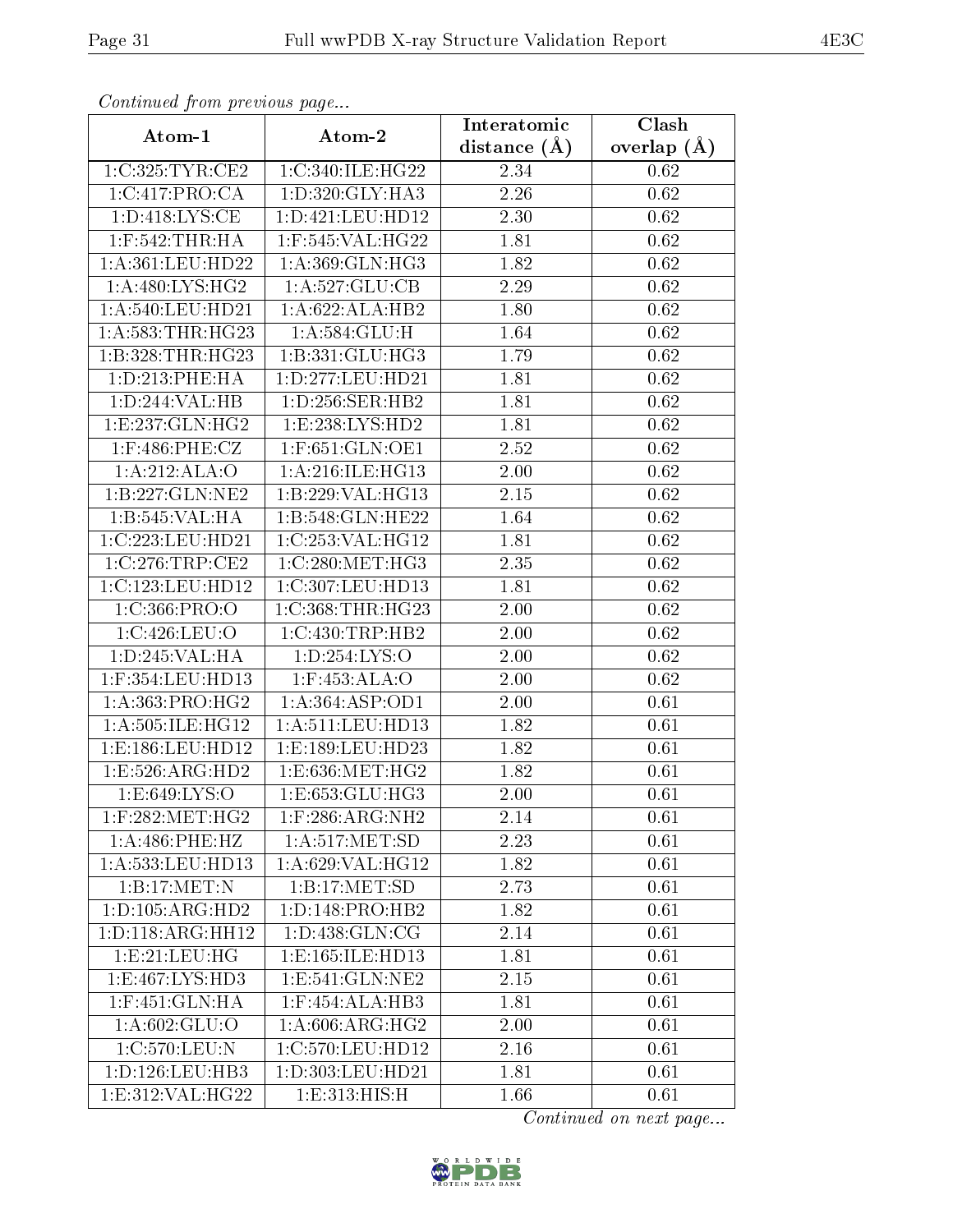*Continued from previous page...*

| Atom-1 | Atom-2 | Interatomic distance (Å) | Clash overlap (Å) |
|---|---|---|---|
| 1:C:325:TYR:CE2 | 1:C:340:ILE:HG22 | 2.34 | 0.62 |
| 1:C:417:PRO:CA | 1:D:320:GLY:HA3 | 2.26 | 0.62 |
| 1:D:418:LYS:CE | 1:D:421:LEU:HD12 | 2.30 | 0.62 |
| 1:F:542:THR:HA | 1:F:545:VAL:HG22 | 1.81 | 0.62 |
| 1:A:361:LEU:HD22 | 1:A:369:GLN:HG3 | 1.82 | 0.62 |
| 1:A:480:LYS:HG2 | 1:A:527:GLU:CB | 2.29 | 0.62 |
| 1:A:540:LEU:HD21 | 1:A:622:ALA:HB2 | 1.80 | 0.62 |
| 1:A:583:THR:HG23 | 1:A:584:GLU:H | 1.64 | 0.62 |
| 1:B:328:THR:HG23 | 1:B:331:GLU:HG3 | 1.79 | 0.62 |
| 1:D:213:PHE:HA | 1:D:277:LEU:HD21 | 1.81 | 0.62 |
| 1:D:244:VAL:HB | 1:D:256:SER:HB2 | 1.81 | 0.62 |
| 1:E:237:GLN:HG2 | 1:E:238:LYS:HD2 | 1.81 | 0.62 |
| 1:F:486:PHE:CZ | 1:F:651:GLN:OE1 | 2.52 | 0.62 |
| 1:A:212:ALA:O | 1:A:216:ILE:HG13 | 2.00 | 0.62 |
| 1:B:227:GLN:NE2 | 1:B:229:VAL:HG13 | 2.15 | 0.62 |
| 1:B:545:VAL:HA | 1:B:548:GLN:HE22 | 1.64 | 0.62 |
| 1:C:223:LEU:HD21 | 1:C:253:VAL:HG12 | 1.81 | 0.62 |
| 1:C:276:TRP:CE2 | 1:C:280:MET:HG3 | 2.35 | 0.62 |
| 1:C:123:LEU:HD12 | 1:C:307:LEU:HD13 | 1.81 | 0.62 |
| 1:C:366:PRO:O | 1:C:368:THR:HG23 | 2.00 | 0.62 |
| 1:C:426:LEU:O | 1:C:430:TRP:HB2 | 2.00 | 0.62 |
| 1:D:245:VAL:HA | 1:D:254:LYS:O | 2.00 | 0.62 |
| 1:F:354:LEU:HD13 | 1:F:453:ALA:O | 2.00 | 0.62 |
| 1:A:363:PRO:HG2 | 1:A:364:ASP:OD1 | 2.00 | 0.61 |
| 1:A:505:ILE:HG12 | 1:A:511:LEU:HD13 | 1.82 | 0.61 |
| 1:E:186:LEU:HD12 | 1:E:189:LEU:HD23 | 1.82 | 0.61 |
| 1:E:526:ARG:HD2 | 1:E:636:MET:HG2 | 1.82 | 0.61 |
| 1:E:649:LYS:O | 1:E:653:GLU:HG3 | 2.00 | 0.61 |
| 1:F:282:MET:HG2 | 1:F:286:ARG:NH2 | 2.14 | 0.61 |
| 1:A:486:PHE:HZ | 1:A:517:MET:SD | 2.23 | 0.61 |
| 1:A:533:LEU:HD13 | 1:A:629:VAL:HG12 | 1.82 | 0.61 |
| 1:B:17:MET:N | 1:B:17:MET:SD | 2.73 | 0.61 |
| 1:D:105:ARG:HD2 | 1:D:148:PRO:HB2 | 1.82 | 0.61 |
| 1:D:118:ARG:HH12 | 1:D:438:GLN:CG | 2.14 | 0.61 |
| 1:E:21:LEU:HG | 1:E:165:ILE:HD13 | 1.81 | 0.61 |
| 1:E:467:LYS:HD3 | 1:E:541:GLN:NE2 | 2.15 | 0.61 |
| 1:F:451:GLN:HA | 1:F:454:ALA:HB3 | 1.81 | 0.61 |
| 1:A:602:GLU:O | 1:A:606:ARG:HG2 | 2.00 | 0.61 |
| 1:C:570:LEU:N | 1:C:570:LEU:HD12 | 2.16 | 0.61 |
| 1:D:126:LEU:HB3 | 1:D:303:LEU:HD21 | 1.81 | 0.61 |
| 1:E:312:VAL:HG22 | 1:E:313:HIS:H | 1.66 | 0.61 |

*Continued on next page...*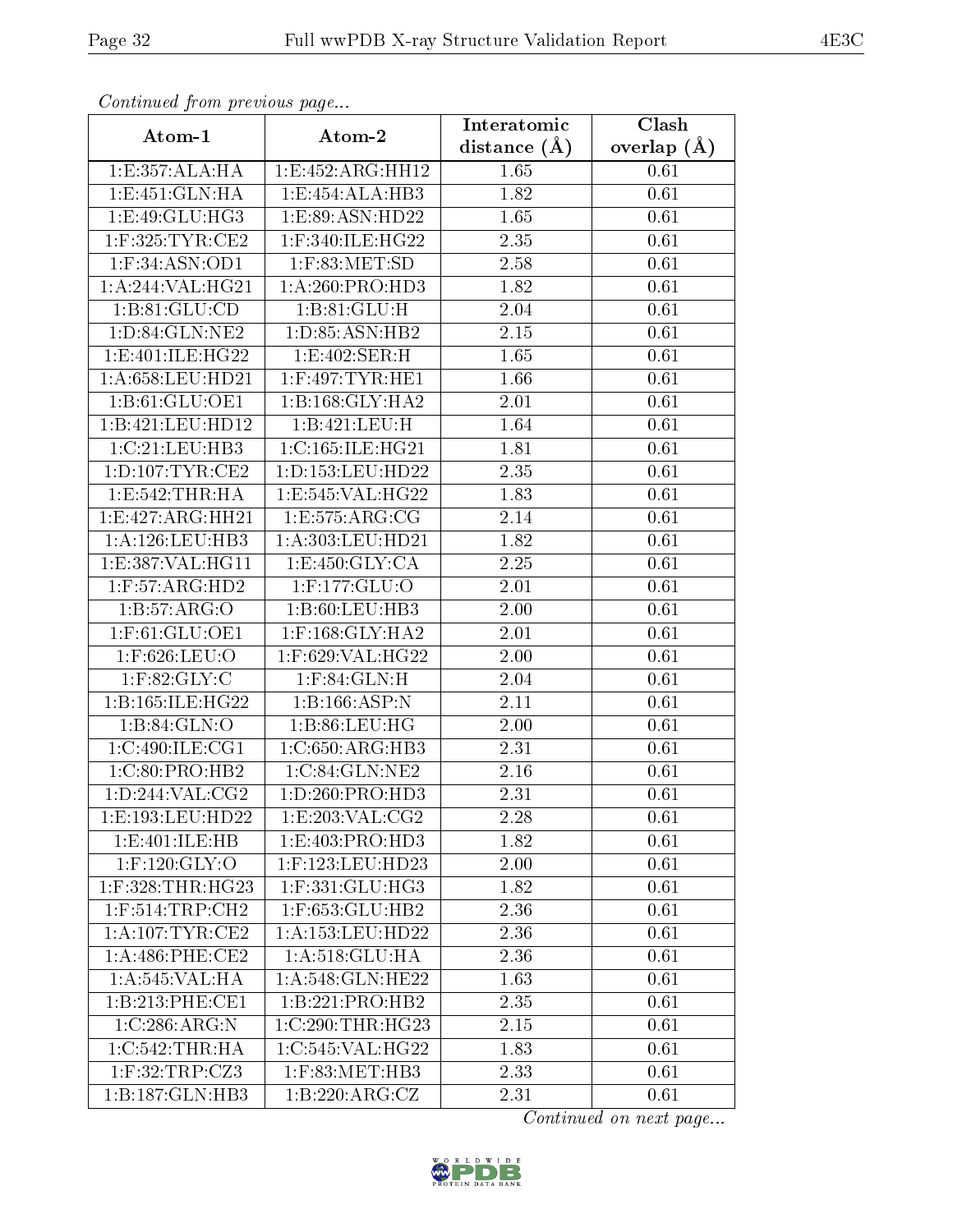*Continued from previous page...*

| Atom-1 | Atom-2 | Interatomic distance (Å) | Clash overlap (Å) |
|---|---|---|---|
| 1:E:357:ALA:HA | 1:E:452:ARG:HH12 | 1.65 | 0.61 |
| 1:E:451:GLN:HA | 1:E:454:ALA:HB3 | 1.82 | 0.61 |
| 1:E:49:GLU:HG3 | 1:E:89:ASN:HD22 | 1.65 | 0.61 |
| 1:F:325:TYR:CE2 | 1:F:340:ILE:HG22 | 2.35 | 0.61 |
| 1:F:34:ASN:OD1 | 1:F:83:MET:SD | 2.58 | 0.61 |
| 1:A:244:VAL:HG21 | 1:A:260:PRO:HD3 | 1.82 | 0.61 |
| 1:B:81:GLU:CD | 1:B:81:GLU:H | 2.04 | 0.61 |
| 1:D:84:GLN:NE2 | 1:D:85:ASN:HB2 | 2.15 | 0.61 |
| 1:E:401:ILE:HG22 | 1:E:402:SER:H | 1.65 | 0.61 |
| 1:A:658:LEU:HD21 | 1:F:497:TYR:HE1 | 1.66 | 0.61 |
| 1:B:61:GLU:OE1 | 1:B:168:GLY:HA2 | 2.01 | 0.61 |
| 1:B:421:LEU:HD12 | 1:B:421:LEU:H | 1.64 | 0.61 |
| 1:C:21:LEU:HB3 | 1:C:165:ILE:HG21 | 1.81 | 0.61 |
| 1:D:107:TYR:CE2 | 1:D:153:LEU:HD22 | 2.35 | 0.61 |
| 1:E:542:THR:HA | 1:E:545:VAL:HG22 | 1.83 | 0.61 |
| 1:E:427:ARG:HH21 | 1:E:575:ARG:CG | 2.14 | 0.61 |
| 1:A:126:LEU:HB3 | 1:A:303:LEU:HD21 | 1.82 | 0.61 |
| 1:E:387:VAL:HG11 | 1:E:450:GLY:CA | 2.25 | 0.61 |
| 1:F:57:ARG:HD2 | 1:F:177:GLU:O | 2.01 | 0.61 |
| 1:B:57:ARG:O | 1:B:60:LEU:HB3 | 2.00 | 0.61 |
| 1:F:61:GLU:OE1 | 1:F:168:GLY:HA2 | 2.01 | 0.61 |
| 1:F:626:LEU:O | 1:F:629:VAL:HG22 | 2.00 | 0.61 |
| 1:F:82:GLY:C | 1:F:84:GLN:H | 2.04 | 0.61 |
| 1:B:165:ILE:HG22 | 1:B:166:ASP:N | 2.11 | 0.61 |
| 1:B:84:GLN:O | 1:B:86:LEU:HG | 2.00 | 0.61 |
| 1:C:490:ILE:CG1 | 1:C:650:ARG:HB3 | 2.31 | 0.61 |
| 1:C:80:PRO:HB2 | 1:C:84:GLN:NE2 | 2.16 | 0.61 |
| 1:D:244:VAL:CG2 | 1:D:260:PRO:HD3 | 2.31 | 0.61 |
| 1:E:193:LEU:HD22 | 1:E:203:VAL:CG2 | 2.28 | 0.61 |
| 1:E:401:ILE:HB | 1:E:403:PRO:HD3 | 1.82 | 0.61 |
| 1:F:120:GLY:O | 1:F:123:LEU:HD23 | 2.00 | 0.61 |
| 1:F:328:THR:HG23 | 1:F:331:GLU:HG3 | 1.82 | 0.61 |
| 1:F:514:TRP:CH2 | 1:F:653:GLU:HB2 | 2.36 | 0.61 |
| 1:A:107:TYR:CE2 | 1:A:153:LEU:HD22 | 2.36 | 0.61 |
| 1:A:486:PHE:CE2 | 1:A:518:GLU:HA | 2.36 | 0.61 |
| 1:A:545:VAL:HA | 1:A:548:GLN:HE22 | 1.63 | 0.61 |
| 1:B:213:PHE:CE1 | 1:B:221:PRO:HB2 | 2.35 | 0.61 |
| 1:C:286:ARG:N | 1:C:290:THR:HG23 | 2.15 | 0.61 |
| 1:C:542:THR:HA | 1:C:545:VAL:HG22 | 1.83 | 0.61 |
| 1:F:32:TRP:CZ3 | 1:F:83:MET:HB3 | 2.33 | 0.61 |
| 1:B:187:GLN:HB3 | 1:B:220:ARG:CZ | 2.31 | 0.61 |

*Continued on next page...*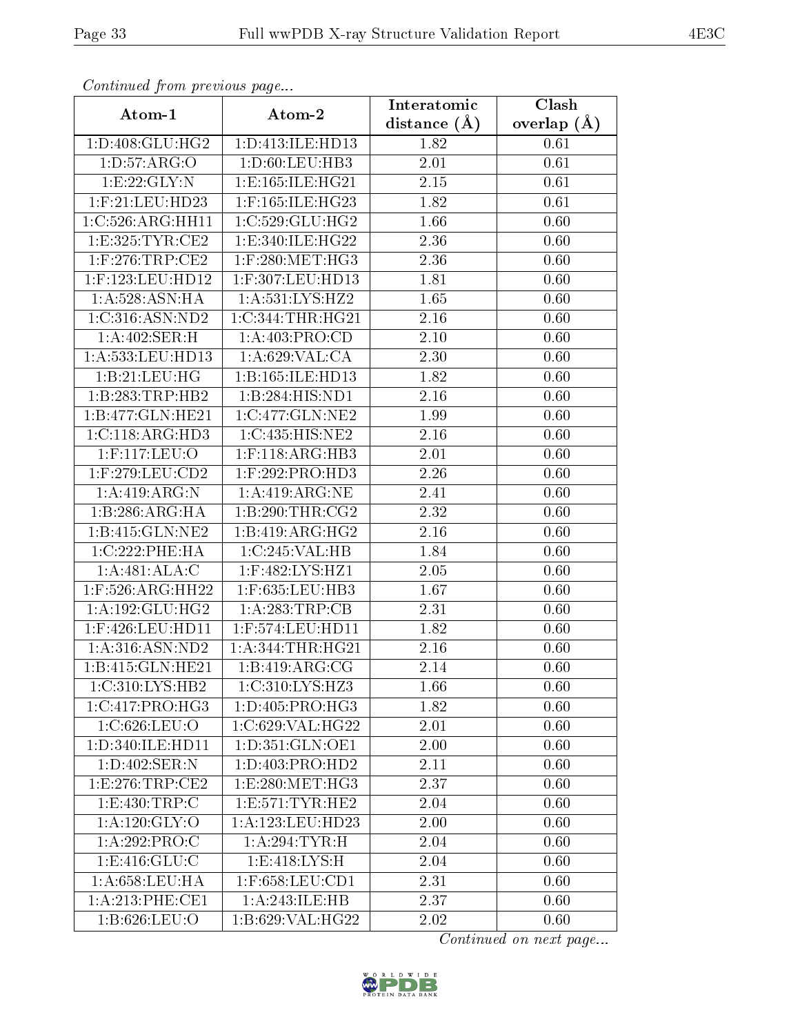*Continued from previous page...*

| Atom-1 | Atom-2 | Interatomic distance (Å) | Clash overlap (Å) |
|---|---|---|---|
| 1:D:408:GLU:HG2 | 1:D:413:ILE:HD13 | 1.82 | 0.61 |
| 1:D:57:ARG:O | 1:D:60:LEU:HB3 | 2.01 | 0.61 |
| 1:E:22:GLY:N | 1:E:165:ILE:HG21 | 2.15 | 0.61 |
| 1:F:21:LEU:HD23 | 1:F:165:ILE:HG23 | 1.82 | 0.61 |
| 1:C:526:ARG:HH11 | 1:C:529:GLU:HG2 | 1.66 | 0.60 |
| 1:E:325:TYR:CE2 | 1:E:340:ILE:HG22 | 2.36 | 0.60 |
| 1:F:276:TRP:CE2 | 1:F:280:MET:HG3 | 2.36 | 0.60 |
| 1:F:123:LEU:HD12 | 1:F:307:LEU:HD13 | 1.81 | 0.60 |
| 1:A:528:ASN:HA | 1:A:531:LYS:HZ2 | 1.65 | 0.60 |
| 1:C:316:ASN:ND2 | 1:C:344:THR:HG21 | 2.16 | 0.60 |
| 1:A:402:SER:H | 1:A:403:PRO:CD | 2.10 | 0.60 |
| 1:A:533:LEU:HD13 | 1:A:629:VAL:CA | 2.30 | 0.60 |
| 1:B:21:LEU:HG | 1:B:165:ILE:HD13 | 1.82 | 0.60 |
| 1:B:283:TRP:HB2 | 1:B:284:HIS:ND1 | 2.16 | 0.60 |
| 1:B:477:GLN:HE21 | 1:C:477:GLN:NE2 | 1.99 | 0.60 |
| 1:C:118:ARG:HD3 | 1:C:435:HIS:NE2 | 2.16 | 0.60 |
| 1:F:117:LEU:O | 1:F:118:ARG:HB3 | 2.01 | 0.60 |
| 1:F:279:LEU:CD2 | 1:F:292:PRO:HD3 | 2.26 | 0.60 |
| 1:A:419:ARG:N | 1:A:419:ARG:NE | 2.41 | 0.60 |
| 1:B:286:ARG:HA | 1:B:290:THR:CG2 | 2.32 | 0.60 |
| 1:B:415:GLN:NE2 | 1:B:419:ARG:HG2 | 2.16 | 0.60 |
| 1:C:222:PHE:HA | 1:C:245:VAL:HB | 1.84 | 0.60 |
| 1:A:481:ALA:C | 1:F:482:LYS:HZ1 | 2.05 | 0.60 |
| 1:F:526:ARG:HH22 | 1:F:635:LEU:HB3 | 1.67 | 0.60 |
| 1:A:192:GLU:HG2 | 1:A:283:TRP:CB | 2.31 | 0.60 |
| 1:F:426:LEU:HD11 | 1:F:574:LEU:HD11 | 1.82 | 0.60 |
| 1:A:316:ASN:ND2 | 1:A:344:THR:HG21 | 2.16 | 0.60 |
| 1:B:415:GLN:HE21 | 1:B:419:ARG:CG | 2.14 | 0.60 |
| 1:C:310:LYS:HB2 | 1:C:310:LYS:HZ3 | 1.66 | 0.60 |
| 1:C:417:PRO:HG3 | 1:D:405:PRO:HG3 | 1.82 | 0.60 |
| 1:C:626:LEU:O | 1:C:629:VAL:HG22 | 2.01 | 0.60 |
| 1:D:340:ILE:HD11 | 1:D:351:GLN:OE1 | 2.00 | 0.60 |
| 1:D:402:SER:N | 1:D:403:PRO:HD2 | 2.11 | 0.60 |
| 1:E:276:TRP:CE2 | 1:E:280:MET:HG3 | 2.37 | 0.60 |
| 1:E:430:TRP:C | 1:E:571:TYR:HE2 | 2.04 | 0.60 |
| 1:A:120:GLY:O | 1:A:123:LEU:HD23 | 2.00 | 0.60 |
| 1:A:292:PRO:C | 1:A:294:TYR:H | 2.04 | 0.60 |
| 1:E:416:GLU:C | 1:E:418:LYS:H | 2.04 | 0.60 |
| 1:A:658:LEU:HA | 1:F:658:LEU:CD1 | 2.31 | 0.60 |
| 1:A:213:PHE:CE1 | 1:A:243:ILE:HB | 2.37 | 0.60 |
| 1:B:626:LEU:O | 1:B:629:VAL:HG22 | 2.02 | 0.60 |

*Continued on next page...*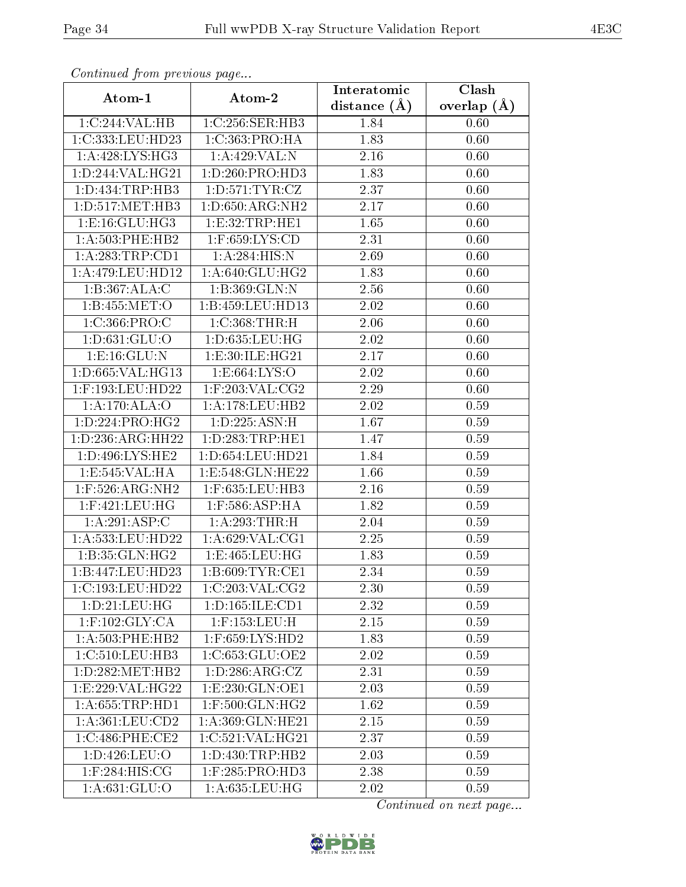*Continued from previous page...*

| Atom-1 | Atom-2 | Interatomic distance (Å) | Clash overlap (Å) |
| --- | --- | --- | --- |
| 1:C:244:VAL:HB | 1:C:256:SER:HB3 | 1.84 | 0.60 |
| 1:C:333:LEU:HD23 | 1:C:363:PRO:HA | 1.83 | 0.60 |
| 1:A:428:LYS:HG3 | 1:A:429:VAL:N | 2.16 | 0.60 |
| 1:D:244:VAL:HG21 | 1:D:260:PRO:HD3 | 1.83 | 0.60 |
| 1:D:434:TRP:HB3 | 1:D:571:TYR:CZ | 2.37 | 0.60 |
| 1:D:517:MET:HB3 | 1:D:650:ARG:NH2 | 2.17 | 0.60 |
| 1:E:16:GLU:HG3 | 1:E:32:TRP:HE1 | 1.65 | 0.60 |
| 1:A:503:PHE:HB2 | 1:F:659:LYS:CD | 2.31 | 0.60 |
| 1:A:283:TRP:CD1 | 1:A:284:HIS:N | 2.69 | 0.60 |
| 1:A:479:LEU:HD12 | 1:A:640:GLU:HG2 | 1.83 | 0.60 |
| 1:B:367:ALA:C | 1:B:369:GLN:N | 2.56 | 0.60 |
| 1:B:455:MET:O | 1:B:459:LEU:HD13 | 2.02 | 0.60 |
| 1:C:366:PRO:C | 1:C:368:THR:H | 2.06 | 0.60 |
| 1:D:631:GLU:O | 1:D:635:LEU:HG | 2.02 | 0.60 |
| 1:E:16:GLU:N | 1:E:30:ILE:HG21 | 2.17 | 0.60 |
| 1:D:665:VAL:HG13 | 1:E:664:LYS:O | 2.02 | 0.60 |
| 1:F:193:LEU:HD22 | 1:F:203:VAL:CG2 | 2.29 | 0.60 |
| 1:A:170:ALA:O | 1:A:178:LEU:HB2 | 2.02 | 0.59 |
| 1:D:224:PRO:HG2 | 1:D:225:ASN:H | 1.67 | 0.59 |
| 1:D:236:ARG:HH22 | 1:D:283:TRP:HE1 | 1.47 | 0.59 |
| 1:D:496:LYS:HE2 | 1:D:654:LEU:HD21 | 1.84 | 0.59 |
| 1:E:545:VAL:HA | 1:E:548:GLN:HE22 | 1.66 | 0.59 |
| 1:F:526:ARG:NH2 | 1:F:635:LEU:HB3 | 2.16 | 0.59 |
| 1:F:421:LEU:HG | 1:F:586:ASP:HA | 1.82 | 0.59 |
| 1:A:291:ASP:C | 1:A:293:THR:H | 2.04 | 0.59 |
| 1:A:533:LEU:HD22 | 1:A:629:VAL:CG1 | 2.25 | 0.59 |
| 1:B:35:GLN:HG2 | 1:E:465:LEU:HG | 1.83 | 0.59 |
| 1:B:447:LEU:HD23 | 1:B:609:TYR:CE1 | 2.34 | 0.59 |
| 1:C:193:LEU:HD22 | 1:C:203:VAL:CG2 | 2.30 | 0.59 |
| 1:D:21:LEU:HG | 1:D:165:ILE:CD1 | 2.32 | 0.59 |
| 1:F:102:GLY:CA | 1:F:153:LEU:H | 2.15 | 0.59 |
| 1:A:503:PHE:HB2 | 1:F:659:LYS:HD2 | 1.83 | 0.59 |
| 1:C:510:LEU:HB3 | 1:C:653:GLU:OE2 | 2.02 | 0.59 |
| 1:D:282:MET:HB2 | 1:D:286:ARG:CZ | 2.31 | 0.59 |
| 1:E:229:VAL:HG22 | 1:E:230:GLN:OE1 | 2.03 | 0.59 |
| 1:A:655:TRP:HD1 | 1:F:500:GLN:HG2 | 1.62 | 0.59 |
| 1:A:361:LEU:CD2 | 1:A:369:GLN:HE21 | 2.15 | 0.59 |
| 1:C:486:PHE:CE2 | 1:C:521:VAL:HG21 | 2.37 | 0.59 |
| 1:D:426:LEU:O | 1:D:430:TRP:HB2 | 2.03 | 0.59 |
| 1:F:284:HIS:CG | 1:F:285:PRO:HD3 | 2.38 | 0.59 |
| 1:A:631:GLU:O | 1:A:635:LEU:HG | 2.02 | 0.59 |

*Continued on next page...*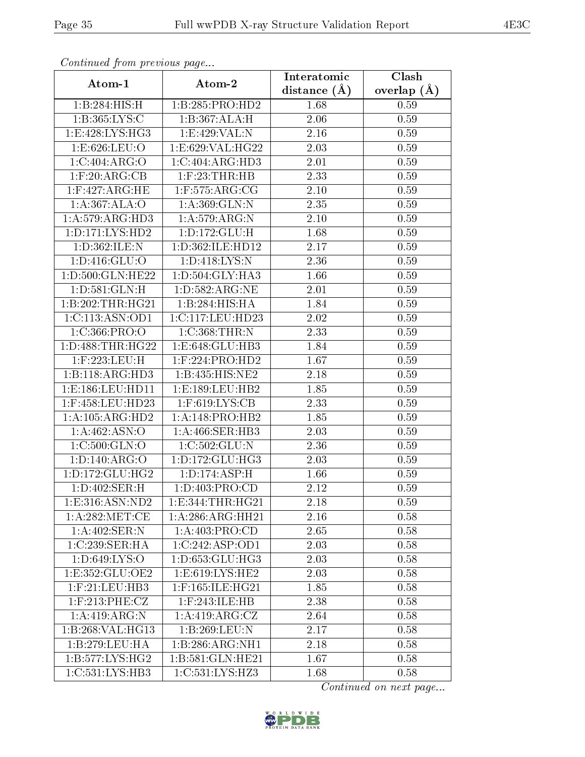*Continued from previous page...*

| Atom-1 | Atom-2 | Interatomic distance (Å) | Clash overlap (Å) |
|---|---|---|---|
| 1:B:284:HIS:H | 1:B:285:PRO:HD2 | 1.68 | 0.59 |
| 1:B:365:LYS:C | 1:B:367:ALA:H | 2.06 | 0.59 |
| 1:E:428:LYS:HG3 | 1:E:429:VAL:N | 2.16 | 0.59 |
| 1:E:626:LEU:O | 1:E:629:VAL:HG22 | 2.03 | 0.59 |
| 1:C:404:ARG:O | 1:C:404:ARG:HD3 | 2.01 | 0.59 |
| 1:F:20:ARG:CB | 1:F:23:THR:HB | 2.33 | 0.59 |
| 1:F:427:ARG:HE | 1:F:575:ARG:CG | 2.10 | 0.59 |
| 1:A:367:ALA:O | 1:A:369:GLN:N | 2.35 | 0.59 |
| 1:A:579:ARG:HD3 | 1:A:579:ARG:N | 2.10 | 0.59 |
| 1:D:171:LYS:HD2 | 1:D:172:GLU:H | 1.68 | 0.59 |
| 1:D:362:ILE:N | 1:D:362:ILE:HD12 | 2.17 | 0.59 |
| 1:D:416:GLU:O | 1:D:418:LYS:N | 2.36 | 0.59 |
| 1:D:500:GLN:HE22 | 1:D:504:GLY:HA3 | 1.66 | 0.59 |
| 1:D:581:GLN:H | 1:D:582:ARG:NE | 2.01 | 0.59 |
| 1:B:202:THR:HG21 | 1:B:284:HIS:HA | 1.84 | 0.59 |
| 1:C:113:ASN:OD1 | 1:C:117:LEU:HD23 | 2.02 | 0.59 |
| 1:C:366:PRO:O | 1:C:368:THR:N | 2.33 | 0.59 |
| 1:D:488:THR:HG22 | 1:E:648:GLU:HB3 | 1.84 | 0.59 |
| 1:F:223:LEU:H | 1:F:224:PRO:HD2 | 1.67 | 0.59 |
| 1:B:118:ARG:HD3 | 1:B:435:HIS:NE2 | 2.18 | 0.59 |
| 1:E:186:LEU:HD11 | 1:E:189:LEU:HB2 | 1.85 | 0.59 |
| 1:F:458:LEU:HD23 | 1:F:619:LYS:CB | 2.33 | 0.59 |
| 1:A:105:ARG:HD2 | 1:A:148:PRO:HB2 | 1.85 | 0.59 |
| 1:A:462:ASN:O | 1:A:466:SER:HB3 | 2.03 | 0.59 |
| 1:C:500:GLN:O | 1:C:502:GLU:N | 2.36 | 0.59 |
| 1:D:140:ARG:O | 1:D:172:GLU:HG3 | 2.03 | 0.59 |
| 1:D:172:GLU:HG2 | 1:D:174:ASP:H | 1.66 | 0.59 |
| 1:D:402:SER:H | 1:D:403:PRO:CD | 2.12 | 0.59 |
| 1:E:316:ASN:ND2 | 1:E:344:THR:HG21 | 2.18 | 0.59 |
| 1:A:282:MET:CE | 1:A:286:ARG:HH21 | 2.16 | 0.58 |
| 1:A:402:SER:N | 1:A:403:PRO:CD | 2.65 | 0.58 |
| 1:C:239:SER:HA | 1:C:242:ASP:OD1 | 2.03 | 0.58 |
| 1:D:649:LYS:O | 1:D:653:GLU:HG3 | 2.03 | 0.58 |
| 1:E:352:GLU:OE2 | 1:E:619:LYS:HE2 | 2.03 | 0.58 |
| 1:F:21:LEU:HB3 | 1:F:165:ILE:HG21 | 1.85 | 0.58 |
| 1:F:213:PHE:CZ | 1:F:243:ILE:HB | 2.38 | 0.58 |
| 1:A:419:ARG:N | 1:A:419:ARG:CZ | 2.64 | 0.58 |
| 1:B:268:VAL:HG13 | 1:B:269:LEU:N | 2.17 | 0.58 |
| 1:B:279:LEU:HA | 1:B:286:ARG:NH1 | 2.18 | 0.58 |
| 1:B:577:LYS:HG2 | 1:B:581:GLN:HE21 | 1.67 | 0.58 |
| 1:C:531:LYS:HB3 | 1:C:531:LYS:HZ3 | 1.68 | 0.58 |

*Continued on next page...*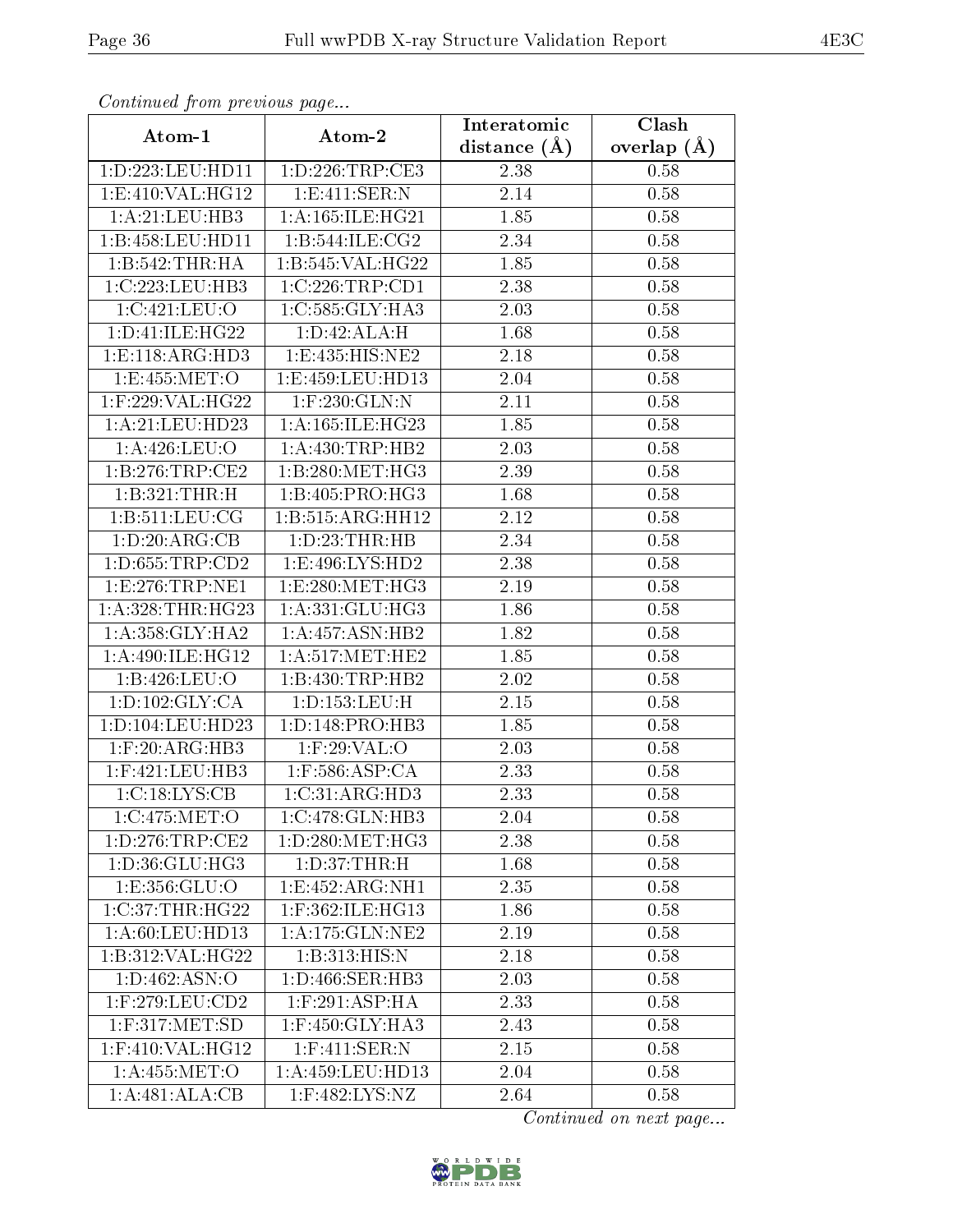*Continued from previous page...*

| Atom-1 | Atom-2 | Interatomic distance (Å) | Clash overlap (Å) |
|---|---|---|---|
| 1:D:223:LEU:HD11 | 1:D:226:TRP:CE3 | 2.38 | 0.58 |
| 1:E:410:VAL:HG12 | 1:E:411:SER:N | 2.14 | 0.58 |
| 1:A:21:LEU:HB3 | 1:A:165:ILE:HG21 | 1.85 | 0.58 |
| 1:B:458:LEU:HD11 | 1:B:544:ILE:CG2 | 2.34 | 0.58 |
| 1:B:542:THR:HA | 1:B:545:VAL:HG22 | 1.85 | 0.58 |
| 1:C:223:LEU:HB3 | 1:C:226:TRP:CD1 | 2.38 | 0.58 |
| 1:C:421:LEU:O | 1:C:585:GLY:HA3 | 2.03 | 0.58 |
| 1:D:41:ILE:HG22 | 1:D:42:ALA:H | 1.68 | 0.58 |
| 1:E:118:ARG:HD3 | 1:E:435:HIS:NE2 | 2.18 | 0.58 |
| 1:E:455:MET:O | 1:E:459:LEU:HD13 | 2.04 | 0.58 |
| 1:F:229:VAL:HG22 | 1:F:230:GLN:N | 2.11 | 0.58 |
| 1:A:21:LEU:HD23 | 1:A:165:ILE:HG23 | 1.85 | 0.58 |
| 1:A:426:LEU:O | 1:A:430:TRP:HB2 | 2.03 | 0.58 |
| 1:B:276:TRP:CE2 | 1:B:280:MET:HG3 | 2.39 | 0.58 |
| 1:B:321:THR:H | 1:B:405:PRO:HG3 | 1.68 | 0.58 |
| 1:B:511:LEU:CG | 1:B:515:ARG:HH12 | 2.12 | 0.58 |
| 1:D:20:ARG:CB | 1:D:23:THR:HB | 2.34 | 0.58 |
| 1:D:655:TRP:CD2 | 1:E:496:LYS:HD2 | 2.38 | 0.58 |
| 1:E:276:TRP:NE1 | 1:E:280:MET:HG3 | 2.19 | 0.58 |
| 1:A:328:THR:HG23 | 1:A:331:GLU:HG3 | 1.86 | 0.58 |
| 1:A:358:GLY:HA2 | 1:A:457:ASN:HB2 | 1.82 | 0.58 |
| 1:A:490:ILE:HG12 | 1:A:517:MET:HE2 | 1.85 | 0.58 |
| 1:B:426:LEU:O | 1:B:430:TRP:HB2 | 2.02 | 0.58 |
| 1:D:102:GLY:CA | 1:D:153:LEU:H | 2.15 | 0.58 |
| 1:D:104:LEU:HD23 | 1:D:148:PRO:HB3 | 1.85 | 0.58 |
| 1:F:20:ARG:HB3 | 1:F:29:VAL:O | 2.03 | 0.58 |
| 1:F:421:LEU:HB3 | 1:F:586:ASP:CA | 2.33 | 0.58 |
| 1:C:18:LYS:CB | 1:C:31:ARG:HD3 | 2.33 | 0.58 |
| 1:C:475:MET:O | 1:C:478:GLN:HB3 | 2.04 | 0.58 |
| 1:D:276:TRP:CE2 | 1:D:280:MET:HG3 | 2.38 | 0.58 |
| 1:D:36:GLU:HG3 | 1:D:37:THR:H | 1.68 | 0.58 |
| 1:E:356:GLU:O | 1:E:452:ARG:NH1 | 2.35 | 0.58 |
| 1:C:37:THR:HG22 | 1:F:362:ILE:HG13 | 1.86 | 0.58 |
| 1:A:60:LEU:HD13 | 1:A:175:GLN:NE2 | 2.19 | 0.58 |
| 1:B:312:VAL:HG22 | 1:B:313:HIS:N | 2.18 | 0.58 |
| 1:D:462:ASN:O | 1:D:466:SER:HB3 | 2.03 | 0.58 |
| 1:F:279:LEU:CD2 | 1:F:291:ASP:HA | 2.33 | 0.58 |
| 1:F:317:MET:SD | 1:F:450:GLY:HA3 | 2.43 | 0.58 |
| 1:F:410:VAL:HG12 | 1:F:411:SER:N | 2.15 | 0.58 |
| 1:A:455:MET:O | 1:A:459:LEU:HD13 | 2.04 | 0.58 |
| 1:A:481:ALA:CB | 1:F:482:LYS:NZ | 2.64 | 0.58 |

*Continued on next page...*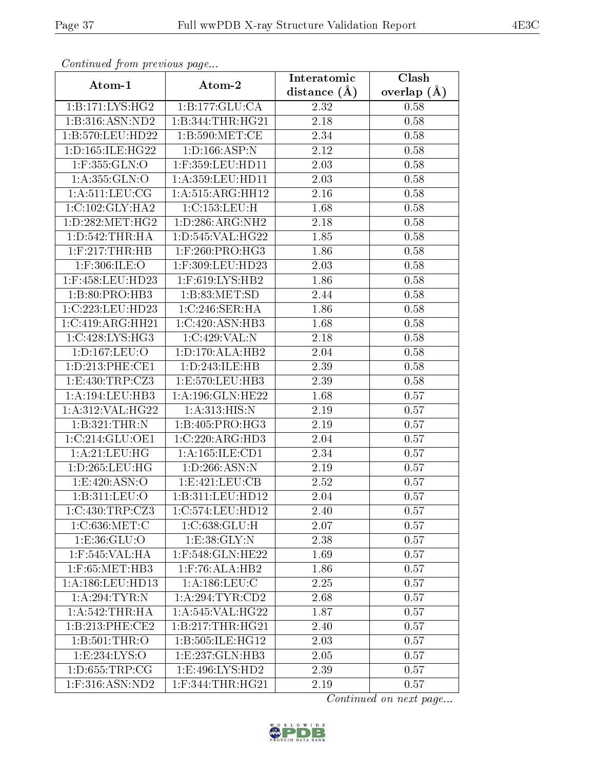*Continued from previous page...*

| Atom-1 | Atom-2 | Interatomic distance (Å) | Clash overlap (Å) |
| --- | --- | --- | --- |
| 1:B:171:LYS:HG2 | 1:B:177:GLU:CA | 2.32 | 0.58 |
| 1:B:316:ASN:ND2 | 1:B:344:THR:HG21 | 2.18 | 0.58 |
| 1:B:570:LEU:HD22 | 1:B:590:MET:CE | 2.34 | 0.58 |
| 1:D:165:ILE:HG22 | 1:D:166:ASP:N | 2.12 | 0.58 |
| 1:F:355:GLN:O | 1:F:359:LEU:HD11 | 2.03 | 0.58 |
| 1:A:355:GLN:O | 1:A:359:LEU:HD11 | 2.03 | 0.58 |
| 1:A:511:LEU:CG | 1:A:515:ARG:HH12 | 2.16 | 0.58 |
| 1:C:102:GLY:HA2 | 1:C:153:LEU:H | 1.68 | 0.58 |
| 1:D:282:MET:HG2 | 1:D:286:ARG:NH2 | 2.18 | 0.58 |
| 1:D:542:THR:HA | 1:D:545:VAL:HG22 | 1.85 | 0.58 |
| 1:F:217:THR:HB | 1:F:260:PRO:HG3 | 1.86 | 0.58 |
| 1:F:306:ILE:O | 1:F:309:LEU:HD23 | 2.03 | 0.58 |
| 1:F:458:LEU:HD23 | 1:F:619:LYS:HB2 | 1.86 | 0.58 |
| 1:B:80:PRO:HB3 | 1:B:83:MET:SD | 2.44 | 0.58 |
| 1:C:223:LEU:HD23 | 1:C:246:SER:HA | 1.86 | 0.58 |
| 1:C:419:ARG:HH21 | 1:C:420:ASN:HB3 | 1.68 | 0.58 |
| 1:C:428:LYS:HG3 | 1:C:429:VAL:N | 2.18 | 0.58 |
| 1:D:167:LEU:O | 1:D:170:ALA:HB2 | 2.04 | 0.58 |
| 1:D:213:PHE:CE1 | 1:D:243:ILE:HB | 2.39 | 0.58 |
| 1:E:430:TRP:CZ3 | 1:E:570:LEU:HB3 | 2.39 | 0.58 |
| 1:A:194:LEU:HB3 | 1:A:196:GLN:HE22 | 1.68 | 0.57 |
| 1:A:312:VAL:HG22 | 1:A:313:HIS:N | 2.19 | 0.57 |
| 1:B:321:THR:N | 1:B:405:PRO:HG3 | 2.19 | 0.57 |
| 1:C:214:GLU:OE1 | 1:C:220:ARG:HD3 | 2.04 | 0.57 |
| 1:A:21:LEU:HG | 1:A:165:ILE:CD1 | 2.34 | 0.57 |
| 1:D:265:LEU:HG | 1:D:266:ASN:N | 2.19 | 0.57 |
| 1:E:420:ASN:O | 1:E:421:LEU:CB | 2.52 | 0.57 |
| 1:B:311:LEU:O | 1:B:311:LEU:HD12 | 2.04 | 0.57 |
| 1:C:430:TRP:CZ3 | 1:C:574:LEU:HD12 | 2.40 | 0.57 |
| 1:C:636:MET:C | 1:C:638:GLU:H | 2.07 | 0.57 |
| 1:E:36:GLU:O | 1:E:38:GLY:N | 2.38 | 0.57 |
| 1:F:545:VAL:HA | 1:F:548:GLN:HE22 | 1.69 | 0.57 |
| 1:F:65:MET:HB3 | 1:F:76:ALA:HB2 | 1.86 | 0.57 |
| 1:A:186:LEU:HD13 | 1:A:186:LEU:C | 2.25 | 0.57 |
| 1:A:294:TYR:N | 1:A:294:TYR:CD2 | 2.68 | 0.57 |
| 1:A:542:THR:HA | 1:A:545:VAL:HG22 | 1.87 | 0.57 |
| 1:B:213:PHE:CE2 | 1:B:217:THR:HG21 | 2.40 | 0.57 |
| 1:B:501:THR:O | 1:B:505:ILE:HG12 | 2.03 | 0.57 |
| 1:E:234:LYS:O | 1:E:237:GLN:HB3 | 2.05 | 0.57 |
| 1:D:655:TRP:CG | 1:E:496:LYS:HD2 | 2.39 | 0.57 |
| 1:F:316:ASN:ND2 | 1:F:344:THR:HG21 | 2.19 | 0.57 |

*Continued on next page...*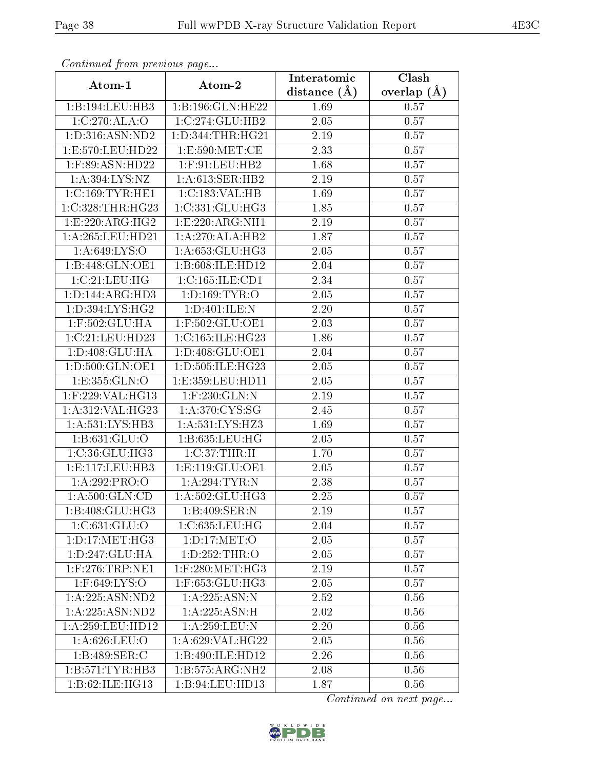*Continued from previous page...*

| Atom-1 | Atom-2 | Interatomic distance (Å) | Clash overlap (Å) |
|---|---|---|---|
| 1:B:194:LEU:HB3 | 1:B:196:GLN:HE22 | 1.69 | 0.57 |
| 1:C:270:ALA:O | 1:C:274:GLU:HB2 | 2.05 | 0.57 |
| 1:D:316:ASN:ND2 | 1:D:344:THR:HG21 | 2.19 | 0.57 |
| 1:E:570:LEU:HD22 | 1:E:590:MET:CE | 2.33 | 0.57 |
| 1:F:89:ASN:HD22 | 1:F:91:LEU:HB2 | 1.68 | 0.57 |
| 1:A:394:LYS:NZ | 1:A:613:SER:HB2 | 2.19 | 0.57 |
| 1:C:169:TYR:HE1 | 1:C:183:VAL:HB | 1.69 | 0.57 |
| 1:C:328:THR:HG23 | 1:C:331:GLU:HG3 | 1.85 | 0.57 |
| 1:E:220:ARG:HG2 | 1:E:220:ARG:NH1 | 2.19 | 0.57 |
| 1:A:265:LEU:HD21 | 1:A:270:ALA:HB2 | 1.87 | 0.57 |
| 1:A:649:LYS:O | 1:A:653:GLU:HG3 | 2.05 | 0.57 |
| 1:B:448:GLN:OE1 | 1:B:608:ILE:HD12 | 2.04 | 0.57 |
| 1:C:21:LEU:HG | 1:C:165:ILE:CD1 | 2.34 | 0.57 |
| 1:D:144:ARG:HD3 | 1:D:169:TYR:O | 2.05 | 0.57 |
| 1:D:394:LYS:HG2 | 1:D:401:ILE:N | 2.20 | 0.57 |
| 1:F:502:GLU:HA | 1:F:502:GLU:OE1 | 2.03 | 0.57 |
| 1:C:21:LEU:HD23 | 1:C:165:ILE:HG23 | 1.86 | 0.57 |
| 1:D:408:GLU:HA | 1:D:408:GLU:OE1 | 2.04 | 0.57 |
| 1:D:500:GLN:OE1 | 1:D:505:ILE:HG23 | 2.05 | 0.57 |
| 1:E:355:GLN:O | 1:E:359:LEU:HD11 | 2.05 | 0.57 |
| 1:F:229:VAL:HG13 | 1:F:230:GLN:N | 2.19 | 0.57 |
| 1:A:312:VAL:HG23 | 1:A:370:CYS:SG | 2.45 | 0.57 |
| 1:A:531:LYS:HB3 | 1:A:531:LYS:HZ3 | 1.69 | 0.57 |
| 1:B:631:GLU:O | 1:B:635:LEU:HG | 2.05 | 0.57 |
| 1:C:36:GLU:HG3 | 1:C:37:THR:H | 1.70 | 0.57 |
| 1:E:117:LEU:HB3 | 1:E:119:GLU:OE1 | 2.05 | 0.57 |
| 1:A:292:PRO:O | 1:A:294:TYR:N | 2.38 | 0.57 |
| 1:A:500:GLN:CD | 1:A:502:GLU:HG3 | 2.25 | 0.57 |
| 1:B:408:GLU:HG3 | 1:B:409:SER:N | 2.19 | 0.57 |
| 1:C:631:GLU:O | 1:C:635:LEU:HG | 2.04 | 0.57 |
| 1:D:17:MET:HG3 | 1:D:17:MET:O | 2.05 | 0.57 |
| 1:D:247:GLU:HA | 1:D:252:THR:O | 2.05 | 0.57 |
| 1:F:276:TRP:NE1 | 1:F:280:MET:HG3 | 2.19 | 0.57 |
| 1:F:649:LYS:O | 1:F:653:GLU:HG3 | 2.05 | 0.57 |
| 1:A:225:ASN:ND2 | 1:A:225:ASN:N | 2.52 | 0.56 |
| 1:A:225:ASN:ND2 | 1:A:225:ASN:H | 2.02 | 0.56 |
| 1:A:259:LEU:HD12 | 1:A:259:LEU:N | 2.20 | 0.56 |
| 1:A:626:LEU:O | 1:A:629:VAL:HG22 | 2.05 | 0.56 |
| 1:B:489:SER:C | 1:B:490:ILE:HD12 | 2.26 | 0.56 |
| 1:B:571:TYR:HB3 | 1:B:575:ARG:NH2 | 2.08 | 0.56 |
| 1:B:62:ILE:HG13 | 1:B:94:LEU:HD13 | 1.87 | 0.56 |

*Continued on next page...*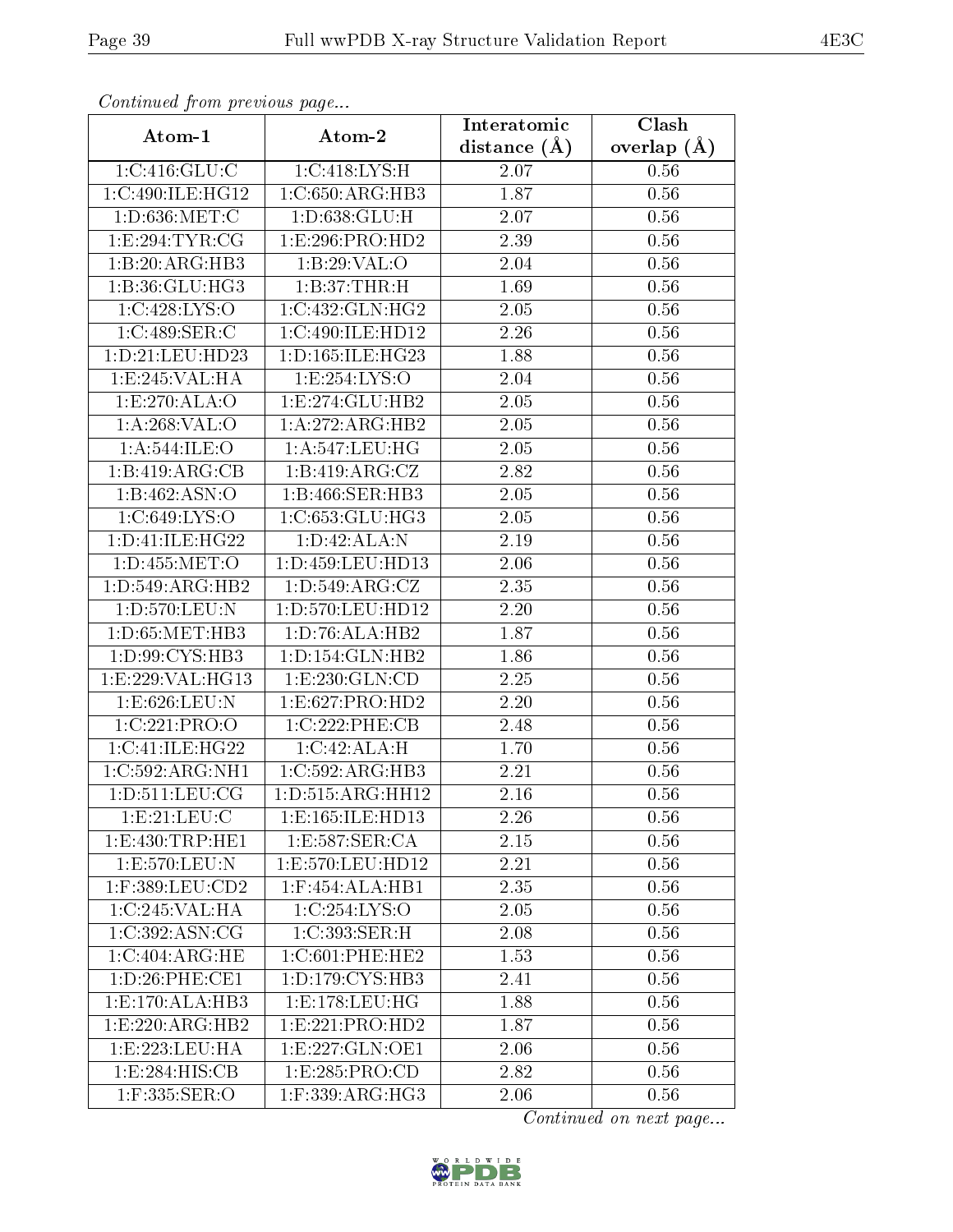*Continued from previous page...*

| Atom-1 | Atom-2 | Interatomic distance (Å) | Clash overlap (Å) |
| --- | --- | --- | --- |
| 1:C:416:GLU:C | 1:C:418:LYS:H | 2.07 | 0.56 |
| 1:C:490:ILE:HG12 | 1:C:650:ARG:HB3 | 1.87 | 0.56 |
| 1:D:636:MET:C | 1:D:638:GLU:H | 2.07 | 0.56 |
| 1:E:294:TYR:CG | 1:E:296:PRO:HD2 | 2.39 | 0.56 |
| 1:B:20:ARG:HB3 | 1:B:29:VAL:O | 2.04 | 0.56 |
| 1:B:36:GLU:HG3 | 1:B:37:THR:H | 1.69 | 0.56 |
| 1:C:428:LYS:O | 1:C:432:GLN:HG2 | 2.05 | 0.56 |
| 1:C:489:SER:C | 1:C:490:ILE:HD12 | 2.26 | 0.56 |
| 1:D:21:LEU:HD23 | 1:D:165:ILE:HG23 | 1.88 | 0.56 |
| 1:E:245:VAL:HA | 1:E:254:LYS:O | 2.04 | 0.56 |
| 1:E:270:ALA:O | 1:E:274:GLU:HB2 | 2.05 | 0.56 |
| 1:A:268:VAL:O | 1:A:272:ARG:HB2 | 2.05 | 0.56 |
| 1:A:544:ILE:O | 1:A:547:LEU:HG | 2.05 | 0.56 |
| 1:B:419:ARG:CB | 1:B:419:ARG:CZ | 2.82 | 0.56 |
| 1:B:462:ASN:O | 1:B:466:SER:HB3 | 2.05 | 0.56 |
| 1:C:649:LYS:O | 1:C:653:GLU:HG3 | 2.05 | 0.56 |
| 1:D:41:ILE:HG22 | 1:D:42:ALA:N | 2.19 | 0.56 |
| 1:D:455:MET:O | 1:D:459:LEU:HD13 | 2.06 | 0.56 |
| 1:D:549:ARG:HB2 | 1:D:549:ARG:CZ | 2.35 | 0.56 |
| 1:D:570:LEU:N | 1:D:570:LEU:HD12 | 2.20 | 0.56 |
| 1:D:65:MET:HB3 | 1:D:76:ALA:HB2 | 1.87 | 0.56 |
| 1:D:99:CYS:HB3 | 1:D:154:GLN:HB2 | 1.86 | 0.56 |
| 1:E:229:VAL:HG13 | 1:E:230:GLN:CD | 2.25 | 0.56 |
| 1:E:626:LEU:N | 1:E:627:PRO:HD2 | 2.20 | 0.56 |
| 1:C:221:PRO:O | 1:C:222:PHE:CB | 2.48 | 0.56 |
| 1:C:41:ILE:HG22 | 1:C:42:ALA:H | 1.70 | 0.56 |
| 1:C:592:ARG:NH1 | 1:C:592:ARG:HB3 | 2.21 | 0.56 |
| 1:D:511:LEU:CG | 1:D:515:ARG:HH12 | 2.16 | 0.56 |
| 1:E:21:LEU:C | 1:E:165:ILE:HD13 | 2.26 | 0.56 |
| 1:E:430:TRP:HE1 | 1:E:587:SER:CA | 2.15 | 0.56 |
| 1:E:570:LEU:N | 1:E:570:LEU:HD12 | 2.21 | 0.56 |
| 1:F:389:LEU:CD2 | 1:F:454:ALA:HB1 | 2.35 | 0.56 |
| 1:C:245:VAL:HA | 1:C:254:LYS:O | 2.05 | 0.56 |
| 1:C:392:ASN:CG | 1:C:393:SER:H | 2.08 | 0.56 |
| 1:C:404:ARG:HE | 1:C:601:PHE:HE2 | 1.53 | 0.56 |
| 1:D:26:PHE:CE1 | 1:D:179:CYS:HB3 | 2.41 | 0.56 |
| 1:E:170:ALA:HB3 | 1:E:178:LEU:HG | 1.88 | 0.56 |
| 1:E:220:ARG:HB2 | 1:E:221:PRO:HD2 | 1.87 | 0.56 |
| 1:E:223:LEU:HA | 1:E:227:GLN:OE1 | 2.06 | 0.56 |
| 1:E:284:HIS:CB | 1:E:285:PRO:CD | 2.82 | 0.56 |
| 1:F:335:SER:O | 1:F:339:ARG:HG3 | 2.06 | 0.56 |

*Continued on next page...*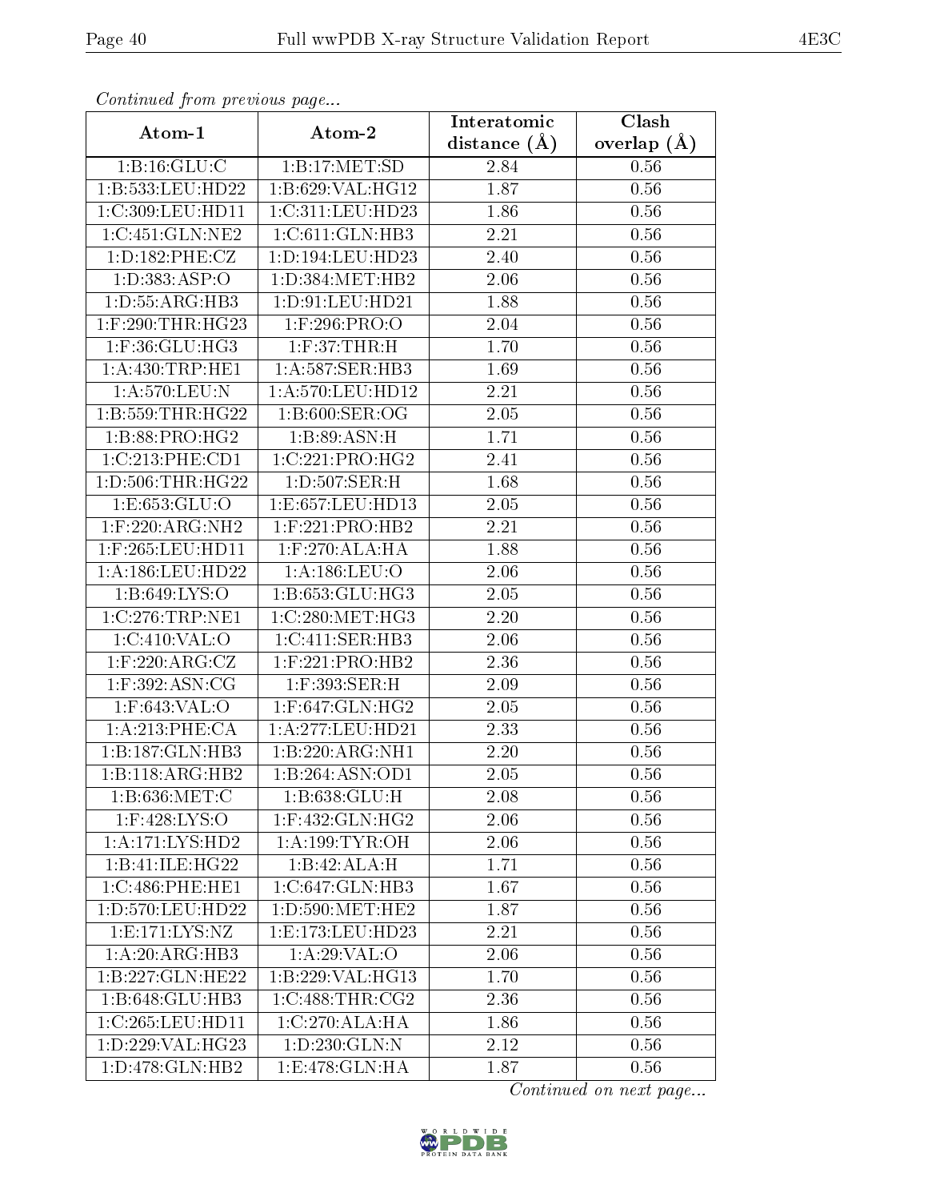*Continued from previous page...*

| Atom-1 | Atom-2 | Interatomic distance (Å) | Clash overlap (Å) |
|---|---|---|---|
| 1:B:16:GLU:C | 1:B:17:MET:SD | 2.84 | 0.56 |
| 1:B:533:LEU:HD22 | 1:B:629:VAL:HG12 | 1.87 | 0.56 |
| 1:C:309:LEU:HD11 | 1:C:311:LEU:HD23 | 1.86 | 0.56 |
| 1:C:451:GLN:NE2 | 1:C:611:GLN:HB3 | 2.21 | 0.56 |
| 1:D:182:PHE:CZ | 1:D:194:LEU:HD23 | 2.40 | 0.56 |
| 1:D:383:ASP:O | 1:D:384:MET:HB2 | 2.06 | 0.56 |
| 1:D:55:ARG:HB3 | 1:D:91:LEU:HD21 | 1.88 | 0.56 |
| 1:F:290:THR:HG23 | 1:F:296:PRO:O | 2.04 | 0.56 |
| 1:F:36:GLU:HG3 | 1:F:37:THR:H | 1.70 | 0.56 |
| 1:A:430:TRP:HE1 | 1:A:587:SER:HB3 | 1.69 | 0.56 |
| 1:A:570:LEU:N | 1:A:570:LEU:HD12 | 2.21 | 0.56 |
| 1:B:559:THR:HG22 | 1:B:600:SER:OG | 2.05 | 0.56 |
| 1:B:88:PRO:HG2 | 1:B:89:ASN:H | 1.71 | 0.56 |
| 1:C:213:PHE:CD1 | 1:C:221:PRO:HG2 | 2.41 | 0.56 |
| 1:D:506:THR:HG22 | 1:D:507:SER:H | 1.68 | 0.56 |
| 1:E:653:GLU:O | 1:E:657:LEU:HD13 | 2.05 | 0.56 |
| 1:F:220:ARG:NH2 | 1:F:221:PRO:HB2 | 2.21 | 0.56 |
| 1:F:265:LEU:HD11 | 1:F:270:ALA:HA | 1.88 | 0.56 |
| 1:A:186:LEU:HD22 | 1:A:186:LEU:O | 2.06 | 0.56 |
| 1:B:649:LYS:O | 1:B:653:GLU:HG3 | 2.05 | 0.56 |
| 1:C:276:TRP:NE1 | 1:C:280:MET:HG3 | 2.20 | 0.56 |
| 1:C:410:VAL:O | 1:C:411:SER:HB3 | 2.06 | 0.56 |
| 1:F:220:ARG:CZ | 1:F:221:PRO:HB2 | 2.36 | 0.56 |
| 1:F:392:ASN:CG | 1:F:393:SER:H | 2.09 | 0.56 |
| 1:F:643:VAL:O | 1:F:647:GLN:HG2 | 2.05 | 0.56 |
| 1:A:213:PHE:CA | 1:A:277:LEU:HD21 | 2.33 | 0.56 |
| 1:B:187:GLN:HB3 | 1:B:220:ARG:NH1 | 2.20 | 0.56 |
| 1:B:118:ARG:HB2 | 1:B:264:ASN:OD1 | 2.05 | 0.56 |
| 1:B:636:MET:C | 1:B:638:GLU:H | 2.08 | 0.56 |
| 1:F:428:LYS:O | 1:F:432:GLN:HG2 | 2.06 | 0.56 |
| 1:A:171:LYS:HD2 | 1:A:199:TYR:OH | 2.06 | 0.56 |
| 1:B:41:ILE:HG22 | 1:B:42:ALA:H | 1.71 | 0.56 |
| 1:C:486:PHE:HE1 | 1:C:647:GLN:HB3 | 1.67 | 0.56 |
| 1:D:570:LEU:HD22 | 1:D:590:MET:HE2 | 1.87 | 0.56 |
| 1:E:171:LYS:NZ | 1:E:173:LEU:HD23 | 2.21 | 0.56 |
| 1:A:20:ARG:HB3 | 1:A:29:VAL:O | 2.06 | 0.56 |
| 1:B:227:GLN:HE22 | 1:B:229:VAL:HG13 | 1.70 | 0.56 |
| 1:B:648:GLU:HB3 | 1:C:488:THR:CG2 | 2.36 | 0.56 |
| 1:C:265:LEU:HD11 | 1:C:270:ALA:HA | 1.86 | 0.56 |
| 1:D:229:VAL:HG23 | 1:D:230:GLN:N | 2.12 | 0.56 |
| 1:D:478:GLN:HB2 | 1:E:478:GLN:HA | 1.87 | 0.56 |

*Continued on next page...*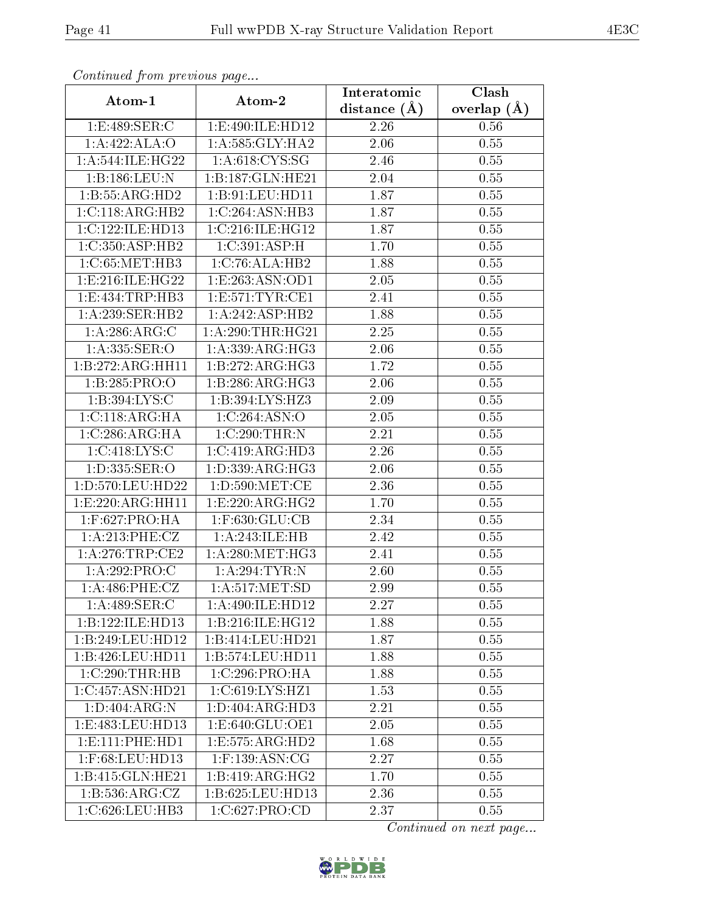*Continued from previous page...*

| Atom-1 | Atom-2 | Interatomic distance (Å) | Clash overlap (Å) |
|---|---|---|---|
| 1:E:489:SER:C | 1:E:490:ILE:HD12 | 2.26 | 0.56 |
| 1:A:422:ALA:O | 1:A:585:GLY:HA2 | 2.06 | 0.55 |
| 1:A:544:ILE:HG22 | 1:A:618:CYS:SG | 2.46 | 0.55 |
| 1:B:186:LEU:N | 1:B:187:GLN:HE21 | 2.04 | 0.55 |
| 1:B:55:ARG:HD2 | 1:B:91:LEU:HD11 | 1.87 | 0.55 |
| 1:C:118:ARG:HB2 | 1:C:264:ASN:HB3 | 1.87 | 0.55 |
| 1:C:122:ILE:HD13 | 1:C:216:ILE:HG12 | 1.87 | 0.55 |
| 1:C:350:ASP:HB2 | 1:C:391:ASP:H | 1.70 | 0.55 |
| 1:C:65:MET:HB3 | 1:C:76:ALA:HB2 | 1.88 | 0.55 |
| 1:E:216:ILE:HG22 | 1:E:263:ASN:OD1 | 2.05 | 0.55 |
| 1:E:434:TRP:HB3 | 1:E:571:TYR:CE1 | 2.41 | 0.55 |
| 1:A:239:SER:HB2 | 1:A:242:ASP:HB2 | 1.88 | 0.55 |
| 1:A:286:ARG:C | 1:A:290:THR:HG21 | 2.25 | 0.55 |
| 1:A:335:SER:O | 1:A:339:ARG:HG3 | 2.06 | 0.55 |
| 1:B:272:ARG:HH11 | 1:B:272:ARG:HG3 | 1.72 | 0.55 |
| 1:B:285:PRO:O | 1:B:286:ARG:HG3 | 2.06 | 0.55 |
| 1:B:394:LYS:C | 1:B:394:LYS:HZ3 | 2.09 | 0.55 |
| 1:C:118:ARG:HA | 1:C:264:ASN:O | 2.05 | 0.55 |
| 1:C:286:ARG:HA | 1:C:290:THR:N | 2.21 | 0.55 |
| 1:C:418:LYS:C | 1:C:419:ARG:HD3 | 2.26 | 0.55 |
| 1:D:335:SER:O | 1:D:339:ARG:HG3 | 2.06 | 0.55 |
| 1:D:570:LEU:HD22 | 1:D:590:MET:CE | 2.36 | 0.55 |
| 1:E:220:ARG:HH11 | 1:E:220:ARG:HG2 | 1.70 | 0.55 |
| 1:F:627:PRO:HA | 1:F:630:GLU:CB | 2.34 | 0.55 |
| 1:A:213:PHE:CZ | 1:A:243:ILE:HB | 2.42 | 0.55 |
| 1:A:276:TRP:CE2 | 1:A:280:MET:HG3 | 2.41 | 0.55 |
| 1:A:292:PRO:C | 1:A:294:TYR:N | 2.60 | 0.55 |
| 1:A:486:PHE:CZ | 1:A:517:MET:SD | 2.99 | 0.55 |
| 1:A:489:SER:C | 1:A:490:ILE:HD12 | 2.27 | 0.55 |
| 1:B:122:ILE:HD13 | 1:B:216:ILE:HG12 | 1.88 | 0.55 |
| 1:B:249:LEU:HD12 | 1:B:414:LEU:HD21 | 1.87 | 0.55 |
| 1:B:426:LEU:HD11 | 1:B:574:LEU:HD11 | 1.88 | 0.55 |
| 1:C:290:THR:HB | 1:C:296:PRO:HA | 1.88 | 0.55 |
| 1:C:457:ASN:HD21 | 1:C:619:LYS:HZ1 | 1.53 | 0.55 |
| 1:D:404:ARG:N | 1:D:404:ARG:HD3 | 2.21 | 0.55 |
| 1:E:483:LEU:HD13 | 1:E:640:GLU:OE1 | 2.05 | 0.55 |
| 1:E:111:PHE:HD1 | 1:E:575:ARG:HD2 | 1.68 | 0.55 |
| 1:F:68:LEU:HD13 | 1:F:139:ASN:CG | 2.27 | 0.55 |
| 1:B:415:GLN:HE21 | 1:B:419:ARG:HG2 | 1.70 | 0.55 |
| 1:B:536:ARG:CZ | 1:B:625:LEU:HD13 | 2.36 | 0.55 |
| 1:C:626:LEU:HB3 | 1:C:627:PRO:CD | 2.37 | 0.55 |

*Continued on next page...*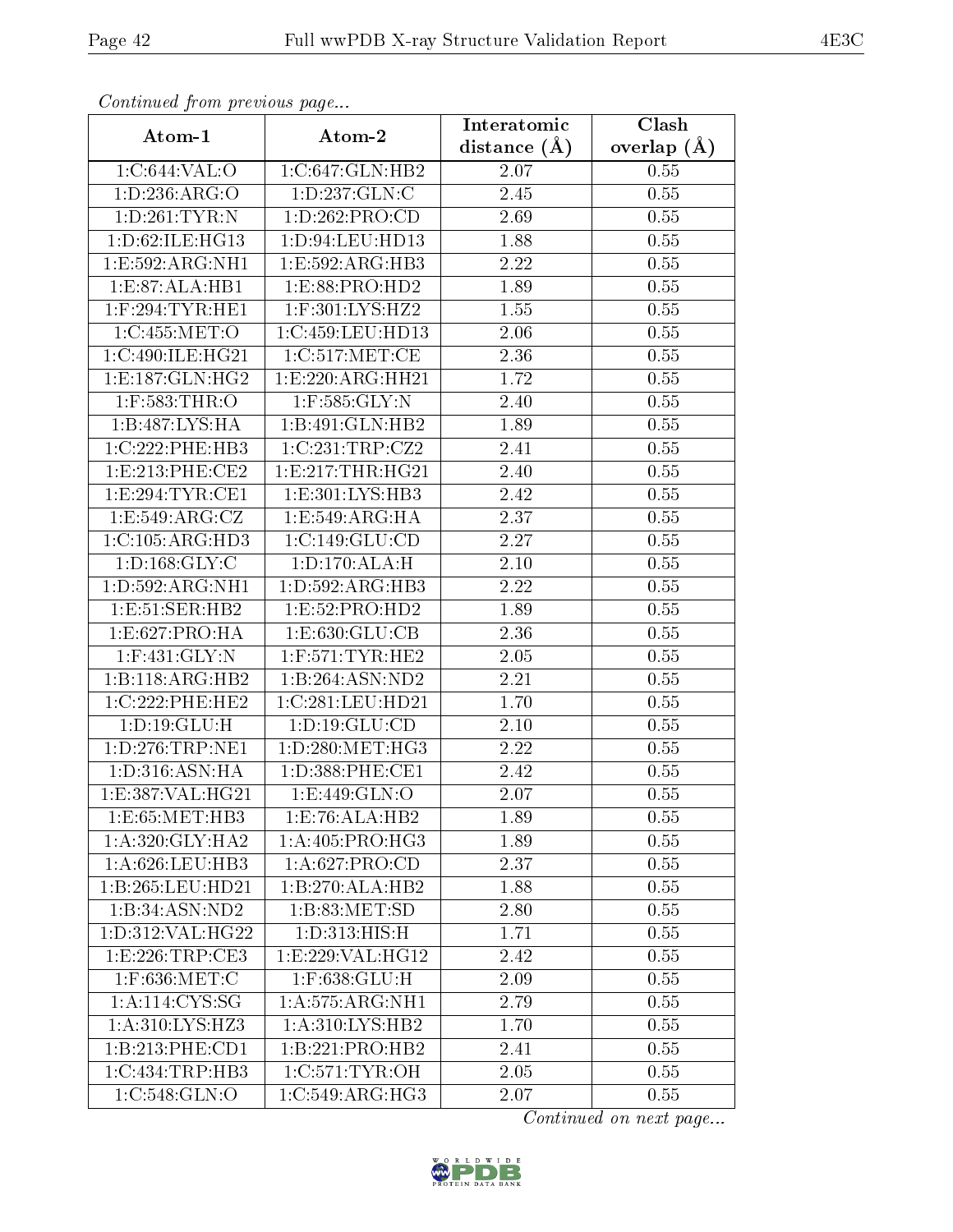*Continued from previous page...*

| Atom-1 | Atom-2 | Interatomic distance (Å) | Clash overlap (Å) |
|---|---|---|---|
| 1:C:644:VAL:O | 1:C:647:GLN:HB2 | 2.07 | 0.55 |
| 1:D:236:ARG:O | 1:D:237:GLN:C | 2.45 | 0.55 |
| 1:D:261:TYR:N | 1:D:262:PRO:CD | 2.69 | 0.55 |
| 1:D:62:ILE:HG13 | 1:D:94:LEU:HD13 | 1.88 | 0.55 |
| 1:E:592:ARG:NH1 | 1:E:592:ARG:HB3 | 2.22 | 0.55 |
| 1:E:87:ALA:HB1 | 1:E:88:PRO:HD2 | 1.89 | 0.55 |
| 1:F:294:TYR:HE1 | 1:F:301:LYS:HZ2 | 1.55 | 0.55 |
| 1:C:455:MET:O | 1:C:459:LEU:HD13 | 2.06 | 0.55 |
| 1:C:490:ILE:HG21 | 1:C:517:MET:CE | 2.36 | 0.55 |
| 1:E:187:GLN:HG2 | 1:E:220:ARG:HH21 | 1.72 | 0.55 |
| 1:F:583:THR:O | 1:F:585:GLY:N | 2.40 | 0.55 |
| 1:B:487:LYS:HA | 1:B:491:GLN:HB2 | 1.89 | 0.55 |
| 1:C:222:PHE:HB3 | 1:C:231:TRP:CZ2 | 2.41 | 0.55 |
| 1:E:213:PHE:CE2 | 1:E:217:THR:HG21 | 2.40 | 0.55 |
| 1:E:294:TYR:CE1 | 1:E:301:LYS:HB3 | 2.42 | 0.55 |
| 1:E:549:ARG:CZ | 1:E:549:ARG:HA | 2.37 | 0.55 |
| 1:C:105:ARG:HD3 | 1:C:149:GLU:CD | 2.27 | 0.55 |
| 1:D:168:GLY:C | 1:D:170:ALA:H | 2.10 | 0.55 |
| 1:D:592:ARG:NH1 | 1:D:592:ARG:HB3 | 2.22 | 0.55 |
| 1:E:51:SER:HB2 | 1:E:52:PRO:HD2 | 1.89 | 0.55 |
| 1:E:627:PRO:HA | 1:E:630:GLU:CB | 2.36 | 0.55 |
| 1:F:431:GLY:N | 1:F:571:TYR:HE2 | 2.05 | 0.55 |
| 1:B:118:ARG:HB2 | 1:B:264:ASN:ND2 | 2.21 | 0.55 |
| 1:C:222:PHE:HE2 | 1:C:281:LEU:HD21 | 1.70 | 0.55 |
| 1:D:19:GLU:H | 1:D:19:GLU:CD | 2.10 | 0.55 |
| 1:D:276:TRP:NE1 | 1:D:280:MET:HG3 | 2.22 | 0.55 |
| 1:D:316:ASN:HA | 1:D:388:PHE:CE1 | 2.42 | 0.55 |
| 1:E:387:VAL:HG21 | 1:E:449:GLN:O | 2.07 | 0.55 |
| 1:E:65:MET:HB3 | 1:E:76:ALA:HB2 | 1.89 | 0.55 |
| 1:A:320:GLY:HA2 | 1:A:405:PRO:HG3 | 1.89 | 0.55 |
| 1:A:626:LEU:HB3 | 1:A:627:PRO:CD | 2.37 | 0.55 |
| 1:B:265:LEU:HD21 | 1:B:270:ALA:HB2 | 1.88 | 0.55 |
| 1:B:34:ASN:ND2 | 1:B:83:MET:SD | 2.80 | 0.55 |
| 1:D:312:VAL:HG22 | 1:D:313:HIS:H | 1.71 | 0.55 |
| 1:E:226:TRP:CE3 | 1:E:229:VAL:HG12 | 2.42 | 0.55 |
| 1:F:636:MET:C | 1:F:638:GLU:H | 2.09 | 0.55 |
| 1:A:114:CYS:SG | 1:A:575:ARG:NH1 | 2.79 | 0.55 |
| 1:A:310:LYS:HZ3 | 1:A:310:LYS:HB2 | 1.70 | 0.55 |
| 1:B:213:PHE:CD1 | 1:B:221:PRO:HB2 | 2.41 | 0.55 |
| 1:C:434:TRP:HB3 | 1:C:571:TYR:OH | 2.05 | 0.55 |
| 1:C:548:GLN:O | 1:C:549:ARG:HG3 | 2.07 | 0.55 |

*Continued on next page...*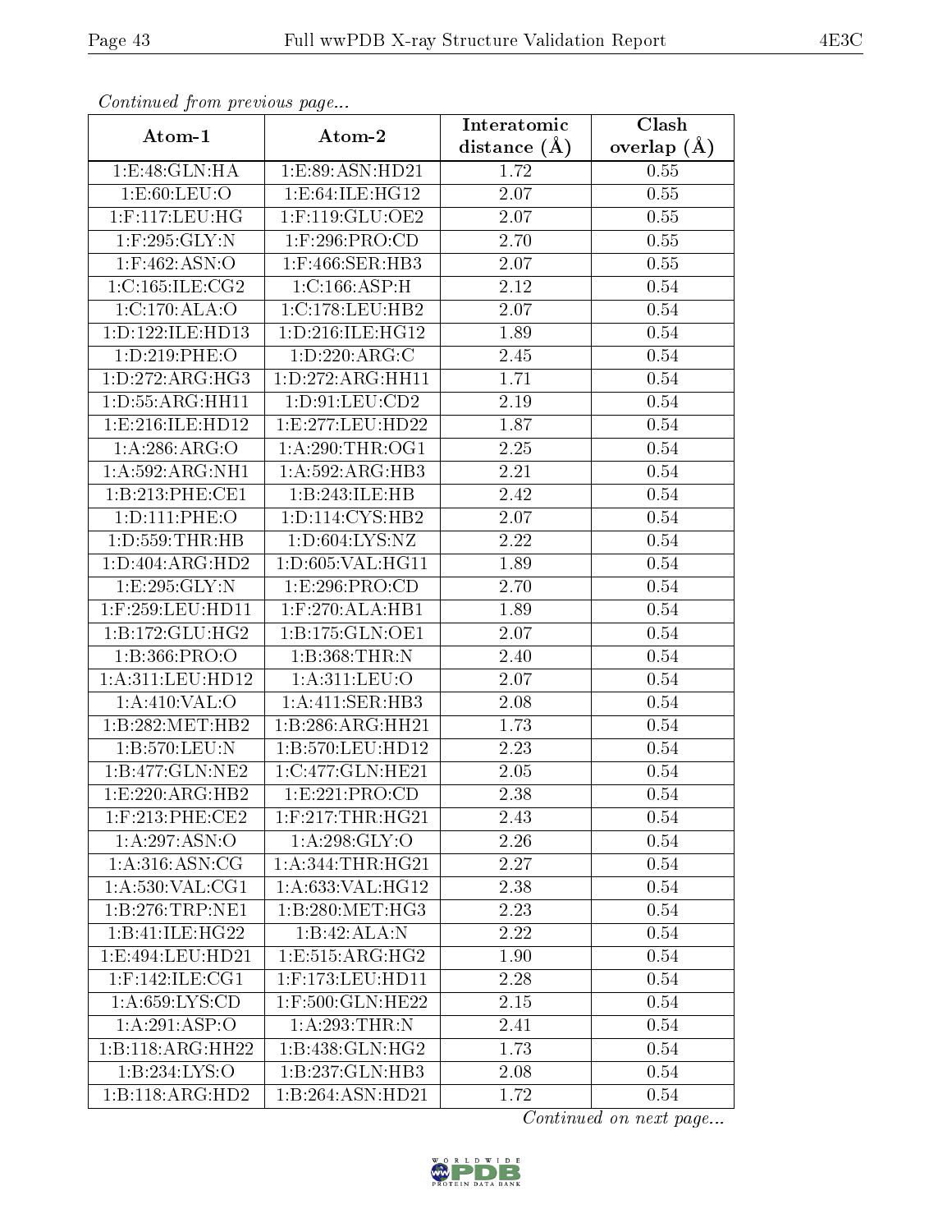*Continued from previous page...*

| Atom-1 | Atom-2 | Interatomic distance (Å) | Clash overlap (Å) |
| --- | --- | --- | --- |
| 1:E:48:GLN:HA | 1:E:89:ASN:HD21 | 1.72 | 0.55 |
| 1:E:60:LEU:O | 1:E:64:ILE:HG12 | 2.07 | 0.55 |
| 1:F:117:LEU:HG | 1:F:119:GLU:OE2 | 2.07 | 0.55 |
| 1:F:295:GLY:N | 1:F:296:PRO:CD | 2.70 | 0.55 |
| 1:F:462:ASN:O | 1:F:466:SER:HB3 | 2.07 | 0.55 |
| 1:C:165:ILE:CG2 | 1:C:166:ASP:H | 2.12 | 0.54 |
| 1:C:170:ALA:O | 1:C:178:LEU:HB2 | 2.07 | 0.54 |
| 1:D:122:ILE:HD13 | 1:D:216:ILE:HG12 | 1.89 | 0.54 |
| 1:D:219:PHE:O | 1:D:220:ARG:C | 2.45 | 0.54 |
| 1:D:272:ARG:HG3 | 1:D:272:ARG:HH11 | 1.71 | 0.54 |
| 1:D:55:ARG:HH11 | 1:D:91:LEU:CD2 | 2.19 | 0.54 |
| 1:E:216:ILE:HD12 | 1:E:277:LEU:HD22 | 1.87 | 0.54 |
| 1:A:286:ARG:O | 1:A:290:THR:OG1 | 2.25 | 0.54 |
| 1:A:592:ARG:NH1 | 1:A:592:ARG:HB3 | 2.21 | 0.54 |
| 1:B:213:PHE:CE1 | 1:B:243:ILE:HB | 2.42 | 0.54 |
| 1:D:111:PHE:O | 1:D:114:CYS:HB2 | 2.07 | 0.54 |
| 1:D:559:THR:HB | 1:D:604:LYS:NZ | 2.22 | 0.54 |
| 1:D:404:ARG:HD2 | 1:D:605:VAL:HG11 | 1.89 | 0.54 |
| 1:E:295:GLY:N | 1:E:296:PRO:CD | 2.70 | 0.54 |
| 1:F:259:LEU:HD11 | 1:F:270:ALA:HB1 | 1.89 | 0.54 |
| 1:B:172:GLU:HG2 | 1:B:175:GLN:OE1 | 2.07 | 0.54 |
| 1:B:366:PRO:O | 1:B:368:THR:N | 2.40 | 0.54 |
| 1:A:311:LEU:HD12 | 1:A:311:LEU:O | 2.07 | 0.54 |
| 1:A:410:VAL:O | 1:A:411:SER:HB3 | 2.08 | 0.54 |
| 1:B:282:MET:HB2 | 1:B:286:ARG:HH21 | 1.73 | 0.54 |
| 1:B:570:LEU:N | 1:B:570:LEU:HD12 | 2.23 | 0.54 |
| 1:B:477:GLN:NE2 | 1:C:477:GLN:HE21 | 2.05 | 0.54 |
| 1:E:220:ARG:HB2 | 1:E:221:PRO:CD | 2.38 | 0.54 |
| 1:F:213:PHE:CE2 | 1:F:217:THR:HG21 | 2.43 | 0.54 |
| 1:A:297:ASN:O | 1:A:298:GLY:O | 2.26 | 0.54 |
| 1:A:316:ASN:CG | 1:A:344:THR:HG21 | 2.27 | 0.54 |
| 1:A:530:VAL:CG1 | 1:A:633:VAL:HG12 | 2.38 | 0.54 |
| 1:B:276:TRP:NE1 | 1:B:280:MET:HG3 | 2.23 | 0.54 |
| 1:B:41:ILE:HG22 | 1:B:42:ALA:N | 2.22 | 0.54 |
| 1:E:494:LEU:HD21 | 1:E:515:ARG:HG2 | 1.90 | 0.54 |
| 1:F:142:ILE:CG1 | 1:F:173:LEU:HD11 | 2.28 | 0.54 |
| 1:A:659:LYS:CD | 1:F:500:GLN:HE22 | 2.15 | 0.54 |
| 1:A:291:ASP:O | 1:A:293:THR:N | 2.41 | 0.54 |
| 1:B:118:ARG:HH22 | 1:B:438:GLN:HG2 | 1.73 | 0.54 |
| 1:B:234:LYS:O | 1:B:237:GLN:HB3 | 2.08 | 0.54 |
| 1:B:118:ARG:HD2 | 1:B:264:ASN:HD21 | 1.72 | 0.54 |

*Continued on next page...*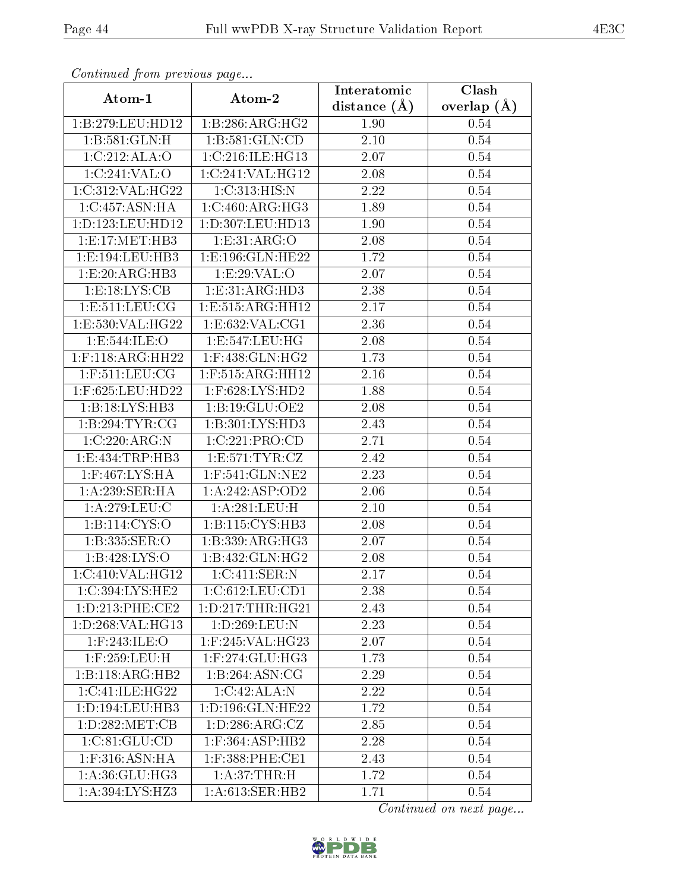*Continued from previous page...*

| Atom-1 | Atom-2 | Interatomic distance (Å) | Clash overlap (Å) |
|---|---|---|---|
| 1:B:279:LEU:HD12 | 1:B:286:ARG:HG2 | 1.90 | 0.54 |
| 1:B:581:GLN:H | 1:B:581:GLN:CD | 2.10 | 0.54 |
| 1:C:212:ALA:O | 1:C:216:ILE:HG13 | 2.07 | 0.54 |
| 1:C:241:VAL:O | 1:C:241:VAL:HG12 | 2.08 | 0.54 |
| 1:C:312:VAL:HG22 | 1:C:313:HIS:N | 2.22 | 0.54 |
| 1:C:457:ASN:HA | 1:C:460:ARG:HG3 | 1.89 | 0.54 |
| 1:D:123:LEU:HD12 | 1:D:307:LEU:HD13 | 1.90 | 0.54 |
| 1:E:17:MET:HB3 | 1:E:31:ARG:O | 2.08 | 0.54 |
| 1:E:194:LEU:HB3 | 1:E:196:GLN:HE22 | 1.72 | 0.54 |
| 1:E:20:ARG:HB3 | 1:E:29:VAL:O | 2.07 | 0.54 |
| 1:E:18:LYS:CB | 1:E:31:ARG:HD3 | 2.38 | 0.54 |
| 1:E:511:LEU:CG | 1:E:515:ARG:HH12 | 2.17 | 0.54 |
| 1:E:530:VAL:HG22 | 1:E:632:VAL:CG1 | 2.36 | 0.54 |
| 1:E:544:ILE:O | 1:E:547:LEU:HG | 2.08 | 0.54 |
| 1:F:118:ARG:HH22 | 1:F:438:GLN:HG2 | 1.73 | 0.54 |
| 1:F:511:LEU:CG | 1:F:515:ARG:HH12 | 2.16 | 0.54 |
| 1:F:625:LEU:HD22 | 1:F:628:LYS:HD2 | 1.88 | 0.54 |
| 1:B:18:LYS:HB3 | 1:B:19:GLU:OE2 | 2.08 | 0.54 |
| 1:B:294:TYR:CG | 1:B:301:LYS:HD3 | 2.43 | 0.54 |
| 1:C:220:ARG:N | 1:C:221:PRO:CD | 2.71 | 0.54 |
| 1:E:434:TRP:HB3 | 1:E:571:TYR:CZ | 2.42 | 0.54 |
| 1:F:467:LYS:HA | 1:F:541:GLN:NE2 | 2.23 | 0.54 |
| 1:A:239:SER:HA | 1:A:242:ASP:OD2 | 2.06 | 0.54 |
| 1:A:279:LEU:C | 1:A:281:LEU:H | 2.10 | 0.54 |
| 1:B:114:CYS:O | 1:B:115:CYS:HB3 | 2.08 | 0.54 |
| 1:B:335:SER:O | 1:B:339:ARG:HG3 | 2.07 | 0.54 |
| 1:B:428:LYS:O | 1:B:432:GLN:HG2 | 2.08 | 0.54 |
| 1:C:410:VAL:HG12 | 1:C:411:SER:N | 2.17 | 0.54 |
| 1:C:394:LYS:HE2 | 1:C:612:LEU:CD1 | 2.38 | 0.54 |
| 1:D:213:PHE:CE2 | 1:D:217:THR:HG21 | 2.43 | 0.54 |
| 1:D:268:VAL:HG13 | 1:D:269:LEU:N | 2.23 | 0.54 |
| 1:F:243:ILE:O | 1:F:245:VAL:HG23 | 2.07 | 0.54 |
| 1:F:259:LEU:H | 1:F:274:GLU:HG3 | 1.73 | 0.54 |
| 1:B:118:ARG:HB2 | 1:B:264:ASN:CG | 2.29 | 0.54 |
| 1:C:41:ILE:HG22 | 1:C:42:ALA:N | 2.22 | 0.54 |
| 1:D:194:LEU:HB3 | 1:D:196:GLN:HE22 | 1.72 | 0.54 |
| 1:D:282:MET:CB | 1:D:286:ARG:CZ | 2.85 | 0.54 |
| 1:C:81:GLU:CD | 1:F:364:ASP:HB2 | 2.28 | 0.54 |
| 1:F:316:ASN:HA | 1:F:388:PHE:CE1 | 2.43 | 0.54 |
| 1:A:36:GLU:HG3 | 1:A:37:THR:H | 1.72 | 0.54 |
| 1:A:394:LYS:HZ3 | 1:A:613:SER:HB2 | 1.71 | 0.54 |

*Continued on next page...*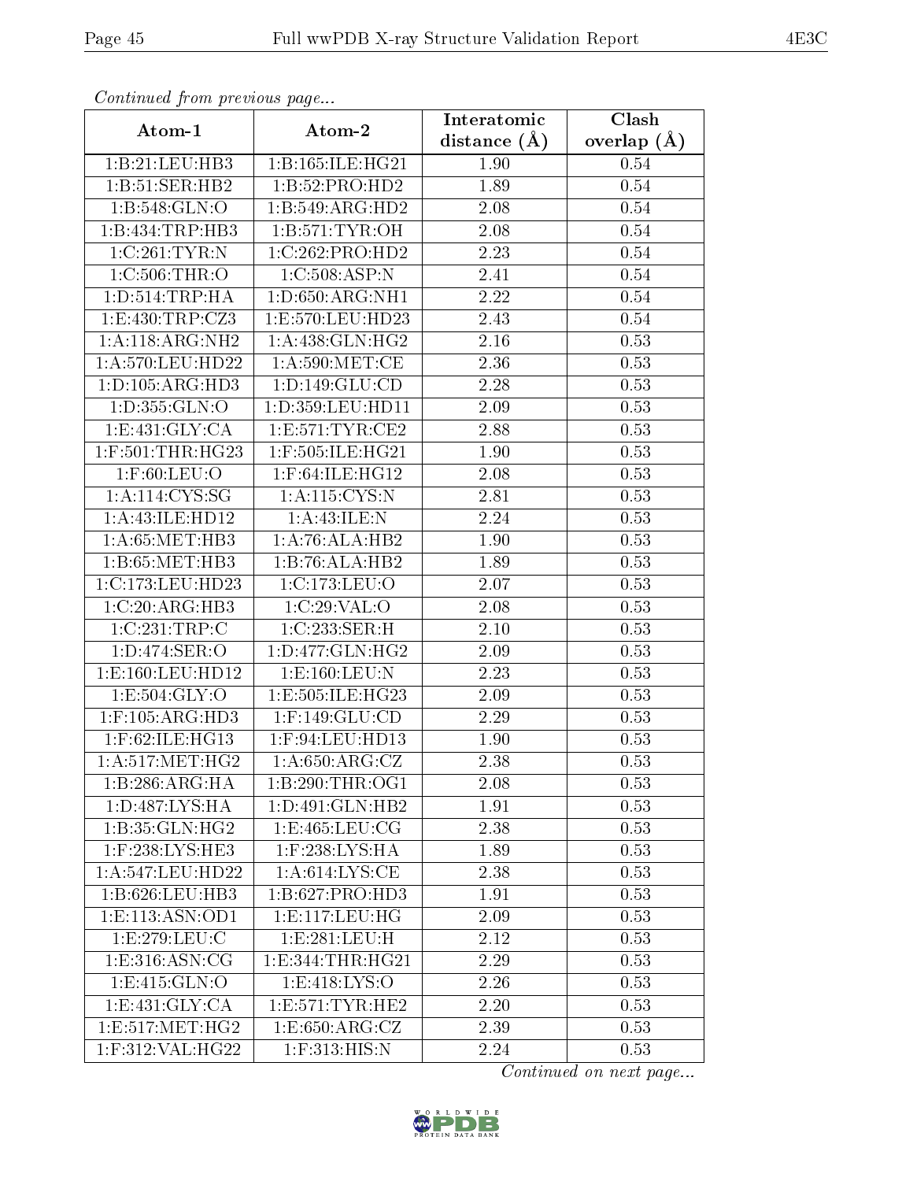*Continued from previous page...*

| Atom-1 | Atom-2 | Interatomic distance (Å) | Clash overlap (Å) |
|---|---|---|---|
| 1:B:21:LEU:HB3 | 1:B:165:ILE:HG21 | 1.90 | 0.54 |
| 1:B:51:SER:HB2 | 1:B:52:PRO:HD2 | 1.89 | 0.54 |
| 1:B:548:GLN:O | 1:B:549:ARG:HD2 | 2.08 | 0.54 |
| 1:B:434:TRP:HB3 | 1:B:571:TYR:OH | 2.08 | 0.54 |
| 1:C:261:TYR:N | 1:C:262:PRO:HD2 | 2.23 | 0.54 |
| 1:C:506:THR:O | 1:C:508:ASP:N | 2.41 | 0.54 |
| 1:D:514:TRP:HA | 1:D:650:ARG:NH1 | 2.22 | 0.54 |
| 1:E:430:TRP:CZ3 | 1:E:570:LEU:HD23 | 2.43 | 0.54 |
| 1:A:118:ARG:NH2 | 1:A:438:GLN:HG2 | 2.16 | 0.53 |
| 1:A:570:LEU:HD22 | 1:A:590:MET:CE | 2.36 | 0.53 |
| 1:D:105:ARG:HD3 | 1:D:149:GLU:CD | 2.28 | 0.53 |
| 1:D:355:GLN:O | 1:D:359:LEU:HD11 | 2.09 | 0.53 |
| 1:E:431:GLY:CA | 1:E:571:TYR:CE2 | 2.88 | 0.53 |
| 1:F:501:THR:HG23 | 1:F:505:ILE:HG21 | 1.90 | 0.53 |
| 1:F:60:LEU:O | 1:F:64:ILE:HG12 | 2.08 | 0.53 |
| 1:A:114:CYS:SG | 1:A:115:CYS:N | 2.81 | 0.53 |
| 1:A:43:ILE:HD12 | 1:A:43:ILE:N | 2.24 | 0.53 |
| 1:A:65:MET:HB3 | 1:A:76:ALA:HB2 | 1.90 | 0.53 |
| 1:B:65:MET:HB3 | 1:B:76:ALA:HB2 | 1.89 | 0.53 |
| 1:C:173:LEU:HD23 | 1:C:173:LEU:O | 2.07 | 0.53 |
| 1:C:20:ARG:HB3 | 1:C:29:VAL:O | 2.08 | 0.53 |
| 1:C:231:TRP:C | 1:C:233:SER:H | 2.10 | 0.53 |
| 1:D:474:SER:O | 1:D:477:GLN:HG2 | 2.09 | 0.53 |
| 1:E:160:LEU:HD12 | 1:E:160:LEU:N | 2.23 | 0.53 |
| 1:E:504:GLY:O | 1:E:505:ILE:HG23 | 2.09 | 0.53 |
| 1:F:105:ARG:HD3 | 1:F:149:GLU:CD | 2.29 | 0.53 |
| 1:F:62:ILE:HG13 | 1:F:94:LEU:HD13 | 1.90 | 0.53 |
| 1:A:517:MET:HG2 | 1:A:650:ARG:CZ | 2.38 | 0.53 |
| 1:B:286:ARG:HA | 1:B:290:THR:OG1 | 2.08 | 0.53 |
| 1:D:487:LYS:HA | 1:D:491:GLN:HB2 | 1.91 | 0.53 |
| 1:B:35:GLN:HG2 | 1:E:465:LEU:CG | 2.38 | 0.53 |
| 1:F:238:LYS:HE3 | 1:F:238:LYS:HA | 1.89 | 0.53 |
| 1:A:547:LEU:HD22 | 1:A:614:LYS:CE | 2.38 | 0.53 |
| 1:B:626:LEU:HB3 | 1:B:627:PRO:HD3 | 1.91 | 0.53 |
| 1:E:113:ASN:OD1 | 1:E:117:LEU:HG | 2.09 | 0.53 |
| 1:E:279:LEU:C | 1:E:281:LEU:H | 2.12 | 0.53 |
| 1:E:316:ASN:CG | 1:E:344:THR:HG21 | 2.29 | 0.53 |
| 1:E:415:GLN:O | 1:E:418:LYS:O | 2.26 | 0.53 |
| 1:E:431:GLY:CA | 1:E:571:TYR:HE2 | 2.20 | 0.53 |
| 1:E:517:MET:HG2 | 1:E:650:ARG:CZ | 2.39 | 0.53 |
| 1:F:312:VAL:HG22 | 1:F:313:HIS:N | 2.24 | 0.53 |

*Continued on next page...*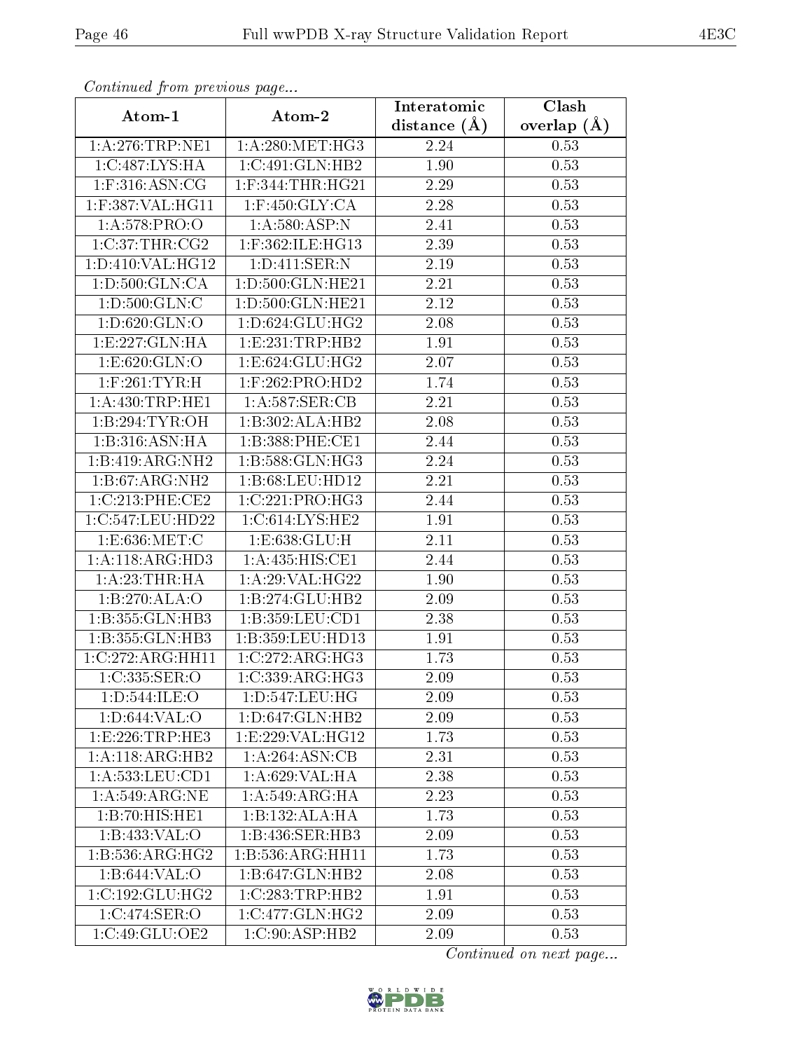*Continued from previous page...*

| Atom-1 | Atom-2 | Interatomic distance (Å) | Clash overlap (Å) |
|---|---|---|---|
| 1:A:276:TRP:NE1 | 1:A:280:MET:HG3 | 2.24 | 0.53 |
| 1:C:487:LYS:HA | 1:C:491:GLN:HB2 | 1.90 | 0.53 |
| 1:F:316:ASN:CG | 1:F:344:THR:HG21 | 2.29 | 0.53 |
| 1:F:387:VAL:HG11 | 1:F:450:GLY:CA | 2.28 | 0.53 |
| 1:A:578:PRO:O | 1:A:580:ASP:N | 2.41 | 0.53 |
| 1:C:37:THR:CG2 | 1:F:362:ILE:HG13 | 2.39 | 0.53 |
| 1:D:410:VAL:HG12 | 1:D:411:SER:N | 2.19 | 0.53 |
| 1:D:500:GLN:CA | 1:D:500:GLN:HE21 | 2.21 | 0.53 |
| 1:D:500:GLN:C | 1:D:500:GLN:HE21 | 2.12 | 0.53 |
| 1:D:620:GLN:O | 1:D:624:GLU:HG2 | 2.08 | 0.53 |
| 1:E:227:GLN:HA | 1:E:231:TRP:HB2 | 1.91 | 0.53 |
| 1:E:620:GLN:O | 1:E:624:GLU:HG2 | 2.07 | 0.53 |
| 1:F:261:TYR:H | 1:F:262:PRO:HD2 | 1.74 | 0.53 |
| 1:A:430:TRP:HE1 | 1:A:587:SER:CB | 2.21 | 0.53 |
| 1:B:294:TYR:OH | 1:B:302:ALA:HB2 | 2.08 | 0.53 |
| 1:B:316:ASN:HA | 1:B:388:PHE:CE1 | 2.44 | 0.53 |
| 1:B:419:ARG:NH2 | 1:B:588:GLN:HG3 | 2.24 | 0.53 |
| 1:B:67:ARG:NH2 | 1:B:68:LEU:HD12 | 2.21 | 0.53 |
| 1:C:213:PHE:CE2 | 1:C:221:PRO:HG3 | 2.44 | 0.53 |
| 1:C:547:LEU:HD22 | 1:C:614:LYS:HE2 | 1.91 | 0.53 |
| 1:E:636:MET:C | 1:E:638:GLU:H | 2.11 | 0.53 |
| 1:A:118:ARG:HD3 | 1:A:435:HIS:CE1 | 2.44 | 0.53 |
| 1:A:23:THR:HA | 1:A:29:VAL:HG22 | 1.90 | 0.53 |
| 1:B:270:ALA:O | 1:B:274:GLU:HB2 | 2.09 | 0.53 |
| 1:B:355:GLN:HB3 | 1:B:359:LEU:CD1 | 2.38 | 0.53 |
| 1:B:355:GLN:HB3 | 1:B:359:LEU:HD13 | 1.91 | 0.53 |
| 1:C:272:ARG:HH11 | 1:C:272:ARG:HG3 | 1.73 | 0.53 |
| 1:C:335:SER:O | 1:C:339:ARG:HG3 | 2.09 | 0.53 |
| 1:D:544:ILE:O | 1:D:547:LEU:HG | 2.09 | 0.53 |
| 1:D:644:VAL:O | 1:D:647:GLN:HB2 | 2.09 | 0.53 |
| 1:E:226:TRP:HE3 | 1:E:229:VAL:HG12 | 1.73 | 0.53 |
| 1:A:118:ARG:HB2 | 1:A:264:ASN:CB | 2.31 | 0.53 |
| 1:A:533:LEU:CD1 | 1:A:629:VAL:HA | 2.38 | 0.53 |
| 1:A:549:ARG:NE | 1:A:549:ARG:HA | 2.23 | 0.53 |
| 1:B:70:HIS:HE1 | 1:B:132:ALA:HA | 1.73 | 0.53 |
| 1:B:433:VAL:O | 1:B:436:SER:HB3 | 2.09 | 0.53 |
| 1:B:536:ARG:HG2 | 1:B:536:ARG:HH11 | 1.73 | 0.53 |
| 1:B:644:VAL:O | 1:B:647:GLN:HB2 | 2.08 | 0.53 |
| 1:C:192:GLU:HG2 | 1:C:283:TRP:HB2 | 1.91 | 0.53 |
| 1:C:474:SER:O | 1:C:477:GLN:HG2 | 2.09 | 0.53 |
| 1:C:49:GLU:OE2 | 1:C:90:ASP:HB2 | 2.09 | 0.53 |

*Continued on next page...*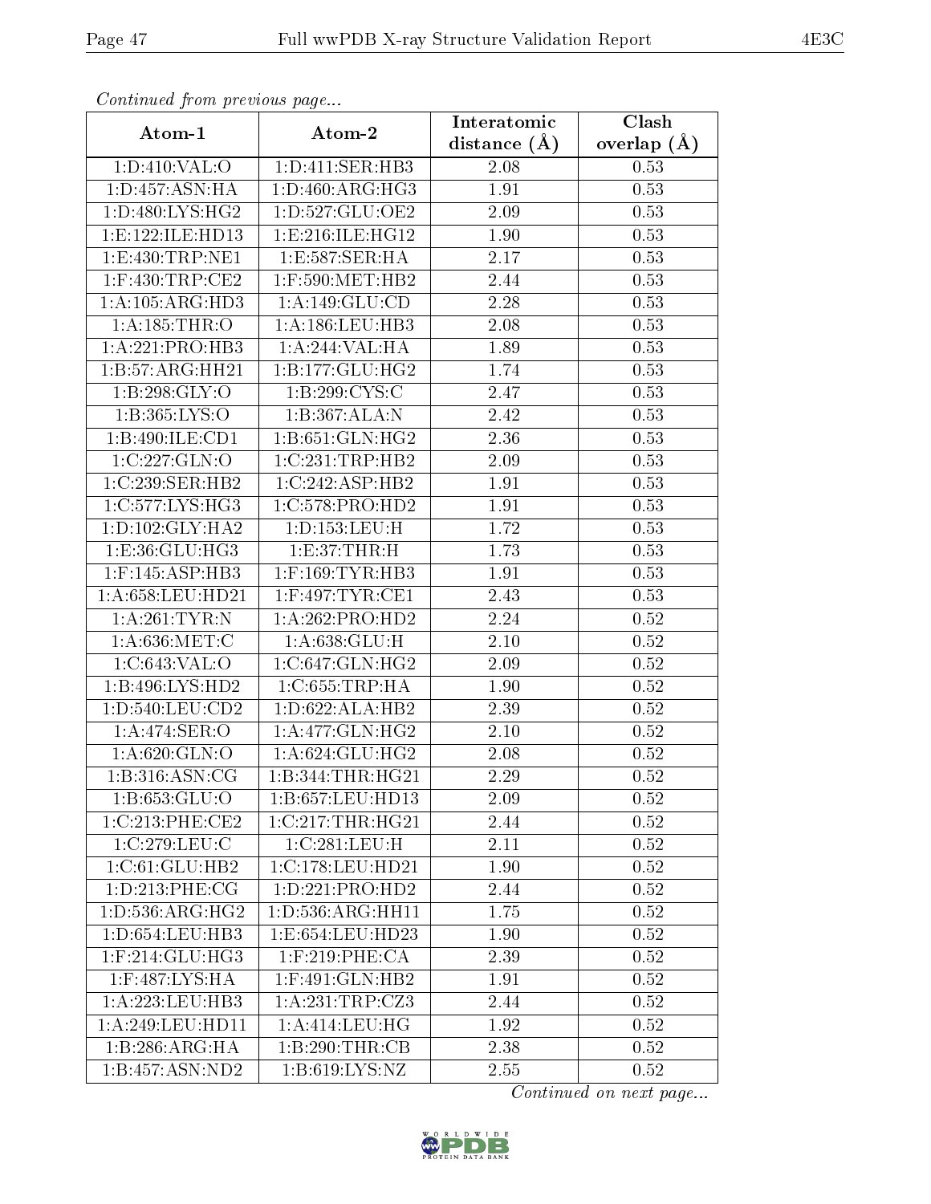*Continued from previous page...*

| Atom-1 | Atom-2 | Interatomic distance (Å) | Clash overlap (Å) |
|---|---|---|---|
| 1:D:410:VAL:O | 1:D:411:SER:HB3 | 2.08 | 0.53 |
| 1:D:457:ASN:HA | 1:D:460:ARG:HG3 | 1.91 | 0.53 |
| 1:D:480:LYS:HG2 | 1:D:527:GLU:OE2 | 2.09 | 0.53 |
| 1:E:122:ILE:HD13 | 1:E:216:ILE:HG12 | 1.90 | 0.53 |
| 1:E:430:TRP:NE1 | 1:E:587:SER:HA | 2.17 | 0.53 |
| 1:F:430:TRP:CE2 | 1:F:590:MET:HB2 | 2.44 | 0.53 |
| 1:A:105:ARG:HD3 | 1:A:149:GLU:CD | 2.28 | 0.53 |
| 1:A:185:THR:O | 1:A:186:LEU:HB3 | 2.08 | 0.53 |
| 1:A:221:PRO:HB3 | 1:A:244:VAL:HA | 1.89 | 0.53 |
| 1:B:57:ARG:HH21 | 1:B:177:GLU:HG2 | 1.74 | 0.53 |
| 1:B:298:GLY:O | 1:B:299:CYS:C | 2.47 | 0.53 |
| 1:B:365:LYS:O | 1:B:367:ALA:N | 2.42 | 0.53 |
| 1:B:490:ILE:CD1 | 1:B:651:GLN:HG2 | 2.36 | 0.53 |
| 1:C:227:GLN:O | 1:C:231:TRP:HB2 | 2.09 | 0.53 |
| 1:C:239:SER:HB2 | 1:C:242:ASP:HB2 | 1.91 | 0.53 |
| 1:C:577:LYS:HG3 | 1:C:578:PRO:HD2 | 1.91 | 0.53 |
| 1:D:102:GLY:HA2 | 1:D:153:LEU:H | 1.72 | 0.53 |
| 1:E:36:GLU:HG3 | 1:E:37:THR:H | 1.73 | 0.53 |
| 1:F:145:ASP:HB3 | 1:F:169:TYR:HB3 | 1.91 | 0.53 |
| 1:A:658:LEU:HD21 | 1:F:497:TYR:CE1 | 2.43 | 0.53 |
| 1:A:261:TYR:N | 1:A:262:PRO:HD2 | 2.24 | 0.52 |
| 1:A:636:MET:C | 1:A:638:GLU:H | 2.10 | 0.52 |
| 1:C:643:VAL:O | 1:C:647:GLN:HG2 | 2.09 | 0.52 |
| 1:B:496:LYS:HD2 | 1:C:655:TRP:HA | 1.90 | 0.52 |
| 1:D:540:LEU:CD2 | 1:D:622:ALA:HB2 | 2.39 | 0.52 |
| 1:A:474:SER:O | 1:A:477:GLN:HG2 | 2.10 | 0.52 |
| 1:A:620:GLN:O | 1:A:624:GLU:HG2 | 2.08 | 0.52 |
| 1:B:316:ASN:CG | 1:B:344:THR:HG21 | 2.29 | 0.52 |
| 1:B:653:GLU:O | 1:B:657:LEU:HD13 | 2.09 | 0.52 |
| 1:C:213:PHE:CE2 | 1:C:217:THR:HG21 | 2.44 | 0.52 |
| 1:C:279:LEU:C | 1:C:281:LEU:H | 2.11 | 0.52 |
| 1:C:61:GLU:HB2 | 1:C:178:LEU:HD21 | 1.90 | 0.52 |
| 1:D:213:PHE:CG | 1:D:221:PRO:HD2 | 2.44 | 0.52 |
| 1:D:536:ARG:HG2 | 1:D:536:ARG:HH11 | 1.75 | 0.52 |
| 1:D:654:LEU:HB3 | 1:E:654:LEU:HD23 | 1.90 | 0.52 |
| 1:F:214:GLU:HG3 | 1:F:219:PHE:CA | 2.39 | 0.52 |
| 1:F:487:LYS:HA | 1:F:491:GLN:HB2 | 1.91 | 0.52 |
| 1:A:223:LEU:HB3 | 1:A:231:TRP:CZ3 | 2.44 | 0.52 |
| 1:A:249:LEU:HD11 | 1:A:414:LEU:HG | 1.92 | 0.52 |
| 1:B:286:ARG:HA | 1:B:290:THR:CB | 2.38 | 0.52 |
| 1:B:457:ASN:ND2 | 1:B:619:LYS:NZ | 2.55 | 0.52 |

*Continued on next page...*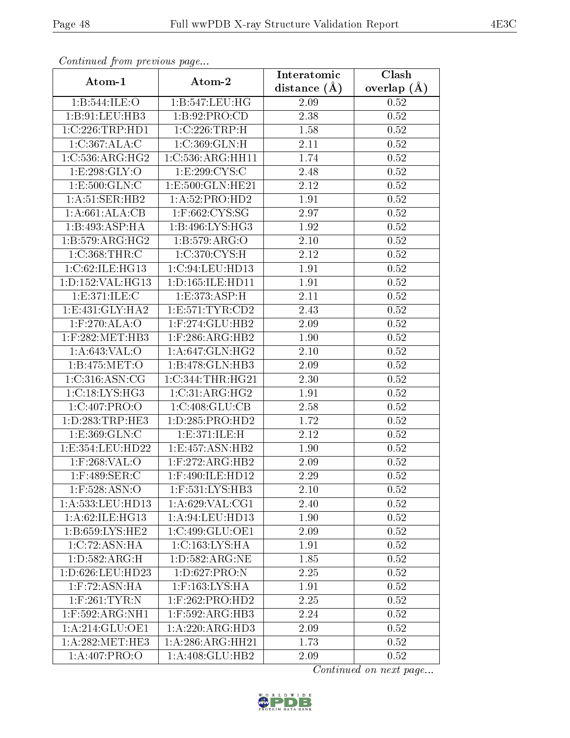*Continued from previous page...*

| Atom-1 | Atom-2 | Interatomic distance (Å) | Clash overlap (Å) |
|---|---|---|---|
| 1:B:544:ILE:O | 1:B:547:LEU:HG | 2.09 | 0.52 |
| 1:B:91:LEU:HB3 | 1:B:92:PRO:CD | 2.38 | 0.52 |
| 1:C:226:TRP:HD1 | 1:C:226:TRP:H | 1.58 | 0.52 |
| 1:C:367:ALA:C | 1:C:369:GLN:H | 2.11 | 0.52 |
| 1:C:536:ARG:HG2 | 1:C:536:ARG:HH11 | 1.74 | 0.52 |
| 1:E:298:GLY:O | 1:E:299:CYS:C | 2.48 | 0.52 |
| 1:E:500:GLN:C | 1:E:500:GLN:HE21 | 2.12 | 0.52 |
| 1:A:51:SER:HB2 | 1:A:52:PRO:HD2 | 1.91 | 0.52 |
| 1:A:661:ALA:CB | 1:F:662:CYS:SG | 2.97 | 0.52 |
| 1:B:493:ASP:HA | 1:B:496:LYS:HG3 | 1.92 | 0.52 |
| 1:B:579:ARG:HG2 | 1:B:579:ARG:O | 2.10 | 0.52 |
| 1:C:368:THR:C | 1:C:370:CYS:H | 2.12 | 0.52 |
| 1:C:62:ILE:HG13 | 1:C:94:LEU:HD13 | 1.91 | 0.52 |
| 1:D:152:VAL:HG13 | 1:D:165:ILE:HD11 | 1.91 | 0.52 |
| 1:E:371:ILE:C | 1:E:373:ASP:H | 2.11 | 0.52 |
| 1:E:431:GLY:HA2 | 1:E:571:TYR:CD2 | 2.43 | 0.52 |
| 1:F:270:ALA:O | 1:F:274:GLU:HB2 | 2.09 | 0.52 |
| 1:F:282:MET:HB3 | 1:F:286:ARG:HB2 | 1.90 | 0.52 |
| 1:A:643:VAL:O | 1:A:647:GLN:HG2 | 2.10 | 0.52 |
| 1:B:475:MET:O | 1:B:478:GLN:HB3 | 2.09 | 0.52 |
| 1:C:316:ASN:CG | 1:C:344:THR:HG21 | 2.30 | 0.52 |
| 1:C:18:LYS:HG3 | 1:C:31:ARG:HG2 | 1.91 | 0.52 |
| 1:C:407:PRO:O | 1:C:408:GLU:CB | 2.58 | 0.52 |
| 1:D:283:TRP:HE3 | 1:D:285:PRO:HD2 | 1.72 | 0.52 |
| 1:E:369:GLN:C | 1:E:371:ILE:H | 2.12 | 0.52 |
| 1:E:354:LEU:HD22 | 1:E:457:ASN:HB2 | 1.90 | 0.52 |
| 1:F:268:VAL:O | 1:F:272:ARG:HB2 | 2.09 | 0.52 |
| 1:F:489:SER:C | 1:F:490:ILE:HD12 | 2.29 | 0.52 |
| 1:F:528:ASN:O | 1:F:531:LYS:HB3 | 2.10 | 0.52 |
| 1:A:533:LEU:HD13 | 1:A:629:VAL:CG1 | 2.40 | 0.52 |
| 1:A:62:ILE:HG13 | 1:A:94:LEU:HD13 | 1.90 | 0.52 |
| 1:B:659:LYS:HE2 | 1:C:499:GLU:OE1 | 2.09 | 0.52 |
| 1:C:72:ASN:HA | 1:C:163:LYS:HA | 1.91 | 0.52 |
| 1:D:582:ARG:H | 1:D:582:ARG:NE | 1.85 | 0.52 |
| 1:D:626:LEU:HD23 | 1:D:627:PRO:N | 2.25 | 0.52 |
| 1:F:72:ASN:HA | 1:F:163:LYS:HA | 1.91 | 0.52 |
| 1:F:261:TYR:N | 1:F:262:PRO:HD2 | 2.25 | 0.52 |
| 1:F:592:ARG:NH1 | 1:F:592:ARG:HB3 | 2.24 | 0.52 |
| 1:A:214:GLU:OE1 | 1:A:220:ARG:HD3 | 2.09 | 0.52 |
| 1:A:282:MET:HE3 | 1:A:286:ARG:HH21 | 1.73 | 0.52 |
| 1:A:407:PRO:O | 1:A:408:GLU:HB2 | 2.09 | 0.52 |

*Continued on next page...*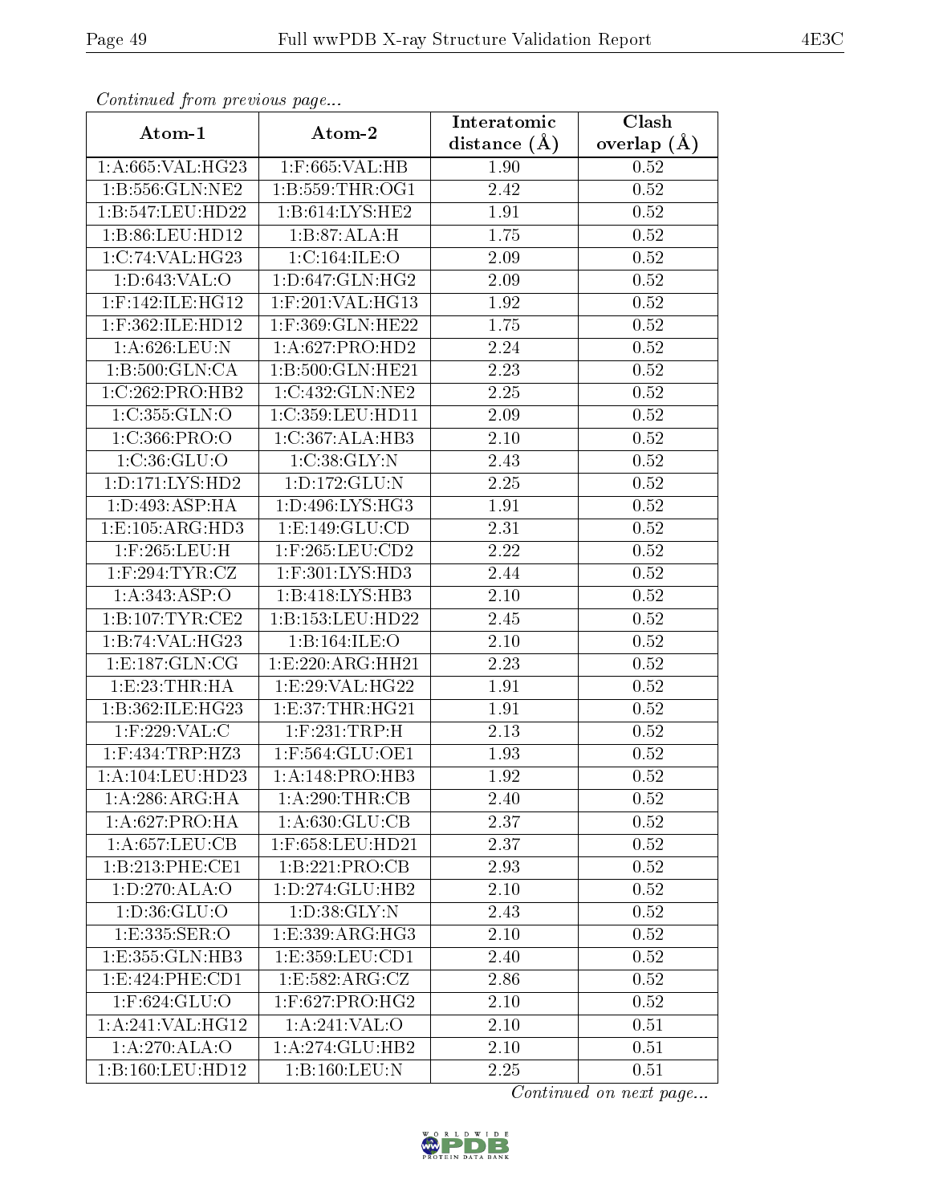*Continued from previous page...*

| Atom-1 | Atom-2 | Interatomic distance (Å) | Clash overlap (Å) |
| --- | --- | --- | --- |
| 1:A:665:VAL:HG23 | 1:F:665:VAL:HB | 1.90 | 0.52 |
| 1:B:556:GLN:NE2 | 1:B:559:THR:OG1 | 2.42 | 0.52 |
| 1:B:547:LEU:HD22 | 1:B:614:LYS:HE2 | 1.91 | 0.52 |
| 1:B:86:LEU:HD12 | 1:B:87:ALA:H | 1.75 | 0.52 |
| 1:C:74:VAL:HG23 | 1:C:164:ILE:O | 2.09 | 0.52 |
| 1:D:643:VAL:O | 1:D:647:GLN:HG2 | 2.09 | 0.52 |
| 1:F:142:ILE:HG12 | 1:F:201:VAL:HG13 | 1.92 | 0.52 |
| 1:F:362:ILE:HD12 | 1:F:369:GLN:HE22 | 1.75 | 0.52 |
| 1:A:626:LEU:N | 1:A:627:PRO:HD2 | 2.24 | 0.52 |
| 1:B:500:GLN:CA | 1:B:500:GLN:HE21 | 2.23 | 0.52 |
| 1:C:262:PRO:HB2 | 1:C:432:GLN:NE2 | 2.25 | 0.52 |
| 1:C:355:GLN:O | 1:C:359:LEU:HD11 | 2.09 | 0.52 |
| 1:C:366:PRO:O | 1:C:367:ALA:HB3 | 2.10 | 0.52 |
| 1:C:36:GLU:O | 1:C:38:GLY:N | 2.43 | 0.52 |
| 1:D:171:LYS:HD2 | 1:D:172:GLU:N | 2.25 | 0.52 |
| 1:D:493:ASP:HA | 1:D:496:LYS:HG3 | 1.91 | 0.52 |
| 1:E:105:ARG:HD3 | 1:E:149:GLU:CD | 2.31 | 0.52 |
| 1:F:265:LEU:H | 1:F:265:LEU:CD2 | 2.22 | 0.52 |
| 1:F:294:TYR:CZ | 1:F:301:LYS:HD3 | 2.44 | 0.52 |
| 1:A:343:ASP:O | 1:B:418:LYS:HB3 | 2.10 | 0.52 |
| 1:B:107:TYR:CE2 | 1:B:153:LEU:HD22 | 2.45 | 0.52 |
| 1:B:74:VAL:HG23 | 1:B:164:ILE:O | 2.10 | 0.52 |
| 1:E:187:GLN:CG | 1:E:220:ARG:HH21 | 2.23 | 0.52 |
| 1:E:23:THR:HA | 1:E:29:VAL:HG22 | 1.91 | 0.52 |
| 1:B:362:ILE:HG23 | 1:E:37:THR:HG21 | 1.91 | 0.52 |
| 1:F:229:VAL:C | 1:F:231:TRP:H | 2.13 | 0.52 |
| 1:F:434:TRP:HZ3 | 1:F:564:GLU:OE1 | 1.93 | 0.52 |
| 1:A:104:LEU:HD23 | 1:A:148:PRO:HB3 | 1.92 | 0.52 |
| 1:A:286:ARG:HA | 1:A:290:THR:CB | 2.40 | 0.52 |
| 1:A:627:PRO:HA | 1:A:630:GLU:CB | 2.37 | 0.52 |
| 1:A:657:LEU:CB | 1:F:658:LEU:HD21 | 2.37 | 0.52 |
| 1:B:213:PHE:CE1 | 1:B:221:PRO:CB | 2.93 | 0.52 |
| 1:D:270:ALA:O | 1:D:274:GLU:HB2 | 2.10 | 0.52 |
| 1:D:36:GLU:O | 1:D:38:GLY:N | 2.43 | 0.52 |
| 1:E:335:SER:O | 1:E:339:ARG:HG3 | 2.10 | 0.52 |
| 1:E:355:GLN:HB3 | 1:E:359:LEU:CD1 | 2.40 | 0.52 |
| 1:E:424:PHE:CD1 | 1:E:582:ARG:CZ | 2.86 | 0.52 |
| 1:F:624:GLU:O | 1:F:627:PRO:HG2 | 2.10 | 0.52 |
| 1:A:241:VAL:HG12 | 1:A:241:VAL:O | 2.10 | 0.51 |
| 1:A:270:ALA:O | 1:A:274:GLU:HB2 | 2.10 | 0.51 |
| 1:B:160:LEU:HD12 | 1:B:160:LEU:N | 2.25 | 0.51 |

*Continued on next page...*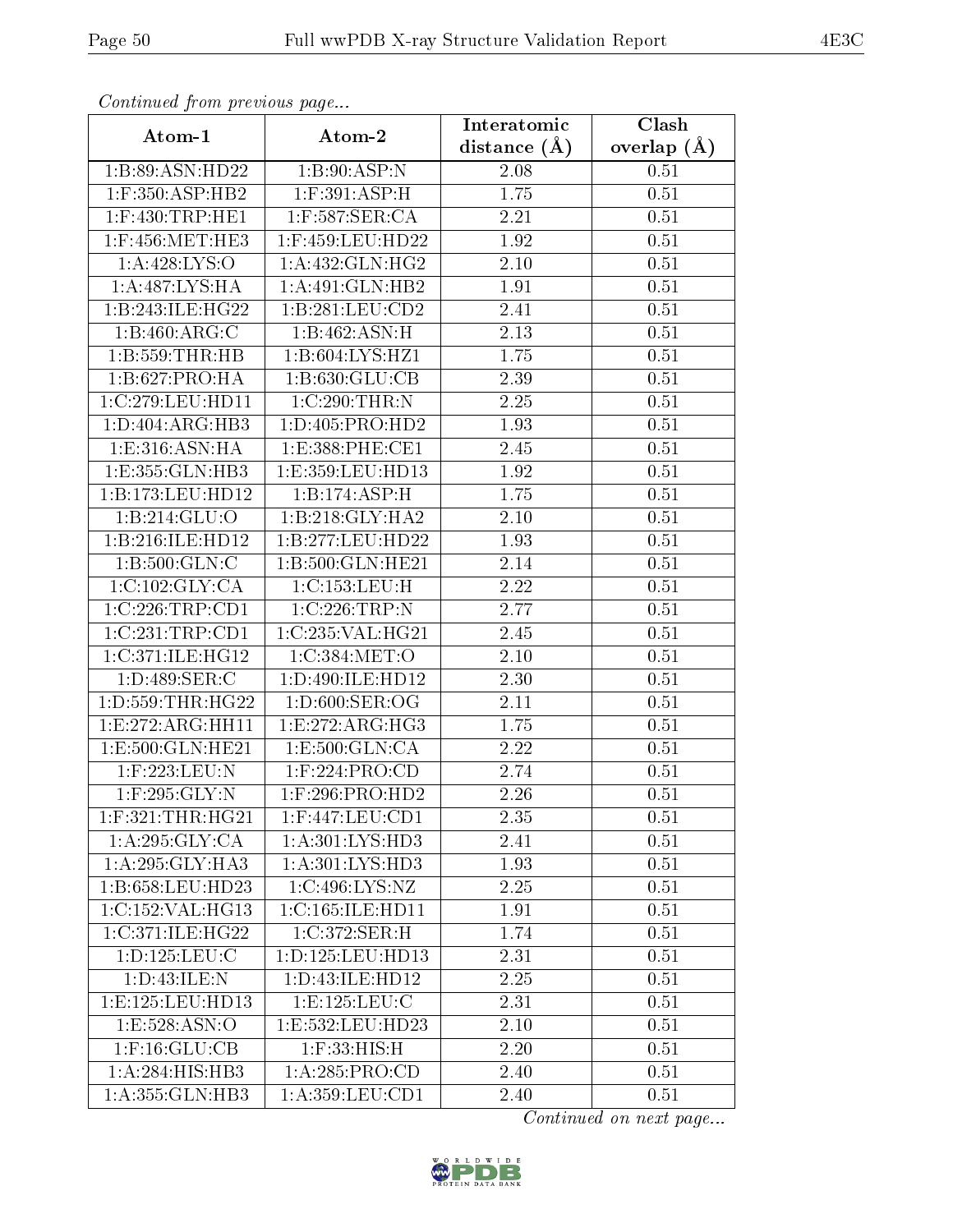*Continued from previous page...*

| Atom-1 | Atom-2 | Interatomic distance (Å) | Clash overlap (Å) |
|---|---|---|---|
| 1:B:89:ASN:HD22 | 1:B:90:ASP:N | 2.08 | 0.51 |
| 1:F:350:ASP:HB2 | 1:F:391:ASP:H | 1.75 | 0.51 |
| 1:F:430:TRP:HE1 | 1:F:587:SER:CA | 2.21 | 0.51 |
| 1:F:456:MET:HE3 | 1:F:459:LEU:HD22 | 1.92 | 0.51 |
| 1:A:428:LYS:O | 1:A:432:GLN:HG2 | 2.10 | 0.51 |
| 1:A:487:LYS:HA | 1:A:491:GLN:HB2 | 1.91 | 0.51 |
| 1:B:243:ILE:HG22 | 1:B:281:LEU:CD2 | 2.41 | 0.51 |
| 1:B:460:ARG:C | 1:B:462:ASN:H | 2.13 | 0.51 |
| 1:B:559:THR:HB | 1:B:604:LYS:HZ1 | 1.75 | 0.51 |
| 1:B:627:PRO:HA | 1:B:630:GLU:CB | 2.39 | 0.51 |
| 1:C:279:LEU:HD11 | 1:C:290:THR:N | 2.25 | 0.51 |
| 1:D:404:ARG:HB3 | 1:D:405:PRO:HD2 | 1.93 | 0.51 |
| 1:E:316:ASN:HA | 1:E:388:PHE:CE1 | 2.45 | 0.51 |
| 1:E:355:GLN:HB3 | 1:E:359:LEU:HD13 | 1.92 | 0.51 |
| 1:B:173:LEU:HD12 | 1:B:174:ASP:H | 1.75 | 0.51 |
| 1:B:214:GLU:O | 1:B:218:GLY:HA2 | 2.10 | 0.51 |
| 1:B:216:ILE:HD12 | 1:B:277:LEU:HD22 | 1.93 | 0.51 |
| 1:B:500:GLN:C | 1:B:500:GLN:HE21 | 2.14 | 0.51 |
| 1:C:102:GLY:CA | 1:C:153:LEU:H | 2.22 | 0.51 |
| 1:C:226:TRP:CD1 | 1:C:226:TRP:N | 2.77 | 0.51 |
| 1:C:231:TRP:CD1 | 1:C:235:VAL:HG21 | 2.45 | 0.51 |
| 1:C:371:ILE:HG12 | 1:C:384:MET:O | 2.10 | 0.51 |
| 1:D:489:SER:C | 1:D:490:ILE:HD12 | 2.30 | 0.51 |
| 1:D:559:THR:HG22 | 1:D:600:SER:OG | 2.11 | 0.51 |
| 1:E:272:ARG:HH11 | 1:E:272:ARG:HG3 | 1.75 | 0.51 |
| 1:E:500:GLN:HE21 | 1:E:500:GLN:CA | 2.22 | 0.51 |
| 1:F:223:LEU:N | 1:F:224:PRO:CD | 2.74 | 0.51 |
| 1:F:295:GLY:N | 1:F:296:PRO:HD2 | 2.26 | 0.51 |
| 1:F:321:THR:HG21 | 1:F:447:LEU:CD1 | 2.35 | 0.51 |
| 1:A:295:GLY:CA | 1:A:301:LYS:HD3 | 2.41 | 0.51 |
| 1:A:295:GLY:HA3 | 1:A:301:LYS:HD3 | 1.93 | 0.51 |
| 1:B:658:LEU:HD23 | 1:C:496:LYS:NZ | 2.25 | 0.51 |
| 1:C:152:VAL:HG13 | 1:C:165:ILE:HD11 | 1.91 | 0.51 |
| 1:C:371:ILE:HG22 | 1:C:372:SER:H | 1.74 | 0.51 |
| 1:D:125:LEU:C | 1:D:125:LEU:HD13 | 2.31 | 0.51 |
| 1:D:43:ILE:N | 1:D:43:ILE:HD12 | 2.25 | 0.51 |
| 1:E:125:LEU:HD13 | 1:E:125:LEU:C | 2.31 | 0.51 |
| 1:E:528:ASN:O | 1:E:532:LEU:HD23 | 2.10 | 0.51 |
| 1:F:16:GLU:CB | 1:F:33:HIS:H | 2.20 | 0.51 |
| 1:A:284:HIS:HB3 | 1:A:285:PRO:CD | 2.40 | 0.51 |
| 1:A:355:GLN:HB3 | 1:A:359:LEU:CD1 | 2.40 | 0.51 |

*Continued on next page...*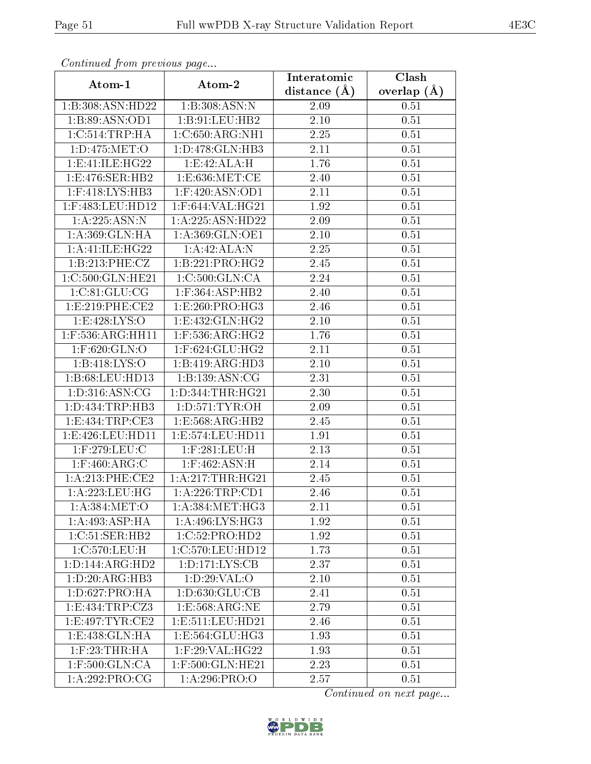*Continued from previous page...*

| Atom-1 | Atom-2 | Interatomic distance (Å) | Clash overlap (Å) |
| --- | --- | --- | --- |
| 1:B:308:ASN:HD22 | 1:B:308:ASN:N | 2.09 | 0.51 |
| 1:B:89:ASN:OD1 | 1:B:91:LEU:HB2 | 2.10 | 0.51 |
| 1:C:514:TRP:HA | 1:C:650:ARG:NH1 | 2.25 | 0.51 |
| 1:D:475:MET:O | 1:D:478:GLN:HB3 | 2.11 | 0.51 |
| 1:E:41:ILE:HG22 | 1:E:42:ALA:H | 1.76 | 0.51 |
| 1:E:476:SER:HB2 | 1:E:636:MET:CE | 2.40 | 0.51 |
| 1:F:418:LYS:HB3 | 1:F:420:ASN:OD1 | 2.11 | 0.51 |
| 1:F:483:LEU:HD12 | 1:F:644:VAL:HG21 | 1.92 | 0.51 |
| 1:A:225:ASN:N | 1:A:225:ASN:HD22 | 2.09 | 0.51 |
| 1:A:369:GLN:HA | 1:A:369:GLN:OE1 | 2.10 | 0.51 |
| 1:A:41:ILE:HG22 | 1:A:42:ALA:N | 2.25 | 0.51 |
| 1:B:213:PHE:CZ | 1:B:221:PRO:HG2 | 2.45 | 0.51 |
| 1:C:500:GLN:HE21 | 1:C:500:GLN:CA | 2.24 | 0.51 |
| 1:C:81:GLU:CG | 1:F:364:ASP:HB2 | 2.40 | 0.51 |
| 1:E:219:PHE:CE2 | 1:E:260:PRO:HG3 | 2.46 | 0.51 |
| 1:E:428:LYS:O | 1:E:432:GLN:HG2 | 2.10 | 0.51 |
| 1:F:536:ARG:HH11 | 1:F:536:ARG:HG2 | 1.76 | 0.51 |
| 1:F:620:GLN:O | 1:F:624:GLU:HG2 | 2.11 | 0.51 |
| 1:B:418:LYS:O | 1:B:419:ARG:HD3 | 2.10 | 0.51 |
| 1:B:68:LEU:HD13 | 1:B:139:ASN:CG | 2.31 | 0.51 |
| 1:D:316:ASN:CG | 1:D:344:THR:HG21 | 2.30 | 0.51 |
| 1:D:434:TRP:HB3 | 1:D:571:TYR:OH | 2.09 | 0.51 |
| 1:E:434:TRP:CE3 | 1:E:568:ARG:HB2 | 2.45 | 0.51 |
| 1:E:426:LEU:HD11 | 1:E:574:LEU:HD11 | 1.91 | 0.51 |
| 1:F:279:LEU:C | 1:F:281:LEU:H | 2.13 | 0.51 |
| 1:F:460:ARG:C | 1:F:462:ASN:H | 2.14 | 0.51 |
| 1:A:213:PHE:CE2 | 1:A:217:THR:HG21 | 2.45 | 0.51 |
| 1:A:223:LEU:HG | 1:A:226:TRP:CD1 | 2.46 | 0.51 |
| 1:A:384:MET:O | 1:A:384:MET:HG3 | 2.11 | 0.51 |
| 1:A:493:ASP:HA | 1:A:496:LYS:HG3 | 1.92 | 0.51 |
| 1:C:51:SER:HB2 | 1:C:52:PRO:HD2 | 1.92 | 0.51 |
| 1:C:570:LEU:H | 1:C:570:LEU:HD12 | 1.73 | 0.51 |
| 1:D:144:ARG:HD2 | 1:D:171:LYS:CB | 2.37 | 0.51 |
| 1:D:20:ARG:HB3 | 1:D:29:VAL:O | 2.10 | 0.51 |
| 1:D:627:PRO:HA | 1:D:630:GLU:CB | 2.41 | 0.51 |
| 1:E:434:TRP:CZ3 | 1:E:568:ARG:NE | 2.79 | 0.51 |
| 1:E:497:TYR:CE2 | 1:E:511:LEU:HD21 | 2.46 | 0.51 |
| 1:E:438:GLN:HA | 1:E:564:GLU:HG3 | 1.93 | 0.51 |
| 1:F:23:THR:HA | 1:F:29:VAL:HG22 | 1.93 | 0.51 |
| 1:F:500:GLN:CA | 1:F:500:GLN:HE21 | 2.23 | 0.51 |
| 1:A:292:PRO:CG | 1:A:296:PRO:O | 2.57 | 0.51 |

*Continued on next page...*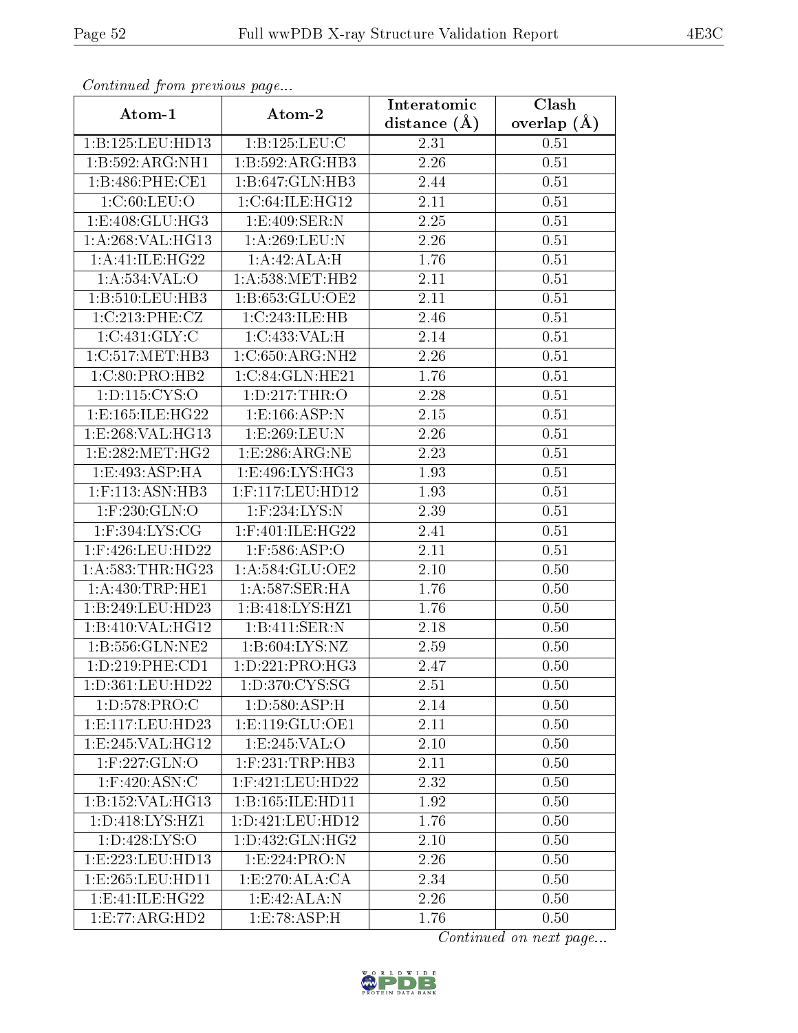*Continued from previous page...*

| Atom-1 | Atom-2 | Interatomic distance (Å) | Clash overlap (Å) |
|---|---|---|---|
| 1:B:125:LEU:HD13 | 1:B:125:LEU:C | 2.31 | 0.51 |
| 1:B:592:ARG:NH1 | 1:B:592:ARG:HB3 | 2.26 | 0.51 |
| 1:B:486:PHE:CE1 | 1:B:647:GLN:HB3 | 2.44 | 0.51 |
| 1:C:60:LEU:O | 1:C:64:ILE:HG12 | 2.11 | 0.51 |
| 1:E:408:GLU:HG3 | 1:E:409:SER:N | 2.25 | 0.51 |
| 1:A:268:VAL:HG13 | 1:A:269:LEU:N | 2.26 | 0.51 |
| 1:A:41:ILE:HG22 | 1:A:42:ALA:H | 1.76 | 0.51 |
| 1:A:534:VAL:O | 1:A:538:MET:HB2 | 2.11 | 0.51 |
| 1:B:510:LEU:HB3 | 1:B:653:GLU:OE2 | 2.11 | 0.51 |
| 1:C:213:PHE:CZ | 1:C:243:ILE:HB | 2.46 | 0.51 |
| 1:C:431:GLY:C | 1:C:433:VAL:H | 2.14 | 0.51 |
| 1:C:517:MET:HB3 | 1:C:650:ARG:NH2 | 2.26 | 0.51 |
| 1:C:80:PRO:HB2 | 1:C:84:GLN:HE21 | 1.76 | 0.51 |
| 1:D:115:CYS:O | 1:D:217:THR:O | 2.28 | 0.51 |
| 1:E:165:ILE:HG22 | 1:E:166:ASP:N | 2.15 | 0.51 |
| 1:E:268:VAL:HG13 | 1:E:269:LEU:N | 2.26 | 0.51 |
| 1:E:282:MET:HG2 | 1:E:286:ARG:NE | 2.23 | 0.51 |
| 1:E:493:ASP:HA | 1:E:496:LYS:HG3 | 1.93 | 0.51 |
| 1:F:113:ASN:HB3 | 1:F:117:LEU:HD12 | 1.93 | 0.51 |
| 1:F:230:GLN:O | 1:F:234:LYS:N | 2.39 | 0.51 |
| 1:F:394:LYS:CG | 1:F:401:ILE:HG22 | 2.41 | 0.51 |
| 1:F:426:LEU:HD22 | 1:F:586:ASP:O | 2.11 | 0.51 |
| 1:A:583:THR:HG23 | 1:A:584:GLU:OE2 | 2.10 | 0.50 |
| 1:A:430:TRP:HE1 | 1:A:587:SER:HA | 1.76 | 0.50 |
| 1:B:249:LEU:HD23 | 1:B:418:LYS:HZ1 | 1.76 | 0.50 |
| 1:B:410:VAL:HG12 | 1:B:411:SER:N | 2.18 | 0.50 |
| 1:B:556:GLN:NE2 | 1:B:604:LYS:NZ | 2.59 | 0.50 |
| 1:D:219:PHE:CD1 | 1:D:221:PRO:HG3 | 2.47 | 0.50 |
| 1:D:361:LEU:HD22 | 1:D:370:CYS:SG | 2.51 | 0.50 |
| 1:D:578:PRO:C | 1:D:580:ASP:H | 2.14 | 0.50 |
| 1:E:117:LEU:HD23 | 1:E:119:GLU:OE1 | 2.11 | 0.50 |
| 1:E:245:VAL:HG12 | 1:E:245:VAL:O | 2.10 | 0.50 |
| 1:F:227:GLN:O | 1:F:231:TRP:HB3 | 2.11 | 0.50 |
| 1:F:420:ASN:C | 1:F:421:LEU:HD22 | 2.32 | 0.50 |
| 1:B:152:VAL:HG13 | 1:B:165:ILE:HD11 | 1.92 | 0.50 |
| 1:D:418:LYS:HZ1 | 1:D:421:LEU:HD12 | 1.76 | 0.50 |
| 1:D:428:LYS:O | 1:D:432:GLN:HG2 | 2.10 | 0.50 |
| 1:E:223:LEU:HD13 | 1:E:224:PRO:N | 2.26 | 0.50 |
| 1:E:265:LEU:HD11 | 1:E:270:ALA:CA | 2.34 | 0.50 |
| 1:E:41:ILE:HG22 | 1:E:42:ALA:N | 2.26 | 0.50 |
| 1:E:77:ARG:HD2 | 1:E:78:ASP:H | 1.76 | 0.50 |

*Continued on next page...*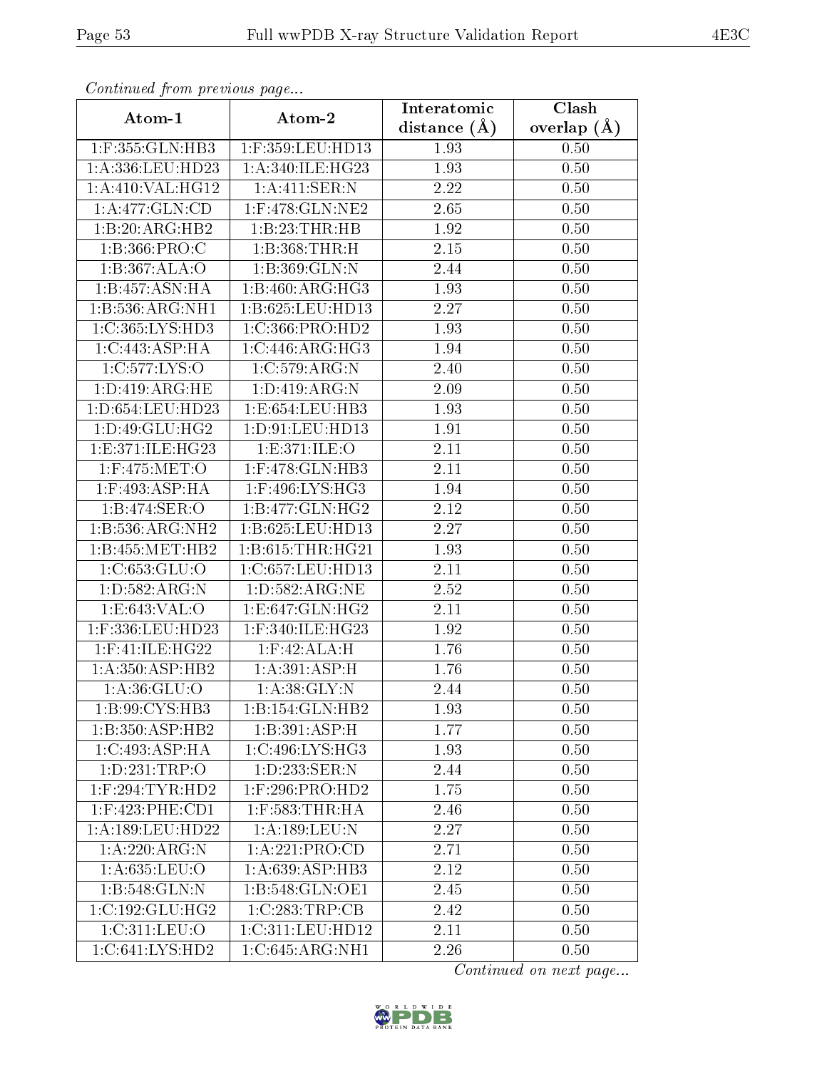*Continued from previous page...*

| Atom-1 | Atom-2 | Interatomic distance (Å) | Clash overlap (Å) |
|---|---|---|---|
| 1:F:355:GLN:HB3 | 1:F:359:LEU:HD13 | 1.93 | 0.50 |
| 1:A:336:LEU:HD23 | 1:A:340:ILE:HG23 | 1.93 | 0.50 |
| 1:A:410:VAL:HG12 | 1:A:411:SER:N | 2.22 | 0.50 |
| 1:A:477:GLN:CD | 1:F:478:GLN:NE2 | 2.65 | 0.50 |
| 1:B:20:ARG:HB2 | 1:B:23:THR:HB | 1.92 | 0.50 |
| 1:B:366:PRO:C | 1:B:368:THR:H | 2.15 | 0.50 |
| 1:B:367:ALA:O | 1:B:369:GLN:N | 2.44 | 0.50 |
| 1:B:457:ASN:HA | 1:B:460:ARG:HG3 | 1.93 | 0.50 |
| 1:B:536:ARG:NH1 | 1:B:625:LEU:HD13 | 2.27 | 0.50 |
| 1:C:365:LYS:HD3 | 1:C:366:PRO:HD2 | 1.93 | 0.50 |
| 1:C:443:ASP:HA | 1:C:446:ARG:HG3 | 1.94 | 0.50 |
| 1:C:577:LYS:O | 1:C:579:ARG:N | 2.40 | 0.50 |
| 1:D:419:ARG:HE | 1:D:419:ARG:N | 2.09 | 0.50 |
| 1:D:654:LEU:HD23 | 1:E:654:LEU:HB3 | 1.93 | 0.50 |
| 1:D:49:GLU:HG2 | 1:D:91:LEU:HD13 | 1.91 | 0.50 |
| 1:E:371:ILE:HG23 | 1:E:371:ILE:O | 2.11 | 0.50 |
| 1:F:475:MET:O | 1:F:478:GLN:HB3 | 2.11 | 0.50 |
| 1:F:493:ASP:HA | 1:F:496:LYS:HG3 | 1.94 | 0.50 |
| 1:B:474:SER:O | 1:B:477:GLN:HG2 | 2.12 | 0.50 |
| 1:B:536:ARG:NH2 | 1:B:625:LEU:HD13 | 2.27 | 0.50 |
| 1:B:455:MET:HB2 | 1:B:615:THR:HG21 | 1.93 | 0.50 |
| 1:C:653:GLU:O | 1:C:657:LEU:HD13 | 2.11 | 0.50 |
| 1:D:582:ARG:N | 1:D:582:ARG:NE | 2.52 | 0.50 |
| 1:E:643:VAL:O | 1:E:647:GLN:HG2 | 2.11 | 0.50 |
| 1:F:336:LEU:HD23 | 1:F:340:ILE:HG23 | 1.92 | 0.50 |
| 1:F:41:ILE:HG22 | 1:F:42:ALA:H | 1.76 | 0.50 |
| 1:A:350:ASP:HB2 | 1:A:391:ASP:H | 1.76 | 0.50 |
| 1:A:36:GLU:O | 1:A:38:GLY:N | 2.44 | 0.50 |
| 1:B:99:CYS:HB3 | 1:B:154:GLN:HB2 | 1.93 | 0.50 |
| 1:B:350:ASP:HB2 | 1:B:391:ASP:H | 1.77 | 0.50 |
| 1:C:493:ASP:HA | 1:C:496:LYS:HG3 | 1.93 | 0.50 |
| 1:D:231:TRP:O | 1:D:233:SER:N | 2.44 | 0.50 |
| 1:F:294:TYR:HD2 | 1:F:296:PRO:HD2 | 1.75 | 0.50 |
| 1:F:423:PHE:CD1 | 1:F:583:THR:HA | 2.46 | 0.50 |
| 1:A:189:LEU:HD22 | 1:A:189:LEU:N | 2.27 | 0.50 |
| 1:A:220:ARG:N | 1:A:221:PRO:CD | 2.71 | 0.50 |
| 1:A:635:LEU:O | 1:A:639:ASP:HB3 | 2.12 | 0.50 |
| 1:B:548:GLN:N | 1:B:548:GLN:OE1 | 2.45 | 0.50 |
| 1:C:192:GLU:HG2 | 1:C:283:TRP:CB | 2.42 | 0.50 |
| 1:C:311:LEU:O | 1:C:311:LEU:HD12 | 2.11 | 0.50 |
| 1:C:641:LYS:HD2 | 1:C:645:ARG:NH1 | 2.26 | 0.50 |

*Continued on next page...*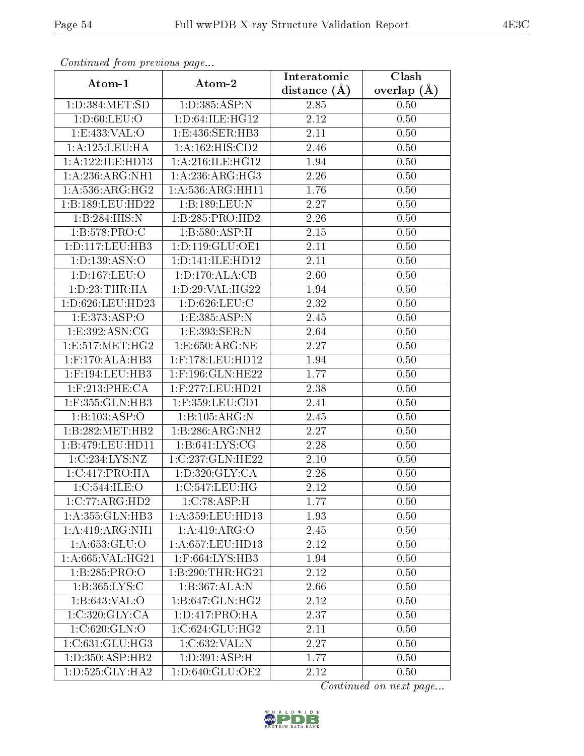*Continued from previous page...*

| Atom-1 | Atom-2 | Interatomic distance (Å) | Clash overlap (Å) |
|---|---|---|---|
| 1:D:384:MET:SD | 1:D:385:ASP:N | 2.85 | 0.50 |
| 1:D:60:LEU:O | 1:D:64:ILE:HG12 | 2.12 | 0.50 |
| 1:E:433:VAL:O | 1:E:436:SER:HB3 | 2.11 | 0.50 |
| 1:A:125:LEU:HA | 1:A:162:HIS:CD2 | 2.46 | 0.50 |
| 1:A:122:ILE:HD13 | 1:A:216:ILE:HG12 | 1.94 | 0.50 |
| 1:A:236:ARG:NH1 | 1:A:236:ARG:HG3 | 2.26 | 0.50 |
| 1:A:536:ARG:HG2 | 1:A:536:ARG:HH11 | 1.76 | 0.50 |
| 1:B:189:LEU:HD22 | 1:B:189:LEU:N | 2.27 | 0.50 |
| 1:B:284:HIS:N | 1:B:285:PRO:HD2 | 2.26 | 0.50 |
| 1:B:578:PRO:C | 1:B:580:ASP:H | 2.15 | 0.50 |
| 1:D:117:LEU:HB3 | 1:D:119:GLU:OE1 | 2.11 | 0.50 |
| 1:D:139:ASN:O | 1:D:141:ILE:HD12 | 2.11 | 0.50 |
| 1:D:167:LEU:O | 1:D:170:ALA:CB | 2.60 | 0.50 |
| 1:D:23:THR:HA | 1:D:29:VAL:HG22 | 1.94 | 0.50 |
| 1:D:626:LEU:HD23 | 1:D:626:LEU:C | 2.32 | 0.50 |
| 1:E:373:ASP:O | 1:E:385:ASP:N | 2.45 | 0.50 |
| 1:E:392:ASN:CG | 1:E:393:SER:N | 2.64 | 0.50 |
| 1:E:517:MET:HG2 | 1:E:650:ARG:NE | 2.27 | 0.50 |
| 1:F:170:ALA:HB3 | 1:F:178:LEU:HD12 | 1.94 | 0.50 |
| 1:F:194:LEU:HB3 | 1:F:196:GLN:HE22 | 1.77 | 0.50 |
| 1:F:213:PHE:CA | 1:F:277:LEU:HD21 | 2.38 | 0.50 |
| 1:F:355:GLN:HB3 | 1:F:359:LEU:CD1 | 2.41 | 0.50 |
| 1:B:103:ASP:O | 1:B:105:ARG:N | 2.45 | 0.50 |
| 1:B:282:MET:HB2 | 1:B:286:ARG:NH2 | 2.27 | 0.50 |
| 1:B:479:LEU:HD11 | 1:B:641:LYS:CG | 2.28 | 0.50 |
| 1:C:234:LYS:NZ | 1:C:237:GLN:HE22 | 2.10 | 0.50 |
| 1:C:417:PRO:HA | 1:D:320:GLY:CA | 2.28 | 0.50 |
| 1:C:544:ILE:O | 1:C:547:LEU:HG | 2.12 | 0.50 |
| 1:C:77:ARG:HD2 | 1:C:78:ASP:H | 1.77 | 0.50 |
| 1:A:355:GLN:HB3 | 1:A:359:LEU:HD13 | 1.93 | 0.50 |
| 1:A:419:ARG:NH1 | 1:A:419:ARG:O | 2.45 | 0.50 |
| 1:A:653:GLU:O | 1:A:657:LEU:HD13 | 2.12 | 0.50 |
| 1:A:665:VAL:HG21 | 1:F:664:LYS:HB3 | 1.94 | 0.50 |
| 1:B:285:PRO:O | 1:B:290:THR:HG21 | 2.12 | 0.50 |
| 1:B:365:LYS:C | 1:B:367:ALA:N | 2.66 | 0.50 |
| 1:B:643:VAL:O | 1:B:647:GLN:HG2 | 2.12 | 0.50 |
| 1:C:320:GLY:CA | 1:D:417:PRO:HA | 2.37 | 0.50 |
| 1:C:620:GLN:O | 1:C:624:GLU:HG2 | 2.11 | 0.50 |
| 1:C:631:GLU:HG3 | 1:C:632:VAL:N | 2.27 | 0.50 |
| 1:D:350:ASP:HB2 | 1:D:391:ASP:H | 1.77 | 0.50 |
| 1:D:525:GLY:HA2 | 1:D:640:GLU:OE2 | 2.12 | 0.50 |

*Continued on next page...*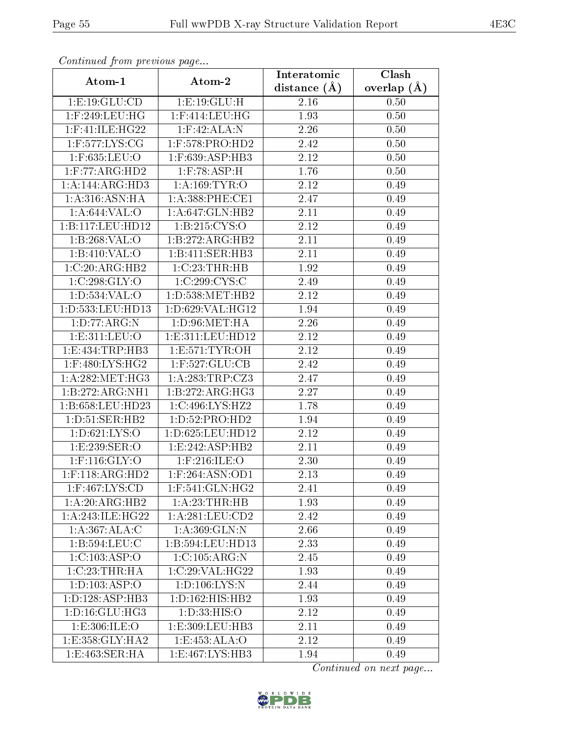*Continued from previous page...*

| Atom-1 | Atom-2 | Interatomic distance (Å) | Clash overlap (Å) |
|---|---|---|---|
| 1:E:19:GLU:CD | 1:E:19:GLU:H | 2.16 | 0.50 |
| 1:F:249:LEU:HG | 1:F:414:LEU:HG | 1.93 | 0.50 |
| 1:F:41:ILE:HG22 | 1:F:42:ALA:N | 2.26 | 0.50 |
| 1:F:577:LYS:CG | 1:F:578:PRO:HD2 | 2.42 | 0.50 |
| 1:F:635:LEU:O | 1:F:639:ASP:HB3 | 2.12 | 0.50 |
| 1:F:77:ARG:HD2 | 1:F:78:ASP:H | 1.76 | 0.50 |
| 1:A:144:ARG:HD3 | 1:A:169:TYR:O | 2.12 | 0.49 |
| 1:A:316:ASN:HA | 1:A:388:PHE:CE1 | 2.47 | 0.49 |
| 1:A:644:VAL:O | 1:A:647:GLN:HB2 | 2.11 | 0.49 |
| 1:B:117:LEU:HD12 | 1:B:215:CYS:O | 2.12 | 0.49 |
| 1:B:268:VAL:O | 1:B:272:ARG:HB2 | 2.11 | 0.49 |
| 1:B:410:VAL:O | 1:B:411:SER:HB3 | 2.11 | 0.49 |
| 1:C:20:ARG:HB2 | 1:C:23:THR:HB | 1.92 | 0.49 |
| 1:C:298:GLY:O | 1:C:299:CYS:C | 2.49 | 0.49 |
| 1:D:534:VAL:O | 1:D:538:MET:HB2 | 2.12 | 0.49 |
| 1:D:533:LEU:HD13 | 1:D:629:VAL:HG12 | 1.94 | 0.49 |
| 1:D:77:ARG:N | 1:D:96:MET:HA | 2.26 | 0.49 |
| 1:E:311:LEU:O | 1:E:311:LEU:HD12 | 2.12 | 0.49 |
| 1:E:434:TRP:HB3 | 1:E:571:TYR:OH | 2.12 | 0.49 |
| 1:F:480:LYS:HG2 | 1:F:527:GLU:CB | 2.42 | 0.49 |
| 1:A:282:MET:HG3 | 1:A:283:TRP:CZ3 | 2.47 | 0.49 |
| 1:B:272:ARG:NH1 | 1:B:272:ARG:HG3 | 2.27 | 0.49 |
| 1:B:658:LEU:HD23 | 1:C:496:LYS:HZ2 | 1.78 | 0.49 |
| 1:D:51:SER:HB2 | 1:D:52:PRO:HD2 | 1.94 | 0.49 |
| 1:D:621:LYS:O | 1:D:625:LEU:HD12 | 2.12 | 0.49 |
| 1:E:239:SER:O | 1:E:242:ASP:HB2 | 2.11 | 0.49 |
| 1:F:116:GLY:O | 1:F:216:ILE:O | 2.30 | 0.49 |
| 1:F:118:ARG:HD2 | 1:F:264:ASN:OD1 | 2.13 | 0.49 |
| 1:F:467:LYS:CD | 1:F:541:GLN:HG2 | 2.41 | 0.49 |
| 1:A:20:ARG:HB2 | 1:A:23:THR:HB | 1.93 | 0.49 |
| 1:A:243:ILE:HG22 | 1:A:281:LEU:CD2 | 2.42 | 0.49 |
| 1:A:367:ALA:C | 1:A:369:GLN:N | 2.66 | 0.49 |
| 1:B:594:LEU:C | 1:B:594:LEU:HD13 | 2.33 | 0.49 |
| 1:C:103:ASP:O | 1:C:105:ARG:N | 2.45 | 0.49 |
| 1:C:23:THR:HA | 1:C:29:VAL:HG22 | 1.93 | 0.49 |
| 1:D:103:ASP:O | 1:D:106:LYS:N | 2.44 | 0.49 |
| 1:D:128:ASP:HB3 | 1:D:162:HIS:HB2 | 1.93 | 0.49 |
| 1:D:16:GLU:HG3 | 1:D:33:HIS:O | 2.12 | 0.49 |
| 1:E:306:ILE:O | 1:E:309:LEU:HB3 | 2.11 | 0.49 |
| 1:E:358:GLY:HA2 | 1:E:453:ALA:O | 2.12 | 0.49 |
| 1:E:463:SER:HA | 1:E:467:LYS:HB3 | 1.94 | 0.49 |

*Continued on next page...*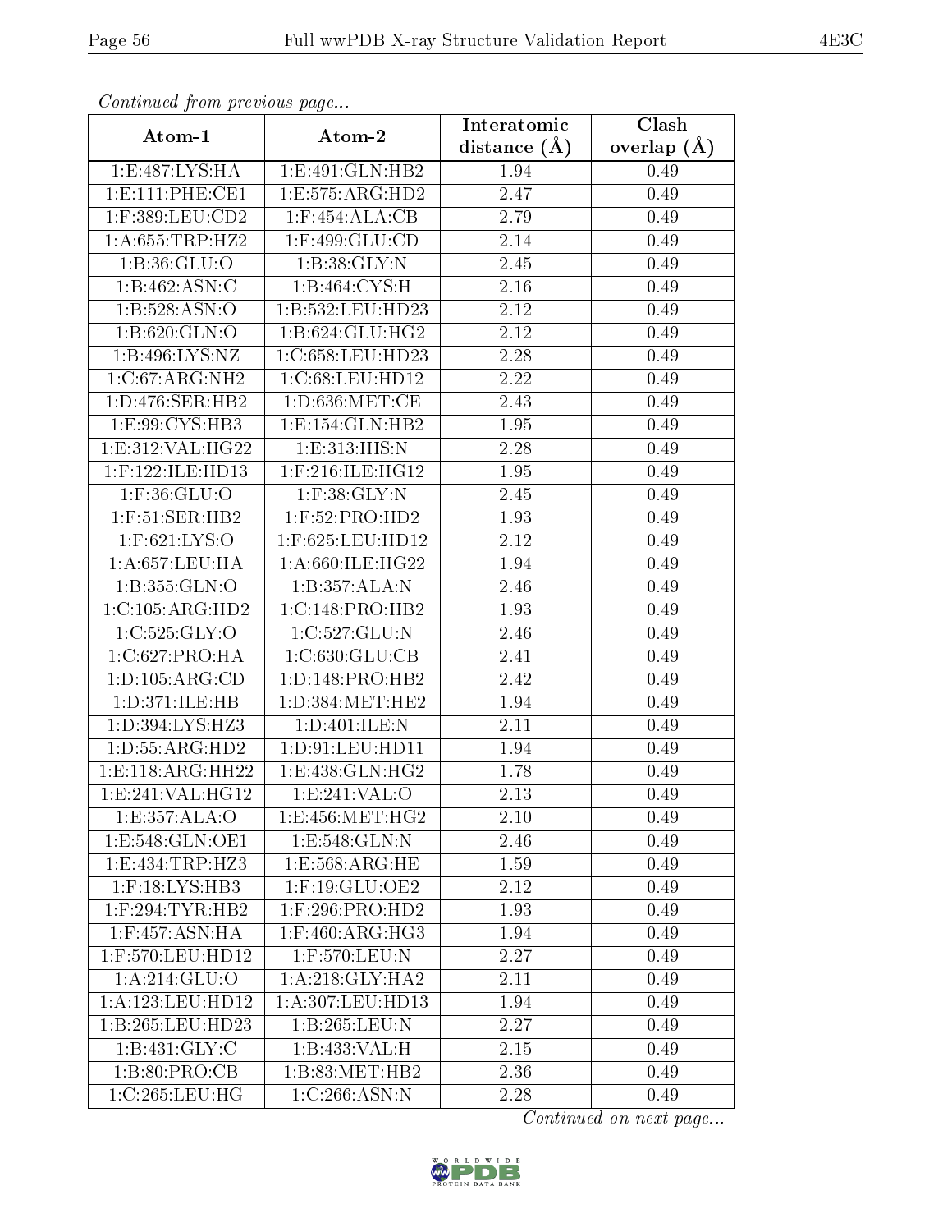*Continued from previous page...*

| Atom-1 | Atom-2 | Interatomic distance (Å) | Clash overlap (Å) |
|---|---|---|---|
| 1:E:487:LYS:HA | 1:E:491:GLN:HB2 | 1.94 | 0.49 |
| 1:E:111:PHE:CE1 | 1:E:575:ARG:HD2 | 2.47 | 0.49 |
| 1:F:389:LEU:CD2 | 1:F:454:ALA:CB | 2.79 | 0.49 |
| 1:A:655:TRP:HZ2 | 1:F:499:GLU:CD | 2.14 | 0.49 |
| 1:B:36:GLU:O | 1:B:38:GLY:N | 2.45 | 0.49 |
| 1:B:462:ASN:C | 1:B:464:CYS:H | 2.16 | 0.49 |
| 1:B:528:ASN:O | 1:B:532:LEU:HD23 | 2.12 | 0.49 |
| 1:B:620:GLN:O | 1:B:624:GLU:HG2 | 2.12 | 0.49 |
| 1:B:496:LYS:NZ | 1:C:658:LEU:HD23 | 2.28 | 0.49 |
| 1:C:67:ARG:NH2 | 1:C:68:LEU:HD12 | 2.22 | 0.49 |
| 1:D:476:SER:HB2 | 1:D:636:MET:CE | 2.43 | 0.49 |
| 1:E:99:CYS:HB3 | 1:E:154:GLN:HB2 | 1.95 | 0.49 |
| 1:E:312:VAL:HG22 | 1:E:313:HIS:N | 2.28 | 0.49 |
| 1:F:122:ILE:HD13 | 1:F:216:ILE:HG12 | 1.95 | 0.49 |
| 1:F:36:GLU:O | 1:F:38:GLY:N | 2.45 | 0.49 |
| 1:F:51:SER:HB2 | 1:F:52:PRO:HD2 | 1.93 | 0.49 |
| 1:F:621:LYS:O | 1:F:625:LEU:HD12 | 2.12 | 0.49 |
| 1:A:657:LEU:HA | 1:A:660:ILE:HG22 | 1.94 | 0.49 |
| 1:B:355:GLN:O | 1:B:357:ALA:N | 2.46 | 0.49 |
| 1:C:105:ARG:HD2 | 1:C:148:PRO:HB2 | 1.93 | 0.49 |
| 1:C:525:GLY:O | 1:C:527:GLU:N | 2.46 | 0.49 |
| 1:C:627:PRO:HA | 1:C:630:GLU:CB | 2.41 | 0.49 |
| 1:D:105:ARG:CD | 1:D:148:PRO:HB2 | 2.42 | 0.49 |
| 1:D:371:ILE:HB | 1:D:384:MET:HE2 | 1.94 | 0.49 |
| 1:D:394:LYS:HZ3 | 1:D:401:ILE:N | 2.11 | 0.49 |
| 1:D:55:ARG:HD2 | 1:D:91:LEU:HD11 | 1.94 | 0.49 |
| 1:E:118:ARG:HH22 | 1:E:438:GLN:HG2 | 1.78 | 0.49 |
| 1:E:241:VAL:HG12 | 1:E:241:VAL:O | 2.13 | 0.49 |
| 1:E:357:ALA:O | 1:E:456:MET:HG2 | 2.10 | 0.49 |
| 1:E:548:GLN:OE1 | 1:E:548:GLN:N | 2.46 | 0.49 |
| 1:E:434:TRP:HZ3 | 1:E:568:ARG:HE | 1.59 | 0.49 |
| 1:F:18:LYS:HB3 | 1:F:19:GLU:OE2 | 2.12 | 0.49 |
| 1:F:294:TYR:HB2 | 1:F:296:PRO:HD2 | 1.93 | 0.49 |
| 1:F:457:ASN:HA | 1:F:460:ARG:HG3 | 1.94 | 0.49 |
| 1:F:570:LEU:HD12 | 1:F:570:LEU:N | 2.27 | 0.49 |
| 1:A:214:GLU:O | 1:A:218:GLY:HA2 | 2.11 | 0.49 |
| 1:A:123:LEU:HD12 | 1:A:307:LEU:HD13 | 1.94 | 0.49 |
| 1:B:265:LEU:HD23 | 1:B:265:LEU:N | 2.27 | 0.49 |
| 1:B:431:GLY:C | 1:B:433:VAL:H | 2.15 | 0.49 |
| 1:B:80:PRO:CB | 1:B:83:MET:HB2 | 2.36 | 0.49 |
| 1:C:265:LEU:HG | 1:C:266:ASN:N | 2.28 | 0.49 |

*Continued on next page...*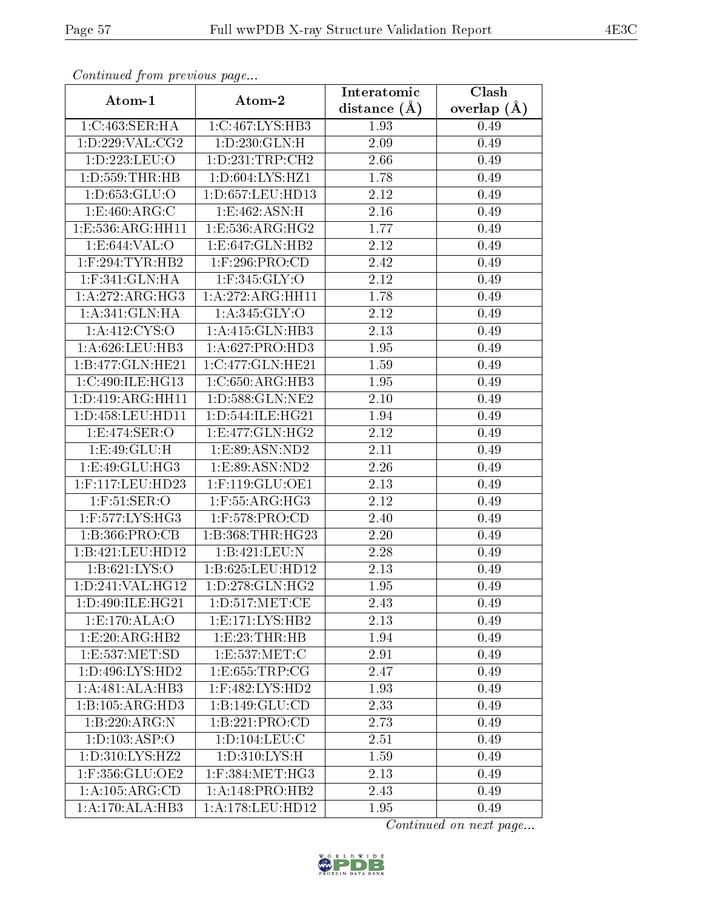*Continued from previous page...*

| Atom-1 | Atom-2 | Interatomic distance (Å) | Clash overlap (Å) |
| --- | --- | --- | --- |
| 1:C:463:SER:HA | 1:C:467:LYS:HB3 | 1.93 | 0.49 |
| 1:D:229:VAL:CG2 | 1:D:230:GLN:H | 2.09 | 0.49 |
| 1:D:223:LEU:O | 1:D:231:TRP:CH2 | 2.66 | 0.49 |
| 1:D:559:THR:HB | 1:D:604:LYS:HZ1 | 1.78 | 0.49 |
| 1:D:653:GLU:O | 1:D:657:LEU:HD13 | 2.12 | 0.49 |
| 1:E:460:ARG:C | 1:E:462:ASN:H | 2.16 | 0.49 |
| 1:E:536:ARG:HH11 | 1:E:536:ARG:HG2 | 1.77 | 0.49 |
| 1:E:644:VAL:O | 1:E:647:GLN:HB2 | 2.12 | 0.49 |
| 1:F:294:TYR:HB2 | 1:F:296:PRO:CD | 2.42 | 0.49 |
| 1:F:341:GLN:HA | 1:F:345:GLY:O | 2.12 | 0.49 |
| 1:A:272:ARG:HG3 | 1:A:272:ARG:HH11 | 1.78 | 0.49 |
| 1:A:341:GLN:HA | 1:A:345:GLY:O | 2.12 | 0.49 |
| 1:A:412:CYS:O | 1:A:415:GLN:HB3 | 2.13 | 0.49 |
| 1:A:626:LEU:HB3 | 1:A:627:PRO:HD3 | 1.95 | 0.49 |
| 1:B:477:GLN:HE21 | 1:C:477:GLN:HE21 | 1.59 | 0.49 |
| 1:C:490:ILE:HG13 | 1:C:650:ARG:HB3 | 1.95 | 0.49 |
| 1:D:419:ARG:HH11 | 1:D:588:GLN:NE2 | 2.10 | 0.49 |
| 1:D:458:LEU:HD11 | 1:D:544:ILE:HG21 | 1.94 | 0.49 |
| 1:E:474:SER:O | 1:E:477:GLN:HG2 | 2.12 | 0.49 |
| 1:E:49:GLU:H | 1:E:89:ASN:ND2 | 2.11 | 0.49 |
| 1:E:49:GLU:HG3 | 1:E:89:ASN:ND2 | 2.26 | 0.49 |
| 1:F:117:LEU:HD23 | 1:F:119:GLU:OE1 | 2.13 | 0.49 |
| 1:F:51:SER:O | 1:F:55:ARG:HG3 | 2.12 | 0.49 |
| 1:F:577:LYS:HG3 | 1:F:578:PRO:CD | 2.40 | 0.49 |
| 1:B:366:PRO:CB | 1:B:368:THR:HG23 | 2.20 | 0.49 |
| 1:B:421:LEU:HD12 | 1:B:421:LEU:N | 2.28 | 0.49 |
| 1:B:621:LYS:O | 1:B:625:LEU:HD12 | 2.13 | 0.49 |
| 1:D:241:VAL:HG12 | 1:D:278:GLN:HG2 | 1.95 | 0.49 |
| 1:D:490:ILE:HG21 | 1:D:517:MET:CE | 2.43 | 0.49 |
| 1:E:170:ALA:O | 1:E:171:LYS:HB2 | 2.13 | 0.49 |
| 1:E:20:ARG:HB2 | 1:E:23:THR:HB | 1.94 | 0.49 |
| 1:E:537:MET:SD | 1:E:537:MET:C | 2.91 | 0.49 |
| 1:D:496:LYS:HD2 | 1:E:655:TRP:CG | 2.47 | 0.49 |
| 1:A:481:ALA:HB3 | 1:F:482:LYS:HD2 | 1.93 | 0.49 |
| 1:B:105:ARG:HD3 | 1:B:149:GLU:CD | 2.33 | 0.49 |
| 1:B:220:ARG:N | 1:B:221:PRO:CD | 2.73 | 0.49 |
| 1:D:103:ASP:O | 1:D:104:LEU:C | 2.51 | 0.49 |
| 1:D:310:LYS:HZ2 | 1:D:310:LYS:H | 1.59 | 0.49 |
| 1:F:356:GLU:OE2 | 1:F:384:MET:HG3 | 2.13 | 0.49 |
| 1:A:105:ARG:CD | 1:A:148:PRO:HB2 | 2.43 | 0.49 |
| 1:A:170:ALA:HB3 | 1:A:178:LEU:HD12 | 1.95 | 0.49 |

*Continued on next page...*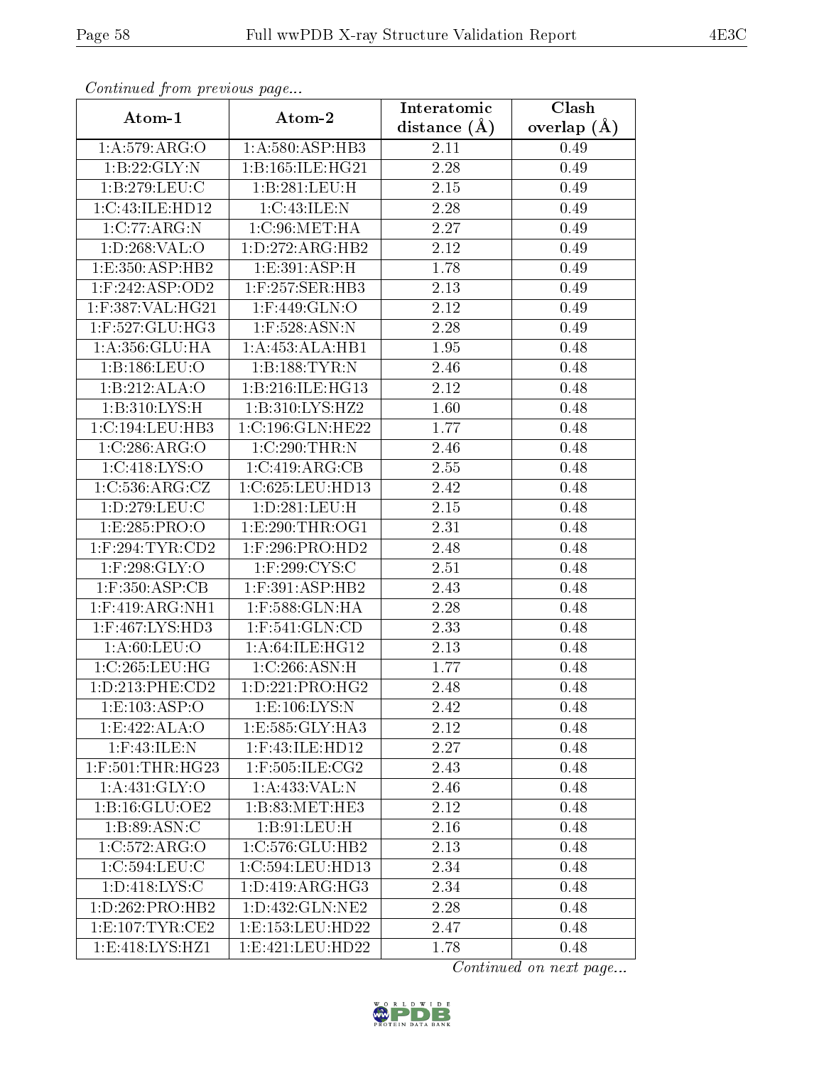*Continued from previous page...*

| Atom-1 | Atom-2 | Interatomic distance (Å) | Clash overlap (Å) |
|---|---|---|---|
| 1:A:579:ARG:O | 1:A:580:ASP:HB3 | 2.11 | 0.49 |
| 1:B:22:GLY:N | 1:B:165:ILE:HG21 | 2.28 | 0.49 |
| 1:B:279:LEU:C | 1:B:281:LEU:H | 2.15 | 0.49 |
| 1:C:43:ILE:HD12 | 1:C:43:ILE:N | 2.28 | 0.49 |
| 1:C:77:ARG:N | 1:C:96:MET:HA | 2.27 | 0.49 |
| 1:D:268:VAL:O | 1:D:272:ARG:HB2 | 2.12 | 0.49 |
| 1:E:350:ASP:HB2 | 1:E:391:ASP:H | 1.78 | 0.49 |
| 1:F:242:ASP:OD2 | 1:F:257:SER:HB3 | 2.13 | 0.49 |
| 1:F:387:VAL:HG21 | 1:F:449:GLN:O | 2.12 | 0.49 |
| 1:F:527:GLU:HG3 | 1:F:528:ASN:N | 2.28 | 0.49 |
| 1:A:356:GLU:HA | 1:A:453:ALA:HB1 | 1.95 | 0.48 |
| 1:B:186:LEU:O | 1:B:188:TYR:N | 2.46 | 0.48 |
| 1:B:212:ALA:O | 1:B:216:ILE:HG13 | 2.12 | 0.48 |
| 1:B:310:LYS:H | 1:B:310:LYS:HZ2 | 1.60 | 0.48 |
| 1:C:194:LEU:HB3 | 1:C:196:GLN:HE22 | 1.77 | 0.48 |
| 1:C:286:ARG:O | 1:C:290:THR:N | 2.46 | 0.48 |
| 1:C:418:LYS:O | 1:C:419:ARG:CB | 2.55 | 0.48 |
| 1:C:536:ARG:CZ | 1:C:625:LEU:HD13 | 2.42 | 0.48 |
| 1:D:279:LEU:C | 1:D:281:LEU:H | 2.15 | 0.48 |
| 1:E:285:PRO:O | 1:E:290:THR:OG1 | 2.31 | 0.48 |
| 1:F:294:TYR:CD2 | 1:F:296:PRO:HD2 | 2.48 | 0.48 |
| 1:F:298:GLY:O | 1:F:299:CYS:C | 2.51 | 0.48 |
| 1:F:350:ASP:CB | 1:F:391:ASP:HB2 | 2.43 | 0.48 |
| 1:F:419:ARG:NH1 | 1:F:588:GLN:HA | 2.28 | 0.48 |
| 1:F:467:LYS:HD3 | 1:F:541:GLN:CD | 2.33 | 0.48 |
| 1:A:60:LEU:O | 1:A:64:ILE:HG12 | 2.13 | 0.48 |
| 1:C:265:LEU:HG | 1:C:266:ASN:H | 1.77 | 0.48 |
| 1:D:213:PHE:CD2 | 1:D:221:PRO:HG2 | 2.48 | 0.48 |
| 1:E:103:ASP:O | 1:E:106:LYS:N | 2.42 | 0.48 |
| 1:E:422:ALA:O | 1:E:585:GLY:HA3 | 2.12 | 0.48 |
| 1:F:43:ILE:N | 1:F:43:ILE:HD12 | 2.27 | 0.48 |
| 1:F:501:THR:HG23 | 1:F:505:ILE:CG2 | 2.43 | 0.48 |
| 1:A:431:GLY:O | 1:A:433:VAL:N | 2.46 | 0.48 |
| 1:B:16:GLU:OE2 | 1:B:83:MET:HE3 | 2.12 | 0.48 |
| 1:B:89:ASN:C | 1:B:91:LEU:H | 2.16 | 0.48 |
| 1:C:572:ARG:O | 1:C:576:GLU:HB2 | 2.13 | 0.48 |
| 1:C:594:LEU:C | 1:C:594:LEU:HD13 | 2.34 | 0.48 |
| 1:D:418:LYS:C | 1:D:419:ARG:HG3 | 2.34 | 0.48 |
| 1:D:262:PRO:HB2 | 1:D:432:GLN:NE2 | 2.28 | 0.48 |
| 1:E:107:TYR:CE2 | 1:E:153:LEU:HD22 | 2.47 | 0.48 |
| 1:E:418:LYS:HZ1 | 1:E:421:LEU:HD22 | 1.78 | 0.48 |

*Continued on next page...*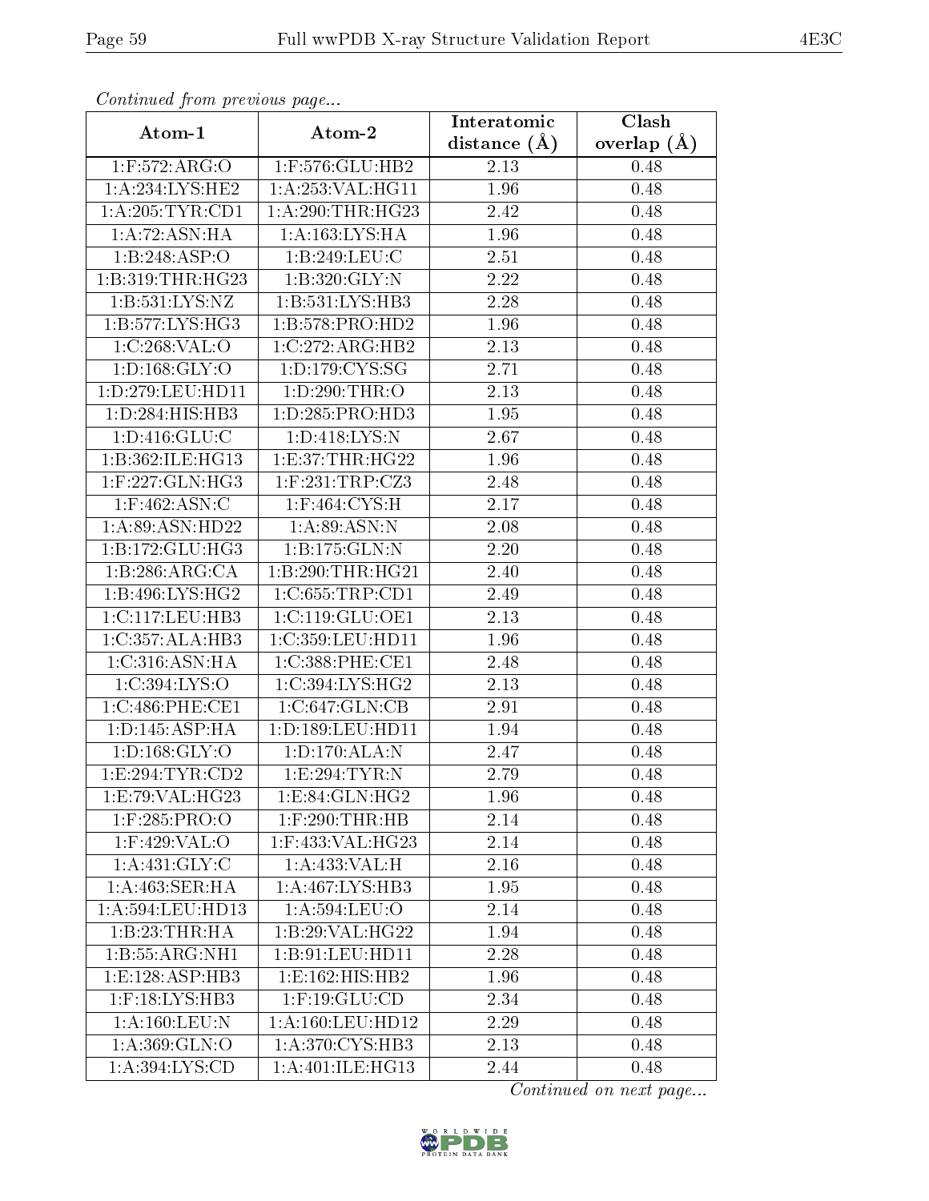*Continued from previous page...*

| Atom-1 | Atom-2 | Interatomic distance (Å) | Clash overlap (Å) |
|---|---|---|---|
| 1:F:572:ARG:O | 1:F:576:GLU:HB2 | 2.13 | 0.48 |
| 1:A:234:LYS:HE2 | 1:A:253:VAL:HG11 | 1.96 | 0.48 |
| 1:A:205:TYR:CD1 | 1:A:290:THR:HG23 | 2.42 | 0.48 |
| 1:A:72:ASN:HA | 1:A:163:LYS:HA | 1.96 | 0.48 |
| 1:B:248:ASP:O | 1:B:249:LEU:C | 2.51 | 0.48 |
| 1:B:319:THR:HG23 | 1:B:320:GLY:N | 2.22 | 0.48 |
| 1:B:531:LYS:NZ | 1:B:531:LYS:HB3 | 2.28 | 0.48 |
| 1:B:577:LYS:HG3 | 1:B:578:PRO:HD2 | 1.96 | 0.48 |
| 1:C:268:VAL:O | 1:C:272:ARG:HB2 | 2.13 | 0.48 |
| 1:D:168:GLY:O | 1:D:179:CYS:SG | 2.71 | 0.48 |
| 1:D:279:LEU:HD11 | 1:D:290:THR:O | 2.13 | 0.48 |
| 1:D:284:HIS:HB3 | 1:D:285:PRO:HD3 | 1.95 | 0.48 |
| 1:D:416:GLU:C | 1:D:418:LYS:N | 2.67 | 0.48 |
| 1:B:362:ILE:HG13 | 1:E:37:THR:HG22 | 1.96 | 0.48 |
| 1:F:227:GLN:HG3 | 1:F:231:TRP:CZ3 | 2.48 | 0.48 |
| 1:F:462:ASN:C | 1:F:464:CYS:H | 2.17 | 0.48 |
| 1:A:89:ASN:HD22 | 1:A:89:ASN:N | 2.08 | 0.48 |
| 1:B:172:GLU:HG3 | 1:B:175:GLN:N | 2.20 | 0.48 |
| 1:B:286:ARG:CA | 1:B:290:THR:HG21 | 2.40 | 0.48 |
| 1:B:496:LYS:HG2 | 1:C:655:TRP:CD1 | 2.49 | 0.48 |
| 1:C:117:LEU:HB3 | 1:C:119:GLU:OE1 | 2.13 | 0.48 |
| 1:C:357:ALA:HB3 | 1:C:359:LEU:HD11 | 1.96 | 0.48 |
| 1:C:316:ASN:HA | 1:C:388:PHE:CE1 | 2.48 | 0.48 |
| 1:C:394:LYS:O | 1:C:394:LYS:HG2 | 2.13 | 0.48 |
| 1:C:486:PHE:CE1 | 1:C:647:GLN:CB | 2.91 | 0.48 |
| 1:D:145:ASP:HA | 1:D:189:LEU:HD11 | 1.94 | 0.48 |
| 1:D:168:GLY:O | 1:D:170:ALA:N | 2.47 | 0.48 |
| 1:E:294:TYR:CD2 | 1:E:294:TYR:N | 2.79 | 0.48 |
| 1:E:79:VAL:HG23 | 1:E:84:GLN:HG2 | 1.96 | 0.48 |
| 1:F:285:PRO:O | 1:F:290:THR:HB | 2.14 | 0.48 |
| 1:F:429:VAL:O | 1:F:433:VAL:HG23 | 2.14 | 0.48 |
| 1:A:431:GLY:C | 1:A:433:VAL:H | 2.16 | 0.48 |
| 1:A:463:SER:HA | 1:A:467:LYS:HB3 | 1.95 | 0.48 |
| 1:A:594:LEU:HD13 | 1:A:594:LEU:O | 2.14 | 0.48 |
| 1:B:23:THR:HA | 1:B:29:VAL:HG22 | 1.94 | 0.48 |
| 1:B:55:ARG:NH1 | 1:B:91:LEU:HD11 | 2.28 | 0.48 |
| 1:E:128:ASP:HB3 | 1:E:162:HIS:HB2 | 1.96 | 0.48 |
| 1:F:18:LYS:HB3 | 1:F:19:GLU:CD | 2.34 | 0.48 |
| 1:A:160:LEU:N | 1:A:160:LEU:HD12 | 2.29 | 0.48 |
| 1:A:369:GLN:O | 1:A:370:CYS:HB3 | 2.13 | 0.48 |
| 1:A:394:LYS:CD | 1:A:401:ILE:HG13 | 2.44 | 0.48 |

*Continued on next page...*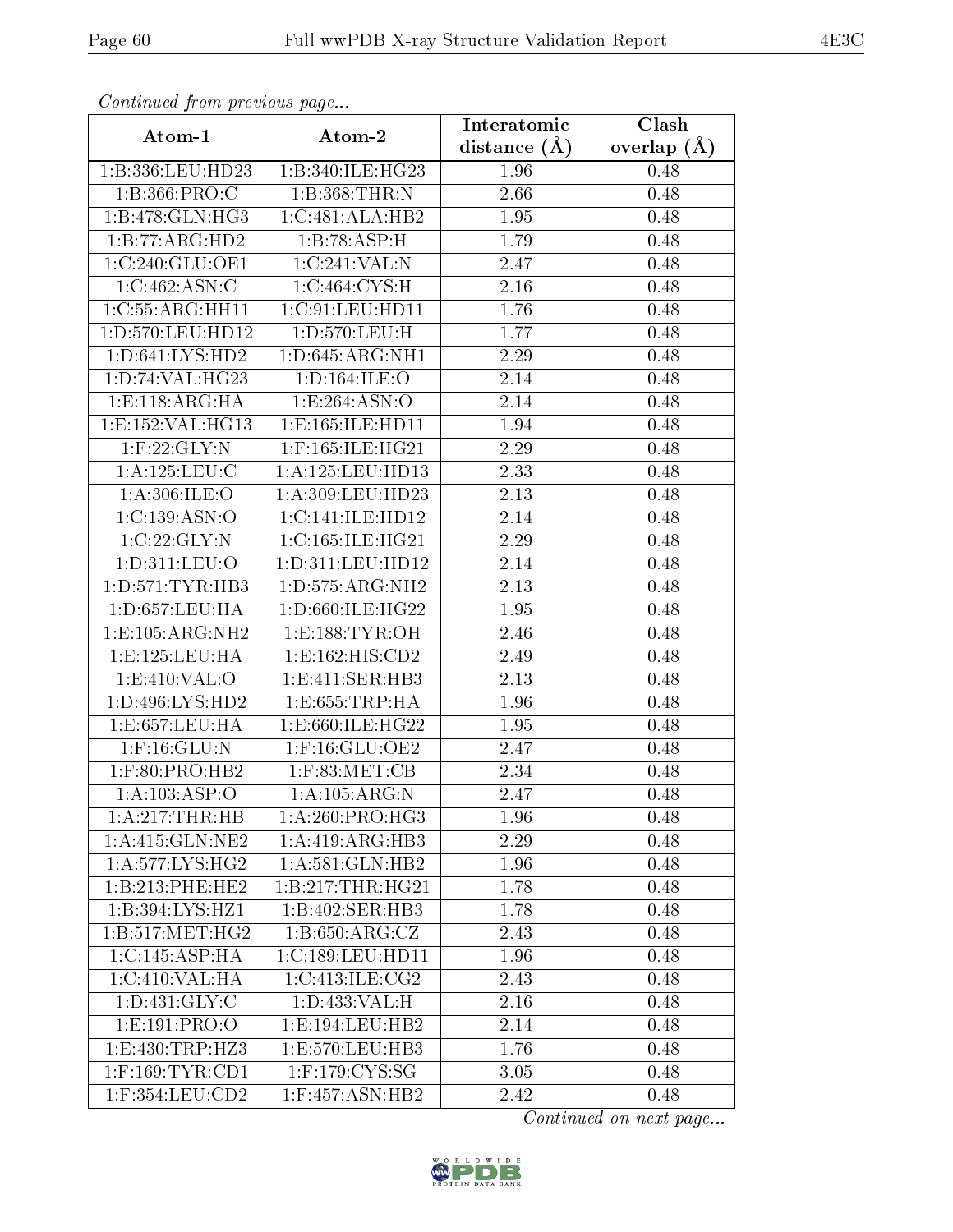*Continued from previous page...*

| Atom-1 | Atom-2 | Interatomic distance (Å) | Clash overlap (Å) |
| --- | --- | --- | --- |
| 1:B:336:LEU:HD23 | 1:B:340:ILE:HG23 | 1.96 | 0.48 |
| 1:B:366:PRO:C | 1:B:368:THR:N | 2.66 | 0.48 |
| 1:B:478:GLN:HG3 | 1:C:481:ALA:HB2 | 1.95 | 0.48 |
| 1:B:77:ARG:HD2 | 1:B:78:ASP:H | 1.79 | 0.48 |
| 1:C:240:GLU:OE1 | 1:C:241:VAL:N | 2.47 | 0.48 |
| 1:C:462:ASN:C | 1:C:464:CYS:H | 2.16 | 0.48 |
| 1:C:55:ARG:HH11 | 1:C:91:LEU:HD11 | 1.76 | 0.48 |
| 1:D:570:LEU:HD12 | 1:D:570:LEU:H | 1.77 | 0.48 |
| 1:D:641:LYS:HD2 | 1:D:645:ARG:NH1 | 2.29 | 0.48 |
| 1:D:74:VAL:HG23 | 1:D:164:ILE:O | 2.14 | 0.48 |
| 1:E:118:ARG:HA | 1:E:264:ASN:O | 2.14 | 0.48 |
| 1:E:152:VAL:HG13 | 1:E:165:ILE:HD11 | 1.94 | 0.48 |
| 1:F:22:GLY:N | 1:F:165:ILE:HG21 | 2.29 | 0.48 |
| 1:A:125:LEU:C | 1:A:125:LEU:HD13 | 2.33 | 0.48 |
| 1:A:306:ILE:O | 1:A:309:LEU:HD23 | 2.13 | 0.48 |
| 1:C:139:ASN:O | 1:C:141:ILE:HD12 | 2.14 | 0.48 |
| 1:C:22:GLY:N | 1:C:165:ILE:HG21 | 2.29 | 0.48 |
| 1:D:311:LEU:O | 1:D:311:LEU:HD12 | 2.14 | 0.48 |
| 1:D:571:TYR:HB3 | 1:D:575:ARG:NH2 | 2.13 | 0.48 |
| 1:D:657:LEU:HA | 1:D:660:ILE:HG22 | 1.95 | 0.48 |
| 1:E:105:ARG:NH2 | 1:E:188:TYR:OH | 2.46 | 0.48 |
| 1:E:125:LEU:HA | 1:E:162:HIS:CD2 | 2.49 | 0.48 |
| 1:E:410:VAL:O | 1:E:411:SER:HB3 | 2.13 | 0.48 |
| 1:D:496:LYS:HD2 | 1:E:655:TRP:HA | 1.96 | 0.48 |
| 1:E:657:LEU:HA | 1:E:660:ILE:HG22 | 1.95 | 0.48 |
| 1:F:16:GLU:N | 1:F:16:GLU:OE2 | 2.47 | 0.48 |
| 1:F:80:PRO:HB2 | 1:F:83:MET:CB | 2.34 | 0.48 |
| 1:A:103:ASP:O | 1:A:105:ARG:N | 2.47 | 0.48 |
| 1:A:217:THR:HB | 1:A:260:PRO:HG3 | 1.96 | 0.48 |
| 1:A:415:GLN:NE2 | 1:A:419:ARG:HB3 | 2.29 | 0.48 |
| 1:A:577:LYS:HG2 | 1:A:581:GLN:HB2 | 1.96 | 0.48 |
| 1:B:213:PHE:HE2 | 1:B:217:THR:HG21 | 1.78 | 0.48 |
| 1:B:394:LYS:HZ1 | 1:B:402:SER:HB3 | 1.78 | 0.48 |
| 1:B:517:MET:HG2 | 1:B:650:ARG:CZ | 2.43 | 0.48 |
| 1:C:145:ASP:HA | 1:C:189:LEU:HD11 | 1.96 | 0.48 |
| 1:C:410:VAL:HA | 1:C:413:ILE:CG2 | 2.43 | 0.48 |
| 1:D:431:GLY:C | 1:D:433:VAL:H | 2.16 | 0.48 |
| 1:E:191:PRO:O | 1:E:194:LEU:HB2 | 2.14 | 0.48 |
| 1:E:430:TRP:HZ3 | 1:E:570:LEU:HB3 | 1.76 | 0.48 |
| 1:F:169:TYR:CD1 | 1:F:179:CYS:SG | 3.05 | 0.48 |
| 1:F:354:LEU:CD2 | 1:F:457:ASN:HB2 | 2.42 | 0.48 |

*Continued on next page...*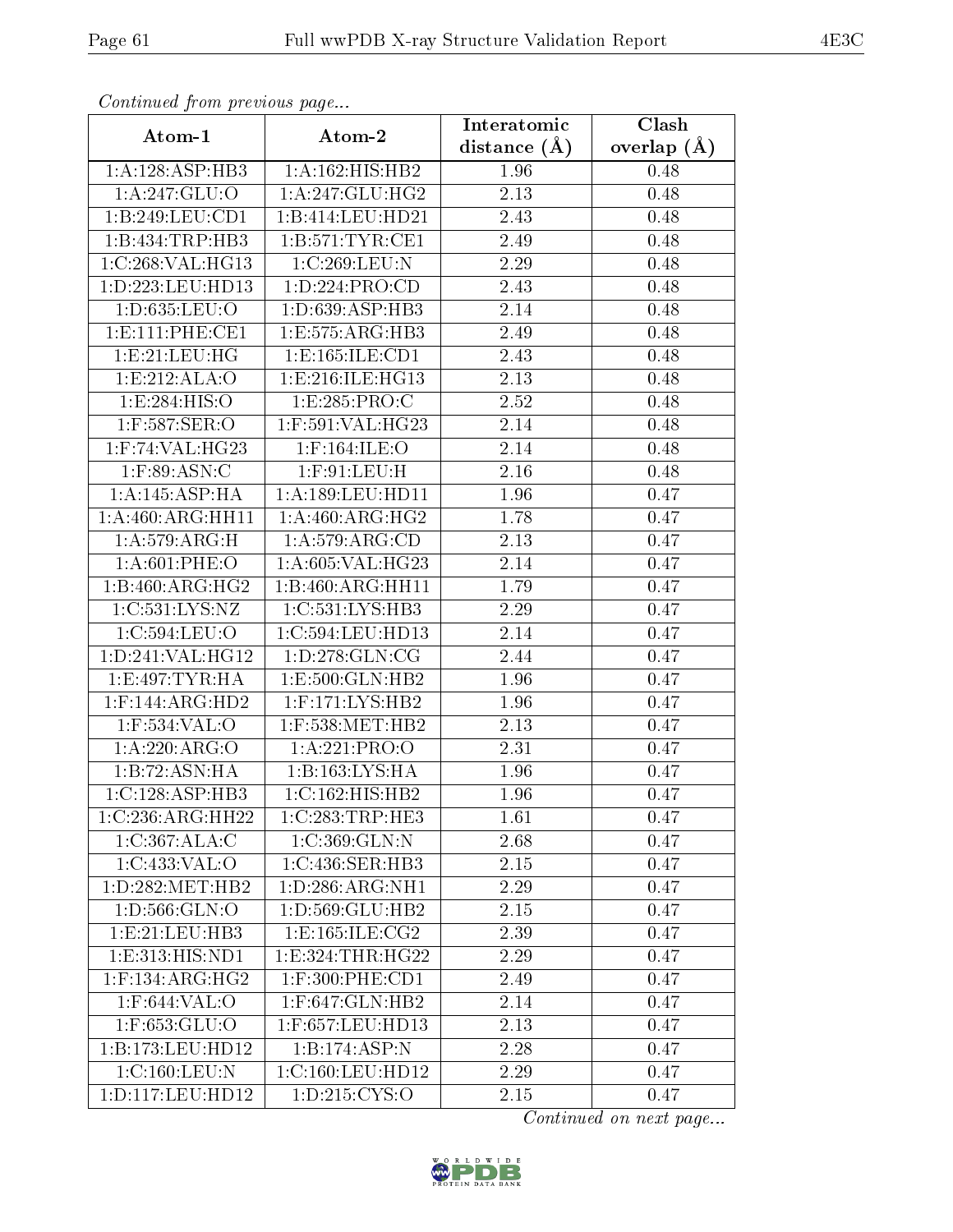*Continued from previous page...*

| Atom-1 | Atom-2 | Interatomic distance (Å) | Clash overlap (Å) |
|---|---|---|---|
| 1:A:128:ASP:HB3 | 1:A:162:HIS:HB2 | 1.96 | 0.48 |
| 1:A:247:GLU:O | 1:A:247:GLU:HG2 | 2.13 | 0.48 |
| 1:B:249:LEU:CD1 | 1:B:414:LEU:HD21 | 2.43 | 0.48 |
| 1:B:434:TRP:HB3 | 1:B:571:TYR:CE1 | 2.49 | 0.48 |
| 1:C:268:VAL:HG13 | 1:C:269:LEU:N | 2.29 | 0.48 |
| 1:D:223:LEU:HD13 | 1:D:224:PRO:CD | 2.43 | 0.48 |
| 1:D:635:LEU:O | 1:D:639:ASP:HB3 | 2.14 | 0.48 |
| 1:E:111:PHE:CE1 | 1:E:575:ARG:HB3 | 2.49 | 0.48 |
| 1:E:21:LEU:HG | 1:E:165:ILE:CD1 | 2.43 | 0.48 |
| 1:E:212:ALA:O | 1:E:216:ILE:HG13 | 2.13 | 0.48 |
| 1:E:284:HIS:O | 1:E:285:PRO:C | 2.52 | 0.48 |
| 1:F:587:SER:O | 1:F:591:VAL:HG23 | 2.14 | 0.48 |
| 1:F:74:VAL:HG23 | 1:F:164:ILE:O | 2.14 | 0.48 |
| 1:F:89:ASN:C | 1:F:91:LEU:H | 2.16 | 0.48 |
| 1:A:145:ASP:HA | 1:A:189:LEU:HD11 | 1.96 | 0.47 |
| 1:A:460:ARG:HH11 | 1:A:460:ARG:HG2 | 1.78 | 0.47 |
| 1:A:579:ARG:H | 1:A:579:ARG:CD | 2.13 | 0.47 |
| 1:A:601:PHE:O | 1:A:605:VAL:HG23 | 2.14 | 0.47 |
| 1:B:460:ARG:HG2 | 1:B:460:ARG:HH11 | 1.79 | 0.47 |
| 1:C:531:LYS:NZ | 1:C:531:LYS:HB3 | 2.29 | 0.47 |
| 1:C:594:LEU:O | 1:C:594:LEU:HD13 | 2.14 | 0.47 |
| 1:D:241:VAL:HG12 | 1:D:278:GLN:CG | 2.44 | 0.47 |
| 1:E:497:TYR:HA | 1:E:500:GLN:HB2 | 1.96 | 0.47 |
| 1:F:144:ARG:HD2 | 1:F:171:LYS:HB2 | 1.96 | 0.47 |
| 1:F:534:VAL:O | 1:F:538:MET:HB2 | 2.13 | 0.47 |
| 1:A:220:ARG:O | 1:A:221:PRO:O | 2.31 | 0.47 |
| 1:B:72:ASN:HA | 1:B:163:LYS:HA | 1.96 | 0.47 |
| 1:C:128:ASP:HB3 | 1:C:162:HIS:HB2 | 1.96 | 0.47 |
| 1:C:236:ARG:HH22 | 1:C:283:TRP:HE3 | 1.61 | 0.47 |
| 1:C:367:ALA:C | 1:C:369:GLN:N | 2.68 | 0.47 |
| 1:C:433:VAL:O | 1:C:436:SER:HB3 | 2.15 | 0.47 |
| 1:D:282:MET:HB2 | 1:D:286:ARG:NH1 | 2.29 | 0.47 |
| 1:D:566:GLN:O | 1:D:569:GLU:HB2 | 2.15 | 0.47 |
| 1:E:21:LEU:HB3 | 1:E:165:ILE:CG2 | 2.39 | 0.47 |
| 1:E:313:HIS:ND1 | 1:E:324:THR:HG22 | 2.29 | 0.47 |
| 1:F:134:ARG:HG2 | 1:F:300:PHE:CD1 | 2.49 | 0.47 |
| 1:F:644:VAL:O | 1:F:647:GLN:HB2 | 2.14 | 0.47 |
| 1:F:653:GLU:O | 1:F:657:LEU:HD13 | 2.13 | 0.47 |
| 1:B:173:LEU:HD12 | 1:B:174:ASP:N | 2.28 | 0.47 |
| 1:C:160:LEU:N | 1:C:160:LEU:HD12 | 2.29 | 0.47 |
| 1:D:117:LEU:HD12 | 1:D:215:CYS:O | 2.15 | 0.47 |

*Continued on next page...*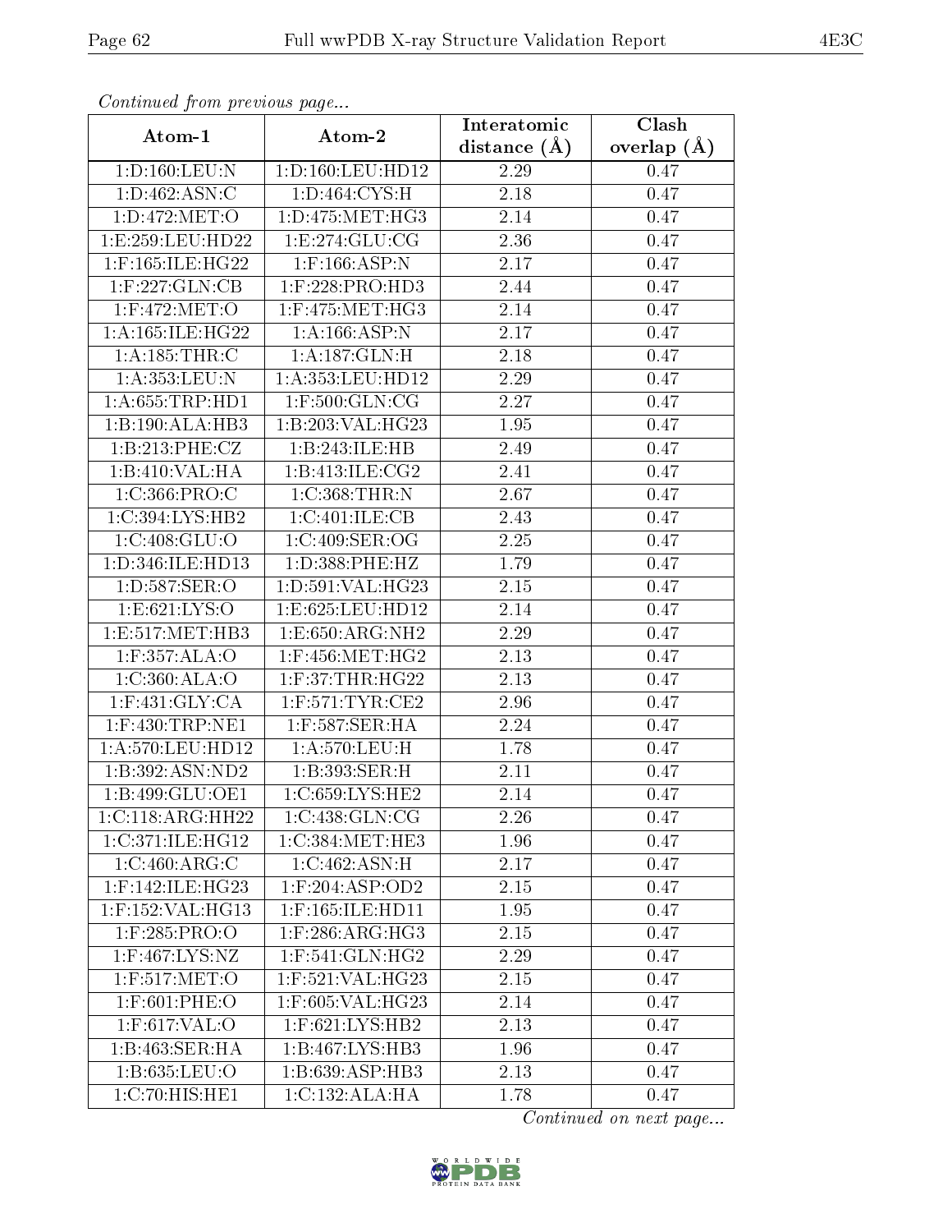*Continued from previous page...*

| Atom-1 | Atom-2 | Interatomic distance (Å) | Clash overlap (Å) |
|---|---|---|---|
| 1:D:160:LEU:N | 1:D:160:LEU:HD12 | 2.29 | 0.47 |
| 1:D:462:ASN:C | 1:D:464:CYS:H | 2.18 | 0.47 |
| 1:D:472:MET:O | 1:D:475:MET:HG3 | 2.14 | 0.47 |
| 1:E:259:LEU:HD22 | 1:E:274:GLU:CG | 2.36 | 0.47 |
| 1:F:165:ILE:HG22 | 1:F:166:ASP:N | 2.17 | 0.47 |
| 1:F:227:GLN:CB | 1:F:228:PRO:HD3 | 2.44 | 0.47 |
| 1:F:472:MET:O | 1:F:475:MET:HG3 | 2.14 | 0.47 |
| 1:A:165:ILE:HG22 | 1:A:166:ASP:N | 2.17 | 0.47 |
| 1:A:185:THR:C | 1:A:187:GLN:H | 2.18 | 0.47 |
| 1:A:353:LEU:N | 1:A:353:LEU:HD12 | 2.29 | 0.47 |
| 1:A:655:TRP:HD1 | 1:F:500:GLN:CG | 2.27 | 0.47 |
| 1:B:190:ALA:HB3 | 1:B:203:VAL:HG23 | 1.95 | 0.47 |
| 1:B:213:PHE:CZ | 1:B:243:ILE:HB | 2.49 | 0.47 |
| 1:B:410:VAL:HA | 1:B:413:ILE:CG2 | 2.41 | 0.47 |
| 1:C:366:PRO:C | 1:C:368:THR:N | 2.67 | 0.47 |
| 1:C:394:LYS:HB2 | 1:C:401:ILE:CB | 2.43 | 0.47 |
| 1:C:408:GLU:O | 1:C:409:SER:OG | 2.25 | 0.47 |
| 1:D:346:ILE:HD13 | 1:D:388:PHE:HZ | 1.79 | 0.47 |
| 1:D:587:SER:O | 1:D:591:VAL:HG23 | 2.15 | 0.47 |
| 1:E:621:LYS:O | 1:E:625:LEU:HD12 | 2.14 | 0.47 |
| 1:E:517:MET:HB3 | 1:E:650:ARG:NH2 | 2.29 | 0.47 |
| 1:F:357:ALA:O | 1:F:456:MET:HG2 | 2.13 | 0.47 |
| 1:C:360:ALA:O | 1:F:37:THR:HG22 | 2.13 | 0.47 |
| 1:F:431:GLY:CA | 1:F:571:TYR:CE2 | 2.96 | 0.47 |
| 1:F:430:TRP:NE1 | 1:F:587:SER:HA | 2.24 | 0.47 |
| 1:A:570:LEU:HD12 | 1:A:570:LEU:H | 1.78 | 0.47 |
| 1:B:392:ASN:ND2 | 1:B:393:SER:H | 2.11 | 0.47 |
| 1:B:499:GLU:OE1 | 1:C:659:LYS:HE2 | 2.14 | 0.47 |
| 1:C:118:ARG:HH22 | 1:C:438:GLN:CG | 2.26 | 0.47 |
| 1:C:371:ILE:HG12 | 1:C:384:MET:HE3 | 1.96 | 0.47 |
| 1:C:460:ARG:C | 1:C:462:ASN:H | 2.17 | 0.47 |
| 1:F:142:ILE:HG23 | 1:F:204:ASP:OD2 | 2.15 | 0.47 |
| 1:F:152:VAL:HG13 | 1:F:165:ILE:HD11 | 1.95 | 0.47 |
| 1:F:285:PRO:O | 1:F:286:ARG:HG3 | 2.15 | 0.47 |
| 1:F:467:LYS:NZ | 1:F:541:GLN:HG2 | 2.29 | 0.47 |
| 1:F:517:MET:O | 1:F:521:VAL:HG23 | 2.15 | 0.47 |
| 1:F:601:PHE:O | 1:F:605:VAL:HG23 | 2.14 | 0.47 |
| 1:F:617:VAL:O | 1:F:621:LYS:HB2 | 2.13 | 0.47 |
| 1:B:463:SER:HA | 1:B:467:LYS:HB3 | 1.96 | 0.47 |
| 1:B:635:LEU:O | 1:B:639:ASP:HB3 | 2.13 | 0.47 |
| 1:C:70:HIS:HE1 | 1:C:132:ALA:HA | 1.78 | 0.47 |

*Continued on next page...*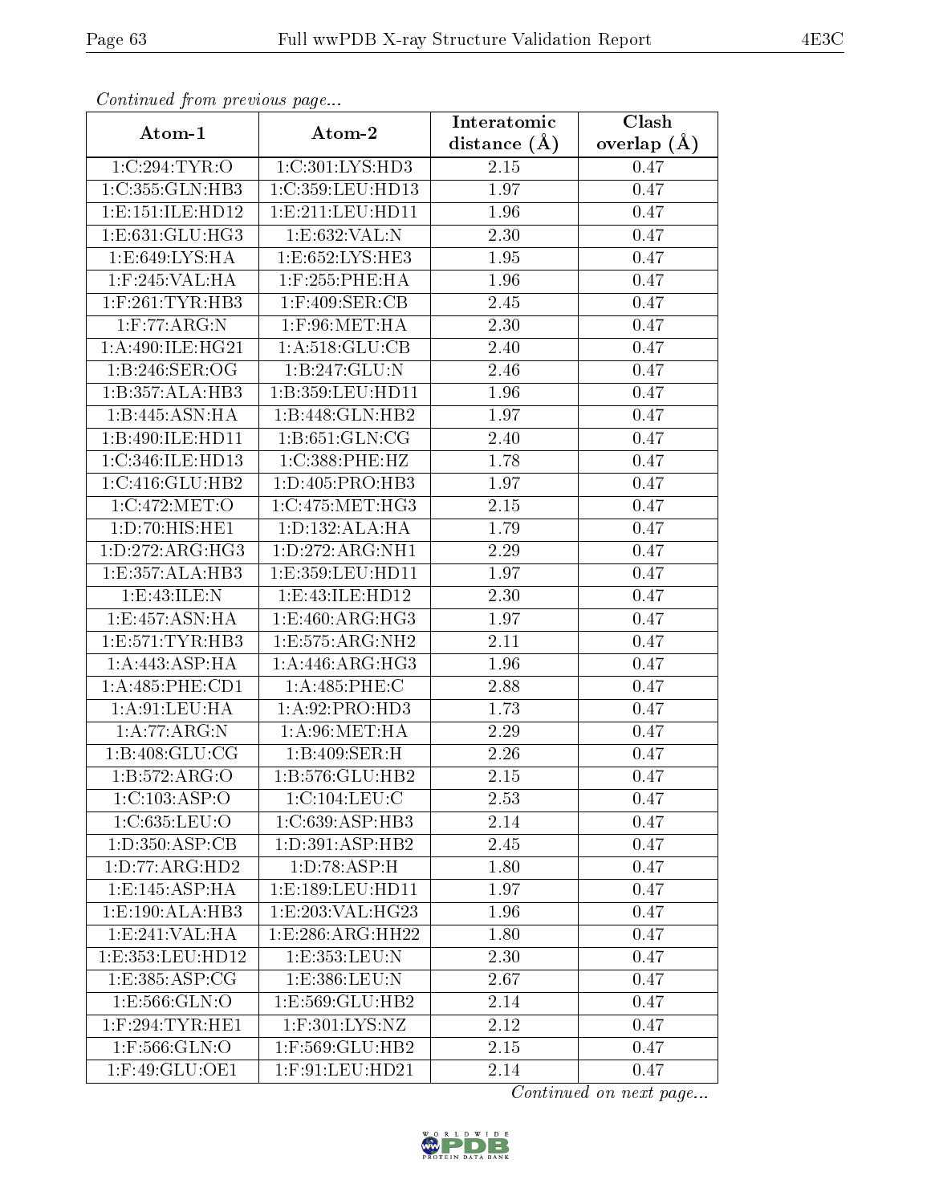*Continued from previous page...*

| Atom-1 | Atom-2 | Interatomic distance (Å) | Clash overlap (Å) |
|---|---|---|---|
| 1:C:294:TYR:O | 1:C:301:LYS:HD3 | 2.15 | 0.47 |
| 1:C:355:GLN:HB3 | 1:C:359:LEU:HD13 | 1.97 | 0.47 |
| 1:E:151:ILE:HD12 | 1:E:211:LEU:HD11 | 1.96 | 0.47 |
| 1:E:631:GLU:HG3 | 1:E:632:VAL:N | 2.30 | 0.47 |
| 1:E:649:LYS:HA | 1:E:652:LYS:HE3 | 1.95 | 0.47 |
| 1:F:245:VAL:HA | 1:F:255:PHE:HA | 1.96 | 0.47 |
| 1:F:261:TYR:HB3 | 1:F:409:SER:CB | 2.45 | 0.47 |
| 1:F:77:ARG:N | 1:F:96:MET:HA | 2.30 | 0.47 |
| 1:A:490:ILE:HG21 | 1:A:518:GLU:CB | 2.40 | 0.47 |
| 1:B:246:SER:OG | 1:B:247:GLU:N | 2.46 | 0.47 |
| 1:B:357:ALA:HB3 | 1:B:359:LEU:HD11 | 1.96 | 0.47 |
| 1:B:445:ASN:HA | 1:B:448:GLN:HB2 | 1.97 | 0.47 |
| 1:B:490:ILE:HD11 | 1:B:651:GLN:CG | 2.40 | 0.47 |
| 1:C:346:ILE:HD13 | 1:C:388:PHE:HZ | 1.78 | 0.47 |
| 1:C:416:GLU:HB2 | 1:D:405:PRO:HB3 | 1.97 | 0.47 |
| 1:C:472:MET:O | 1:C:475:MET:HG3 | 2.15 | 0.47 |
| 1:D:70:HIS:HE1 | 1:D:132:ALA:HA | 1.79 | 0.47 |
| 1:D:272:ARG:HG3 | 1:D:272:ARG:NH1 | 2.29 | 0.47 |
| 1:E:357:ALA:HB3 | 1:E:359:LEU:HD11 | 1.97 | 0.47 |
| 1:E:43:ILE:N | 1:E:43:ILE:HD12 | 2.30 | 0.47 |
| 1:E:457:ASN:HA | 1:E:460:ARG:HG3 | 1.97 | 0.47 |
| 1:E:571:TYR:HB3 | 1:E:575:ARG:NH2 | 2.11 | 0.47 |
| 1:A:443:ASP:HA | 1:A:446:ARG:HG3 | 1.96 | 0.47 |
| 1:A:485:PHE:CD1 | 1:A:485:PHE:C | 2.88 | 0.47 |
| 1:A:91:LEU:HA | 1:A:92:PRO:HD3 | 1.73 | 0.47 |
| 1:A:77:ARG:N | 1:A:96:MET:HA | 2.29 | 0.47 |
| 1:B:408:GLU:CG | 1:B:409:SER:H | 2.26 | 0.47 |
| 1:B:572:ARG:O | 1:B:576:GLU:HB2 | 2.15 | 0.47 |
| 1:C:103:ASP:O | 1:C:104:LEU:C | 2.53 | 0.47 |
| 1:C:635:LEU:O | 1:C:639:ASP:HB3 | 2.14 | 0.47 |
| 1:D:350:ASP:CB | 1:D:391:ASP:HB2 | 2.45 | 0.47 |
| 1:D:77:ARG:HD2 | 1:D:78:ASP:H | 1.80 | 0.47 |
| 1:E:145:ASP:HA | 1:E:189:LEU:HD11 | 1.97 | 0.47 |
| 1:E:190:ALA:HB3 | 1:E:203:VAL:HG23 | 1.96 | 0.47 |
| 1:E:241:VAL:HA | 1:E:286:ARG:HH22 | 1.80 | 0.47 |
| 1:E:353:LEU:HD12 | 1:E:353:LEU:N | 2.30 | 0.47 |
| 1:E:385:ASP:CG | 1:E:386:LEU:N | 2.67 | 0.47 |
| 1:E:566:GLN:O | 1:E:569:GLU:HB2 | 2.14 | 0.47 |
| 1:F:294:TYR:HE1 | 1:F:301:LYS:NZ | 2.12 | 0.47 |
| 1:F:566:GLN:O | 1:F:569:GLU:HB2 | 2.15 | 0.47 |
| 1:F:49:GLU:OE1 | 1:F:91:LEU:HD21 | 2.14 | 0.47 |

*Continued on next page...*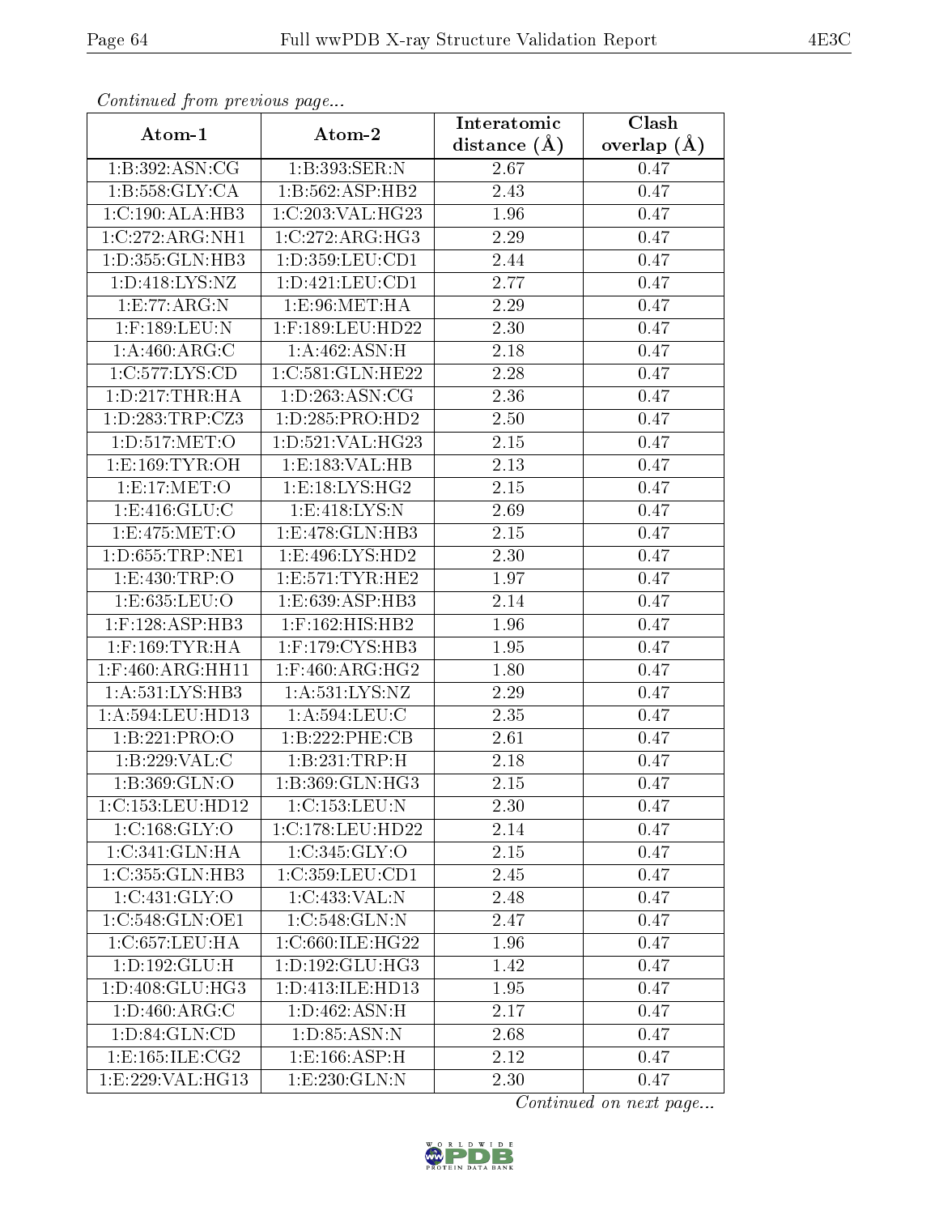*Continued from previous page...*

| Atom-1 | Atom-2 | Interatomic distance (Å) | Clash overlap (Å) |
| --- | --- | --- | --- |
| 1:B:392:ASN:CG | 1:B:393:SER:N | 2.67 | 0.47 |
| 1:B:558:GLY:CA | 1:B:562:ASP:HB2 | 2.43 | 0.47 |
| 1:C:190:ALA:HB3 | 1:C:203:VAL:HG23 | 1.96 | 0.47 |
| 1:C:272:ARG:NH1 | 1:C:272:ARG:HG3 | 2.29 | 0.47 |
| 1:D:355:GLN:HB3 | 1:D:359:LEU:CD1 | 2.44 | 0.47 |
| 1:D:418:LYS:NZ | 1:D:421:LEU:CD1 | 2.77 | 0.47 |
| 1:E:77:ARG:N | 1:E:96:MET:HA | 2.29 | 0.47 |
| 1:F:189:LEU:N | 1:F:189:LEU:HD22 | 2.30 | 0.47 |
| 1:A:460:ARG:C | 1:A:462:ASN:H | 2.18 | 0.47 |
| 1:C:577:LYS:CD | 1:C:581:GLN:HE22 | 2.28 | 0.47 |
| 1:D:217:THR:HA | 1:D:263:ASN:CG | 2.36 | 0.47 |
| 1:D:283:TRP:CZ3 | 1:D:285:PRO:HD2 | 2.50 | 0.47 |
| 1:D:517:MET:O | 1:D:521:VAL:HG23 | 2.15 | 0.47 |
| 1:E:169:TYR:OH | 1:E:183:VAL:HB | 2.13 | 0.47 |
| 1:E:17:MET:O | 1:E:18:LYS:HG2 | 2.15 | 0.47 |
| 1:E:416:GLU:C | 1:E:418:LYS:N | 2.69 | 0.47 |
| 1:E:475:MET:O | 1:E:478:GLN:HB3 | 2.15 | 0.47 |
| 1:D:655:TRP:NE1 | 1:E:496:LYS:HD2 | 2.30 | 0.47 |
| 1:E:430:TRP:O | 1:E:571:TYR:HE2 | 1.97 | 0.47 |
| 1:E:635:LEU:O | 1:E:639:ASP:HB3 | 2.14 | 0.47 |
| 1:F:128:ASP:HB3 | 1:F:162:HIS:HB2 | 1.96 | 0.47 |
| 1:F:169:TYR:HA | 1:F:179:CYS:HB3 | 1.95 | 0.47 |
| 1:F:460:ARG:HH11 | 1:F:460:ARG:HG2 | 1.80 | 0.47 |
| 1:A:531:LYS:HB3 | 1:A:531:LYS:NZ | 2.29 | 0.47 |
| 1:A:594:LEU:HD13 | 1:A:594:LEU:C | 2.35 | 0.47 |
| 1:B:221:PRO:O | 1:B:222:PHE:CB | 2.61 | 0.47 |
| 1:B:229:VAL:C | 1:B:231:TRP:H | 2.18 | 0.47 |
| 1:B:369:GLN:O | 1:B:369:GLN:HG3 | 2.15 | 0.47 |
| 1:C:153:LEU:HD12 | 1:C:153:LEU:N | 2.30 | 0.47 |
| 1:C:168:GLY:O | 1:C:178:LEU:HD22 | 2.14 | 0.47 |
| 1:C:341:GLN:HA | 1:C:345:GLY:O | 2.15 | 0.47 |
| 1:C:355:GLN:HB3 | 1:C:359:LEU:CD1 | 2.45 | 0.47 |
| 1:C:431:GLY:O | 1:C:433:VAL:N | 2.48 | 0.47 |
| 1:C:548:GLN:OE1 | 1:C:548:GLN:N | 2.47 | 0.47 |
| 1:C:657:LEU:HA | 1:C:660:ILE:HG22 | 1.96 | 0.47 |
| 1:D:192:GLU:H | 1:D:192:GLU:HG3 | 1.42 | 0.47 |
| 1:D:408:GLU:HG3 | 1:D:413:ILE:HD13 | 1.95 | 0.47 |
| 1:D:460:ARG:C | 1:D:462:ASN:H | 2.17 | 0.47 |
| 1:D:84:GLN:CD | 1:D:85:ASN:N | 2.68 | 0.47 |
| 1:E:165:ILE:CG2 | 1:E:166:ASP:H | 2.12 | 0.47 |
| 1:E:229:VAL:HG13 | 1:E:230:GLN:N | 2.30 | 0.47 |

*Continued on next page...*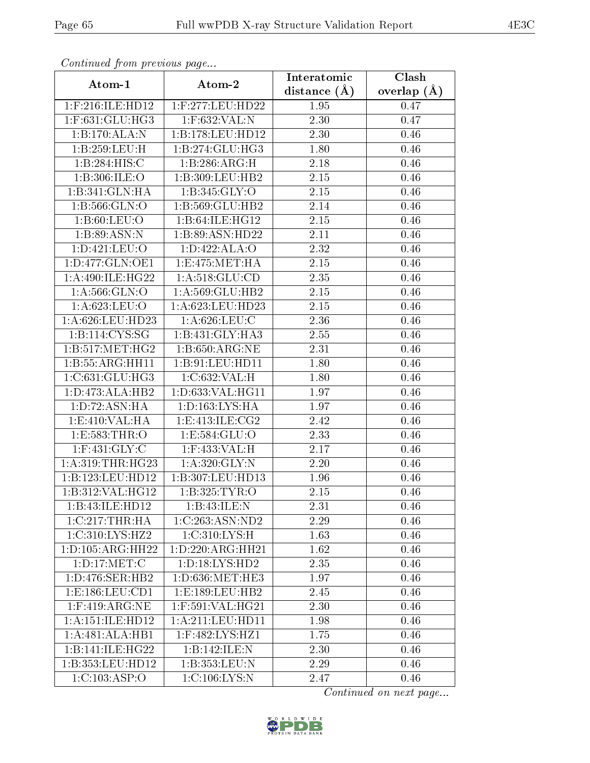*Continued from previous page...*

| Atom-1 | Atom-2 | Interatomic distance (Å) | Clash overlap (Å) |
|---|---|---|---|
| 1:F:216:ILE:HD12 | 1:F:277:LEU:HD22 | 1.95 | 0.47 |
| 1:F:631:GLU:HG3 | 1:F:632:VAL:N | 2.30 | 0.47 |
| 1:B:170:ALA:N | 1:B:178:LEU:HD12 | 2.30 | 0.46 |
| 1:B:259:LEU:H | 1:B:274:GLU:HG3 | 1.80 | 0.46 |
| 1:B:284:HIS:C | 1:B:286:ARG:H | 2.18 | 0.46 |
| 1:B:306:ILE:O | 1:B:309:LEU:HB2 | 2.15 | 0.46 |
| 1:B:341:GLN:HA | 1:B:345:GLY:O | 2.15 | 0.46 |
| 1:B:566:GLN:O | 1:B:569:GLU:HB2 | 2.14 | 0.46 |
| 1:B:60:LEU:O | 1:B:64:ILE:HG12 | 2.15 | 0.46 |
| 1:B:89:ASN:N | 1:B:89:ASN:HD22 | 2.11 | 0.46 |
| 1:D:421:LEU:O | 1:D:422:ALA:O | 2.32 | 0.46 |
| 1:D:477:GLN:OE1 | 1:E:475:MET:HA | 2.15 | 0.46 |
| 1:A:490:ILE:HG22 | 1:A:518:GLU:CD | 2.35 | 0.46 |
| 1:A:566:GLN:O | 1:A:569:GLU:HB2 | 2.15 | 0.46 |
| 1:A:623:LEU:O | 1:A:623:LEU:HD23 | 2.15 | 0.46 |
| 1:A:626:LEU:HD23 | 1:A:626:LEU:C | 2.36 | 0.46 |
| 1:B:114:CYS:SG | 1:B:431:GLY:HA3 | 2.55 | 0.46 |
| 1:B:517:MET:HG2 | 1:B:650:ARG:NE | 2.31 | 0.46 |
| 1:B:55:ARG:HH11 | 1:B:91:LEU:HD11 | 1.80 | 0.46 |
| 1:C:631:GLU:HG3 | 1:C:632:VAL:H | 1.80 | 0.46 |
| 1:D:473:ALA:HB2 | 1:D:633:VAL:HG11 | 1.97 | 0.46 |
| 1:D:72:ASN:HA | 1:D:163:LYS:HA | 1.97 | 0.46 |
| 1:E:410:VAL:HA | 1:E:413:ILE:CG2 | 2.42 | 0.46 |
| 1:E:583:THR:O | 1:E:584:GLU:O | 2.33 | 0.46 |
| 1:F:431:GLY:C | 1:F:433:VAL:H | 2.17 | 0.46 |
| 1:A:319:THR:HG23 | 1:A:320:GLY:N | 2.20 | 0.46 |
| 1:B:123:LEU:HD12 | 1:B:307:LEU:HD13 | 1.96 | 0.46 |
| 1:B:312:VAL:HG12 | 1:B:325:TYR:O | 2.15 | 0.46 |
| 1:B:43:ILE:HD12 | 1:B:43:ILE:N | 2.31 | 0.46 |
| 1:C:217:THR:HA | 1:C:263:ASN:ND2 | 2.29 | 0.46 |
| 1:C:310:LYS:HZ2 | 1:C:310:LYS:H | 1.63 | 0.46 |
| 1:D:105:ARG:HH22 | 1:D:220:ARG:HH21 | 1.62 | 0.46 |
| 1:D:17:MET:C | 1:D:18:LYS:HD2 | 2.35 | 0.46 |
| 1:D:476:SER:HB2 | 1:D:636:MET:HE3 | 1.97 | 0.46 |
| 1:E:186:LEU:CD1 | 1:E:189:LEU:HB2 | 2.45 | 0.46 |
| 1:F:419:ARG:NE | 1:F:591:VAL:HG21 | 2.30 | 0.46 |
| 1:A:151:ILE:HD12 | 1:A:211:LEU:HD11 | 1.98 | 0.46 |
| 1:A:481:ALA:HB1 | 1:F:482:LYS:HZ1 | 1.75 | 0.46 |
| 1:B:141:ILE:HG22 | 1:B:142:ILE:N | 2.30 | 0.46 |
| 1:B:353:LEU:HD12 | 1:B:353:LEU:N | 2.29 | 0.46 |
| 1:C:103:ASP:O | 1:C:106:LYS:N | 2.47 | 0.46 |

*Continued on next page...*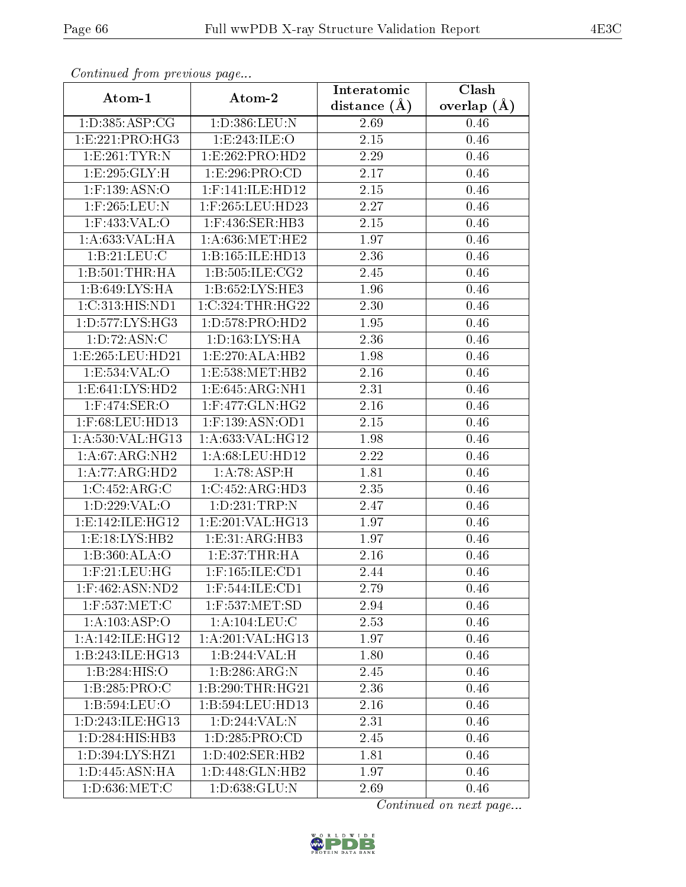*Continued from previous page...*

| Atom-1 | Atom-2 | Interatomic distance (Å) | Clash overlap (Å) |
|---|---|---|---|
| 1:D:385:ASP:CG | 1:D:386:LEU:N | 2.69 | 0.46 |
| 1:E:221:PRO:HG3 | 1:E:243:ILE:O | 2.15 | 0.46 |
| 1:E:261:TYR:N | 1:E:262:PRO:HD2 | 2.29 | 0.46 |
| 1:E:295:GLY:H | 1:E:296:PRO:CD | 2.17 | 0.46 |
| 1:F:139:ASN:O | 1:F:141:ILE:HD12 | 2.15 | 0.46 |
| 1:F:265:LEU:N | 1:F:265:LEU:HD23 | 2.27 | 0.46 |
| 1:F:433:VAL:O | 1:F:436:SER:HB3 | 2.15 | 0.46 |
| 1:A:633:VAL:HA | 1:A:636:MET:HE2 | 1.97 | 0.46 |
| 1:B:21:LEU:C | 1:B:165:ILE:HD13 | 2.36 | 0.46 |
| 1:B:501:THR:HA | 1:B:505:ILE:CG2 | 2.45 | 0.46 |
| 1:B:649:LYS:HA | 1:B:652:LYS:HE3 | 1.96 | 0.46 |
| 1:C:313:HIS:ND1 | 1:C:324:THR:HG22 | 2.30 | 0.46 |
| 1:D:577:LYS:HG3 | 1:D:578:PRO:HD2 | 1.95 | 0.46 |
| 1:D:72:ASN:C | 1:D:163:LYS:HA | 2.36 | 0.46 |
| 1:E:265:LEU:HD21 | 1:E:270:ALA:HB2 | 1.98 | 0.46 |
| 1:E:534:VAL:O | 1:E:538:MET:HB2 | 2.16 | 0.46 |
| 1:E:641:LYS:HD2 | 1:E:645:ARG:NH1 | 2.31 | 0.46 |
| 1:F:474:SER:O | 1:F:477:GLN:HG2 | 2.16 | 0.46 |
| 1:F:68:LEU:HD13 | 1:F:139:ASN:OD1 | 2.15 | 0.46 |
| 1:A:530:VAL:HG13 | 1:A:633:VAL:HG12 | 1.98 | 0.46 |
| 1:A:67:ARG:NH2 | 1:A:68:LEU:HD12 | 2.22 | 0.46 |
| 1:A:77:ARG:HD2 | 1:A:78:ASP:H | 1.81 | 0.46 |
| 1:C:452:ARG:C | 1:C:452:ARG:HD3 | 2.35 | 0.46 |
| 1:D:229:VAL:O | 1:D:231:TRP:N | 2.47 | 0.46 |
| 1:E:142:ILE:HG12 | 1:E:201:VAL:HG13 | 1.97 | 0.46 |
| 1:E:18:LYS:HB2 | 1:E:31:ARG:HB3 | 1.97 | 0.46 |
| 1:B:360:ALA:O | 1:E:37:THR:HA | 2.16 | 0.46 |
| 1:F:21:LEU:HG | 1:F:165:ILE:CD1 | 2.44 | 0.46 |
| 1:F:462:ASN:ND2 | 1:F:544:ILE:CD1 | 2.79 | 0.46 |
| 1:F:537:MET:C | 1:F:537:MET:SD | 2.94 | 0.46 |
| 1:A:103:ASP:O | 1:A:104:LEU:C | 2.53 | 0.46 |
| 1:A:142:ILE:HG12 | 1:A:201:VAL:HG13 | 1.97 | 0.46 |
| 1:B:243:ILE:HG13 | 1:B:244:VAL:H | 1.80 | 0.46 |
| 1:B:284:HIS:O | 1:B:286:ARG:N | 2.45 | 0.46 |
| 1:B:285:PRO:C | 1:B:290:THR:HG21 | 2.36 | 0.46 |
| 1:B:594:LEU:O | 1:B:594:LEU:HD13 | 2.16 | 0.46 |
| 1:D:243:ILE:HG13 | 1:D:244:VAL:N | 2.31 | 0.46 |
| 1:D:284:HIS:HB3 | 1:D:285:PRO:CD | 2.45 | 0.46 |
| 1:D:394:LYS:HZ1 | 1:D:402:SER:HB2 | 1.81 | 0.46 |
| 1:D:445:ASN:HA | 1:D:448:GLN:HB2 | 1.97 | 0.46 |
| 1:D:636:MET:C | 1:D:638:GLU:N | 2.69 | 0.46 |

*Continued on next page...*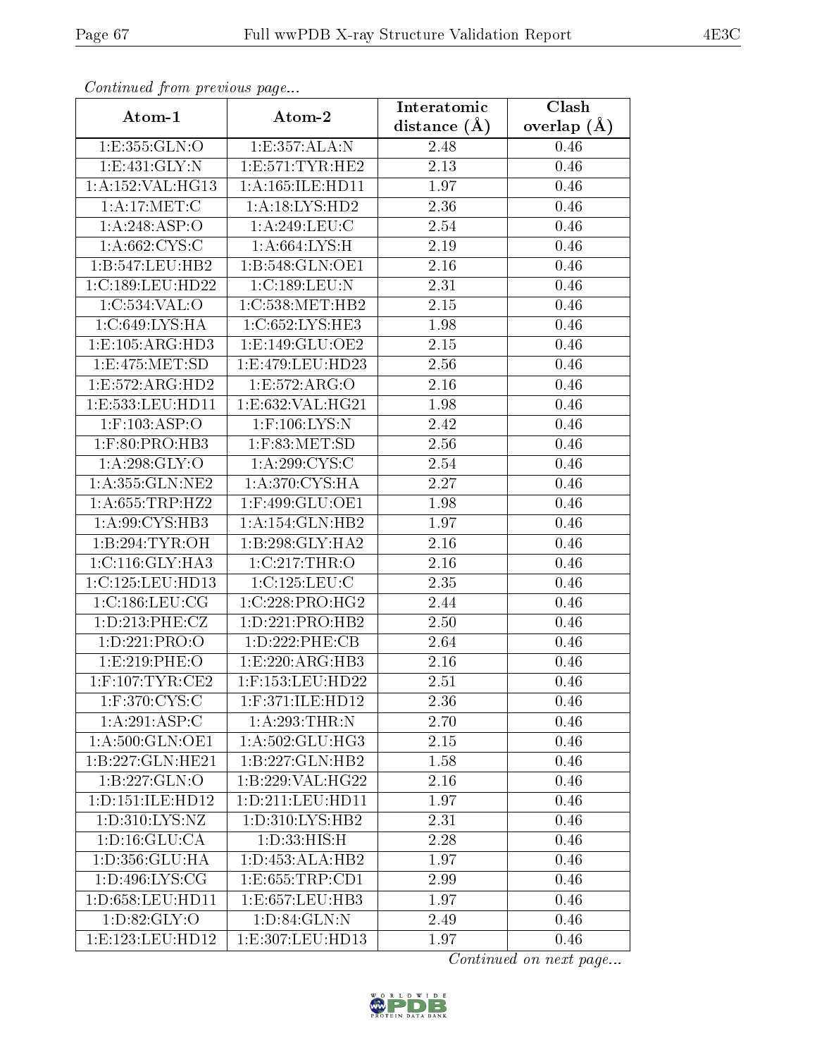*Continued from previous page...*

| Atom-1 | Atom-2 | Interatomic distance (Å) | Clash overlap (Å) |
|---|---|---|---|
| 1:E:355:GLN:O | 1:E:357:ALA:N | 2.48 | 0.46 |
| 1:E:431:GLY:N | 1:E:571:TYR:HE2 | 2.13 | 0.46 |
| 1:A:152:VAL:HG13 | 1:A:165:ILE:HD11 | 1.97 | 0.46 |
| 1:A:17:MET:C | 1:A:18:LYS:HD2 | 2.36 | 0.46 |
| 1:A:248:ASP:O | 1:A:249:LEU:C | 2.54 | 0.46 |
| 1:A:662:CYS:C | 1:A:664:LYS:H | 2.19 | 0.46 |
| 1:B:547:LEU:HB2 | 1:B:548:GLN:OE1 | 2.16 | 0.46 |
| 1:C:189:LEU:HD22 | 1:C:189:LEU:N | 2.31 | 0.46 |
| 1:C:534:VAL:O | 1:C:538:MET:HB2 | 2.15 | 0.46 |
| 1:C:649:LYS:HA | 1:C:652:LYS:HE3 | 1.98 | 0.46 |
| 1:E:105:ARG:HD3 | 1:E:149:GLU:OE2 | 2.15 | 0.46 |
| 1:E:475:MET:SD | 1:E:479:LEU:HD23 | 2.56 | 0.46 |
| 1:E:572:ARG:HD2 | 1:E:572:ARG:O | 2.16 | 0.46 |
| 1:E:533:LEU:HD11 | 1:E:632:VAL:HG21 | 1.98 | 0.46 |
| 1:F:103:ASP:O | 1:F:106:LYS:N | 2.42 | 0.46 |
| 1:F:80:PRO:HB3 | 1:F:83:MET:SD | 2.56 | 0.46 |
| 1:A:298:GLY:O | 1:A:299:CYS:C | 2.54 | 0.46 |
| 1:A:355:GLN:NE2 | 1:A:370:CYS:HA | 2.27 | 0.46 |
| 1:A:655:TRP:HZ2 | 1:F:499:GLU:OE1 | 1.98 | 0.46 |
| 1:A:99:CYS:HB3 | 1:A:154:GLN:HB2 | 1.97 | 0.46 |
| 1:B:294:TYR:OH | 1:B:298:GLY:HA2 | 2.16 | 0.46 |
| 1:C:116:GLY:HA3 | 1:C:217:THR:O | 2.16 | 0.46 |
| 1:C:125:LEU:HD13 | 1:C:125:LEU:C | 2.35 | 0.46 |
| 1:C:186:LEU:CG | 1:C:228:PRO:HG2 | 2.44 | 0.46 |
| 1:D:213:PHE:CZ | 1:D:221:PRO:HB2 | 2.50 | 0.46 |
| 1:D:221:PRO:O | 1:D:222:PHE:CB | 2.64 | 0.46 |
| 1:E:219:PHE:O | 1:E:220:ARG:HB3 | 2.16 | 0.46 |
| 1:F:107:TYR:CE2 | 1:F:153:LEU:HD22 | 2.51 | 0.46 |
| 1:F:370:CYS:C | 1:F:371:ILE:HD12 | 2.36 | 0.46 |
| 1:A:291:ASP:C | 1:A:293:THR:N | 2.70 | 0.46 |
| 1:A:500:GLN:OE1 | 1:A:502:GLU:HG3 | 2.15 | 0.46 |
| 1:B:227:GLN:HE21 | 1:B:227:GLN:HB2 | 1.58 | 0.46 |
| 1:B:227:GLN:O | 1:B:229:VAL:HG22 | 2.16 | 0.46 |
| 1:D:151:ILE:HD12 | 1:D:211:LEU:HD11 | 1.97 | 0.46 |
| 1:D:310:LYS:NZ | 1:D:310:LYS:HB2 | 2.31 | 0.46 |
| 1:D:16:GLU:CA | 1:D:33:HIS:H | 2.28 | 0.46 |
| 1:D:356:GLU:HA | 1:D:453:ALA:HB2 | 1.97 | 0.46 |
| 1:D:496:LYS:CG | 1:E:655:TRP:CD1 | 2.99 | 0.46 |
| 1:D:658:LEU:HD11 | 1:E:657:LEU:HB3 | 1.97 | 0.46 |
| 1:D:82:GLY:O | 1:D:84:GLN:N | 2.49 | 0.46 |
| 1:E:123:LEU:HD12 | 1:E:307:LEU:HD13 | 1.97 | 0.46 |

*Continued on next page...*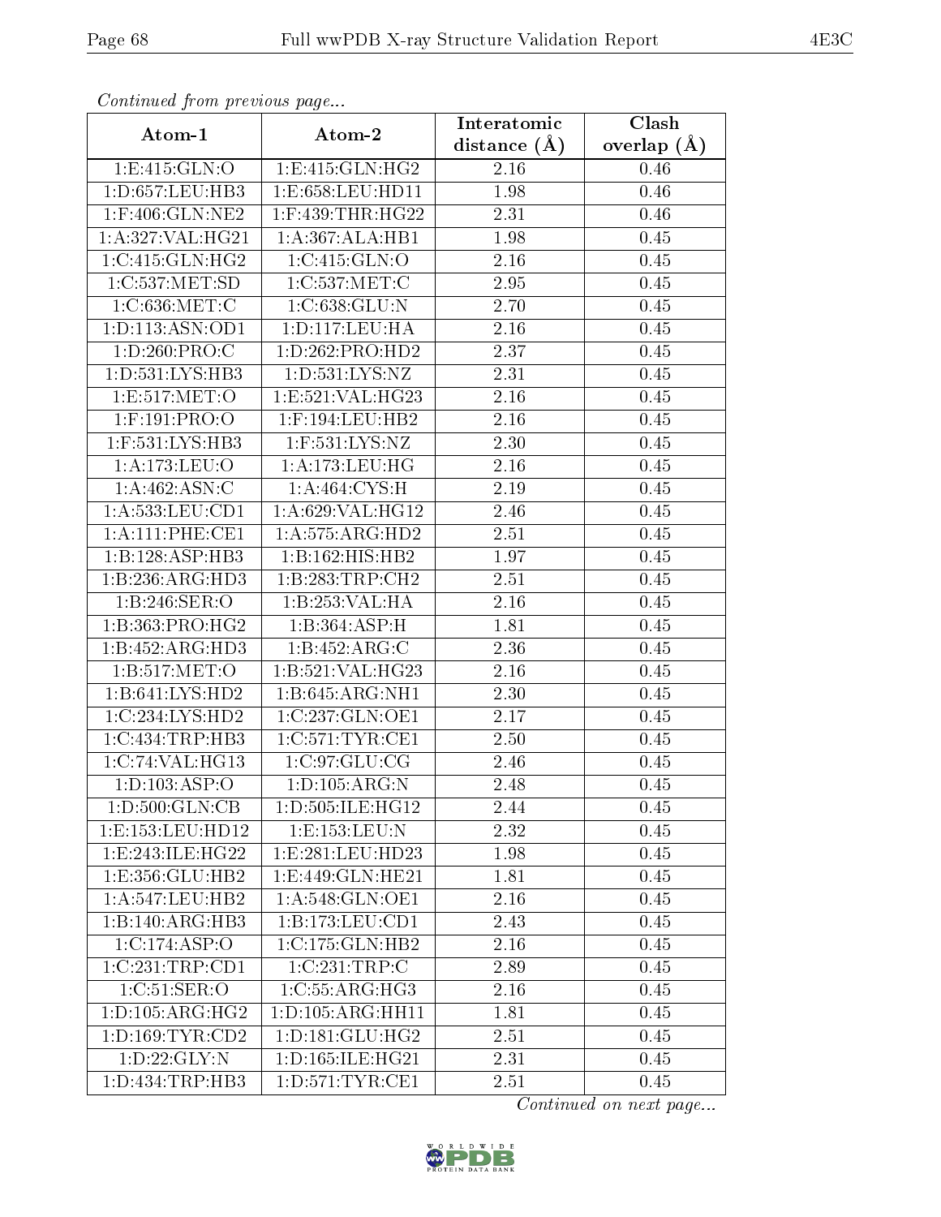*Continued from previous page...*

| Atom-1 | Atom-2 | Interatomic distance (Å) | Clash overlap (Å) |
|---|---|---|---|
| 1:E:415:GLN:O | 1:E:415:GLN:HG2 | 2.16 | 0.46 |
| 1:D:657:LEU:HB3 | 1:E:658:LEU:HD11 | 1.98 | 0.46 |
| 1:F:406:GLN:NE2 | 1:F:439:THR:HG22 | 2.31 | 0.46 |
| 1:A:327:VAL:HG21 | 1:A:367:ALA:HB1 | 1.98 | 0.45 |
| 1:C:415:GLN:HG2 | 1:C:415:GLN:O | 2.16 | 0.45 |
| 1:C:537:MET:SD | 1:C:537:MET:C | 2.95 | 0.45 |
| 1:C:636:MET:C | 1:C:638:GLU:N | 2.70 | 0.45 |
| 1:D:113:ASN:OD1 | 1:D:117:LEU:HA | 2.16 | 0.45 |
| 1:D:260:PRO:C | 1:D:262:PRO:HD2 | 2.37 | 0.45 |
| 1:D:531:LYS:HB3 | 1:D:531:LYS:NZ | 2.31 | 0.45 |
| 1:E:517:MET:O | 1:E:521:VAL:HG23 | 2.16 | 0.45 |
| 1:F:191:PRO:O | 1:F:194:LEU:HB2 | 2.16 | 0.45 |
| 1:F:531:LYS:HB3 | 1:F:531:LYS:NZ | 2.30 | 0.45 |
| 1:A:173:LEU:O | 1:A:173:LEU:HG | 2.16 | 0.45 |
| 1:A:462:ASN:C | 1:A:464:CYS:H | 2.19 | 0.45 |
| 1:A:533:LEU:CD1 | 1:A:629:VAL:HG12 | 2.46 | 0.45 |
| 1:A:111:PHE:CE1 | 1:A:575:ARG:HD2 | 2.51 | 0.45 |
| 1:B:128:ASP:HB3 | 1:B:162:HIS:HB2 | 1.97 | 0.45 |
| 1:B:236:ARG:HD3 | 1:B:283:TRP:CH2 | 2.51 | 0.45 |
| 1:B:246:SER:O | 1:B:253:VAL:HA | 2.16 | 0.45 |
| 1:B:363:PRO:HG2 | 1:B:364:ASP:H | 1.81 | 0.45 |
| 1:B:452:ARG:HD3 | 1:B:452:ARG:C | 2.36 | 0.45 |
| 1:B:517:MET:O | 1:B:521:VAL:HG23 | 2.16 | 0.45 |
| 1:B:641:LYS:HD2 | 1:B:645:ARG:NH1 | 2.30 | 0.45 |
| 1:C:234:LYS:HD2 | 1:C:237:GLN:OE1 | 2.17 | 0.45 |
| 1:C:434:TRP:HB3 | 1:C:571:TYR:CE1 | 2.50 | 0.45 |
| 1:C:74:VAL:HG13 | 1:C:97:GLU:CG | 2.46 | 0.45 |
| 1:D:103:ASP:O | 1:D:105:ARG:N | 2.48 | 0.45 |
| 1:D:500:GLN:CB | 1:D:505:ILE:HG12 | 2.44 | 0.45 |
| 1:E:153:LEU:HD12 | 1:E:153:LEU:N | 2.32 | 0.45 |
| 1:E:243:ILE:HG22 | 1:E:281:LEU:HD23 | 1.98 | 0.45 |
| 1:E:356:GLU:HB2 | 1:E:449:GLN:HE21 | 1.81 | 0.45 |
| 1:A:547:LEU:HB2 | 1:A:548:GLN:OE1 | 2.16 | 0.45 |
| 1:B:140:ARG:HB3 | 1:B:173:LEU:CD1 | 2.43 | 0.45 |
| 1:C:174:ASP:O | 1:C:175:GLN:HB2 | 2.16 | 0.45 |
| 1:C:231:TRP:CD1 | 1:C:231:TRP:C | 2.89 | 0.45 |
| 1:C:51:SER:O | 1:C:55:ARG:HG3 | 2.16 | 0.45 |
| 1:D:105:ARG:HG2 | 1:D:105:ARG:HH11 | 1.81 | 0.45 |
| 1:D:169:TYR:CD2 | 1:D:181:GLU:HG2 | 2.51 | 0.45 |
| 1:D:22:GLY:N | 1:D:165:ILE:HG21 | 2.31 | 0.45 |
| 1:D:434:TRP:HB3 | 1:D:571:TYR:CE1 | 2.51 | 0.45 |

*Continued on next page...*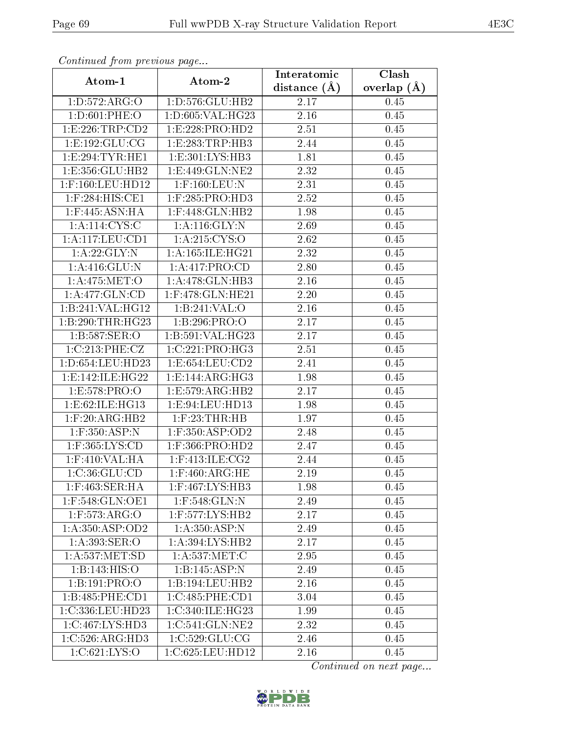*Continued from previous page...*

| Atom-1 | Atom-2 | Interatomic distance (Å) | Clash overlap (Å) |
|---|---|---|---|
| 1:D:572:ARG:O | 1:D:576:GLU:HB2 | 2.17 | 0.45 |
| 1:D:601:PHE:O | 1:D:605:VAL:HG23 | 2.16 | 0.45 |
| 1:E:226:TRP:CD2 | 1:E:228:PRO:HD2 | 2.51 | 0.45 |
| 1:E:192:GLU:CG | 1:E:283:TRP:HB3 | 2.44 | 0.45 |
| 1:E:294:TYR:HE1 | 1:E:301:LYS:HB3 | 1.81 | 0.45 |
| 1:E:356:GLU:HB2 | 1:E:449:GLN:NE2 | 2.32 | 0.45 |
| 1:F:160:LEU:HD12 | 1:F:160:LEU:N | 2.31 | 0.45 |
| 1:F:284:HIS:CE1 | 1:F:285:PRO:HD3 | 2.52 | 0.45 |
| 1:F:445:ASN:HA | 1:F:448:GLN:HB2 | 1.98 | 0.45 |
| 1:A:114:CYS:C | 1:A:116:GLY:N | 2.69 | 0.45 |
| 1:A:117:LEU:CD1 | 1:A:215:CYS:O | 2.62 | 0.45 |
| 1:A:22:GLY:N | 1:A:165:ILE:HG21 | 2.32 | 0.45 |
| 1:A:416:GLU:N | 1:A:417:PRO:CD | 2.80 | 0.45 |
| 1:A:475:MET:O | 1:A:478:GLN:HB3 | 2.16 | 0.45 |
| 1:A:477:GLN:CD | 1:F:478:GLN:HE21 | 2.20 | 0.45 |
| 1:B:241:VAL:HG12 | 1:B:241:VAL:O | 2.16 | 0.45 |
| 1:B:290:THR:HG23 | 1:B:296:PRO:O | 2.17 | 0.45 |
| 1:B:587:SER:O | 1:B:591:VAL:HG23 | 2.17 | 0.45 |
| 1:C:213:PHE:CZ | 1:C:221:PRO:HG3 | 2.51 | 0.45 |
| 1:D:654:LEU:HD23 | 1:E:654:LEU:CD2 | 2.41 | 0.45 |
| 1:E:142:ILE:HG22 | 1:E:144:ARG:HG3 | 1.98 | 0.45 |
| 1:E:578:PRO:O | 1:E:579:ARG:HB2 | 2.17 | 0.45 |
| 1:E:62:ILE:HG13 | 1:E:94:LEU:HD13 | 1.98 | 0.45 |
| 1:F:20:ARG:HB2 | 1:F:23:THR:HB | 1.97 | 0.45 |
| 1:F:350:ASP:N | 1:F:350:ASP:OD2 | 2.48 | 0.45 |
| 1:F:365:LYS:CD | 1:F:366:PRO:HD2 | 2.47 | 0.45 |
| 1:F:410:VAL:HA | 1:F:413:ILE:CG2 | 2.44 | 0.45 |
| 1:C:36:GLU:CD | 1:F:460:ARG:HE | 2.19 | 0.45 |
| 1:F:463:SER:HA | 1:F:467:LYS:HB3 | 1.98 | 0.45 |
| 1:F:548:GLN:OE1 | 1:F:548:GLN:N | 2.49 | 0.45 |
| 1:F:573:ARG:O | 1:F:577:LYS:HB2 | 2.17 | 0.45 |
| 1:A:350:ASP:OD2 | 1:A:350:ASP:N | 2.49 | 0.45 |
| 1:A:393:SER:O | 1:A:394:LYS:HB2 | 2.17 | 0.45 |
| 1:A:537:MET:SD | 1:A:537:MET:C | 2.95 | 0.45 |
| 1:B:143:HIS:O | 1:B:145:ASP:N | 2.49 | 0.45 |
| 1:B:191:PRO:O | 1:B:194:LEU:HB2 | 2.16 | 0.45 |
| 1:B:485:PHE:CD1 | 1:C:485:PHE:CD1 | 3.04 | 0.45 |
| 1:C:336:LEU:HD23 | 1:C:340:ILE:HG23 | 1.99 | 0.45 |
| 1:C:467:LYS:HD3 | 1:C:541:GLN:NE2 | 2.32 | 0.45 |
| 1:C:526:ARG:HD3 | 1:C:529:GLU:CG | 2.46 | 0.45 |
| 1:C:621:LYS:O | 1:C:625:LEU:HD12 | 2.16 | 0.45 |

*Continued on next page...*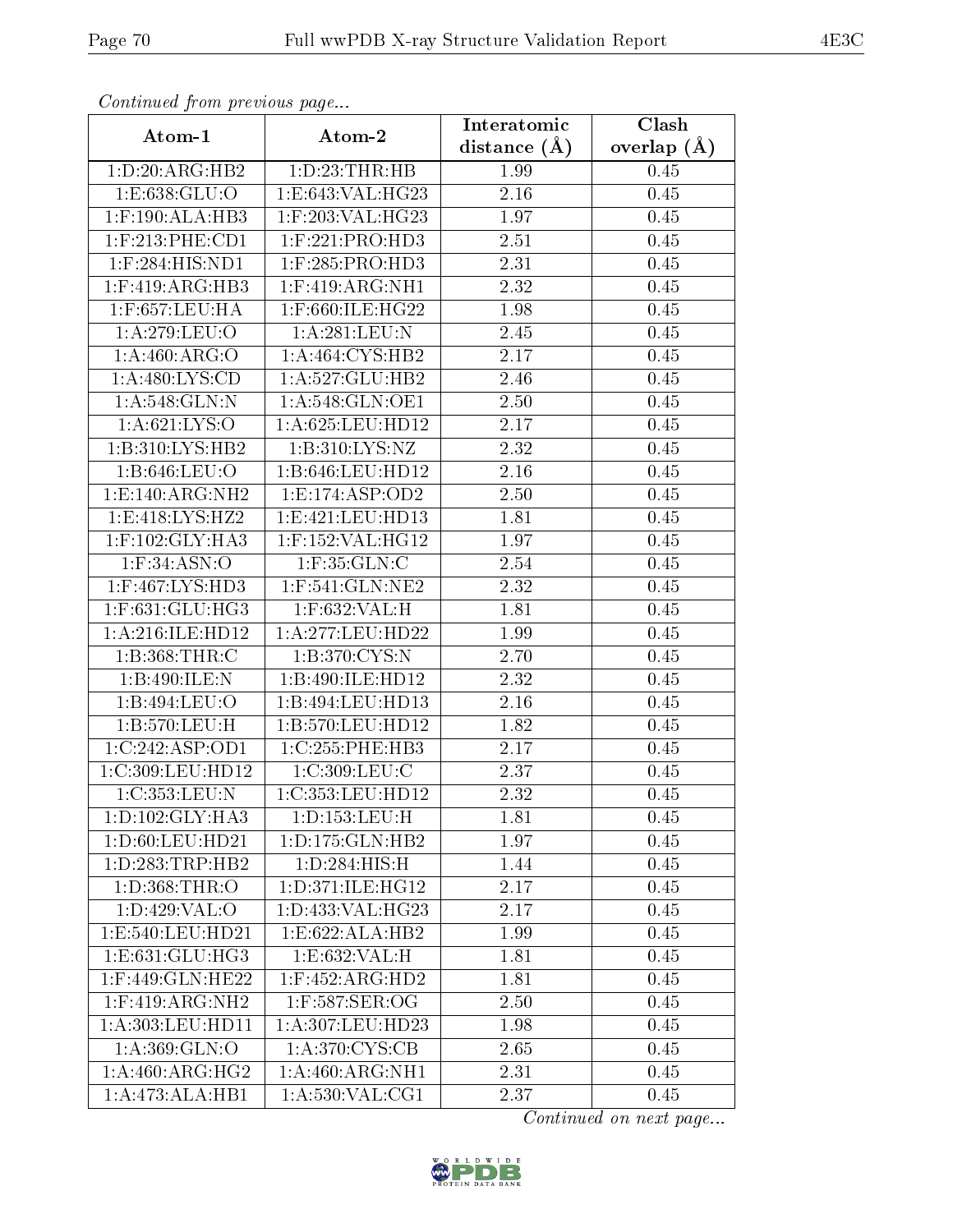*Continued from previous page...*

| Atom-1 | Atom-2 | Interatomic distance (Å) | Clash overlap (Å) |
|---|---|---|---|
| 1:D:20:ARG:HB2 | 1:D:23:THR:HB | 1.99 | 0.45 |
| 1:E:638:GLU:O | 1:E:643:VAL:HG23 | 2.16 | 0.45 |
| 1:F:190:ALA:HB3 | 1:F:203:VAL:HG23 | 1.97 | 0.45 |
| 1:F:213:PHE:CD1 | 1:F:221:PRO:HD3 | 2.51 | 0.45 |
| 1:F:284:HIS:ND1 | 1:F:285:PRO:HD3 | 2.31 | 0.45 |
| 1:F:419:ARG:HB3 | 1:F:419:ARG:NH1 | 2.32 | 0.45 |
| 1:F:657:LEU:HA | 1:F:660:ILE:HG22 | 1.98 | 0.45 |
| 1:A:279:LEU:O | 1:A:281:LEU:N | 2.45 | 0.45 |
| 1:A:460:ARG:O | 1:A:464:CYS:HB2 | 2.17 | 0.45 |
| 1:A:480:LYS:CD | 1:A:527:GLU:HB2 | 2.46 | 0.45 |
| 1:A:548:GLN:N | 1:A:548:GLN:OE1 | 2.50 | 0.45 |
| 1:A:621:LYS:O | 1:A:625:LEU:HD12 | 2.17 | 0.45 |
| 1:B:310:LYS:HB2 | 1:B:310:LYS:NZ | 2.32 | 0.45 |
| 1:B:646:LEU:O | 1:B:646:LEU:HD12 | 2.16 | 0.45 |
| 1:E:140:ARG:NH2 | 1:E:174:ASP:OD2 | 2.50 | 0.45 |
| 1:E:418:LYS:HZ2 | 1:E:421:LEU:HD13 | 1.81 | 0.45 |
| 1:F:102:GLY:HA3 | 1:F:152:VAL:HG12 | 1.97 | 0.45 |
| 1:F:34:ASN:O | 1:F:35:GLN:C | 2.54 | 0.45 |
| 1:F:467:LYS:HD3 | 1:F:541:GLN:NE2 | 2.32 | 0.45 |
| 1:F:631:GLU:HG3 | 1:F:632:VAL:H | 1.81 | 0.45 |
| 1:A:216:ILE:HD12 | 1:A:277:LEU:HD22 | 1.99 | 0.45 |
| 1:B:368:THR:C | 1:B:370:CYS:N | 2.70 | 0.45 |
| 1:B:490:ILE:N | 1:B:490:ILE:HD12 | 2.32 | 0.45 |
| 1:B:494:LEU:O | 1:B:494:LEU:HD13 | 2.16 | 0.45 |
| 1:B:570:LEU:H | 1:B:570:LEU:HD12 | 1.82 | 0.45 |
| 1:C:242:ASP:OD1 | 1:C:255:PHE:HB3 | 2.17 | 0.45 |
| 1:C:309:LEU:HD12 | 1:C:309:LEU:C | 2.37 | 0.45 |
| 1:C:353:LEU:N | 1:C:353:LEU:HD12 | 2.32 | 0.45 |
| 1:D:102:GLY:HA3 | 1:D:153:LEU:H | 1.81 | 0.45 |
| 1:D:60:LEU:HD21 | 1:D:175:GLN:HB2 | 1.97 | 0.45 |
| 1:D:283:TRP:HB2 | 1:D:284:HIS:H | 1.44 | 0.45 |
| 1:D:368:THR:O | 1:D:371:ILE:HG12 | 2.17 | 0.45 |
| 1:D:429:VAL:O | 1:D:433:VAL:HG23 | 2.17 | 0.45 |
| 1:E:540:LEU:HD21 | 1:E:622:ALA:HB2 | 1.99 | 0.45 |
| 1:E:631:GLU:HG3 | 1:E:632:VAL:H | 1.81 | 0.45 |
| 1:F:449:GLN:HE22 | 1:F:452:ARG:HD2 | 1.81 | 0.45 |
| 1:F:419:ARG:NH2 | 1:F:587:SER:OG | 2.50 | 0.45 |
| 1:A:303:LEU:HD11 | 1:A:307:LEU:HD23 | 1.98 | 0.45 |
| 1:A:369:GLN:O | 1:A:370:CYS:CB | 2.65 | 0.45 |
| 1:A:460:ARG:HG2 | 1:A:460:ARG:NH1 | 2.31 | 0.45 |
| 1:A:473:ALA:HB1 | 1:A:530:VAL:CG1 | 2.37 | 0.45 |

*Continued on next page...*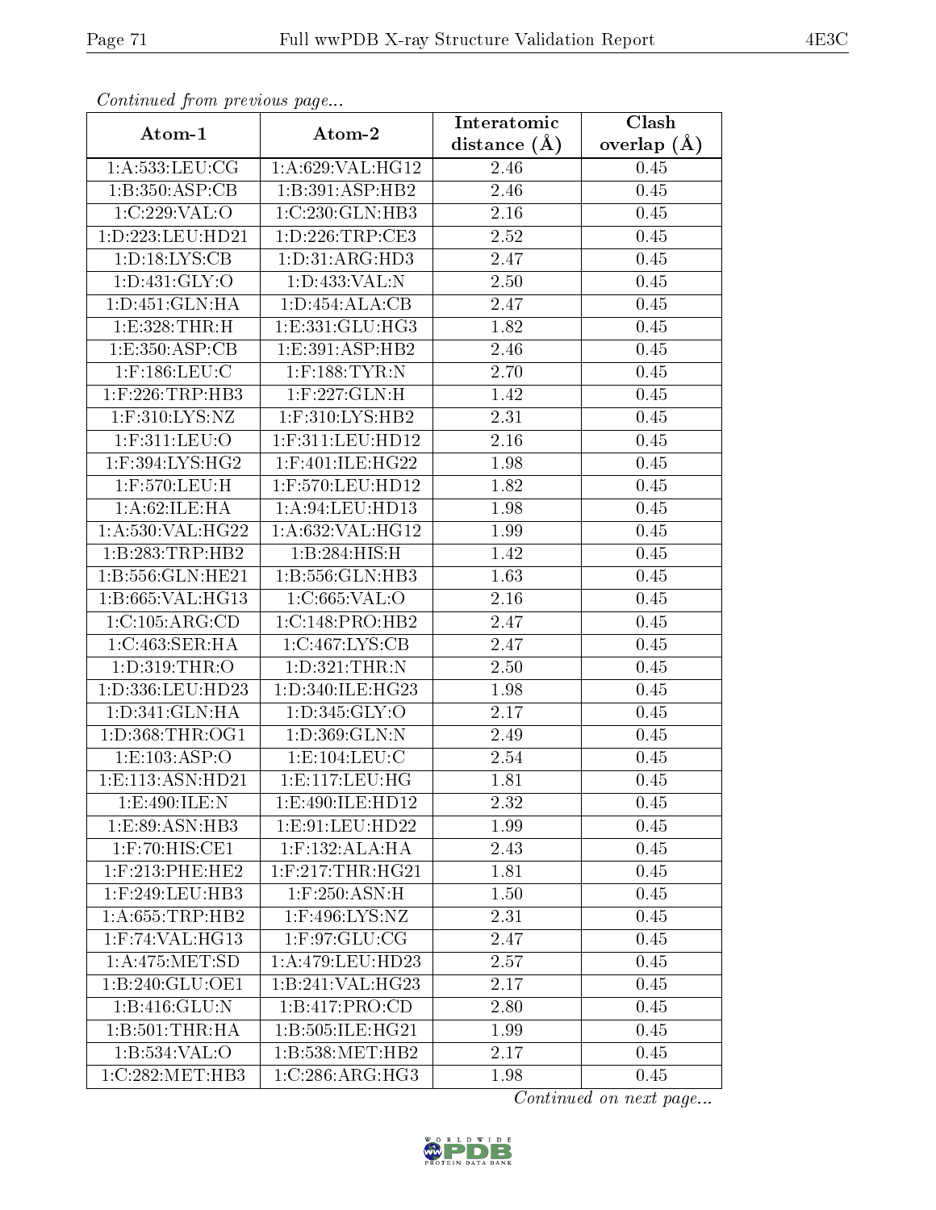*Continued from previous page...*

| Atom-1 | Atom-2 | Interatomic distance (Å) | Clash overlap (Å) |
| --- | --- | --- | --- |
| 1:A:533:LEU:CG | 1:A:629:VAL:HG12 | 2.46 | 0.45 |
| 1:B:350:ASP:CB | 1:B:391:ASP:HB2 | 2.46 | 0.45 |
| 1:C:229:VAL:O | 1:C:230:GLN:HB3 | 2.16 | 0.45 |
| 1:D:223:LEU:HD21 | 1:D:226:TRP:CE3 | 2.52 | 0.45 |
| 1:D:18:LYS:CB | 1:D:31:ARG:HD3 | 2.47 | 0.45 |
| 1:D:431:GLY:O | 1:D:433:VAL:N | 2.50 | 0.45 |
| 1:D:451:GLN:HA | 1:D:454:ALA:CB | 2.47 | 0.45 |
| 1:E:328:THR:H | 1:E:331:GLU:HG3 | 1.82 | 0.45 |
| 1:E:350:ASP:CB | 1:E:391:ASP:HB2 | 2.46 | 0.45 |
| 1:F:186:LEU:C | 1:F:188:TYR:N | 2.70 | 0.45 |
| 1:F:226:TRP:HB3 | 1:F:227:GLN:H | 1.42 | 0.45 |
| 1:F:310:LYS:NZ | 1:F:310:LYS:HB2 | 2.31 | 0.45 |
| 1:F:311:LEU:O | 1:F:311:LEU:HD12 | 2.16 | 0.45 |
| 1:F:394:LYS:HG2 | 1:F:401:ILE:HG22 | 1.98 | 0.45 |
| 1:F:570:LEU:H | 1:F:570:LEU:HD12 | 1.82 | 0.45 |
| 1:A:62:ILE:HA | 1:A:94:LEU:HD13 | 1.98 | 0.45 |
| 1:A:530:VAL:HG22 | 1:A:632:VAL:HG12 | 1.99 | 0.45 |
| 1:B:283:TRP:HB2 | 1:B:284:HIS:H | 1.42 | 0.45 |
| 1:B:556:GLN:HE21 | 1:B:556:GLN:HB3 | 1.63 | 0.45 |
| 1:B:665:VAL:HG13 | 1:C:665:VAL:O | 2.16 | 0.45 |
| 1:C:105:ARG:CD | 1:C:148:PRO:HB2 | 2.47 | 0.45 |
| 1:C:463:SER:HA | 1:C:467:LYS:CB | 2.47 | 0.45 |
| 1:D:319:THR:O | 1:D:321:THR:N | 2.50 | 0.45 |
| 1:D:336:LEU:HD23 | 1:D:340:ILE:HG23 | 1.98 | 0.45 |
| 1:D:341:GLN:HA | 1:D:345:GLY:O | 2.17 | 0.45 |
| 1:D:368:THR:OG1 | 1:D:369:GLN:N | 2.49 | 0.45 |
| 1:E:103:ASP:O | 1:E:104:LEU:C | 2.54 | 0.45 |
| 1:E:113:ASN:HD21 | 1:E:117:LEU:HG | 1.81 | 0.45 |
| 1:E:490:ILE:N | 1:E:490:ILE:HD12 | 2.32 | 0.45 |
| 1:E:89:ASN:HB3 | 1:E:91:LEU:HD22 | 1.99 | 0.45 |
| 1:F:70:HIS:CE1 | 1:F:132:ALA:HA | 2.43 | 0.45 |
| 1:F:213:PHE:HE2 | 1:F:217:THR:HG21 | 1.81 | 0.45 |
| 1:F:249:LEU:HB3 | 1:F:250:ASN:H | 1.50 | 0.45 |
| 1:A:655:TRP:HB2 | 1:F:496:LYS:NZ | 2.31 | 0.45 |
| 1:F:74:VAL:HG13 | 1:F:97:GLU:CG | 2.47 | 0.45 |
| 1:A:475:MET:SD | 1:A:479:LEU:HD23 | 2.57 | 0.45 |
| 1:B:240:GLU:OE1 | 1:B:241:VAL:HG23 | 2.17 | 0.45 |
| 1:B:416:GLU:N | 1:B:417:PRO:CD | 2.80 | 0.45 |
| 1:B:501:THR:HA | 1:B:505:ILE:HG21 | 1.99 | 0.45 |
| 1:B:534:VAL:O | 1:B:538:MET:HB2 | 2.17 | 0.45 |
| 1:C:282:MET:HB3 | 1:C:286:ARG:HG3 | 1.98 | 0.45 |

*Continued on next page...*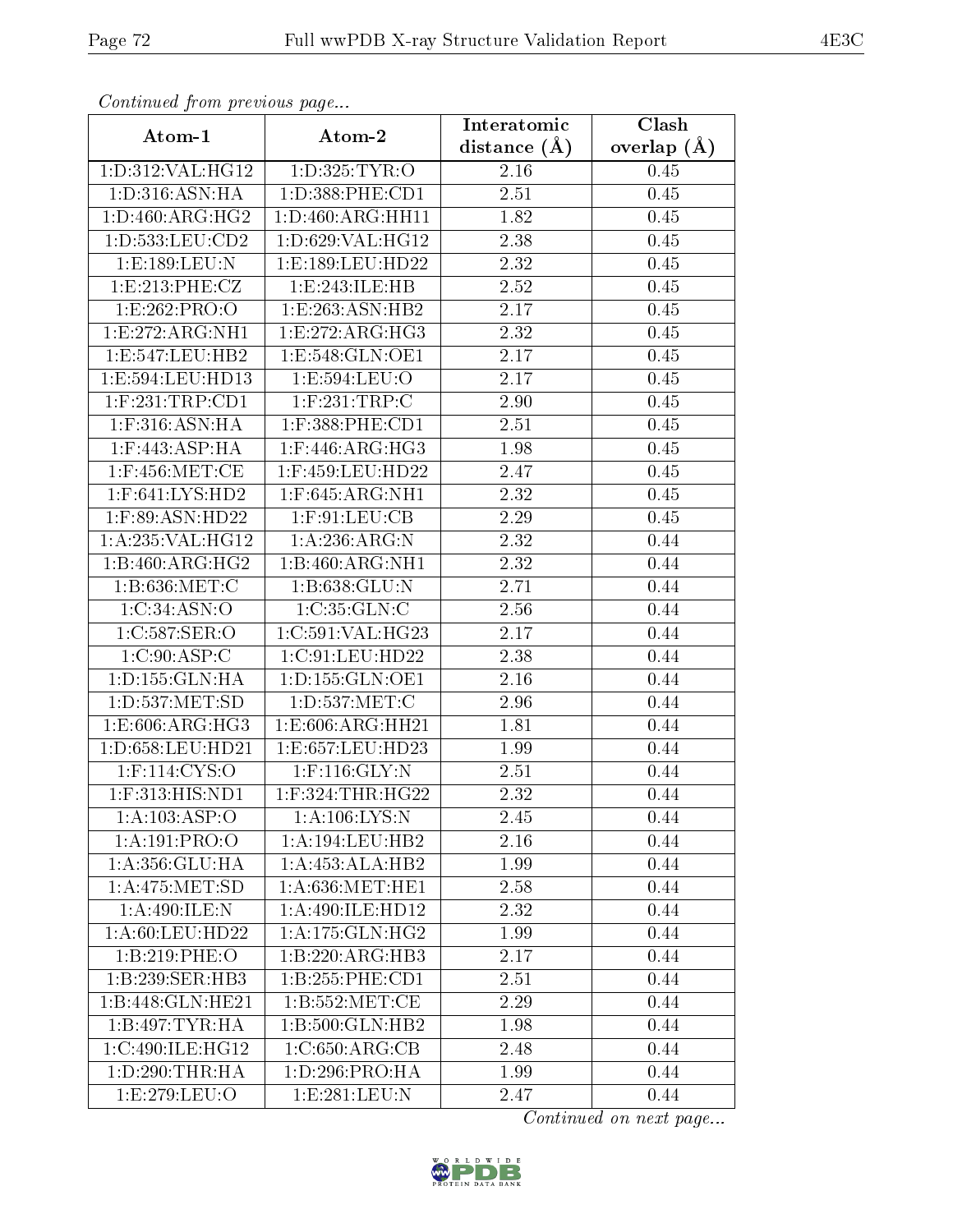*Continued from previous page...*

| Atom-1 | Atom-2 | Interatomic distance (Å) | Clash overlap (Å) |
|---|---|---|---|
| 1:D:312:VAL:HG12 | 1:D:325:TYR:O | 2.16 | 0.45 |
| 1:D:316:ASN:HA | 1:D:388:PHE:CD1 | 2.51 | 0.45 |
| 1:D:460:ARG:HG2 | 1:D:460:ARG:HH11 | 1.82 | 0.45 |
| 1:D:533:LEU:CD2 | 1:D:629:VAL:HG12 | 2.38 | 0.45 |
| 1:E:189:LEU:N | 1:E:189:LEU:HD22 | 2.32 | 0.45 |
| 1:E:213:PHE:CZ | 1:E:243:ILE:HB | 2.52 | 0.45 |
| 1:E:262:PRO:O | 1:E:263:ASN:HB2 | 2.17 | 0.45 |
| 1:E:272:ARG:NH1 | 1:E:272:ARG:HG3 | 2.32 | 0.45 |
| 1:E:547:LEU:HB2 | 1:E:548:GLN:OE1 | 2.17 | 0.45 |
| 1:E:594:LEU:HD13 | 1:E:594:LEU:O | 2.17 | 0.45 |
| 1:F:231:TRP:CD1 | 1:F:231:TRP:C | 2.90 | 0.45 |
| 1:F:316:ASN:HA | 1:F:388:PHE:CD1 | 2.51 | 0.45 |
| 1:F:443:ASP:HA | 1:F:446:ARG:HG3 | 1.98 | 0.45 |
| 1:F:456:MET:CE | 1:F:459:LEU:HD22 | 2.47 | 0.45 |
| 1:F:641:LYS:HD2 | 1:F:645:ARG:NH1 | 2.32 | 0.45 |
| 1:F:89:ASN:HD22 | 1:F:91:LEU:CB | 2.29 | 0.45 |
| 1:A:235:VAL:HG12 | 1:A:236:ARG:N | 2.32 | 0.44 |
| 1:B:460:ARG:HG2 | 1:B:460:ARG:NH1 | 2.32 | 0.44 |
| 1:B:636:MET:C | 1:B:638:GLU:N | 2.71 | 0.44 |
| 1:C:34:ASN:O | 1:C:35:GLN:C | 2.56 | 0.44 |
| 1:C:587:SER:O | 1:C:591:VAL:HG23 | 2.17 | 0.44 |
| 1:C:90:ASP:C | 1:C:91:LEU:HD22 | 2.38 | 0.44 |
| 1:D:155:GLN:HA | 1:D:155:GLN:OE1 | 2.16 | 0.44 |
| 1:D:537:MET:SD | 1:D:537:MET:C | 2.96 | 0.44 |
| 1:E:606:ARG:HG3 | 1:E:606:ARG:HH21 | 1.81 | 0.44 |
| 1:D:658:LEU:HD21 | 1:E:657:LEU:HD23 | 1.99 | 0.44 |
| 1:F:114:CYS:O | 1:F:116:GLY:N | 2.51 | 0.44 |
| 1:F:313:HIS:ND1 | 1:F:324:THR:HG22 | 2.32 | 0.44 |
| 1:A:103:ASP:O | 1:A:106:LYS:N | 2.45 | 0.44 |
| 1:A:191:PRO:O | 1:A:194:LEU:HB2 | 2.16 | 0.44 |
| 1:A:356:GLU:HA | 1:A:453:ALA:HB2 | 1.99 | 0.44 |
| 1:A:475:MET:SD | 1:A:636:MET:HE1 | 2.58 | 0.44 |
| 1:A:490:ILE:N | 1:A:490:ILE:HD12 | 2.32 | 0.44 |
| 1:A:60:LEU:HD22 | 1:A:175:GLN:HG2 | 1.99 | 0.44 |
| 1:B:219:PHE:O | 1:B:220:ARG:HB3 | 2.17 | 0.44 |
| 1:B:239:SER:HB3 | 1:B:255:PHE:CD1 | 2.51 | 0.44 |
| 1:B:448:GLN:HE21 | 1:B:552:MET:CE | 2.29 | 0.44 |
| 1:B:497:TYR:HA | 1:B:500:GLN:HB2 | 1.98 | 0.44 |
| 1:C:490:ILE:HG12 | 1:C:650:ARG:CB | 2.48 | 0.44 |
| 1:D:290:THR:HA | 1:D:296:PRO:HA | 1.99 | 0.44 |
| 1:E:279:LEU:O | 1:E:281:LEU:N | 2.47 | 0.44 |

*Continued on next page...*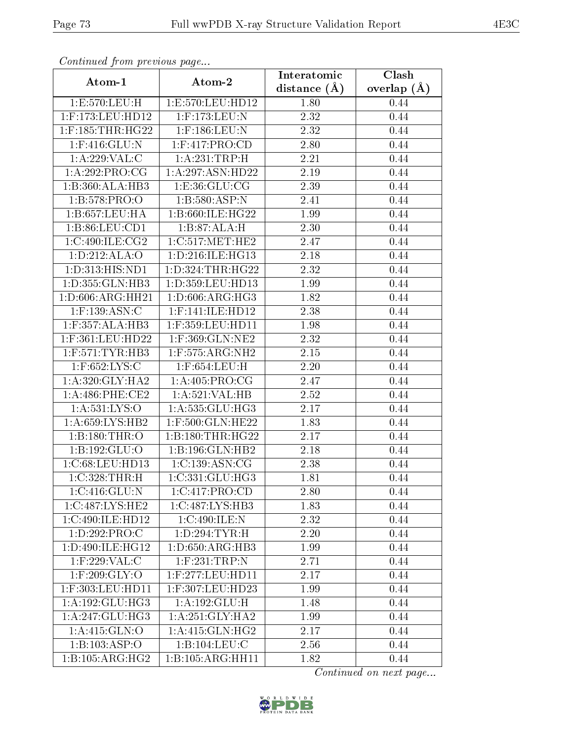*Continued from previous page...*

| Atom-1 | Atom-2 | Interatomic distance (Å) | Clash overlap (Å) |
|---|---|---|---|
| 1:E:570:LEU:H | 1:E:570:LEU:HD12 | 1.80 | 0.44 |
| 1:F:173:LEU:HD12 | 1:F:173:LEU:N | 2.32 | 0.44 |
| 1:F:185:THR:HG22 | 1:F:186:LEU:N | 2.32 | 0.44 |
| 1:F:416:GLU:N | 1:F:417:PRO:CD | 2.80 | 0.44 |
| 1:A:229:VAL:C | 1:A:231:TRP:H | 2.21 | 0.44 |
| 1:A:292:PRO:CG | 1:A:297:ASN:HD22 | 2.19 | 0.44 |
| 1:B:360:ALA:HB3 | 1:E:36:GLU:CG | 2.39 | 0.44 |
| 1:B:578:PRO:O | 1:B:580:ASP:N | 2.41 | 0.44 |
| 1:B:657:LEU:HA | 1:B:660:ILE:HG22 | 1.99 | 0.44 |
| 1:B:86:LEU:CD1 | 1:B:87:ALA:H | 2.30 | 0.44 |
| 1:C:490:ILE:CG2 | 1:C:517:MET:HE2 | 2.47 | 0.44 |
| 1:D:212:ALA:O | 1:D:216:ILE:HG13 | 2.18 | 0.44 |
| 1:D:313:HIS:ND1 | 1:D:324:THR:HG22 | 2.32 | 0.44 |
| 1:D:355:GLN:HB3 | 1:D:359:LEU:HD13 | 1.99 | 0.44 |
| 1:D:606:ARG:HH21 | 1:D:606:ARG:HG3 | 1.82 | 0.44 |
| 1:F:139:ASN:C | 1:F:141:ILE:HD12 | 2.38 | 0.44 |
| 1:F:357:ALA:HB3 | 1:F:359:LEU:HD11 | 1.98 | 0.44 |
| 1:F:361:LEU:HD22 | 1:F:369:GLN:NE2 | 2.32 | 0.44 |
| 1:F:571:TYR:HB3 | 1:F:575:ARG:NH2 | 2.15 | 0.44 |
| 1:F:652:LYS:C | 1:F:654:LEU:H | 2.20 | 0.44 |
| 1:A:320:GLY:HA2 | 1:A:405:PRO:CG | 2.47 | 0.44 |
| 1:A:486:PHE:CE2 | 1:A:521:VAL:HB | 2.52 | 0.44 |
| 1:A:531:LYS:O | 1:A:535:GLU:HG3 | 2.17 | 0.44 |
| 1:A:659:LYS:HB2 | 1:F:500:GLN:HE22 | 1.83 | 0.44 |
| 1:B:180:THR:O | 1:B:180:THR:HG22 | 2.17 | 0.44 |
| 1:B:192:GLU:O | 1:B:196:GLN:HB2 | 2.18 | 0.44 |
| 1:C:68:LEU:HD13 | 1:C:139:ASN:CG | 2.38 | 0.44 |
| 1:C:328:THR:H | 1:C:331:GLU:HG3 | 1.81 | 0.44 |
| 1:C:416:GLU:N | 1:C:417:PRO:CD | 2.80 | 0.44 |
| 1:C:487:LYS:HE2 | 1:C:487:LYS:HB3 | 1.83 | 0.44 |
| 1:C:490:ILE:HD12 | 1:C:490:ILE:N | 2.32 | 0.44 |
| 1:D:292:PRO:C | 1:D:294:TYR:H | 2.20 | 0.44 |
| 1:D:490:ILE:HG12 | 1:D:650:ARG:HB3 | 1.99 | 0.44 |
| 1:F:229:VAL:C | 1:F:231:TRP:N | 2.71 | 0.44 |
| 1:F:209:GLY:O | 1:F:277:LEU:HD11 | 2.17 | 0.44 |
| 1:F:303:LEU:HD11 | 1:F:307:LEU:HD23 | 1.99 | 0.44 |
| 1:A:192:GLU:HG3 | 1:A:192:GLU:H | 1.48 | 0.44 |
| 1:A:247:GLU:HG3 | 1:A:251:GLY:HA2 | 1.99 | 0.44 |
| 1:A:415:GLN:O | 1:A:415:GLN:HG2 | 2.17 | 0.44 |
| 1:B:103:ASP:O | 1:B:104:LEU:C | 2.56 | 0.44 |
| 1:B:105:ARG:HG2 | 1:B:105:ARG:HH11 | 1.82 | 0.44 |

*Continued on next page...*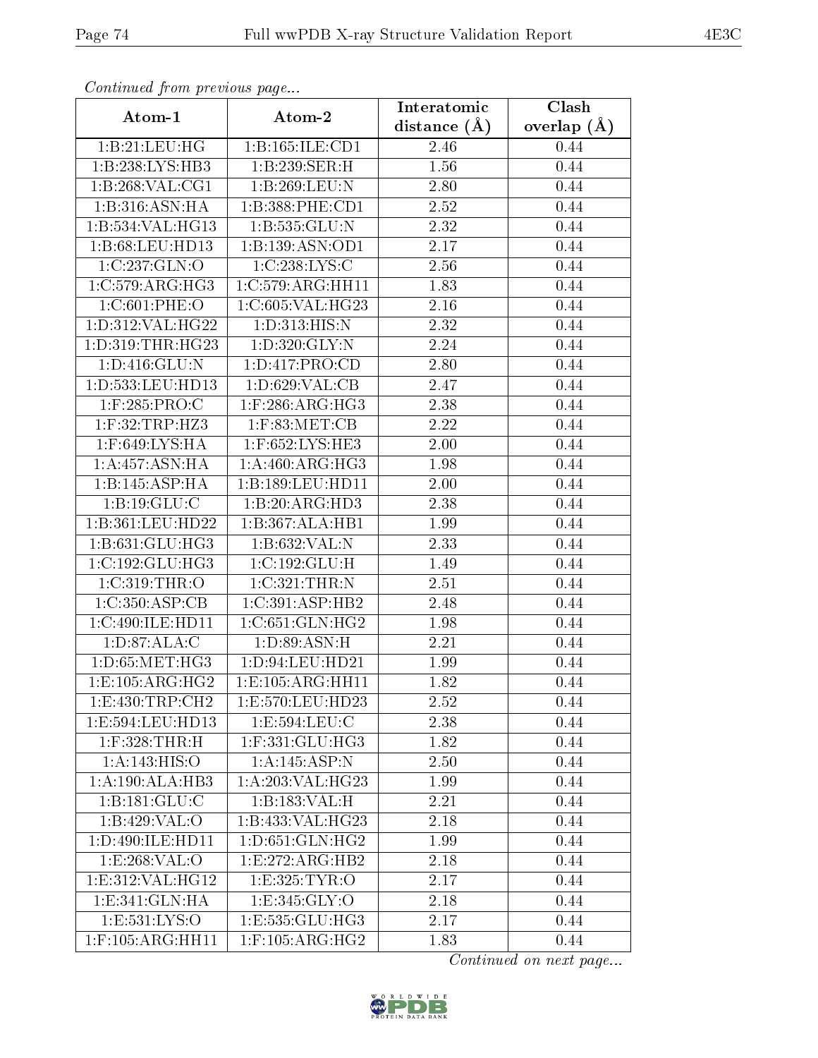*Continued from previous page...*

| Atom-1 | Atom-2 | Interatomic distance (Å) | Clash overlap (Å) |
|---|---|---|---|
| 1:B:21:LEU:HG | 1:B:165:ILE:CD1 | 2.46 | 0.44 |
| 1:B:238:LYS:HB3 | 1:B:239:SER:H | 1.56 | 0.44 |
| 1:B:268:VAL:CG1 | 1:B:269:LEU:N | 2.80 | 0.44 |
| 1:B:316:ASN:HA | 1:B:388:PHE:CD1 | 2.52 | 0.44 |
| 1:B:534:VAL:HG13 | 1:B:535:GLU:N | 2.32 | 0.44 |
| 1:B:68:LEU:HD13 | 1:B:139:ASN:OD1 | 2.17 | 0.44 |
| 1:C:237:GLN:O | 1:C:238:LYS:C | 2.56 | 0.44 |
| 1:C:579:ARG:HG3 | 1:C:579:ARG:HH11 | 1.83 | 0.44 |
| 1:C:601:PHE:O | 1:C:605:VAL:HG23 | 2.16 | 0.44 |
| 1:D:312:VAL:HG22 | 1:D:313:HIS:N | 2.32 | 0.44 |
| 1:D:319:THR:HG23 | 1:D:320:GLY:N | 2.24 | 0.44 |
| 1:D:416:GLU:N | 1:D:417:PRO:CD | 2.80 | 0.44 |
| 1:D:533:LEU:HD13 | 1:D:629:VAL:CB | 2.47 | 0.44 |
| 1:F:285:PRO:C | 1:F:286:ARG:HG3 | 2.38 | 0.44 |
| 1:F:32:TRP:HZ3 | 1:F:83:MET:CB | 2.22 | 0.44 |
| 1:F:649:LYS:HA | 1:F:652:LYS:HE3 | 2.00 | 0.44 |
| 1:A:457:ASN:HA | 1:A:460:ARG:HG3 | 1.98 | 0.44 |
| 1:B:145:ASP:HA | 1:B:189:LEU:HD11 | 2.00 | 0.44 |
| 1:B:19:GLU:C | 1:B:20:ARG:HD3 | 2.38 | 0.44 |
| 1:B:361:LEU:HD22 | 1:B:367:ALA:HB1 | 1.99 | 0.44 |
| 1:B:631:GLU:HG3 | 1:B:632:VAL:N | 2.33 | 0.44 |
| 1:C:192:GLU:HG3 | 1:C:192:GLU:H | 1.49 | 0.44 |
| 1:C:319:THR:O | 1:C:321:THR:N | 2.51 | 0.44 |
| 1:C:350:ASP:CB | 1:C:391:ASP:HB2 | 2.48 | 0.44 |
| 1:C:490:ILE:HD11 | 1:C:651:GLN:HG2 | 1.98 | 0.44 |
| 1:D:87:ALA:C | 1:D:89:ASN:H | 2.21 | 0.44 |
| 1:D:65:MET:HG3 | 1:D:94:LEU:HD21 | 1.99 | 0.44 |
| 1:E:105:ARG:HG2 | 1:E:105:ARG:HH11 | 1.82 | 0.44 |
| 1:E:430:TRP:CH2 | 1:E:570:LEU:HD23 | 2.52 | 0.44 |
| 1:E:594:LEU:HD13 | 1:E:594:LEU:C | 2.38 | 0.44 |
| 1:F:328:THR:H | 1:F:331:GLU:HG3 | 1.82 | 0.44 |
| 1:A:143:HIS:O | 1:A:145:ASP:N | 2.50 | 0.44 |
| 1:A:190:ALA:HB3 | 1:A:203:VAL:HG23 | 1.99 | 0.44 |
| 1:B:181:GLU:C | 1:B:183:VAL:H | 2.21 | 0.44 |
| 1:B:429:VAL:O | 1:B:433:VAL:HG23 | 2.18 | 0.44 |
| 1:D:490:ILE:HD11 | 1:D:651:GLN:HG2 | 1.99 | 0.44 |
| 1:E:268:VAL:O | 1:E:272:ARG:HB2 | 2.18 | 0.44 |
| 1:E:312:VAL:HG12 | 1:E:325:TYR:O | 2.17 | 0.44 |
| 1:E:341:GLN:HA | 1:E:345:GLY:O | 2.18 | 0.44 |
| 1:E:531:LYS:O | 1:E:535:GLU:HG3 | 2.17 | 0.44 |
| 1:F:105:ARG:HH11 | 1:F:105:ARG:HG2 | 1.83 | 0.44 |

*Continued on next page...*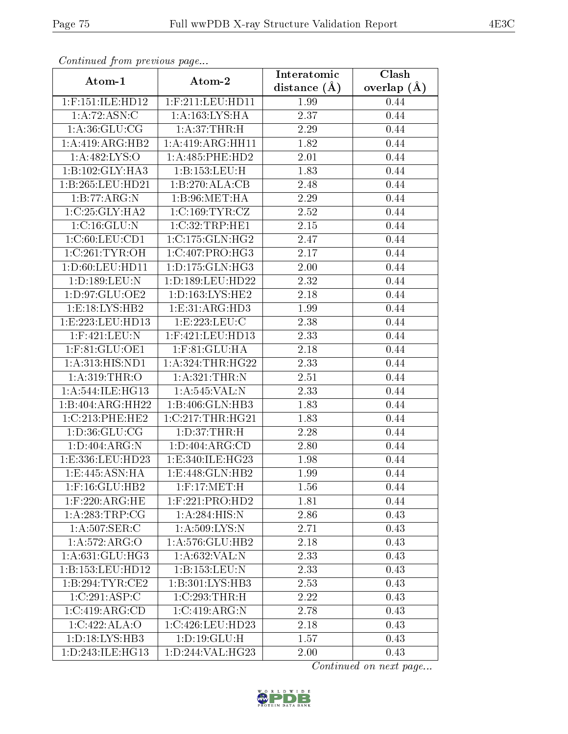*Continued from previous page...*

| Atom-1 | Atom-2 | Interatomic distance (Å) | Clash overlap (Å) |
|---|---|---|---|
| 1:F:151:ILE:HD12 | 1:F:211:LEU:HD11 | 1.99 | 0.44 |
| 1:A:72:ASN:C | 1:A:163:LYS:HA | 2.37 | 0.44 |
| 1:A:36:GLU:CG | 1:A:37:THR:H | 2.29 | 0.44 |
| 1:A:419:ARG:HB2 | 1:A:419:ARG:HH11 | 1.82 | 0.44 |
| 1:A:482:LYS:O | 1:A:485:PHE:HD2 | 2.01 | 0.44 |
| 1:B:102:GLY:HA3 | 1:B:153:LEU:H | 1.83 | 0.44 |
| 1:B:265:LEU:HD21 | 1:B:270:ALA:CB | 2.48 | 0.44 |
| 1:B:77:ARG:N | 1:B:96:MET:HA | 2.29 | 0.44 |
| 1:C:25:GLY:HA2 | 1:C:169:TYR:CZ | 2.52 | 0.44 |
| 1:C:16:GLU:N | 1:C:32:TRP:HE1 | 2.15 | 0.44 |
| 1:C:60:LEU:CD1 | 1:C:175:GLN:HG2 | 2.47 | 0.44 |
| 1:C:261:TYR:OH | 1:C:407:PRO:HG3 | 2.17 | 0.44 |
| 1:D:60:LEU:HD11 | 1:D:175:GLN:HG3 | 2.00 | 0.44 |
| 1:D:189:LEU:N | 1:D:189:LEU:HD22 | 2.32 | 0.44 |
| 1:D:97:GLU:OE2 | 1:D:163:LYS:HE2 | 2.18 | 0.44 |
| 1:E:18:LYS:HB2 | 1:E:31:ARG:HD3 | 1.99 | 0.44 |
| 1:E:223:LEU:HD13 | 1:E:223:LEU:C | 2.38 | 0.44 |
| 1:F:421:LEU:N | 1:F:421:LEU:HD13 | 2.33 | 0.44 |
| 1:F:81:GLU:OE1 | 1:F:81:GLU:HA | 2.18 | 0.44 |
| 1:A:313:HIS:ND1 | 1:A:324:THR:HG22 | 2.33 | 0.44 |
| 1:A:319:THR:O | 1:A:321:THR:N | 2.51 | 0.44 |
| 1:A:544:ILE:HG13 | 1:A:545:VAL:N | 2.33 | 0.44 |
| 1:B:404:ARG:HH22 | 1:B:406:GLN:HB3 | 1.83 | 0.44 |
| 1:C:213:PHE:HE2 | 1:C:217:THR:HG21 | 1.83 | 0.44 |
| 1:D:36:GLU:CG | 1:D:37:THR:H | 2.28 | 0.44 |
| 1:D:404:ARG:N | 1:D:404:ARG:CD | 2.80 | 0.44 |
| 1:E:336:LEU:HD23 | 1:E:340:ILE:HG23 | 1.98 | 0.44 |
| 1:E:445:ASN:HA | 1:E:448:GLN:HB2 | 1.99 | 0.44 |
| 1:F:16:GLU:HB2 | 1:F:17:MET:H | 1.56 | 0.44 |
| 1:F:220:ARG:HE | 1:F:221:PRO:HD2 | 1.81 | 0.44 |
| 1:A:283:TRP:CG | 1:A:284:HIS:N | 2.86 | 0.43 |
| 1:A:507:SER:C | 1:A:509:LYS:N | 2.71 | 0.43 |
| 1:A:572:ARG:O | 1:A:576:GLU:HB2 | 2.18 | 0.43 |
| 1:A:631:GLU:HG3 | 1:A:632:VAL:N | 2.33 | 0.43 |
| 1:B:153:LEU:HD12 | 1:B:153:LEU:N | 2.33 | 0.43 |
| 1:B:294:TYR:CE2 | 1:B:301:LYS:HB3 | 2.53 | 0.43 |
| 1:C:291:ASP:C | 1:C:293:THR:H | 2.22 | 0.43 |
| 1:C:419:ARG:CD | 1:C:419:ARG:N | 2.78 | 0.43 |
| 1:C:422:ALA:O | 1:C:426:LEU:HD23 | 2.18 | 0.43 |
| 1:D:18:LYS:HB3 | 1:D:19:GLU:H | 1.57 | 0.43 |
| 1:D:243:ILE:HG13 | 1:D:244:VAL:HG23 | 2.00 | 0.43 |

*Continued on next page...*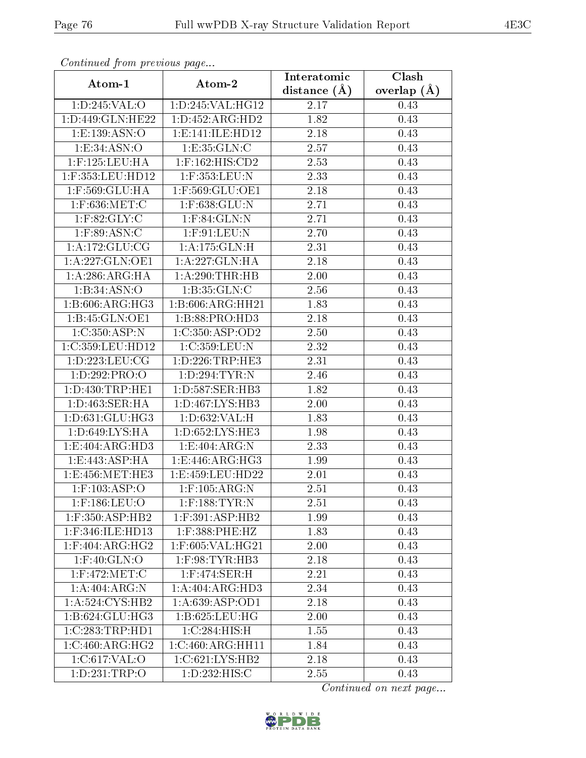*Continued from previous page...*

| Atom-1 | Atom-2 | Interatomic distance (Å) | Clash overlap (Å) |
|---|---|---|---|
| 1:D:245:VAL:O | 1:D:245:VAL:HG12 | 2.17 | 0.43 |
| 1:D:449:GLN:HE22 | 1:D:452:ARG:HD2 | 1.82 | 0.43 |
| 1:E:139:ASN:O | 1:E:141:ILE:HD12 | 2.18 | 0.43 |
| 1:E:34:ASN:O | 1:E:35:GLN:C | 2.57 | 0.43 |
| 1:F:125:LEU:HA | 1:F:162:HIS:CD2 | 2.53 | 0.43 |
| 1:F:353:LEU:HD12 | 1:F:353:LEU:N | 2.33 | 0.43 |
| 1:F:569:GLU:HA | 1:F:569:GLU:OE1 | 2.18 | 0.43 |
| 1:F:636:MET:C | 1:F:638:GLU:N | 2.71 | 0.43 |
| 1:F:82:GLY:C | 1:F:84:GLN:N | 2.71 | 0.43 |
| 1:F:89:ASN:C | 1:F:91:LEU:N | 2.70 | 0.43 |
| 1:A:172:GLU:CG | 1:A:175:GLN:H | 2.31 | 0.43 |
| 1:A:227:GLN:OE1 | 1:A:227:GLN:HA | 2.18 | 0.43 |
| 1:A:286:ARG:HA | 1:A:290:THR:HB | 2.00 | 0.43 |
| 1:B:34:ASN:O | 1:B:35:GLN:C | 2.56 | 0.43 |
| 1:B:606:ARG:HG3 | 1:B:606:ARG:HH21 | 1.83 | 0.43 |
| 1:B:45:GLN:OE1 | 1:B:88:PRO:HD3 | 2.18 | 0.43 |
| 1:C:350:ASP:N | 1:C:350:ASP:OD2 | 2.50 | 0.43 |
| 1:C:359:LEU:HD12 | 1:C:359:LEU:N | 2.32 | 0.43 |
| 1:D:223:LEU:CG | 1:D:226:TRP:HE3 | 2.31 | 0.43 |
| 1:D:292:PRO:O | 1:D:294:TYR:N | 2.46 | 0.43 |
| 1:D:430:TRP:HE1 | 1:D:587:SER:HB3 | 1.82 | 0.43 |
| 1:D:463:SER:HA | 1:D:467:LYS:HB3 | 2.00 | 0.43 |
| 1:D:631:GLU:HG3 | 1:D:632:VAL:H | 1.83 | 0.43 |
| 1:D:649:LYS:HA | 1:D:652:LYS:HE3 | 1.98 | 0.43 |
| 1:E:404:ARG:HD3 | 1:E:404:ARG:N | 2.33 | 0.43 |
| 1:E:443:ASP:HA | 1:E:446:ARG:HG3 | 1.99 | 0.43 |
| 1:E:456:MET:HE3 | 1:E:459:LEU:HD22 | 2.01 | 0.43 |
| 1:F:103:ASP:O | 1:F:105:ARG:N | 2.51 | 0.43 |
| 1:F:186:LEU:O | 1:F:188:TYR:N | 2.51 | 0.43 |
| 1:F:350:ASP:HB2 | 1:F:391:ASP:HB2 | 1.99 | 0.43 |
| 1:F:346:ILE:HD13 | 1:F:388:PHE:HZ | 1.83 | 0.43 |
| 1:F:404:ARG:HG2 | 1:F:605:VAL:HG21 | 2.00 | 0.43 |
| 1:F:40:GLN:O | 1:F:98:TYR:HB3 | 2.18 | 0.43 |
| 1:F:472:MET:C | 1:F:474:SER:H | 2.21 | 0.43 |
| 1:A:404:ARG:N | 1:A:404:ARG:HD3 | 2.34 | 0.43 |
| 1:A:524:CYS:HB2 | 1:A:639:ASP:OD1 | 2.18 | 0.43 |
| 1:B:624:GLU:HG3 | 1:B:625:LEU:HG | 2.00 | 0.43 |
| 1:C:283:TRP:HD1 | 1:C:284:HIS:H | 1.55 | 0.43 |
| 1:C:460:ARG:HG2 | 1:C:460:ARG:HH11 | 1.84 | 0.43 |
| 1:C:617:VAL:O | 1:C:621:LYS:HB2 | 2.18 | 0.43 |
| 1:D:231:TRP:O | 1:D:232:HIS:C | 2.55 | 0.43 |

*Continued on next page...*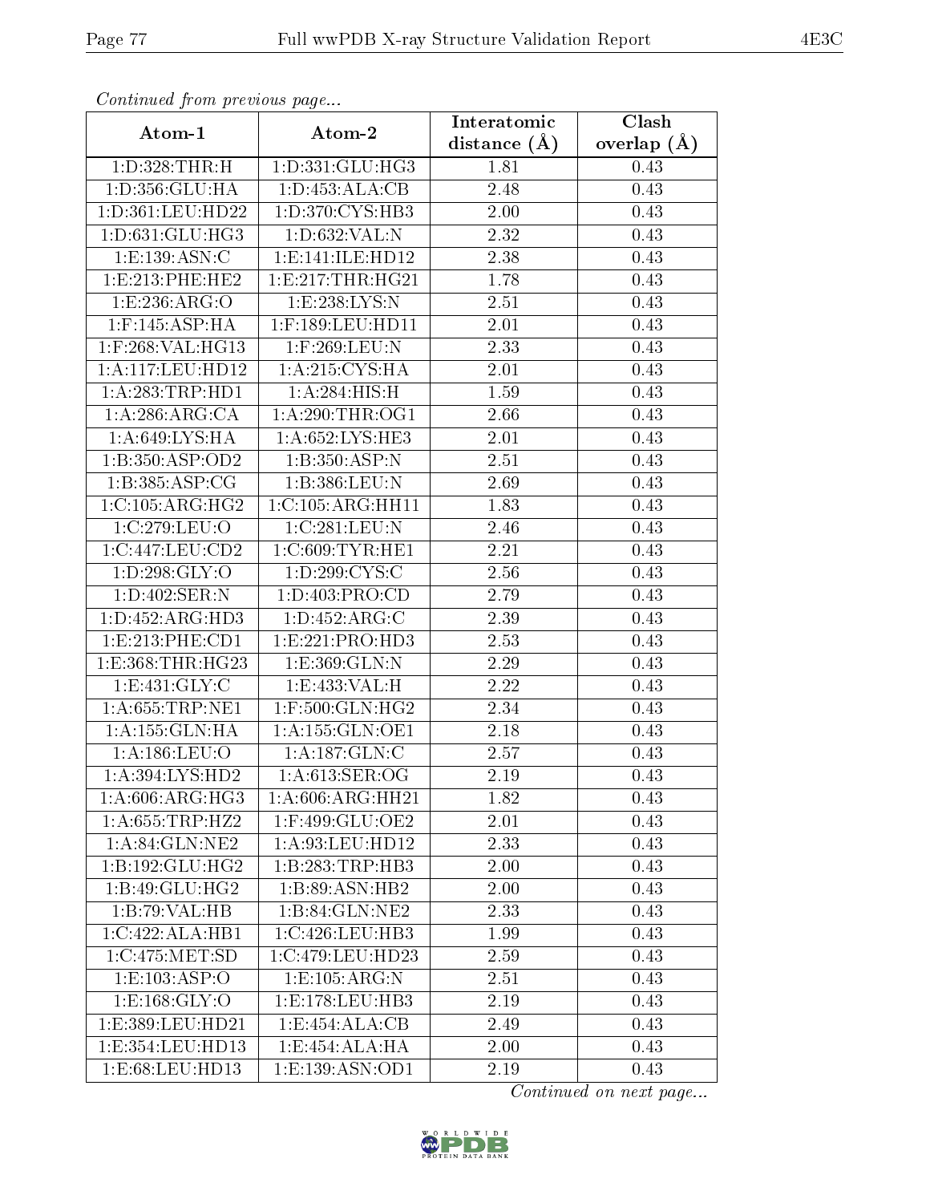*Continued from previous page...*

| Atom-1 | Atom-2 | Interatomic distance (Å) | Clash overlap (Å) |
| --- | --- | --- | --- |
| 1:D:328:THR:H | 1:D:331:GLU:HG3 | 1.81 | 0.43 |
| 1:D:356:GLU:HA | 1:D:453:ALA:CB | 2.48 | 0.43 |
| 1:D:361:LEU:HD22 | 1:D:370:CYS:HB3 | 2.00 | 0.43 |
| 1:D:631:GLU:HG3 | 1:D:632:VAL:N | 2.32 | 0.43 |
| 1:E:139:ASN:C | 1:E:141:ILE:HD12 | 2.38 | 0.43 |
| 1:E:213:PHE:HE2 | 1:E:217:THR:HG21 | 1.78 | 0.43 |
| 1:E:236:ARG:O | 1:E:238:LYS:N | 2.51 | 0.43 |
| 1:F:145:ASP:HA | 1:F:189:LEU:HD11 | 2.01 | 0.43 |
| 1:F:268:VAL:HG13 | 1:F:269:LEU:N | 2.33 | 0.43 |
| 1:A:117:LEU:HD12 | 1:A:215:CYS:HA | 2.01 | 0.43 |
| 1:A:283:TRP:HD1 | 1:A:284:HIS:H | 1.59 | 0.43 |
| 1:A:286:ARG:CA | 1:A:290:THR:OG1 | 2.66 | 0.43 |
| 1:A:649:LYS:HA | 1:A:652:LYS:HE3 | 2.01 | 0.43 |
| 1:B:350:ASP:OD2 | 1:B:350:ASP:N | 2.51 | 0.43 |
| 1:B:385:ASP:CG | 1:B:386:LEU:N | 2.69 | 0.43 |
| 1:C:105:ARG:HG2 | 1:C:105:ARG:HH11 | 1.83 | 0.43 |
| 1:C:279:LEU:O | 1:C:281:LEU:N | 2.46 | 0.43 |
| 1:C:447:LEU:CD2 | 1:C:609:TYR:HE1 | 2.21 | 0.43 |
| 1:D:298:GLY:O | 1:D:299:CYS:C | 2.56 | 0.43 |
| 1:D:402:SER:N | 1:D:403:PRO:CD | 2.79 | 0.43 |
| 1:D:452:ARG:HD3 | 1:D:452:ARG:C | 2.39 | 0.43 |
| 1:E:213:PHE:CD1 | 1:E:221:PRO:HD3 | 2.53 | 0.43 |
| 1:E:368:THR:HG23 | 1:E:369:GLN:N | 2.29 | 0.43 |
| 1:E:431:GLY:C | 1:E:433:VAL:H | 2.22 | 0.43 |
| 1:A:655:TRP:NE1 | 1:F:500:GLN:HG2 | 2.34 | 0.43 |
| 1:A:155:GLN:HA | 1:A:155:GLN:OE1 | 2.18 | 0.43 |
| 1:A:186:LEU:O | 1:A:187:GLN:C | 2.57 | 0.43 |
| 1:A:394:LYS:HD2 | 1:A:613:SER:OG | 2.19 | 0.43 |
| 1:A:606:ARG:HG3 | 1:A:606:ARG:HH21 | 1.82 | 0.43 |
| 1:A:655:TRP:HZ2 | 1:F:499:GLU:OE2 | 2.01 | 0.43 |
| 1:A:84:GLN:NE2 | 1:A:93:LEU:HD12 | 2.33 | 0.43 |
| 1:B:192:GLU:HG2 | 1:B:283:TRP:HB3 | 2.00 | 0.43 |
| 1:B:49:GLU:HG2 | 1:B:89:ASN:HB2 | 2.00 | 0.43 |
| 1:B:79:VAL:HB | 1:B:84:GLN:NE2 | 2.33 | 0.43 |
| 1:C:422:ALA:HB1 | 1:C:426:LEU:HB3 | 1.99 | 0.43 |
| 1:C:475:MET:SD | 1:C:479:LEU:HD23 | 2.59 | 0.43 |
| 1:E:103:ASP:O | 1:E:105:ARG:N | 2.51 | 0.43 |
| 1:E:168:GLY:O | 1:E:178:LEU:HB3 | 2.19 | 0.43 |
| 1:E:389:LEU:HD21 | 1:E:454:ALA:CB | 2.49 | 0.43 |
| 1:E:354:LEU:HD13 | 1:E:454:ALA:HA | 2.00 | 0.43 |
| 1:E:68:LEU:HD13 | 1:E:139:ASN:OD1 | 2.19 | 0.43 |

*Continued on next page...*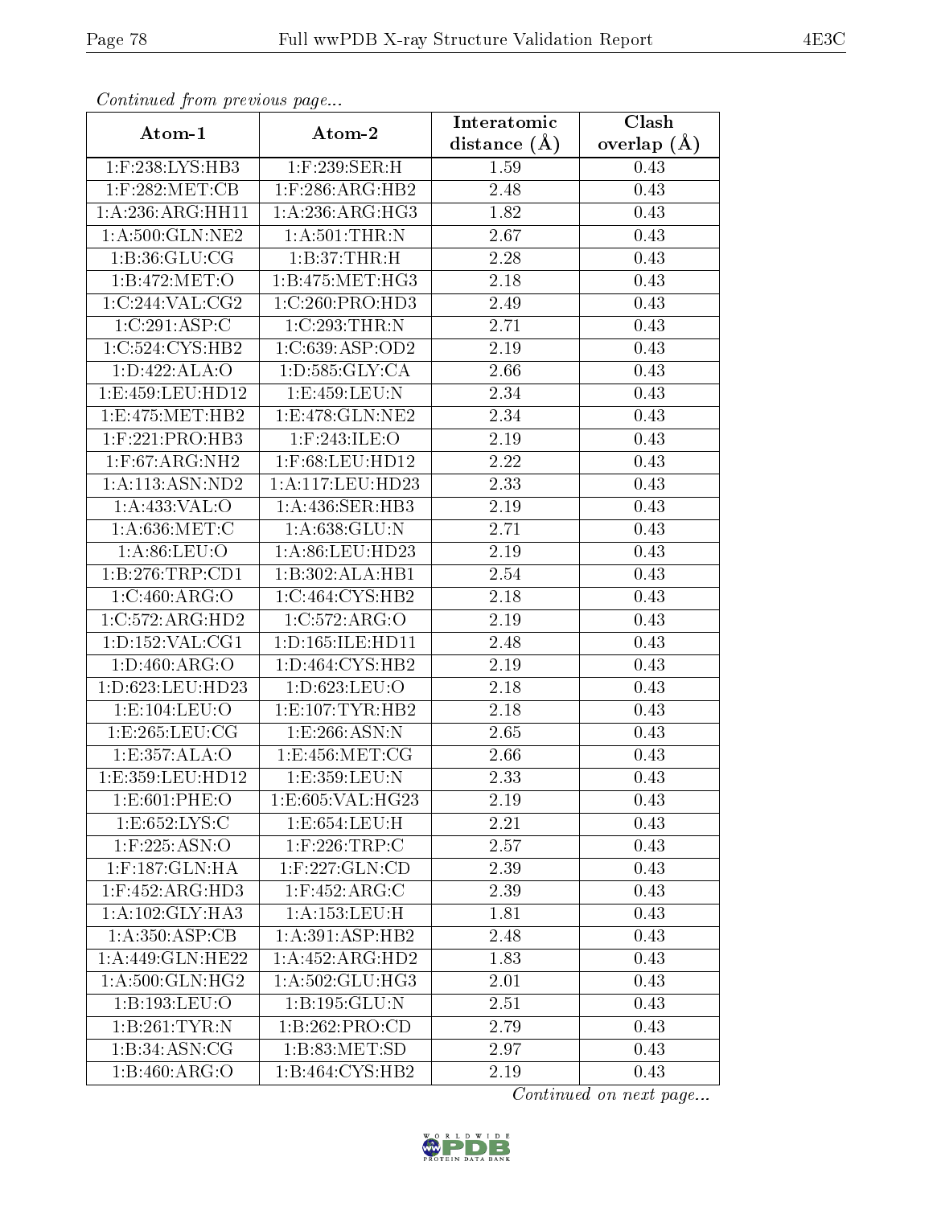*Continued from previous page...*

| Atom-1 | Atom-2 | Interatomic distance (Å) | Clash overlap (Å) |
| --- | --- | --- | --- |
| 1:F:238:LYS:HB3 | 1:F:239:SER:H | 1.59 | 0.43 |
| 1:F:282:MET:CB | 1:F:286:ARG:HB2 | 2.48 | 0.43 |
| 1:A:236:ARG:HH11 | 1:A:236:ARG:HG3 | 1.82 | 0.43 |
| 1:A:500:GLN:NE2 | 1:A:501:THR:N | 2.67 | 0.43 |
| 1:B:36:GLU:CG | 1:B:37:THR:H | 2.28 | 0.43 |
| 1:B:472:MET:O | 1:B:475:MET:HG3 | 2.18 | 0.43 |
| 1:C:244:VAL:CG2 | 1:C:260:PRO:HD3 | 2.49 | 0.43 |
| 1:C:291:ASP:C | 1:C:293:THR:N | 2.71 | 0.43 |
| 1:C:524:CYS:HB2 | 1:C:639:ASP:OD2 | 2.19 | 0.43 |
| 1:D:422:ALA:O | 1:D:585:GLY:CA | 2.66 | 0.43 |
| 1:E:459:LEU:HD12 | 1:E:459:LEU:N | 2.34 | 0.43 |
| 1:E:475:MET:HB2 | 1:E:478:GLN:NE2 | 2.34 | 0.43 |
| 1:F:221:PRO:HB3 | 1:F:243:ILE:O | 2.19 | 0.43 |
| 1:F:67:ARG:NH2 | 1:F:68:LEU:HD12 | 2.22 | 0.43 |
| 1:A:113:ASN:ND2 | 1:A:117:LEU:HD23 | 2.33 | 0.43 |
| 1:A:433:VAL:O | 1:A:436:SER:HB3 | 2.19 | 0.43 |
| 1:A:636:MET:C | 1:A:638:GLU:N | 2.71 | 0.43 |
| 1:A:86:LEU:O | 1:A:86:LEU:HD23 | 2.19 | 0.43 |
| 1:B:276:TRP:CD1 | 1:B:302:ALA:HB1 | 2.54 | 0.43 |
| 1:C:460:ARG:O | 1:C:464:CYS:HB2 | 2.18 | 0.43 |
| 1:C:572:ARG:HD2 | 1:C:572:ARG:O | 2.19 | 0.43 |
| 1:D:152:VAL:CG1 | 1:D:165:ILE:HD11 | 2.48 | 0.43 |
| 1:D:460:ARG:O | 1:D:464:CYS:HB2 | 2.19 | 0.43 |
| 1:D:623:LEU:HD23 | 1:D:623:LEU:O | 2.18 | 0.43 |
| 1:E:104:LEU:O | 1:E:107:TYR:HB2 | 2.18 | 0.43 |
| 1:E:265:LEU:CG | 1:E:266:ASN:N | 2.65 | 0.43 |
| 1:E:357:ALA:O | 1:E:456:MET:CG | 2.66 | 0.43 |
| 1:E:359:LEU:HD12 | 1:E:359:LEU:N | 2.33 | 0.43 |
| 1:E:601:PHE:O | 1:E:605:VAL:HG23 | 2.19 | 0.43 |
| 1:E:652:LYS:C | 1:E:654:LEU:H | 2.21 | 0.43 |
| 1:F:225:ASN:O | 1:F:226:TRP:C | 2.57 | 0.43 |
| 1:F:187:GLN:HA | 1:F:227:GLN:CD | 2.39 | 0.43 |
| 1:F:452:ARG:HD3 | 1:F:452:ARG:C | 2.39 | 0.43 |
| 1:A:102:GLY:HA3 | 1:A:153:LEU:H | 1.81 | 0.43 |
| 1:A:350:ASP:CB | 1:A:391:ASP:HB2 | 2.48 | 0.43 |
| 1:A:449:GLN:HE22 | 1:A:452:ARG:HD2 | 1.83 | 0.43 |
| 1:A:500:GLN:HG2 | 1:A:502:GLU:HG3 | 2.01 | 0.43 |
| 1:B:193:LEU:O | 1:B:195:GLU:N | 2.51 | 0.43 |
| 1:B:261:TYR:N | 1:B:262:PRO:CD | 2.79 | 0.43 |
| 1:B:34:ASN:CG | 1:B:83:MET:SD | 2.97 | 0.43 |
| 1:B:460:ARG:O | 1:B:464:CYS:HB2 | 2.19 | 0.43 |

*Continued on next page...*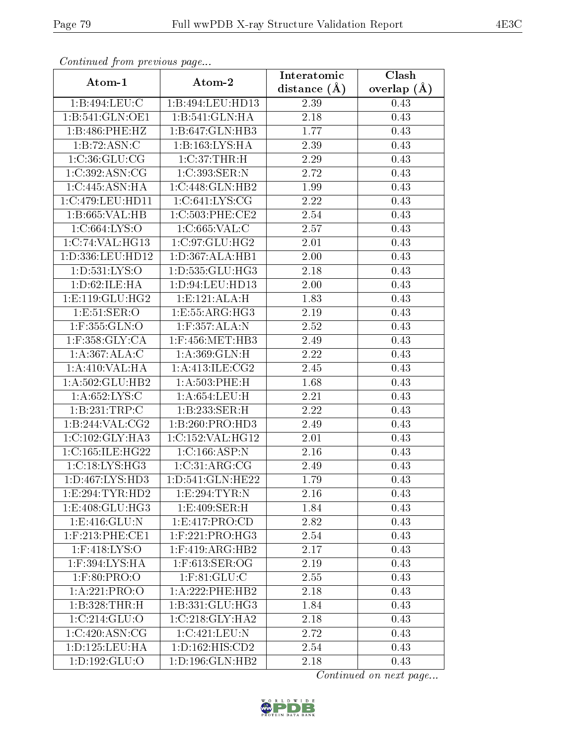*Continued from previous page...*

| Atom-1 | Atom-2 | Interatomic distance (Å) | Clash overlap (Å) |
|---|---|---|---|
| 1:B:494:LEU:C | 1:B:494:LEU:HD13 | 2.39 | 0.43 |
| 1:B:541:GLN:OE1 | 1:B:541:GLN:HA | 2.18 | 0.43 |
| 1:B:486:PHE:HZ | 1:B:647:GLN:HB3 | 1.77 | 0.43 |
| 1:B:72:ASN:C | 1:B:163:LYS:HA | 2.39 | 0.43 |
| 1:C:36:GLU:CG | 1:C:37:THR:H | 2.29 | 0.43 |
| 1:C:392:ASN:CG | 1:C:393:SER:N | 2.72 | 0.43 |
| 1:C:445:ASN:HA | 1:C:448:GLN:HB2 | 1.99 | 0.43 |
| 1:C:479:LEU:HD11 | 1:C:641:LYS:CG | 2.22 | 0.43 |
| 1:B:665:VAL:HB | 1:C:503:PHE:CE2 | 2.54 | 0.43 |
| 1:C:664:LYS:O | 1:C:665:VAL:C | 2.57 | 0.43 |
| 1:C:74:VAL:HG13 | 1:C:97:GLU:HG2 | 2.01 | 0.43 |
| 1:D:336:LEU:HD12 | 1:D:367:ALA:HB1 | 2.00 | 0.43 |
| 1:D:531:LYS:O | 1:D:535:GLU:HG3 | 2.18 | 0.43 |
| 1:D:62:ILE:HA | 1:D:94:LEU:HD13 | 2.00 | 0.43 |
| 1:E:119:GLU:HG2 | 1:E:121:ALA:H | 1.83 | 0.43 |
| 1:E:51:SER:O | 1:E:55:ARG:HG3 | 2.19 | 0.43 |
| 1:F:355:GLN:O | 1:F:357:ALA:N | 2.52 | 0.43 |
| 1:F:358:GLY:CA | 1:F:456:MET:HB3 | 2.49 | 0.43 |
| 1:A:367:ALA:C | 1:A:369:GLN:H | 2.22 | 0.43 |
| 1:A:410:VAL:HA | 1:A:413:ILE:CG2 | 2.45 | 0.43 |
| 1:A:502:GLU:HB2 | 1:A:503:PHE:H | 1.68 | 0.43 |
| 1:A:652:LYS:C | 1:A:654:LEU:H | 2.21 | 0.43 |
| 1:B:231:TRP:C | 1:B:233:SER:H | 2.22 | 0.43 |
| 1:B:244:VAL:CG2 | 1:B:260:PRO:HD3 | 2.49 | 0.43 |
| 1:C:102:GLY:HA3 | 1:C:152:VAL:HG12 | 2.01 | 0.43 |
| 1:C:165:ILE:HG22 | 1:C:166:ASP:N | 2.16 | 0.43 |
| 1:C:18:LYS:HG3 | 1:C:31:ARG:CG | 2.49 | 0.43 |
| 1:D:467:LYS:HD3 | 1:D:541:GLN:HE22 | 1.79 | 0.43 |
| 1:E:294:TYR:HD2 | 1:E:294:TYR:N | 2.16 | 0.43 |
| 1:E:408:GLU:HG3 | 1:E:409:SER:H | 1.84 | 0.43 |
| 1:E:416:GLU:N | 1:E:417:PRO:CD | 2.82 | 0.43 |
| 1:F:213:PHE:CE1 | 1:F:221:PRO:HG3 | 2.54 | 0.43 |
| 1:F:418:LYS:O | 1:F:419:ARG:HB2 | 2.17 | 0.43 |
| 1:F:394:LYS:HA | 1:F:613:SER:OG | 2.19 | 0.43 |
| 1:F:80:PRO:O | 1:F:81:GLU:C | 2.55 | 0.43 |
| 1:A:221:PRO:O | 1:A:222:PHE:HB2 | 2.18 | 0.43 |
| 1:B:328:THR:H | 1:B:331:GLU:HG3 | 1.84 | 0.43 |
| 1:C:214:GLU:O | 1:C:218:GLY:HA2 | 2.18 | 0.43 |
| 1:C:420:ASN:CG | 1:C:421:LEU:N | 2.72 | 0.43 |
| 1:D:125:LEU:HA | 1:D:162:HIS:CD2 | 2.54 | 0.43 |
| 1:D:192:GLU:O | 1:D:196:GLN:HB2 | 2.18 | 0.43 |

*Continued on next page...*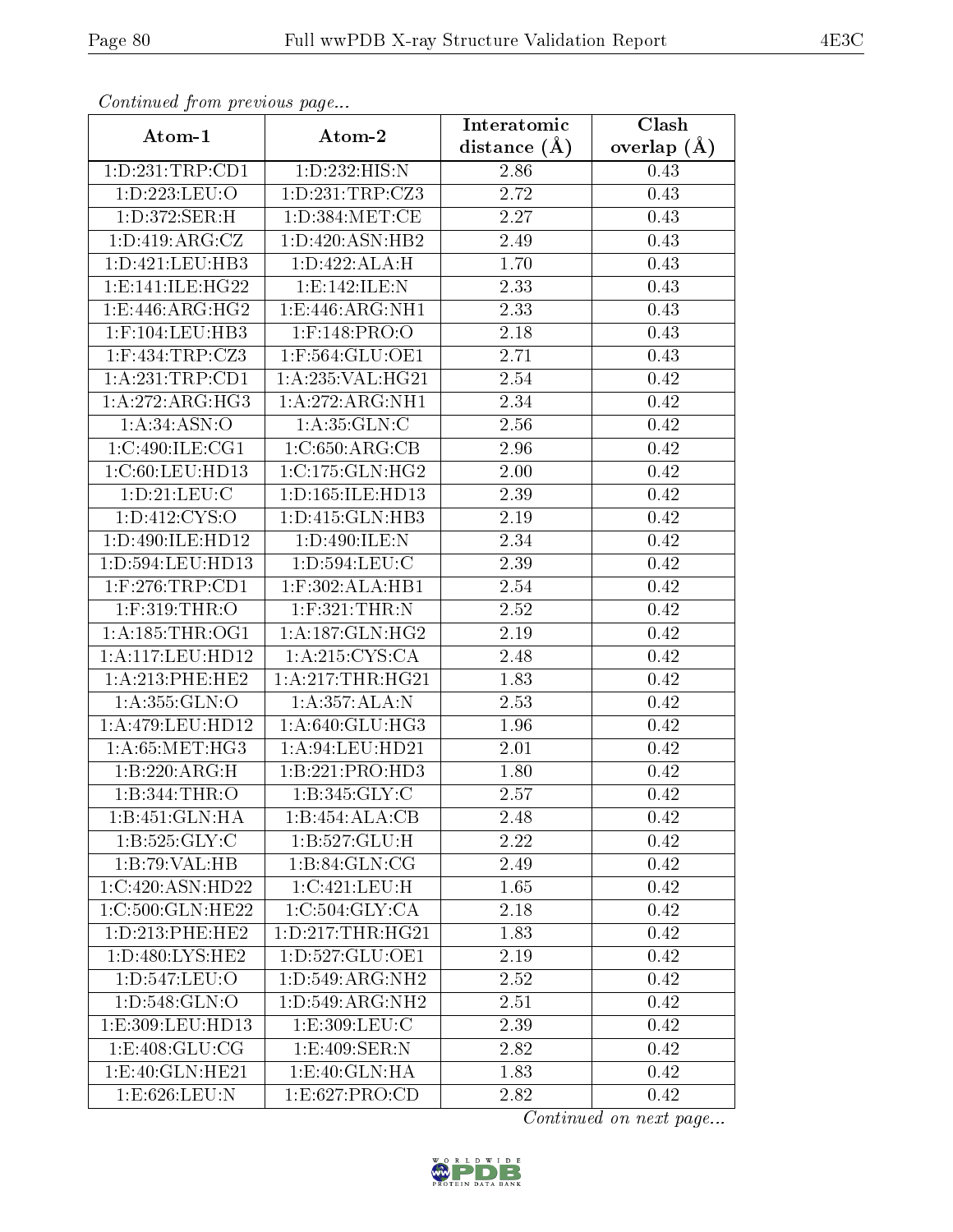*Continued from previous page...*

| Atom-1 | Atom-2 | Interatomic distance (Å) | Clash overlap (Å) |
|---|---|---|---|
| 1:D:231:TRP:CD1 | 1:D:232:HIS:N | 2.86 | 0.43 |
| 1:D:223:LEU:O | 1:D:231:TRP:CZ3 | 2.72 | 0.43 |
| 1:D:372:SER:H | 1:D:384:MET:CE | 2.27 | 0.43 |
| 1:D:419:ARG:CZ | 1:D:420:ASN:HB2 | 2.49 | 0.43 |
| 1:D:421:LEU:HB3 | 1:D:422:ALA:H | 1.70 | 0.43 |
| 1:E:141:ILE:HG22 | 1:E:142:ILE:N | 2.33 | 0.43 |
| 1:E:446:ARG:HG2 | 1:E:446:ARG:NH1 | 2.33 | 0.43 |
| 1:F:104:LEU:HB3 | 1:F:148:PRO:O | 2.18 | 0.43 |
| 1:F:434:TRP:CZ3 | 1:F:564:GLU:OE1 | 2.71 | 0.43 |
| 1:A:231:TRP:CD1 | 1:A:235:VAL:HG21 | 2.54 | 0.42 |
| 1:A:272:ARG:HG3 | 1:A:272:ARG:NH1 | 2.34 | 0.42 |
| 1:A:34:ASN:O | 1:A:35:GLN:C | 2.56 | 0.42 |
| 1:C:490:ILE:CG1 | 1:C:650:ARG:CB | 2.96 | 0.42 |
| 1:C:60:LEU:HD13 | 1:C:175:GLN:HG2 | 2.00 | 0.42 |
| 1:D:21:LEU:C | 1:D:165:ILE:HD13 | 2.39 | 0.42 |
| 1:D:412:CYS:O | 1:D:415:GLN:HB3 | 2.19 | 0.42 |
| 1:D:490:ILE:HD12 | 1:D:490:ILE:N | 2.34 | 0.42 |
| 1:D:594:LEU:HD13 | 1:D:594:LEU:C | 2.39 | 0.42 |
| 1:F:276:TRP:CD1 | 1:F:302:ALA:HB1 | 2.54 | 0.42 |
| 1:F:319:THR:O | 1:F:321:THR:N | 2.52 | 0.42 |
| 1:A:185:THR:OG1 | 1:A:187:GLN:HG2 | 2.19 | 0.42 |
| 1:A:117:LEU:HD12 | 1:A:215:CYS:CA | 2.48 | 0.42 |
| 1:A:213:PHE:HE2 | 1:A:217:THR:HG21 | 1.83 | 0.42 |
| 1:A:355:GLN:O | 1:A:357:ALA:N | 2.53 | 0.42 |
| 1:A:479:LEU:HD12 | 1:A:640:GLU:HG3 | 1.96 | 0.42 |
| 1:A:65:MET:HG3 | 1:A:94:LEU:HD21 | 2.01 | 0.42 |
| 1:B:220:ARG:H | 1:B:221:PRO:HD3 | 1.80 | 0.42 |
| 1:B:344:THR:O | 1:B:345:GLY:C | 2.57 | 0.42 |
| 1:B:451:GLN:HA | 1:B:454:ALA:CB | 2.48 | 0.42 |
| 1:B:525:GLY:C | 1:B:527:GLU:H | 2.22 | 0.42 |
| 1:B:79:VAL:HB | 1:B:84:GLN:CG | 2.49 | 0.42 |
| 1:C:420:ASN:HD22 | 1:C:421:LEU:H | 1.65 | 0.42 |
| 1:C:500:GLN:HE22 | 1:C:504:GLY:CA | 2.18 | 0.42 |
| 1:D:213:PHE:HE2 | 1:D:217:THR:HG21 | 1.83 | 0.42 |
| 1:D:480:LYS:HE2 | 1:D:527:GLU:OE1 | 2.19 | 0.42 |
| 1:D:547:LEU:O | 1:D:549:ARG:NH2 | 2.52 | 0.42 |
| 1:D:548:GLN:O | 1:D:549:ARG:NH2 | 2.51 | 0.42 |
| 1:E:309:LEU:HD13 | 1:E:309:LEU:C | 2.39 | 0.42 |
| 1:E:408:GLU:CG | 1:E:409:SER:N | 2.82 | 0.42 |
| 1:E:40:GLN:HE21 | 1:E:40:GLN:HA | 1.83 | 0.42 |
| 1:E:626:LEU:N | 1:E:627:PRO:CD | 2.82 | 0.42 |

*Continued on next page...*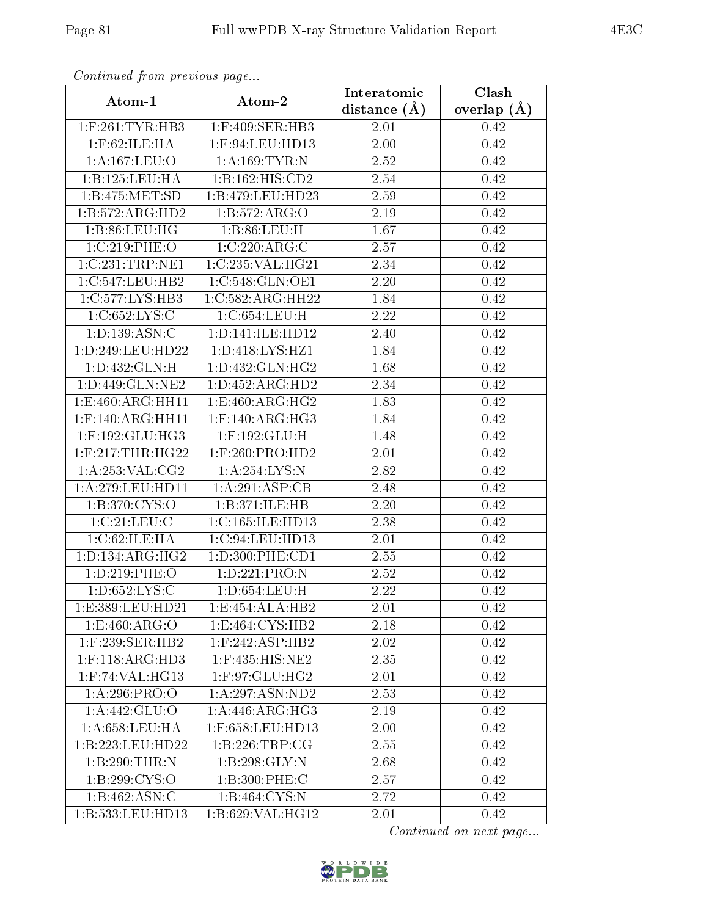*Continued from previous page...*

| Atom-1 | Atom-2 | Interatomic distance (Å) | Clash overlap (Å) |
|---|---|---|---|
| 1:F:261:TYR:HB3 | 1:F:409:SER:HB3 | 2.01 | 0.42 |
| 1:F:62:ILE:HA | 1:F:94:LEU:HD13 | 2.00 | 0.42 |
| 1:A:167:LEU:O | 1:A:169:TYR:N | 2.52 | 0.42 |
| 1:B:125:LEU:HA | 1:B:162:HIS:CD2 | 2.54 | 0.42 |
| 1:B:475:MET:SD | 1:B:479:LEU:HD23 | 2.59 | 0.42 |
| 1:B:572:ARG:HD2 | 1:B:572:ARG:O | 2.19 | 0.42 |
| 1:B:86:LEU:HG | 1:B:86:LEU:H | 1.67 | 0.42 |
| 1:C:219:PHE:O | 1:C:220:ARG:C | 2.57 | 0.42 |
| 1:C:231:TRP:NE1 | 1:C:235:VAL:HG21 | 2.34 | 0.42 |
| 1:C:547:LEU:HB2 | 1:C:548:GLN:OE1 | 2.20 | 0.42 |
| 1:C:577:LYS:HB3 | 1:C:582:ARG:HH22 | 1.84 | 0.42 |
| 1:C:652:LYS:C | 1:C:654:LEU:H | 2.22 | 0.42 |
| 1:D:139:ASN:C | 1:D:141:ILE:HD12 | 2.40 | 0.42 |
| 1:D:249:LEU:HD22 | 1:D:418:LYS:HZ1 | 1.84 | 0.42 |
| 1:D:432:GLN:H | 1:D:432:GLN:HG2 | 1.68 | 0.42 |
| 1:D:449:GLN:NE2 | 1:D:452:ARG:HD2 | 2.34 | 0.42 |
| 1:E:460:ARG:HH11 | 1:E:460:ARG:HG2 | 1.83 | 0.42 |
| 1:F:140:ARG:HH11 | 1:F:140:ARG:HG3 | 1.84 | 0.42 |
| 1:F:192:GLU:HG3 | 1:F:192:GLU:H | 1.48 | 0.42 |
| 1:F:217:THR:HG22 | 1:F:260:PRO:HD2 | 2.01 | 0.42 |
| 1:A:253:VAL:CG2 | 1:A:254:LYS:N | 2.82 | 0.42 |
| 1:A:279:LEU:HD11 | 1:A:291:ASP:CB | 2.48 | 0.42 |
| 1:B:370:CYS:O | 1:B:371:ILE:HB | 2.20 | 0.42 |
| 1:C:21:LEU:C | 1:C:165:ILE:HD13 | 2.38 | 0.42 |
| 1:C:62:ILE:HA | 1:C:94:LEU:HD13 | 2.01 | 0.42 |
| 1:D:134:ARG:HG2 | 1:D:300:PHE:CD1 | 2.55 | 0.42 |
| 1:D:219:PHE:O | 1:D:221:PRO:N | 2.52 | 0.42 |
| 1:D:652:LYS:C | 1:D:654:LEU:H | 2.22 | 0.42 |
| 1:E:389:LEU:HD21 | 1:E:454:ALA:HB2 | 2.01 | 0.42 |
| 1:E:460:ARG:O | 1:E:464:CYS:HB2 | 2.18 | 0.42 |
| 1:F:239:SER:HB2 | 1:F:242:ASP:HB2 | 2.02 | 0.42 |
| 1:F:118:ARG:HD3 | 1:F:435:HIS:NE2 | 2.35 | 0.42 |
| 1:F:74:VAL:HG13 | 1:F:97:GLU:HG2 | 2.01 | 0.42 |
| 1:A:296:PRO:O | 1:A:297:ASN:ND2 | 2.53 | 0.42 |
| 1:A:442:GLU:O | 1:A:446:ARG:HG3 | 2.19 | 0.42 |
| 1:A:658:LEU:HA | 1:F:658:LEU:HD13 | 2.00 | 0.42 |
| 1:B:223:LEU:HD22 | 1:B:226:TRP:CG | 2.55 | 0.42 |
| 1:B:290:THR:N | 1:B:298:GLY:N | 2.68 | 0.42 |
| 1:B:299:CYS:O | 1:B:300:PHE:C | 2.57 | 0.42 |
| 1:B:462:ASN:C | 1:B:464:CYS:N | 2.72 | 0.42 |
| 1:B:533:LEU:HD13 | 1:B:629:VAL:HG12 | 2.01 | 0.42 |

*Continued on next page...*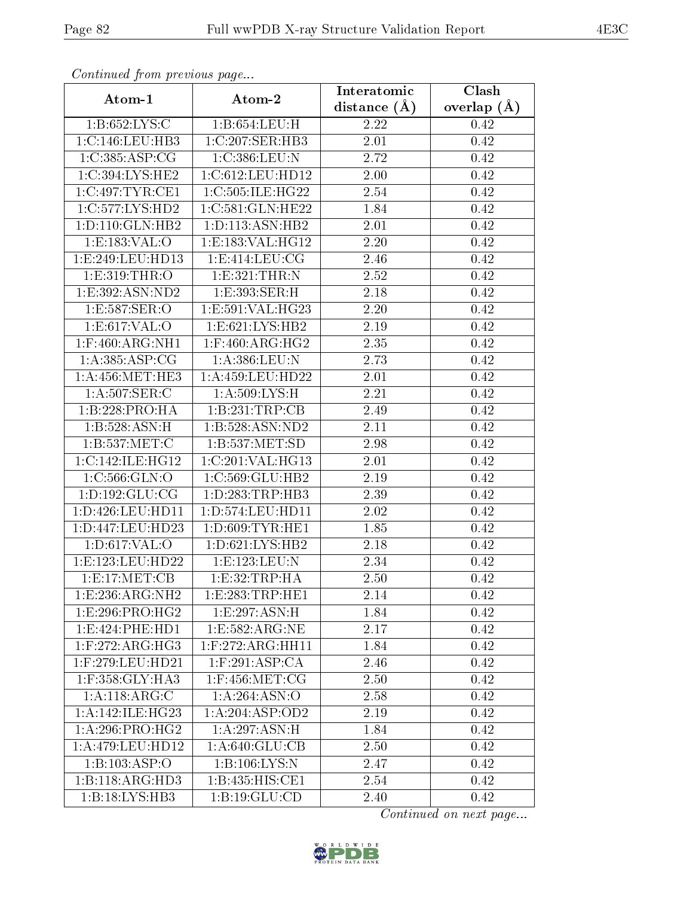*Continued from previous page...*

| Atom-1 | Atom-2 | Interatomic distance (Å) | Clash overlap (Å) |
|---|---|---|---|
| 1:B:652:LYS:C | 1:B:654:LEU:H | 2.22 | 0.42 |
| 1:C:146:LEU:HB3 | 1:C:207:SER:HB3 | 2.01 | 0.42 |
| 1:C:385:ASP:CG | 1:C:386:LEU:N | 2.72 | 0.42 |
| 1:C:394:LYS:HE2 | 1:C:612:LEU:HD12 | 2.00 | 0.42 |
| 1:C:497:TYR:CE1 | 1:C:505:ILE:HG22 | 2.54 | 0.42 |
| 1:C:577:LYS:HD2 | 1:C:581:GLN:HE22 | 1.84 | 0.42 |
| 1:D:110:GLN:HB2 | 1:D:113:ASN:HB2 | 2.01 | 0.42 |
| 1:E:183:VAL:O | 1:E:183:VAL:HG12 | 2.20 | 0.42 |
| 1:E:249:LEU:HD13 | 1:E:414:LEU:CG | 2.46 | 0.42 |
| 1:E:319:THR:O | 1:E:321:THR:N | 2.52 | 0.42 |
| 1:E:392:ASN:ND2 | 1:E:393:SER:H | 2.18 | 0.42 |
| 1:E:587:SER:O | 1:E:591:VAL:HG23 | 2.20 | 0.42 |
| 1:E:617:VAL:O | 1:E:621:LYS:HB2 | 2.19 | 0.42 |
| 1:F:460:ARG:NH1 | 1:F:460:ARG:HG2 | 2.35 | 0.42 |
| 1:A:385:ASP:CG | 1:A:386:LEU:N | 2.73 | 0.42 |
| 1:A:456:MET:HE3 | 1:A:459:LEU:HD22 | 2.01 | 0.42 |
| 1:A:507:SER:C | 1:A:509:LYS:H | 2.21 | 0.42 |
| 1:B:228:PRO:HA | 1:B:231:TRP:CB | 2.49 | 0.42 |
| 1:B:528:ASN:H | 1:B:528:ASN:ND2 | 2.11 | 0.42 |
| 1:B:537:MET:C | 1:B:537:MET:SD | 2.98 | 0.42 |
| 1:C:142:ILE:HG12 | 1:C:201:VAL:HG13 | 2.01 | 0.42 |
| 1:C:566:GLN:O | 1:C:569:GLU:HB2 | 2.19 | 0.42 |
| 1:D:192:GLU:CG | 1:D:283:TRP:HB3 | 2.39 | 0.42 |
| 1:D:426:LEU:HD11 | 1:D:574:LEU:HD11 | 2.02 | 0.42 |
| 1:D:447:LEU:HD23 | 1:D:609:TYR:HE1 | 1.85 | 0.42 |
| 1:D:617:VAL:O | 1:D:621:LYS:HB2 | 2.18 | 0.42 |
| 1:E:123:LEU:HD22 | 1:E:123:LEU:N | 2.34 | 0.42 |
| 1:E:17:MET:CB | 1:E:32:TRP:HA | 2.50 | 0.42 |
| 1:E:236:ARG:NH2 | 1:E:283:TRP:HE1 | 2.14 | 0.42 |
| 1:E:296:PRO:HG2 | 1:E:297:ASN:H | 1.84 | 0.42 |
| 1:E:424:PHE:HD1 | 1:E:582:ARG:NE | 2.17 | 0.42 |
| 1:F:272:ARG:HG3 | 1:F:272:ARG:HH11 | 1.84 | 0.42 |
| 1:F:279:LEU:HD21 | 1:F:291:ASP:CA | 2.46 | 0.42 |
| 1:F:358:GLY:HA3 | 1:F:456:MET:CG | 2.50 | 0.42 |
| 1:A:118:ARG:C | 1:A:264:ASN:O | 2.58 | 0.42 |
| 1:A:142:ILE:HG23 | 1:A:204:ASP:OD2 | 2.19 | 0.42 |
| 1:A:296:PRO:HG2 | 1:A:297:ASN:H | 1.84 | 0.42 |
| 1:A:479:LEU:HD12 | 1:A:640:GLU:CB | 2.50 | 0.42 |
| 1:B:103:ASP:O | 1:B:106:LYS:N | 2.47 | 0.42 |
| 1:B:118:ARG:HD3 | 1:B:435:HIS:CE1 | 2.54 | 0.42 |
| 1:B:18:LYS:HB3 | 1:B:19:GLU:CD | 2.40 | 0.42 |

*Continued on next page...*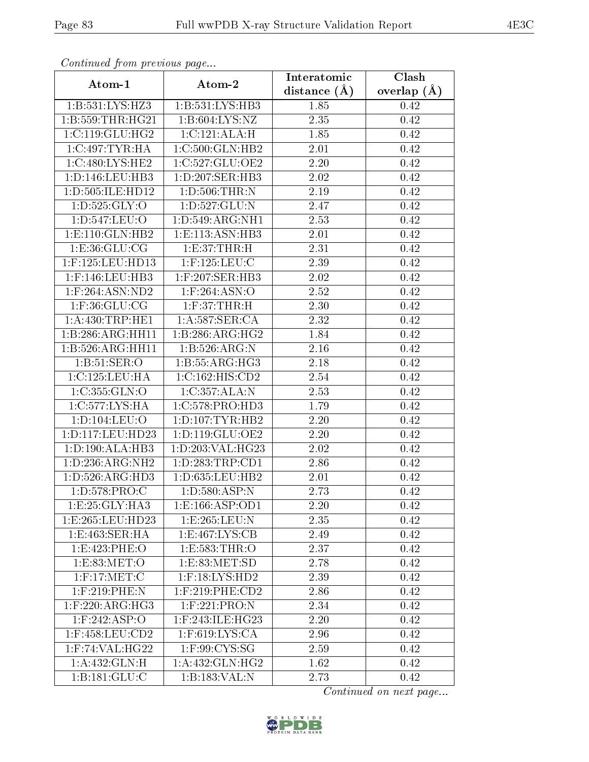*Continued from previous page...*

| Atom-1 | Atom-2 | Interatomic distance (Å) | Clash overlap (Å) |
|---|---|---|---|
| 1:B:531:LYS:HZ3 | 1:B:531:LYS:HB3 | 1.85 | 0.42 |
| 1:B:559:THR:HG21 | 1:B:604:LYS:NZ | 2.35 | 0.42 |
| 1:C:119:GLU:HG2 | 1:C:121:ALA:H | 1.85 | 0.42 |
| 1:C:497:TYR:HA | 1:C:500:GLN:HB2 | 2.01 | 0.42 |
| 1:C:480:LYS:HE2 | 1:C:527:GLU:OE2 | 2.20 | 0.42 |
| 1:D:146:LEU:HB3 | 1:D:207:SER:HB3 | 2.02 | 0.42 |
| 1:D:505:ILE:HD12 | 1:D:506:THR:N | 2.19 | 0.42 |
| 1:D:525:GLY:O | 1:D:527:GLU:N | 2.47 | 0.42 |
| 1:D:547:LEU:O | 1:D:549:ARG:NH1 | 2.53 | 0.42 |
| 1:E:110:GLN:HB2 | 1:E:113:ASN:HB3 | 2.01 | 0.42 |
| 1:E:36:GLU:CG | 1:E:37:THR:H | 2.31 | 0.42 |
| 1:F:125:LEU:HD13 | 1:F:125:LEU:C | 2.39 | 0.42 |
| 1:F:146:LEU:HB3 | 1:F:207:SER:HB3 | 2.02 | 0.42 |
| 1:F:264:ASN:ND2 | 1:F:264:ASN:O | 2.52 | 0.42 |
| 1:F:36:GLU:CG | 1:F:37:THR:H | 2.30 | 0.42 |
| 1:A:430:TRP:HE1 | 1:A:587:SER:CA | 2.32 | 0.42 |
| 1:B:286:ARG:HH11 | 1:B:286:ARG:HG2 | 1.84 | 0.42 |
| 1:B:526:ARG:HH11 | 1:B:526:ARG:N | 2.16 | 0.42 |
| 1:B:51:SER:O | 1:B:55:ARG:HG3 | 2.18 | 0.42 |
| 1:C:125:LEU:HA | 1:C:162:HIS:CD2 | 2.54 | 0.42 |
| 1:C:355:GLN:O | 1:C:357:ALA:N | 2.53 | 0.42 |
| 1:C:577:LYS:HA | 1:C:578:PRO:HD3 | 1.79 | 0.42 |
| 1:D:104:LEU:O | 1:D:107:TYR:HB2 | 2.20 | 0.42 |
| 1:D:117:LEU:HD23 | 1:D:119:GLU:OE2 | 2.20 | 0.42 |
| 1:D:190:ALA:HB3 | 1:D:203:VAL:HG23 | 2.02 | 0.42 |
| 1:D:236:ARG:NH2 | 1:D:283:TRP:CD1 | 2.86 | 0.42 |
| 1:D:526:ARG:HD3 | 1:D:635:LEU:HB2 | 2.01 | 0.42 |
| 1:D:578:PRO:C | 1:D:580:ASP:N | 2.73 | 0.42 |
| 1:E:25:GLY:HA3 | 1:E:166:ASP:OD1 | 2.20 | 0.42 |
| 1:E:265:LEU:HD23 | 1:E:265:LEU:N | 2.35 | 0.42 |
| 1:E:463:SER:HA | 1:E:467:LYS:CB | 2.49 | 0.42 |
| 1:E:423:PHE:O | 1:E:583:THR:O | 2.37 | 0.42 |
| 1:E:83:MET:O | 1:E:83:MET:SD | 2.78 | 0.42 |
| 1:F:17:MET:C | 1:F:18:LYS:HD2 | 2.39 | 0.42 |
| 1:F:219:PHE:N | 1:F:219:PHE:CD2 | 2.86 | 0.42 |
| 1:F:220:ARG:HG3 | 1:F:221:PRO:N | 2.34 | 0.42 |
| 1:F:242:ASP:O | 1:F:243:ILE:HG23 | 2.20 | 0.42 |
| 1:F:458:LEU:CD2 | 1:F:619:LYS:CA | 2.96 | 0.42 |
| 1:F:74:VAL:HG22 | 1:F:99:CYS:SG | 2.59 | 0.42 |
| 1:A:432:GLN:H | 1:A:432:GLN:HG2 | 1.62 | 0.42 |
| 1:B:181:GLU:C | 1:B:183:VAL:N | 2.73 | 0.42 |

*Continued on next page...*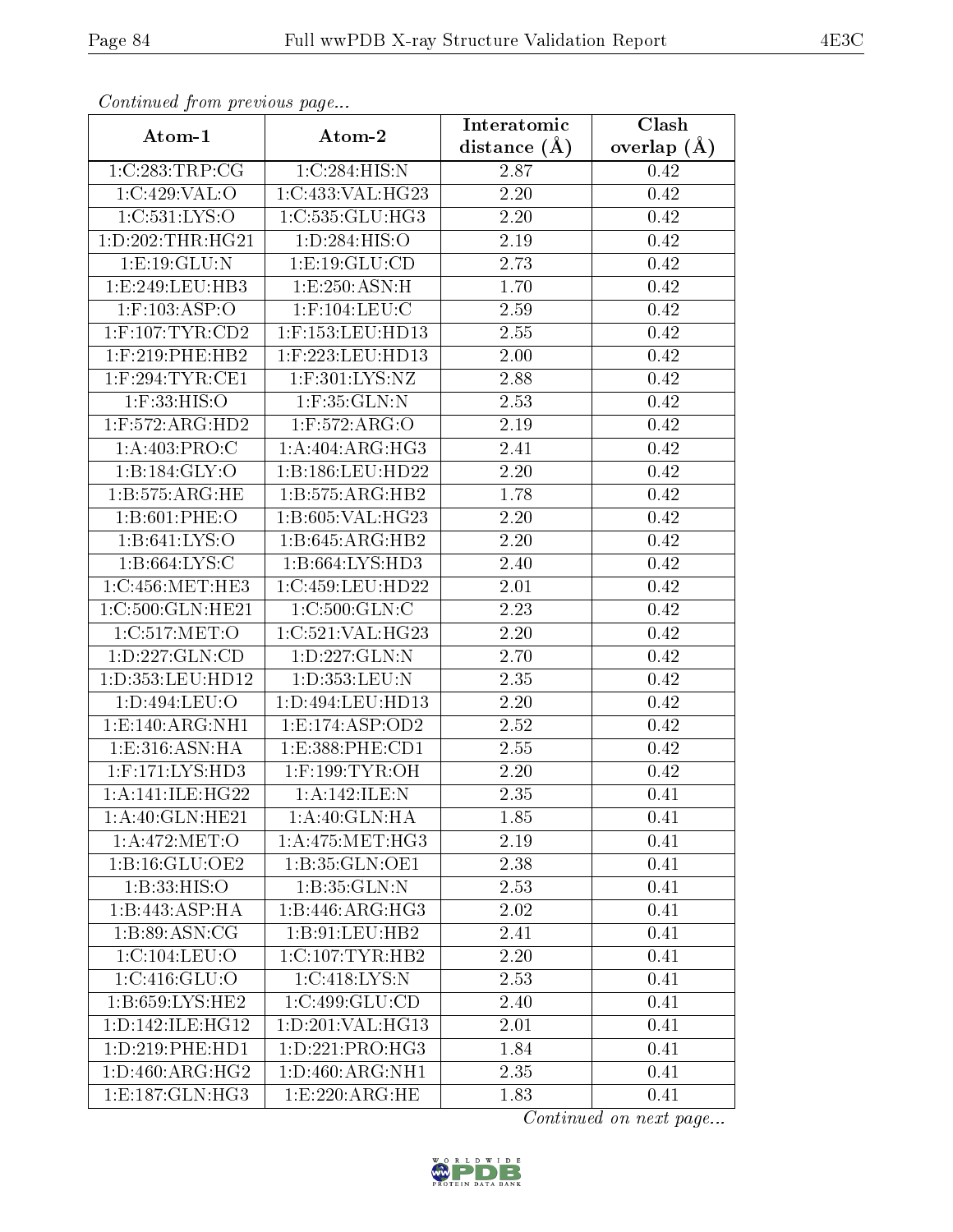*Continued from previous page...*

| Atom-1 | Atom-2 | Interatomic distance (Å) | Clash overlap (Å) |
| --- | --- | --- | --- |
| 1:C:283:TRP:CG | 1:C:284:HIS:N | 2.87 | 0.42 |
| 1:C:429:VAL:O | 1:C:433:VAL:HG23 | 2.20 | 0.42 |
| 1:C:531:LYS:O | 1:C:535:GLU:HG3 | 2.20 | 0.42 |
| 1:D:202:THR:HG21 | 1:D:284:HIS:O | 2.19 | 0.42 |
| 1:E:19:GLU:N | 1:E:19:GLU:CD | 2.73 | 0.42 |
| 1:E:249:LEU:HB3 | 1:E:250:ASN:H | 1.70 | 0.42 |
| 1:F:103:ASP:O | 1:F:104:LEU:C | 2.59 | 0.42 |
| 1:F:107:TYR:CD2 | 1:F:153:LEU:HD13 | 2.55 | 0.42 |
| 1:F:219:PHE:HB2 | 1:F:223:LEU:HD13 | 2.00 | 0.42 |
| 1:F:294:TYR:CE1 | 1:F:301:LYS:NZ | 2.88 | 0.42 |
| 1:F:33:HIS:O | 1:F:35:GLN:N | 2.53 | 0.42 |
| 1:F:572:ARG:HD2 | 1:F:572:ARG:O | 2.19 | 0.42 |
| 1:A:403:PRO:C | 1:A:404:ARG:HG3 | 2.41 | 0.42 |
| 1:B:184:GLY:O | 1:B:186:LEU:HD22 | 2.20 | 0.42 |
| 1:B:575:ARG:HE | 1:B:575:ARG:HB2 | 1.78 | 0.42 |
| 1:B:601:PHE:O | 1:B:605:VAL:HG23 | 2.20 | 0.42 |
| 1:B:641:LYS:O | 1:B:645:ARG:HB2 | 2.20 | 0.42 |
| 1:B:664:LYS:C | 1:B:664:LYS:HD3 | 2.40 | 0.42 |
| 1:C:456:MET:HE3 | 1:C:459:LEU:HD22 | 2.01 | 0.42 |
| 1:C:500:GLN:HE21 | 1:C:500:GLN:C | 2.23 | 0.42 |
| 1:C:517:MET:O | 1:C:521:VAL:HG23 | 2.20 | 0.42 |
| 1:D:227:GLN:CD | 1:D:227:GLN:N | 2.70 | 0.42 |
| 1:D:353:LEU:HD12 | 1:D:353:LEU:N | 2.35 | 0.42 |
| 1:D:494:LEU:O | 1:D:494:LEU:HD13 | 2.20 | 0.42 |
| 1:E:140:ARG:NH1 | 1:E:174:ASP:OD2 | 2.52 | 0.42 |
| 1:E:316:ASN:HA | 1:E:388:PHE:CD1 | 2.55 | 0.42 |
| 1:F:171:LYS:HD3 | 1:F:199:TYR:OH | 2.20 | 0.42 |
| 1:A:141:ILE:HG22 | 1:A:142:ILE:N | 2.35 | 0.41 |
| 1:A:40:GLN:HE21 | 1:A:40:GLN:HA | 1.85 | 0.41 |
| 1:A:472:MET:O | 1:A:475:MET:HG3 | 2.19 | 0.41 |
| 1:B:16:GLU:OE2 | 1:B:35:GLN:OE1 | 2.38 | 0.41 |
| 1:B:33:HIS:O | 1:B:35:GLN:N | 2.53 | 0.41 |
| 1:B:443:ASP:HA | 1:B:446:ARG:HG3 | 2.02 | 0.41 |
| 1:B:89:ASN:CG | 1:B:91:LEU:HB2 | 2.41 | 0.41 |
| 1:C:104:LEU:O | 1:C:107:TYR:HB2 | 2.20 | 0.41 |
| 1:C:416:GLU:O | 1:C:418:LYS:N | 2.53 | 0.41 |
| 1:B:659:LYS:HE2 | 1:C:499:GLU:CD | 2.40 | 0.41 |
| 1:D:142:ILE:HG12 | 1:D:201:VAL:HG13 | 2.01 | 0.41 |
| 1:D:219:PHE:HD1 | 1:D:221:PRO:HG3 | 1.84 | 0.41 |
| 1:D:460:ARG:HG2 | 1:D:460:ARG:NH1 | 2.35 | 0.41 |
| 1:E:187:GLN:HG3 | 1:E:220:ARG:HE | 1.83 | 0.41 |

*Continued on next page...*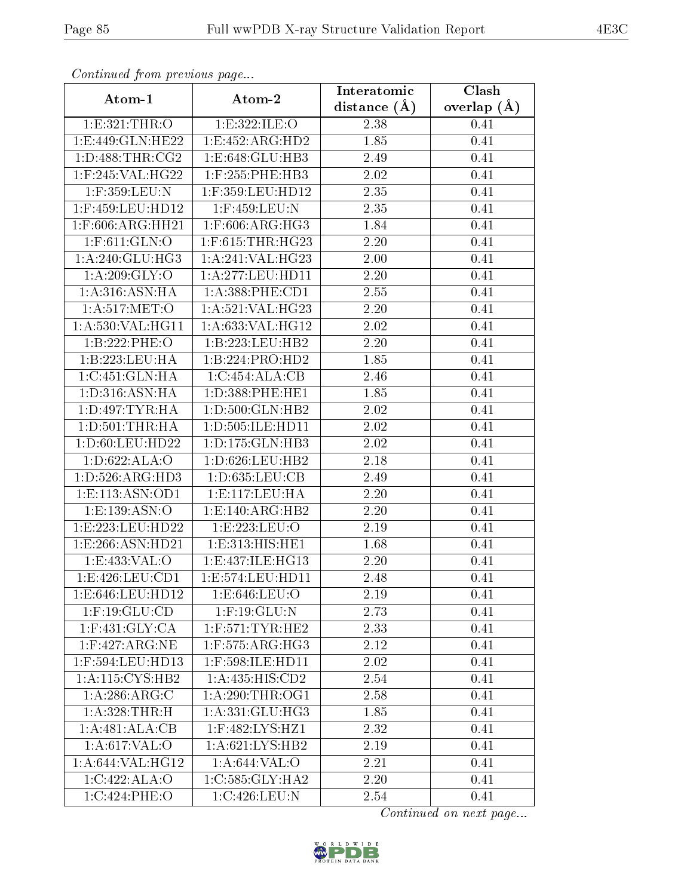*Continued from previous page...*

| Atom-1 | Atom-2 | Interatomic distance (Å) | Clash overlap (Å) |
| --- | --- | --- | --- |
| 1:E:321:THR:O | 1:E:322:ILE:O | 2.38 | 0.41 |
| 1:E:449:GLN:HE22 | 1:E:452:ARG:HD2 | 1.85 | 0.41 |
| 1:D:488:THR:CG2 | 1:E:648:GLU:HB3 | 2.49 | 0.41 |
| 1:F:245:VAL:HG22 | 1:F:255:PHE:HB3 | 2.02 | 0.41 |
| 1:F:359:LEU:N | 1:F:359:LEU:HD12 | 2.35 | 0.41 |
| 1:F:459:LEU:HD12 | 1:F:459:LEU:N | 2.35 | 0.41 |
| 1:F:606:ARG:HH21 | 1:F:606:ARG:HG3 | 1.84 | 0.41 |
| 1:F:611:GLN:O | 1:F:615:THR:HG23 | 2.20 | 0.41 |
| 1:A:240:GLU:HG3 | 1:A:241:VAL:HG23 | 2.00 | 0.41 |
| 1:A:209:GLY:O | 1:A:277:LEU:HD11 | 2.20 | 0.41 |
| 1:A:316:ASN:HA | 1:A:388:PHE:CD1 | 2.55 | 0.41 |
| 1:A:517:MET:O | 1:A:521:VAL:HG23 | 2.20 | 0.41 |
| 1:A:530:VAL:HG11 | 1:A:633:VAL:HG12 | 2.02 | 0.41 |
| 1:B:222:PHE:O | 1:B:223:LEU:HB2 | 2.20 | 0.41 |
| 1:B:223:LEU:HA | 1:B:224:PRO:HD2 | 1.85 | 0.41 |
| 1:C:451:GLN:HA | 1:C:454:ALA:CB | 2.46 | 0.41 |
| 1:D:316:ASN:HA | 1:D:388:PHE:HE1 | 1.85 | 0.41 |
| 1:D:497:TYR:HA | 1:D:500:GLN:HB2 | 2.02 | 0.41 |
| 1:D:501:THR:HA | 1:D:505:ILE:HD11 | 2.02 | 0.41 |
| 1:D:60:LEU:HD22 | 1:D:175:GLN:HB3 | 2.02 | 0.41 |
| 1:D:622:ALA:O | 1:D:626:LEU:HB2 | 2.18 | 0.41 |
| 1:D:526:ARG:HD3 | 1:D:635:LEU:CB | 2.49 | 0.41 |
| 1:E:113:ASN:OD1 | 1:E:117:LEU:HA | 2.20 | 0.41 |
| 1:E:139:ASN:O | 1:E:140:ARG:HB2 | 2.20 | 0.41 |
| 1:E:223:LEU:HD22 | 1:E:223:LEU:O | 2.19 | 0.41 |
| 1:E:266:ASN:HD21 | 1:E:313:HIS:HE1 | 1.68 | 0.41 |
| 1:E:433:VAL:O | 1:E:437:ILE:HG13 | 2.20 | 0.41 |
| 1:E:426:LEU:CD1 | 1:E:574:LEU:HD11 | 2.48 | 0.41 |
| 1:E:646:LEU:HD12 | 1:E:646:LEU:O | 2.19 | 0.41 |
| 1:F:19:GLU:CD | 1:F:19:GLU:N | 2.73 | 0.41 |
| 1:F:431:GLY:CA | 1:F:571:TYR:HE2 | 2.33 | 0.41 |
| 1:F:427:ARG:NE | 1:F:575:ARG:HG3 | 2.12 | 0.41 |
| 1:F:594:LEU:HD13 | 1:F:598:ILE:HD11 | 2.02 | 0.41 |
| 1:A:115:CYS:HB2 | 1:A:435:HIS:CD2 | 2.54 | 0.41 |
| 1:A:286:ARG:C | 1:A:290:THR:OG1 | 2.58 | 0.41 |
| 1:A:328:THR:H | 1:A:331:GLU:HG3 | 1.85 | 0.41 |
| 1:A:481:ALA:CB | 1:F:482:LYS:HZ1 | 2.32 | 0.41 |
| 1:A:617:VAL:O | 1:A:621:LYS:HB2 | 2.19 | 0.41 |
| 1:A:644:VAL:HG12 | 1:A:644:VAL:O | 2.21 | 0.41 |
| 1:C:422:ALA:O | 1:C:585:GLY:HA2 | 2.20 | 0.41 |
| 1:C:424:PHE:O | 1:C:426:LEU:N | 2.54 | 0.41 |

*Continued on next page...*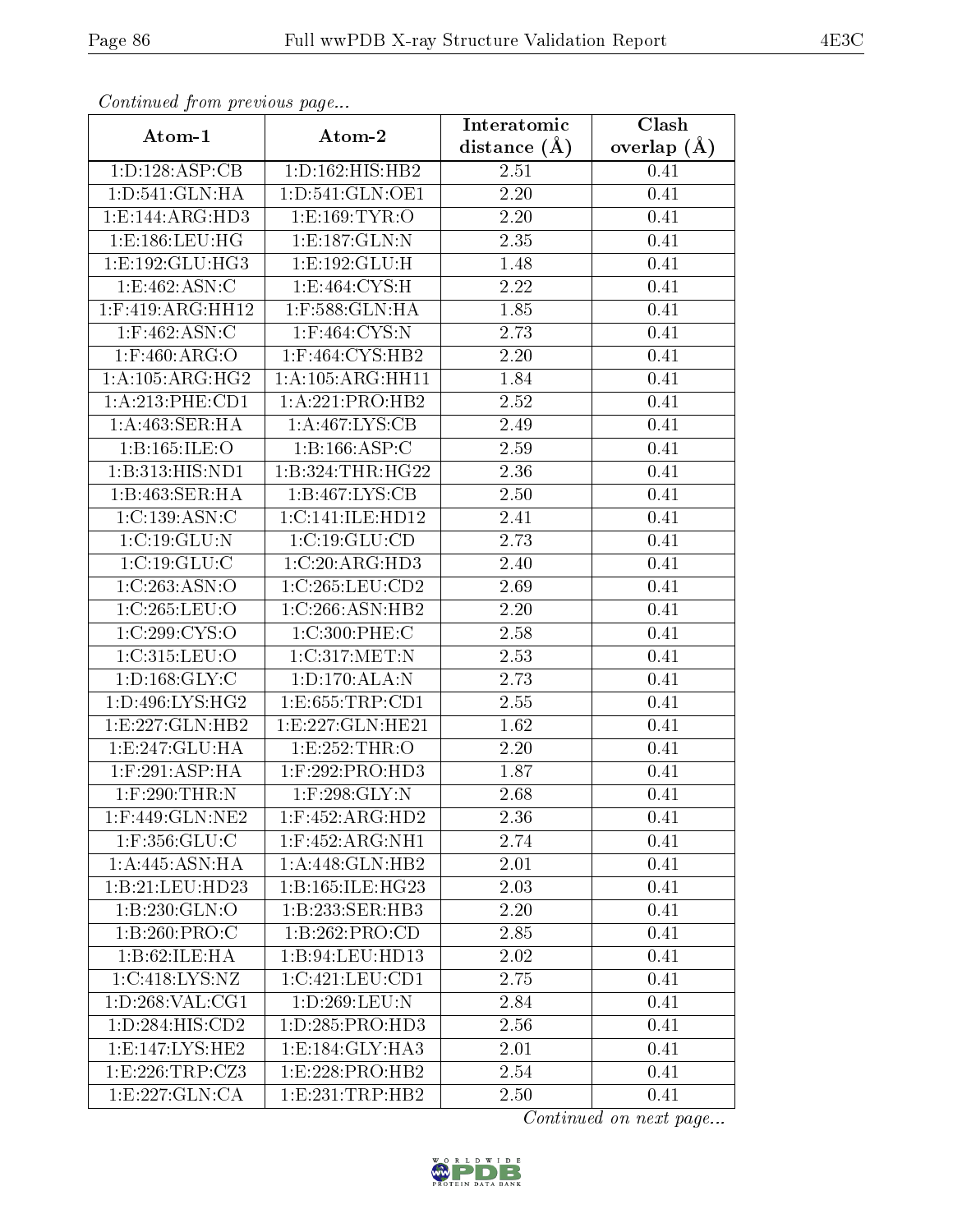*Continued from previous page...*

| Atom-1 | Atom-2 | Interatomic distance (Å) | Clash overlap (Å) |
|---|---|---|---|
| 1:D:128:ASP:CB | 1:D:162:HIS:HB2 | 2.51 | 0.41 |
| 1:D:541:GLN:HA | 1:D:541:GLN:OE1 | 2.20 | 0.41 |
| 1:E:144:ARG:HD3 | 1:E:169:TYR:O | 2.20 | 0.41 |
| 1:E:186:LEU:HG | 1:E:187:GLN:N | 2.35 | 0.41 |
| 1:E:192:GLU:HG3 | 1:E:192:GLU:H | 1.48 | 0.41 |
| 1:E:462:ASN:C | 1:E:464:CYS:H | 2.22 | 0.41 |
| 1:F:419:ARG:HH12 | 1:F:588:GLN:HA | 1.85 | 0.41 |
| 1:F:462:ASN:C | 1:F:464:CYS:N | 2.73 | 0.41 |
| 1:F:460:ARG:O | 1:F:464:CYS:HB2 | 2.20 | 0.41 |
| 1:A:105:ARG:HG2 | 1:A:105:ARG:HH11 | 1.84 | 0.41 |
| 1:A:213:PHE:CD1 | 1:A:221:PRO:HB2 | 2.52 | 0.41 |
| 1:A:463:SER:HA | 1:A:467:LYS:CB | 2.49 | 0.41 |
| 1:B:165:ILE:O | 1:B:166:ASP:C | 2.59 | 0.41 |
| 1:B:313:HIS:ND1 | 1:B:324:THR:HG22 | 2.36 | 0.41 |
| 1:B:463:SER:HA | 1:B:467:LYS:CB | 2.50 | 0.41 |
| 1:C:139:ASN:C | 1:C:141:ILE:HD12 | 2.41 | 0.41 |
| 1:C:19:GLU:N | 1:C:19:GLU:CD | 2.73 | 0.41 |
| 1:C:19:GLU:C | 1:C:20:ARG:HD3 | 2.40 | 0.41 |
| 1:C:263:ASN:O | 1:C:265:LEU:CD2 | 2.69 | 0.41 |
| 1:C:265:LEU:O | 1:C:266:ASN:HB2 | 2.20 | 0.41 |
| 1:C:299:CYS:O | 1:C:300:PHE:C | 2.58 | 0.41 |
| 1:C:315:LEU:O | 1:C:317:MET:N | 2.53 | 0.41 |
| 1:D:168:GLY:C | 1:D:170:ALA:N | 2.73 | 0.41 |
| 1:D:496:LYS:HG2 | 1:E:655:TRP:CD1 | 2.55 | 0.41 |
| 1:E:227:GLN:HB2 | 1:E:227:GLN:HE21 | 1.62 | 0.41 |
| 1:E:247:GLU:HA | 1:E:252:THR:O | 2.20 | 0.41 |
| 1:F:291:ASP:HA | 1:F:292:PRO:HD3 | 1.87 | 0.41 |
| 1:F:290:THR:N | 1:F:298:GLY:N | 2.68 | 0.41 |
| 1:F:449:GLN:NE2 | 1:F:452:ARG:HD2 | 2.36 | 0.41 |
| 1:F:356:GLU:C | 1:F:452:ARG:NH1 | 2.74 | 0.41 |
| 1:A:445:ASN:HA | 1:A:448:GLN:HB2 | 2.01 | 0.41 |
| 1:B:21:LEU:HD23 | 1:B:165:ILE:HG23 | 2.03 | 0.41 |
| 1:B:230:GLN:O | 1:B:233:SER:HB3 | 2.20 | 0.41 |
| 1:B:260:PRO:C | 1:B:262:PRO:CD | 2.85 | 0.41 |
| 1:B:62:ILE:HA | 1:B:94:LEU:HD13 | 2.02 | 0.41 |
| 1:C:418:LYS:NZ | 1:C:421:LEU:CD1 | 2.75 | 0.41 |
| 1:D:268:VAL:CG1 | 1:D:269:LEU:N | 2.84 | 0.41 |
| 1:D:284:HIS:CD2 | 1:D:285:PRO:HD3 | 2.56 | 0.41 |
| 1:E:147:LYS:HE2 | 1:E:184:GLY:HA3 | 2.01 | 0.41 |
| 1:E:226:TRP:CZ3 | 1:E:228:PRO:HB2 | 2.54 | 0.41 |
| 1:E:227:GLN:CA | 1:E:231:TRP:HB2 | 2.50 | 0.41 |

*Continued on next page...*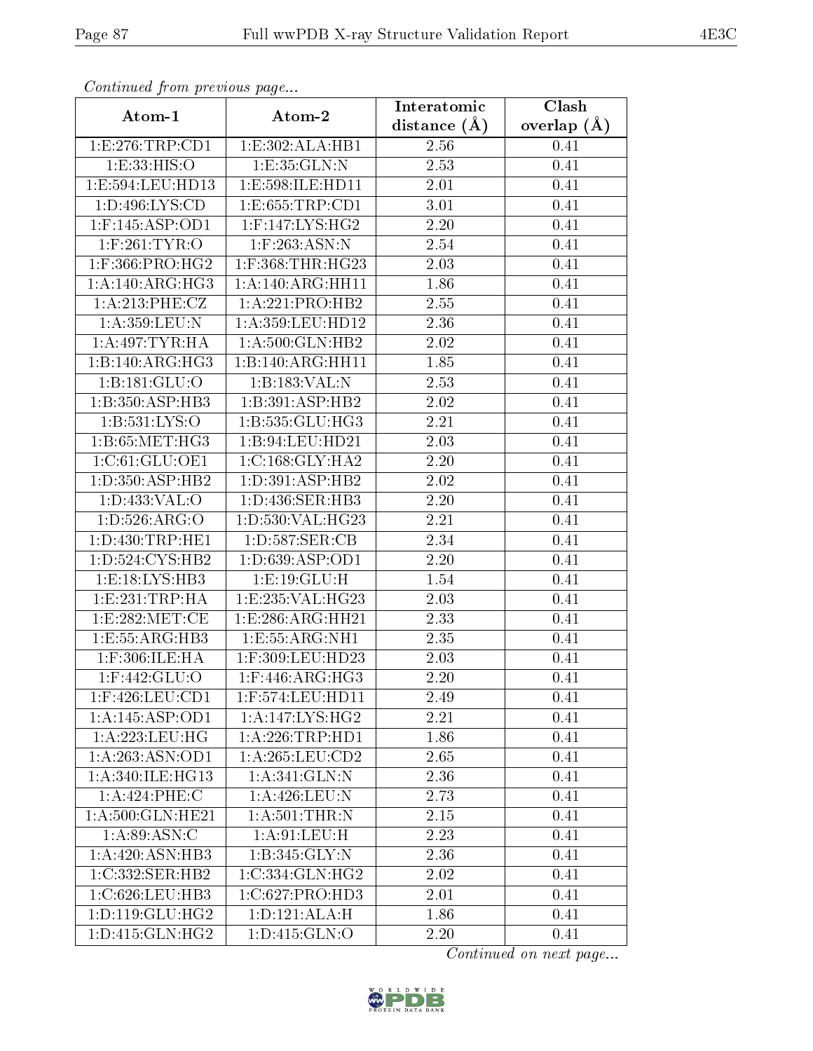*Continued from previous page...*

| Atom-1 | Atom-2 | Interatomic distance (Å) | Clash overlap (Å) |
|---|---|---|---|
| 1:E:276:TRP:CD1 | 1:E:302:ALA:HB1 | 2.56 | 0.41 |
| 1:E:33:HIS:O | 1:E:35:GLN:N | 2.53 | 0.41 |
| 1:E:594:LEU:HD13 | 1:E:598:ILE:HD11 | 2.01 | 0.41 |
| 1:D:496:LYS:CD | 1:E:655:TRP:CD1 | 3.01 | 0.41 |
| 1:F:145:ASP:OD1 | 1:F:147:LYS:HG2 | 2.20 | 0.41 |
| 1:F:261:TYR:O | 1:F:263:ASN:N | 2.54 | 0.41 |
| 1:F:366:PRO:HG2 | 1:F:368:THR:HG23 | 2.03 | 0.41 |
| 1:A:140:ARG:HG3 | 1:A:140:ARG:HH11 | 1.86 | 0.41 |
| 1:A:213:PHE:CZ | 1:A:221:PRO:HB2 | 2.55 | 0.41 |
| 1:A:359:LEU:N | 1:A:359:LEU:HD12 | 2.36 | 0.41 |
| 1:A:497:TYR:HA | 1:A:500:GLN:HB2 | 2.02 | 0.41 |
| 1:B:140:ARG:HG3 | 1:B:140:ARG:HH11 | 1.85 | 0.41 |
| 1:B:181:GLU:O | 1:B:183:VAL:N | 2.53 | 0.41 |
| 1:B:350:ASP:HB3 | 1:B:391:ASP:HB2 | 2.02 | 0.41 |
| 1:B:531:LYS:O | 1:B:535:GLU:HG3 | 2.21 | 0.41 |
| 1:B:65:MET:HG3 | 1:B:94:LEU:HD21 | 2.03 | 0.41 |
| 1:C:61:GLU:OE1 | 1:C:168:GLY:HA2 | 2.20 | 0.41 |
| 1:D:350:ASP:HB2 | 1:D:391:ASP:HB2 | 2.02 | 0.41 |
| 1:D:433:VAL:O | 1:D:436:SER:HB3 | 2.20 | 0.41 |
| 1:D:526:ARG:O | 1:D:530:VAL:HG23 | 2.21 | 0.41 |
| 1:D:430:TRP:HE1 | 1:D:587:SER:CB | 2.34 | 0.41 |
| 1:D:524:CYS:HB2 | 1:D:639:ASP:OD1 | 2.20 | 0.41 |
| 1:E:18:LYS:HB3 | 1:E:19:GLU:H | 1.54 | 0.41 |
| 1:E:231:TRP:HA | 1:E:235:VAL:HG23 | 2.03 | 0.41 |
| 1:E:282:MET:CE | 1:E:286:ARG:HH21 | 2.33 | 0.41 |
| 1:E:55:ARG:HB3 | 1:E:55:ARG:NH1 | 2.35 | 0.41 |
| 1:F:306:ILE:HA | 1:F:309:LEU:HD23 | 2.03 | 0.41 |
| 1:F:442:GLU:O | 1:F:446:ARG:HG3 | 2.20 | 0.41 |
| 1:F:426:LEU:CD1 | 1:F:574:LEU:HD11 | 2.49 | 0.41 |
| 1:A:145:ASP:OD1 | 1:A:147:LYS:HG2 | 2.21 | 0.41 |
| 1:A:223:LEU:HG | 1:A:226:TRP:HD1 | 1.86 | 0.41 |
| 1:A:263:ASN:OD1 | 1:A:265:LEU:CD2 | 2.65 | 0.41 |
| 1:A:340:ILE:HG13 | 1:A:341:GLN:N | 2.36 | 0.41 |
| 1:A:424:PHE:C | 1:A:426:LEU:N | 2.73 | 0.41 |
| 1:A:500:GLN:HE21 | 1:A:501:THR:N | 2.15 | 0.41 |
| 1:A:89:ASN:C | 1:A:91:LEU:H | 2.23 | 0.41 |
| 1:A:420:ASN:HB3 | 1:B:345:GLY:N | 2.36 | 0.41 |
| 1:C:332:SER:HB2 | 1:C:334:GLN:HG2 | 2.02 | 0.41 |
| 1:C:626:LEU:HB3 | 1:C:627:PRO:HD3 | 2.01 | 0.41 |
| 1:D:119:GLU:HG2 | 1:D:121:ALA:H | 1.86 | 0.41 |
| 1:D:415:GLN:HG2 | 1:D:415:GLN:O | 2.20 | 0.41 |

*Continued on next page...*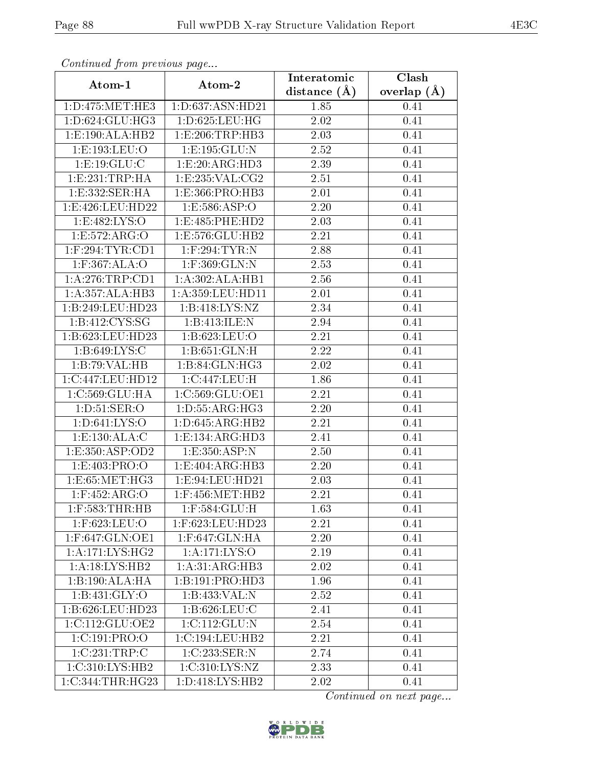*Continued from previous page...*

| Atom-1 | Atom-2 | Interatomic distance (Å) | Clash overlap (Å) |
|---|---|---|---|
| 1:D:475:MET:HE3 | 1:D:637:ASN:HD21 | 1.85 | 0.41 |
| 1:D:624:GLU:HG3 | 1:D:625:LEU:HG | 2.02 | 0.41 |
| 1:E:190:ALA:HB2 | 1:E:206:TRP:HB3 | 2.03 | 0.41 |
| 1:E:193:LEU:O | 1:E:195:GLU:N | 2.52 | 0.41 |
| 1:E:19:GLU:C | 1:E:20:ARG:HD3 | 2.39 | 0.41 |
| 1:E:231:TRP:HA | 1:E:235:VAL:CG2 | 2.51 | 0.41 |
| 1:E:332:SER:HA | 1:E:366:PRO:HB3 | 2.01 | 0.41 |
| 1:E:426:LEU:HD22 | 1:E:586:ASP:O | 2.20 | 0.41 |
| 1:E:482:LYS:O | 1:E:485:PHE:HD2 | 2.03 | 0.41 |
| 1:E:572:ARG:O | 1:E:576:GLU:HB2 | 2.21 | 0.41 |
| 1:F:294:TYR:CD1 | 1:F:294:TYR:N | 2.88 | 0.41 |
| 1:F:367:ALA:O | 1:F:369:GLN:N | 2.53 | 0.41 |
| 1:A:276:TRP:CD1 | 1:A:302:ALA:HB1 | 2.56 | 0.41 |
| 1:A:357:ALA:HB3 | 1:A:359:LEU:HD11 | 2.01 | 0.41 |
| 1:B:249:LEU:HD23 | 1:B:418:LYS:NZ | 2.34 | 0.41 |
| 1:B:412:CYS:SG | 1:B:413:ILE:N | 2.94 | 0.41 |
| 1:B:623:LEU:HD23 | 1:B:623:LEU:O | 2.21 | 0.41 |
| 1:B:649:LYS:C | 1:B:651:GLN:H | 2.22 | 0.41 |
| 1:B:79:VAL:HB | 1:B:84:GLN:HG3 | 2.02 | 0.41 |
| 1:C:447:LEU:HD12 | 1:C:447:LEU:H | 1.86 | 0.41 |
| 1:C:569:GLU:HA | 1:C:569:GLU:OE1 | 2.21 | 0.41 |
| 1:D:51:SER:O | 1:D:55:ARG:HG3 | 2.20 | 0.41 |
| 1:D:641:LYS:O | 1:D:645:ARG:HB2 | 2.21 | 0.41 |
| 1:E:130:ALA:C | 1:E:134:ARG:HD3 | 2.41 | 0.41 |
| 1:E:350:ASP:OD2 | 1:E:350:ASP:N | 2.50 | 0.41 |
| 1:E:403:PRO:O | 1:E:404:ARG:HB3 | 2.20 | 0.41 |
| 1:E:65:MET:HG3 | 1:E:94:LEU:HD21 | 2.03 | 0.41 |
| 1:F:452:ARG:O | 1:F:456:MET:HB2 | 2.21 | 0.41 |
| 1:F:583:THR:HB | 1:F:584:GLU:H | 1.63 | 0.41 |
| 1:F:623:LEU:O | 1:F:623:LEU:HD23 | 2.21 | 0.41 |
| 1:F:647:GLN:OE1 | 1:F:647:GLN:HA | 2.20 | 0.41 |
| 1:A:171:LYS:HG2 | 1:A:171:LYS:O | 2.19 | 0.41 |
| 1:A:18:LYS:HB2 | 1:A:31:ARG:HB3 | 2.02 | 0.41 |
| 1:B:190:ALA:HA | 1:B:191:PRO:HD3 | 1.96 | 0.41 |
| 1:B:431:GLY:O | 1:B:433:VAL:N | 2.52 | 0.41 |
| 1:B:626:LEU:HD23 | 1:B:626:LEU:C | 2.41 | 0.41 |
| 1:C:112:GLU:OE2 | 1:C:112:GLU:N | 2.54 | 0.41 |
| 1:C:191:PRO:O | 1:C:194:LEU:HB2 | 2.21 | 0.41 |
| 1:C:231:TRP:C | 1:C:233:SER:N | 2.74 | 0.41 |
| 1:C:310:LYS:HB2 | 1:C:310:LYS:NZ | 2.33 | 0.41 |
| 1:C:344:THR:HG23 | 1:D:418:LYS:HB2 | 2.02 | 0.41 |

*Continued on next page...*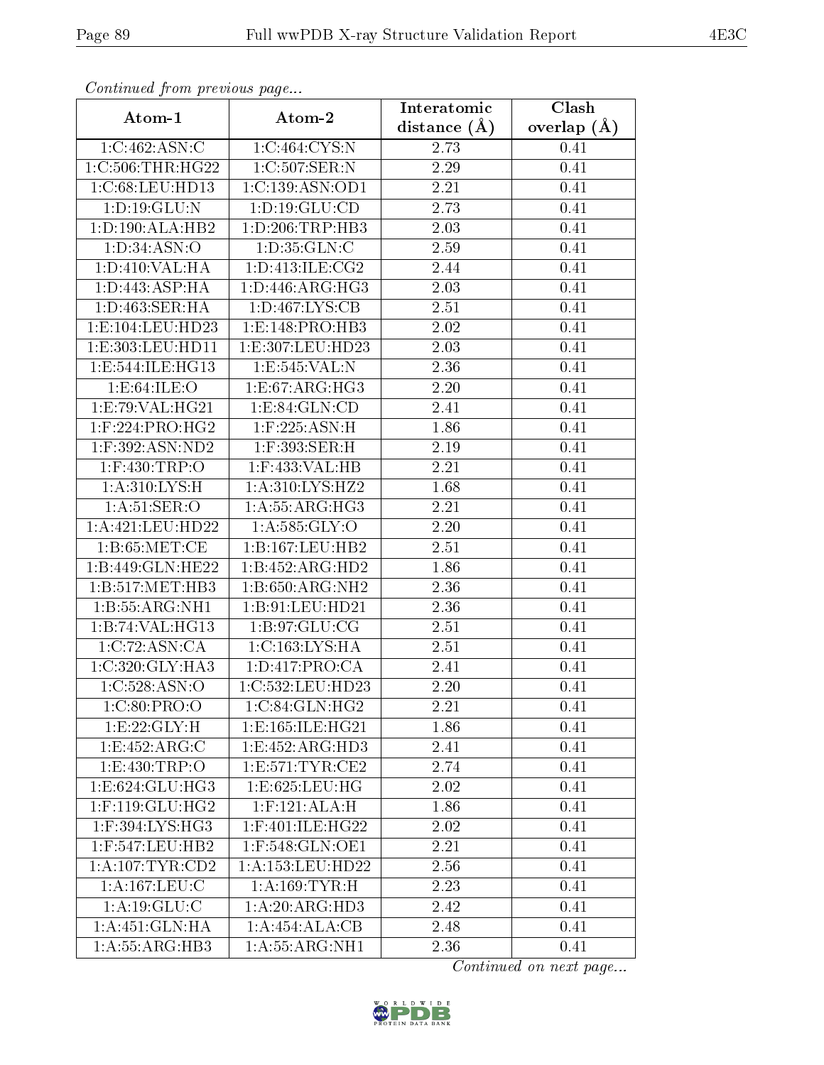*Continued from previous page...*

| Atom-1 | Atom-2 | Interatomic distance (Å) | Clash overlap (Å) |
|---|---|---|---|
| 1:C:462:ASN:C | 1:C:464:CYS:N | 2.73 | 0.41 |
| 1:C:506:THR:HG22 | 1:C:507:SER:N | 2.29 | 0.41 |
| 1:C:68:LEU:HD13 | 1:C:139:ASN:OD1 | 2.21 | 0.41 |
| 1:D:19:GLU:N | 1:D:19:GLU:CD | 2.73 | 0.41 |
| 1:D:190:ALA:HB2 | 1:D:206:TRP:HB3 | 2.03 | 0.41 |
| 1:D:34:ASN:O | 1:D:35:GLN:C | 2.59 | 0.41 |
| 1:D:410:VAL:HA | 1:D:413:ILE:CG2 | 2.44 | 0.41 |
| 1:D:443:ASP:HA | 1:D:446:ARG:HG3 | 2.03 | 0.41 |
| 1:D:463:SER:HA | 1:D:467:LYS:CB | 2.51 | 0.41 |
| 1:E:104:LEU:HD23 | 1:E:148:PRO:HB3 | 2.02 | 0.41 |
| 1:E:303:LEU:HD11 | 1:E:307:LEU:HD23 | 2.03 | 0.41 |
| 1:E:544:ILE:HG13 | 1:E:545:VAL:N | 2.36 | 0.41 |
| 1:E:64:ILE:O | 1:E:67:ARG:HG3 | 2.20 | 0.41 |
| 1:E:79:VAL:HG21 | 1:E:84:GLN:CD | 2.41 | 0.41 |
| 1:F:224:PRO:HG2 | 1:F:225:ASN:H | 1.86 | 0.41 |
| 1:F:392:ASN:ND2 | 1:F:393:SER:H | 2.19 | 0.41 |
| 1:F:430:TRP:O | 1:F:433:VAL:HB | 2.21 | 0.41 |
| 1:A:310:LYS:H | 1:A:310:LYS:HZ2 | 1.68 | 0.41 |
| 1:A:51:SER:O | 1:A:55:ARG:HG3 | 2.21 | 0.41 |
| 1:A:421:LEU:HD22 | 1:A:585:GLY:O | 2.20 | 0.41 |
| 1:B:65:MET:CE | 1:B:167:LEU:HB2 | 2.51 | 0.41 |
| 1:B:449:GLN:HE22 | 1:B:452:ARG:HD2 | 1.86 | 0.41 |
| 1:B:517:MET:HB3 | 1:B:650:ARG:NH2 | 2.36 | 0.41 |
| 1:B:55:ARG:NH1 | 1:B:91:LEU:HD21 | 2.36 | 0.41 |
| 1:B:74:VAL:HG13 | 1:B:97:GLU:CG | 2.51 | 0.41 |
| 1:C:72:ASN:CA | 1:C:163:LYS:HA | 2.51 | 0.41 |
| 1:C:320:GLY:HA3 | 1:D:417:PRO:CA | 2.41 | 0.41 |
| 1:C:528:ASN:O | 1:C:532:LEU:HD23 | 2.20 | 0.41 |
| 1:C:80:PRO:O | 1:C:84:GLN:HG2 | 2.21 | 0.41 |
| 1:E:22:GLY:H | 1:E:165:ILE:HG21 | 1.86 | 0.41 |
| 1:E:452:ARG:C | 1:E:452:ARG:HD3 | 2.41 | 0.41 |
| 1:E:430:TRP:O | 1:E:571:TYR:CE2 | 2.74 | 0.41 |
| 1:E:624:GLU:HG3 | 1:E:625:LEU:HG | 2.02 | 0.41 |
| 1:F:119:GLU:HG2 | 1:F:121:ALA:H | 1.86 | 0.41 |
| 1:F:394:LYS:HG3 | 1:F:401:ILE:HG22 | 2.02 | 0.41 |
| 1:F:547:LEU:HB2 | 1:F:548:GLN:OE1 | 2.21 | 0.41 |
| 1:A:107:TYR:CD2 | 1:A:153:LEU:HD22 | 2.56 | 0.41 |
| 1:A:167:LEU:C | 1:A:169:TYR:H | 2.23 | 0.41 |
| 1:A:19:GLU:C | 1:A:20:ARG:HD3 | 2.42 | 0.41 |
| 1:A:451:GLN:HA | 1:A:454:ALA:CB | 2.48 | 0.41 |
| 1:A:55:ARG:HB3 | 1:A:55:ARG:NH1 | 2.36 | 0.41 |

*Continued on next page...*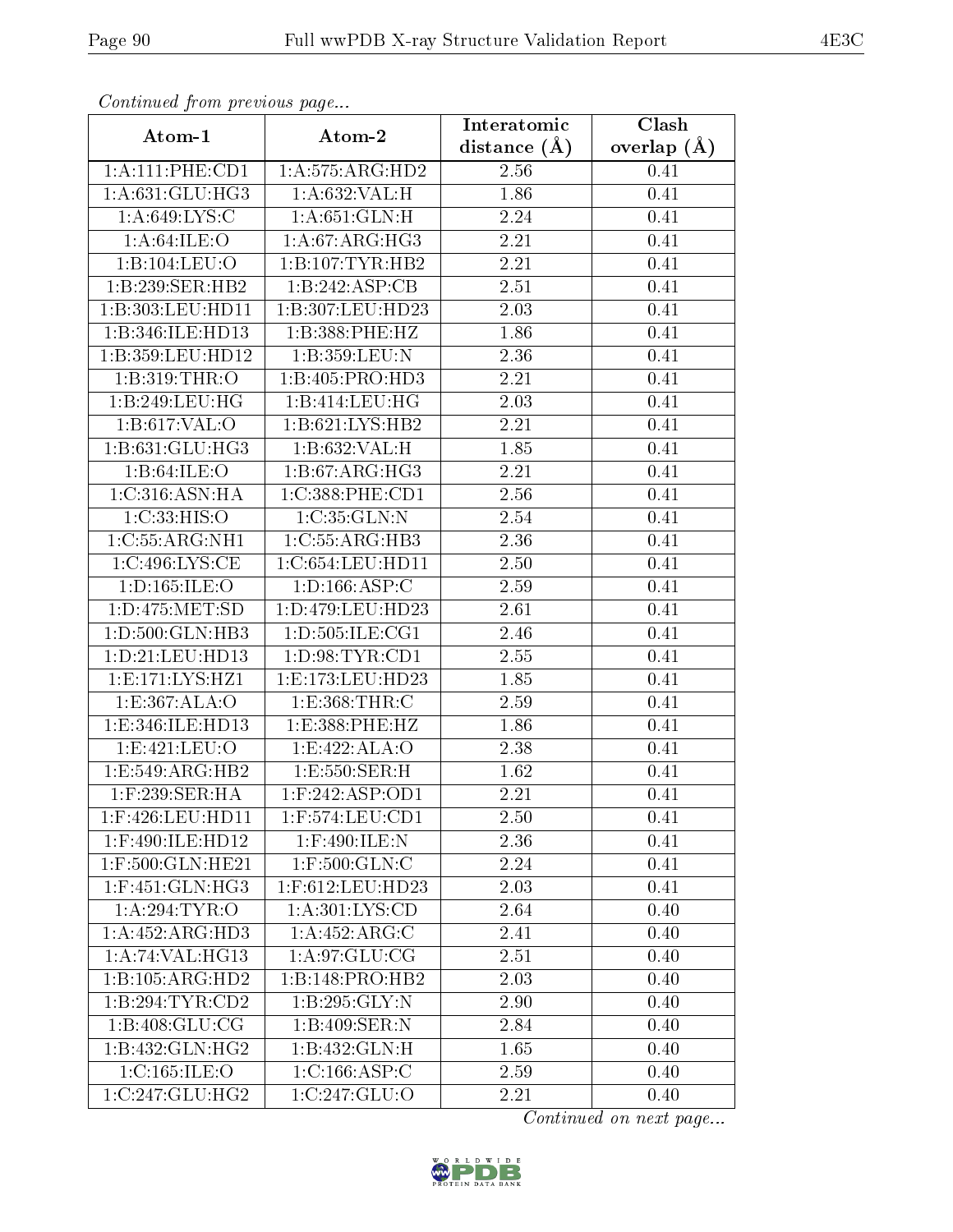*Continued from previous page...*

| Atom-1 | Atom-2 | Interatomic distance (Å) | Clash overlap (Å) |
|---|---|---|---|
| 1:A:111:PHE:CD1 | 1:A:575:ARG:HD2 | 2.56 | 0.41 |
| 1:A:631:GLU:HG3 | 1:A:632:VAL:H | 1.86 | 0.41 |
| 1:A:649:LYS:C | 1:A:651:GLN:H | 2.24 | 0.41 |
| 1:A:64:ILE:O | 1:A:67:ARG:HG3 | 2.21 | 0.41 |
| 1:B:104:LEU:O | 1:B:107:TYR:HB2 | 2.21 | 0.41 |
| 1:B:239:SER:HB2 | 1:B:242:ASP:CB | 2.51 | 0.41 |
| 1:B:303:LEU:HD11 | 1:B:307:LEU:HD23 | 2.03 | 0.41 |
| 1:B:346:ILE:HD13 | 1:B:388:PHE:HZ | 1.86 | 0.41 |
| 1:B:359:LEU:HD12 | 1:B:359:LEU:N | 2.36 | 0.41 |
| 1:B:319:THR:O | 1:B:405:PRO:HD3 | 2.21 | 0.41 |
| 1:B:249:LEU:HG | 1:B:414:LEU:HG | 2.03 | 0.41 |
| 1:B:617:VAL:O | 1:B:621:LYS:HB2 | 2.21 | 0.41 |
| 1:B:631:GLU:HG3 | 1:B:632:VAL:H | 1.85 | 0.41 |
| 1:B:64:ILE:O | 1:B:67:ARG:HG3 | 2.21 | 0.41 |
| 1:C:316:ASN:HA | 1:C:388:PHE:CD1 | 2.56 | 0.41 |
| 1:C:33:HIS:O | 1:C:35:GLN:N | 2.54 | 0.41 |
| 1:C:55:ARG:NH1 | 1:C:55:ARG:HB3 | 2.36 | 0.41 |
| 1:C:496:LYS:CE | 1:C:654:LEU:HD11 | 2.50 | 0.41 |
| 1:D:165:ILE:O | 1:D:166:ASP:C | 2.59 | 0.41 |
| 1:D:475:MET:SD | 1:D:479:LEU:HD23 | 2.61 | 0.41 |
| 1:D:500:GLN:HB3 | 1:D:505:ILE:CG1 | 2.46 | 0.41 |
| 1:D:21:LEU:HD13 | 1:D:98:TYR:CD1 | 2.55 | 0.41 |
| 1:E:171:LYS:HZ1 | 1:E:173:LEU:HD23 | 1.85 | 0.41 |
| 1:E:367:ALA:O | 1:E:368:THR:C | 2.59 | 0.41 |
| 1:E:346:ILE:HD13 | 1:E:388:PHE:HZ | 1.86 | 0.41 |
| 1:E:421:LEU:O | 1:E:422:ALA:O | 2.38 | 0.41 |
| 1:E:549:ARG:HB2 | 1:E:550:SER:H | 1.62 | 0.41 |
| 1:F:239:SER:HA | 1:F:242:ASP:OD1 | 2.21 | 0.41 |
| 1:F:426:LEU:HD11 | 1:F:574:LEU:CD1 | 2.50 | 0.41 |
| 1:F:490:ILE:HD12 | 1:F:490:ILE:N | 2.36 | 0.41 |
| 1:F:500:GLN:HE21 | 1:F:500:GLN:C | 2.24 | 0.41 |
| 1:F:451:GLN:HG3 | 1:F:612:LEU:HD23 | 2.03 | 0.41 |
| 1:A:294:TYR:O | 1:A:301:LYS:CD | 2.64 | 0.40 |
| 1:A:452:ARG:HD3 | 1:A:452:ARG:C | 2.41 | 0.40 |
| 1:A:74:VAL:HG13 | 1:A:97:GLU:CG | 2.51 | 0.40 |
| 1:B:105:ARG:HD2 | 1:B:148:PRO:HB2 | 2.03 | 0.40 |
| 1:B:294:TYR:CD2 | 1:B:295:GLY:N | 2.90 | 0.40 |
| 1:B:408:GLU:CG | 1:B:409:SER:N | 2.84 | 0.40 |
| 1:B:432:GLN:HG2 | 1:B:432:GLN:H | 1.65 | 0.40 |
| 1:C:165:ILE:O | 1:C:166:ASP:C | 2.59 | 0.40 |
| 1:C:247:GLU:HG2 | 1:C:247:GLU:O | 2.21 | 0.40 |

*Continued on next page...*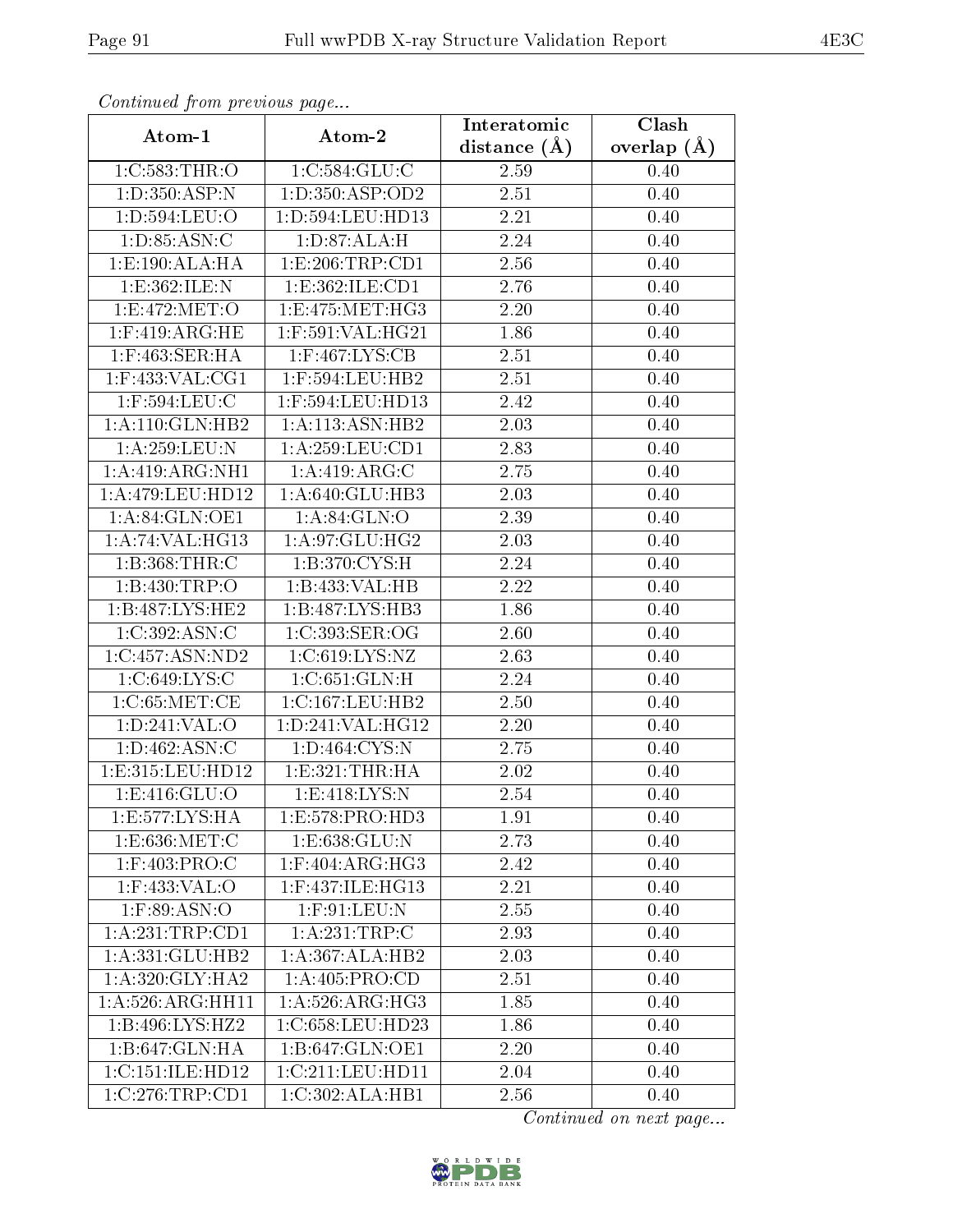*Continued from previous page...*

| Atom-1 | Atom-2 | Interatomic distance (Å) | Clash overlap (Å) |
|---|---|---|---|
| 1:C:583:THR:O | 1:C:584:GLU:C | 2.59 | 0.40 |
| 1:D:350:ASP:N | 1:D:350:ASP:OD2 | 2.51 | 0.40 |
| 1:D:594:LEU:O | 1:D:594:LEU:HD13 | 2.21 | 0.40 |
| 1:D:85:ASN:C | 1:D:87:ALA:H | 2.24 | 0.40 |
| 1:E:190:ALA:HA | 1:E:206:TRP:CD1 | 2.56 | 0.40 |
| 1:E:362:ILE:N | 1:E:362:ILE:CD1 | 2.76 | 0.40 |
| 1:E:472:MET:O | 1:E:475:MET:HG3 | 2.20 | 0.40 |
| 1:F:419:ARG:HE | 1:F:591:VAL:HG21 | 1.86 | 0.40 |
| 1:F:463:SER:HA | 1:F:467:LYS:CB | 2.51 | 0.40 |
| 1:F:433:VAL:CG1 | 1:F:594:LEU:HB2 | 2.51 | 0.40 |
| 1:F:594:LEU:C | 1:F:594:LEU:HD13 | 2.42 | 0.40 |
| 1:A:110:GLN:HB2 | 1:A:113:ASN:HB2 | 2.03 | 0.40 |
| 1:A:259:LEU:N | 1:A:259:LEU:CD1 | 2.83 | 0.40 |
| 1:A:419:ARG:NH1 | 1:A:419:ARG:C | 2.75 | 0.40 |
| 1:A:479:LEU:HD12 | 1:A:640:GLU:HB3 | 2.03 | 0.40 |
| 1:A:84:GLN:OE1 | 1:A:84:GLN:O | 2.39 | 0.40 |
| 1:A:74:VAL:HG13 | 1:A:97:GLU:HG2 | 2.03 | 0.40 |
| 1:B:368:THR:C | 1:B:370:CYS:H | 2.24 | 0.40 |
| 1:B:430:TRP:O | 1:B:433:VAL:HB | 2.22 | 0.40 |
| 1:B:487:LYS:HE2 | 1:B:487:LYS:HB3 | 1.86 | 0.40 |
| 1:C:392:ASN:C | 1:C:393:SER:OG | 2.60 | 0.40 |
| 1:C:457:ASN:ND2 | 1:C:619:LYS:NZ | 2.63 | 0.40 |
| 1:C:649:LYS:C | 1:C:651:GLN:H | 2.24 | 0.40 |
| 1:C:65:MET:CE | 1:C:167:LEU:HB2 | 2.50 | 0.40 |
| 1:D:241:VAL:O | 1:D:241:VAL:HG12 | 2.20 | 0.40 |
| 1:D:462:ASN:C | 1:D:464:CYS:N | 2.75 | 0.40 |
| 1:E:315:LEU:HD12 | 1:E:321:THR:HA | 2.02 | 0.40 |
| 1:E:416:GLU:O | 1:E:418:LYS:N | 2.54 | 0.40 |
| 1:E:577:LYS:HA | 1:E:578:PRO:HD3 | 1.91 | 0.40 |
| 1:E:636:MET:C | 1:E:638:GLU:N | 2.73 | 0.40 |
| 1:F:403:PRO:C | 1:F:404:ARG:HG3 | 2.42 | 0.40 |
| 1:F:433:VAL:O | 1:F:437:ILE:HG13 | 2.21 | 0.40 |
| 1:F:89:ASN:O | 1:F:91:LEU:N | 2.55 | 0.40 |
| 1:A:231:TRP:CD1 | 1:A:231:TRP:C | 2.93 | 0.40 |
| 1:A:331:GLU:HB2 | 1:A:367:ALA:HB2 | 2.03 | 0.40 |
| 1:A:320:GLY:HA2 | 1:A:405:PRO:CD | 2.51 | 0.40 |
| 1:A:526:ARG:HH11 | 1:A:526:ARG:HG3 | 1.85 | 0.40 |
| 1:B:496:LYS:HZ2 | 1:C:658:LEU:HD23 | 1.86 | 0.40 |
| 1:B:647:GLN:HA | 1:B:647:GLN:OE1 | 2.20 | 0.40 |
| 1:C:151:ILE:HD12 | 1:C:211:LEU:HD11 | 2.04 | 0.40 |
| 1:C:276:TRP:CD1 | 1:C:302:ALA:HB1 | 2.56 | 0.40 |

*Continued on next page...*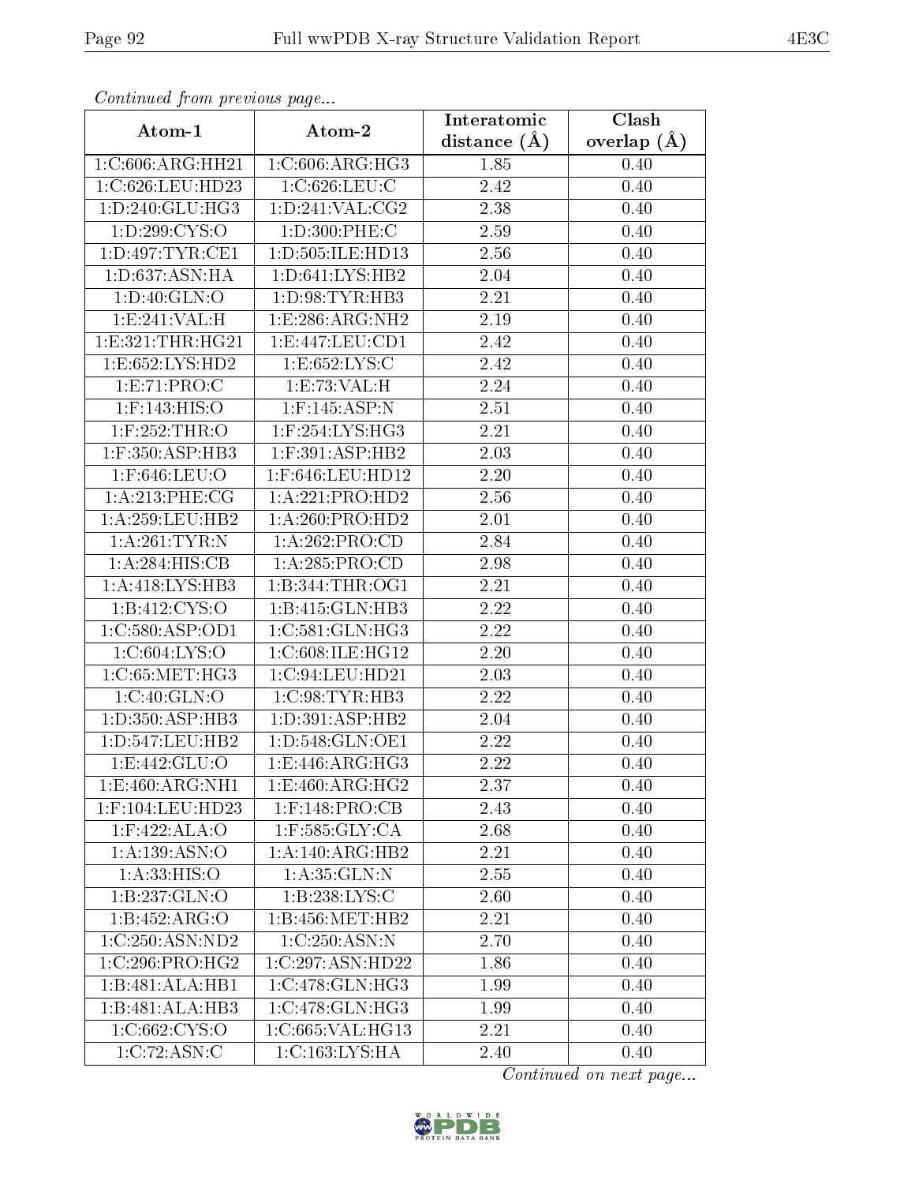*Continued from previous page...*

| Atom-1 | Atom-2 | Interatomic distance (Å) | Clash overlap (Å) |
| --- | --- | --- | --- |
| 1:C:606:ARG:HH21 | 1:C:606:ARG:HG3 | 1.85 | 0.40 |
| 1:C:626:LEU:HD23 | 1:C:626:LEU:C | 2.42 | 0.40 |
| 1:D:240:GLU:HG3 | 1:D:241:VAL:CG2 | 2.38 | 0.40 |
| 1:D:299:CYS:O | 1:D:300:PHE:C | 2.59 | 0.40 |
| 1:D:497:TYR:CE1 | 1:D:505:ILE:HD13 | 2.56 | 0.40 |
| 1:D:637:ASN:HA | 1:D:641:LYS:HB2 | 2.04 | 0.40 |
| 1:D:40:GLN:O | 1:D:98:TYR:HB3 | 2.21 | 0.40 |
| 1:E:241:VAL:H | 1:E:286:ARG:NH2 | 2.19 | 0.40 |
| 1:E:321:THR:HG21 | 1:E:447:LEU:CD1 | 2.42 | 0.40 |
| 1:E:652:LYS:HD2 | 1:E:652:LYS:C | 2.42 | 0.40 |
| 1:E:71:PRO:C | 1:E:73:VAL:H | 2.24 | 0.40 |
| 1:F:143:HIS:O | 1:F:145:ASP:N | 2.51 | 0.40 |
| 1:F:252:THR:O | 1:F:254:LYS:HG3 | 2.21 | 0.40 |
| 1:F:350:ASP:HB3 | 1:F:391:ASP:HB2 | 2.03 | 0.40 |
| 1:F:646:LEU:O | 1:F:646:LEU:HD12 | 2.20 | 0.40 |
| 1:A:213:PHE:CG | 1:A:221:PRO:HD2 | 2.56 | 0.40 |
| 1:A:259:LEU:HB2 | 1:A:260:PRO:HD2 | 2.01 | 0.40 |
| 1:A:261:TYR:N | 1:A:262:PRO:CD | 2.84 | 0.40 |
| 1:A:284:HIS:CB | 1:A:285:PRO:CD | 2.98 | 0.40 |
| 1:A:418:LYS:HB3 | 1:B:344:THR:OG1 | 2.21 | 0.40 |
| 1:B:412:CYS:O | 1:B:415:GLN:HB3 | 2.22 | 0.40 |
| 1:C:580:ASP:OD1 | 1:C:581:GLN:HG3 | 2.22 | 0.40 |
| 1:C:604:LYS:O | 1:C:608:ILE:HG12 | 2.20 | 0.40 |
| 1:C:65:MET:HG3 | 1:C:94:LEU:HD21 | 2.03 | 0.40 |
| 1:C:40:GLN:O | 1:C:98:TYR:HB3 | 2.22 | 0.40 |
| 1:D:350:ASP:HB3 | 1:D:391:ASP:HB2 | 2.04 | 0.40 |
| 1:D:547:LEU:HB2 | 1:D:548:GLN:OE1 | 2.22 | 0.40 |
| 1:E:442:GLU:O | 1:E:446:ARG:HG3 | 2.22 | 0.40 |
| 1:E:460:ARG:NH1 | 1:E:460:ARG:HG2 | 2.37 | 0.40 |
| 1:F:104:LEU:HD23 | 1:F:148:PRO:CB | 2.43 | 0.40 |
| 1:F:422:ALA:O | 1:F:585:GLY:CA | 2.68 | 0.40 |
| 1:A:139:ASN:O | 1:A:140:ARG:HB2 | 2.21 | 0.40 |
| 1:A:33:HIS:O | 1:A:35:GLN:N | 2.55 | 0.40 |
| 1:B:237:GLN:O | 1:B:238:LYS:C | 2.60 | 0.40 |
| 1:B:452:ARG:O | 1:B:456:MET:HB2 | 2.21 | 0.40 |
| 1:C:250:ASN:ND2 | 1:C:250:ASN:N | 2.70 | 0.40 |
| 1:C:296:PRO:HG2 | 1:C:297:ASN:HD22 | 1.86 | 0.40 |
| 1:B:481:ALA:HB1 | 1:C:478:GLN:HG3 | 1.99 | 0.40 |
| 1:B:481:ALA:HB3 | 1:C:478:GLN:HG3 | 1.99 | 0.40 |
| 1:C:662:CYS:O | 1:C:665:VAL:HG13 | 2.21 | 0.40 |
| 1:C:72:ASN:C | 1:C:163:LYS:HA | 2.40 | 0.40 |

*Continued on next page...*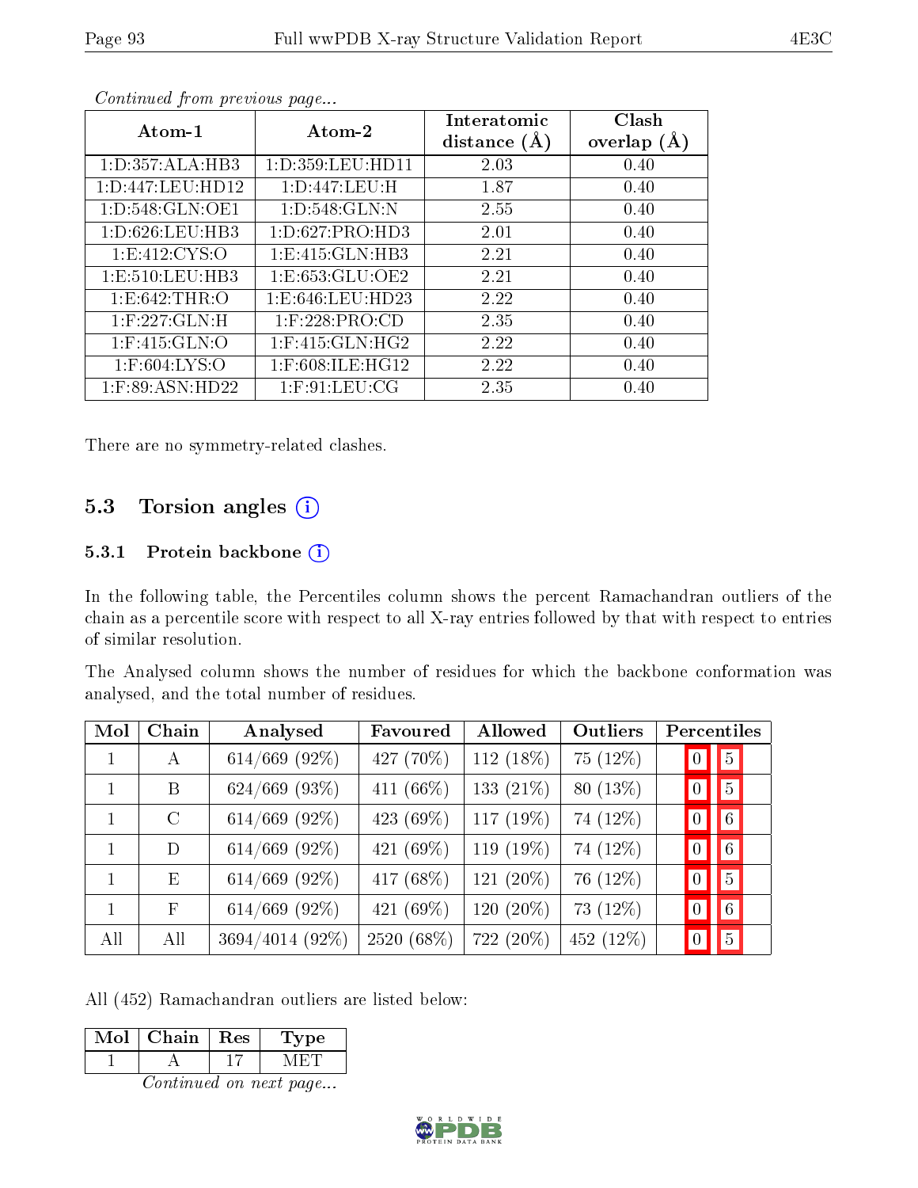*Continued from previous page...*

| Atom-1 | Atom-2 | Interatomic distance (Å) | Clash overlap (Å) |
|---|---|---|---|
| 1:D:357:ALA:HB3 | 1:D:359:LEU:HD11 | 2.03 | 0.40 |
| 1:D:447:LEU:HD12 | 1:D:447:LEU:H | 1.87 | 0.40 |
| 1:D:548:GLN:OE1 | 1:D:548:GLN:N | 2.55 | 0.40 |
| 1:D:626:LEU:HB3 | 1:D:627:PRO:HD3 | 2.01 | 0.40 |
| 1:E:412:CYS:O | 1:E:415:GLN:HB3 | 2.21 | 0.40 |
| 1:E:510:LEU:HB3 | 1:E:653:GLU:OE2 | 2.21 | 0.40 |
| 1:E:642:THR:O | 1:E:646:LEU:HD23 | 2.22 | 0.40 |
| 1:F:227:GLN:H | 1:F:228:PRO:CD | 2.35 | 0.40 |
| 1:F:415:GLN:O | 1:F:415:GLN:HG2 | 2.22 | 0.40 |
| 1:F:604:LYS:O | 1:F:608:ILE:HG12 | 2.22 | 0.40 |
| 1:F:89:ASN:HD22 | 1:F:91:LEU:CG | 2.35 | 0.40 |

There are no symmetry-related clashes.

## 5.3 Torsion angles

### 5.3.1 Protein backbone

In the following table, the Percentiles column shows the percent Ramachandran outliers of the chain as a percentile score with respect to all X-ray entries followed by that with respect to entries of similar resolution.

The Analysed column shows the number of residues for which the backbone conformation was analysed, and the total number of residues.

| Mol | Chain | Analysed | Favoured | Allowed | Outliers | Percentiles | |
|---|---|---|---|---|---|---|---|
| 1 | A | 614/669 (92%) | 427 (70%) | 112 (18%) | 75 (12%) | 0 | 5 |
| 1 | B | 624/669 (93%) | 411 (66%) | 133 (21%) | 80 (13%) | 0 | 5 |
| 1 | C | 614/669 (92%) | 423 (69%) | 117 (19%) | 74 (12%) | 0 | 6 |
| 1 | D | 614/669 (92%) | 421 (69%) | 119 (19%) | 74 (12%) | 0 | 6 |
| 1 | E | 614/669 (92%) | 417 (68%) | 121 (20%) | 76 (12%) | 0 | 5 |
| 1 | F | 614/669 (92%) | 421 (69%) | 120 (20%) | 73 (12%) | 0 | 6 |
| All | All | 3694/4014 (92%) | 2520 (68%) | 722 (20%) | 452 (12%) | 0 | 5 |

All (452) Ramachandran outliers are listed below:

| Mol | Chain | Res | Type |
|---|---|---|---|
| 1 | A | 17 | MET |

*Continued on next page...*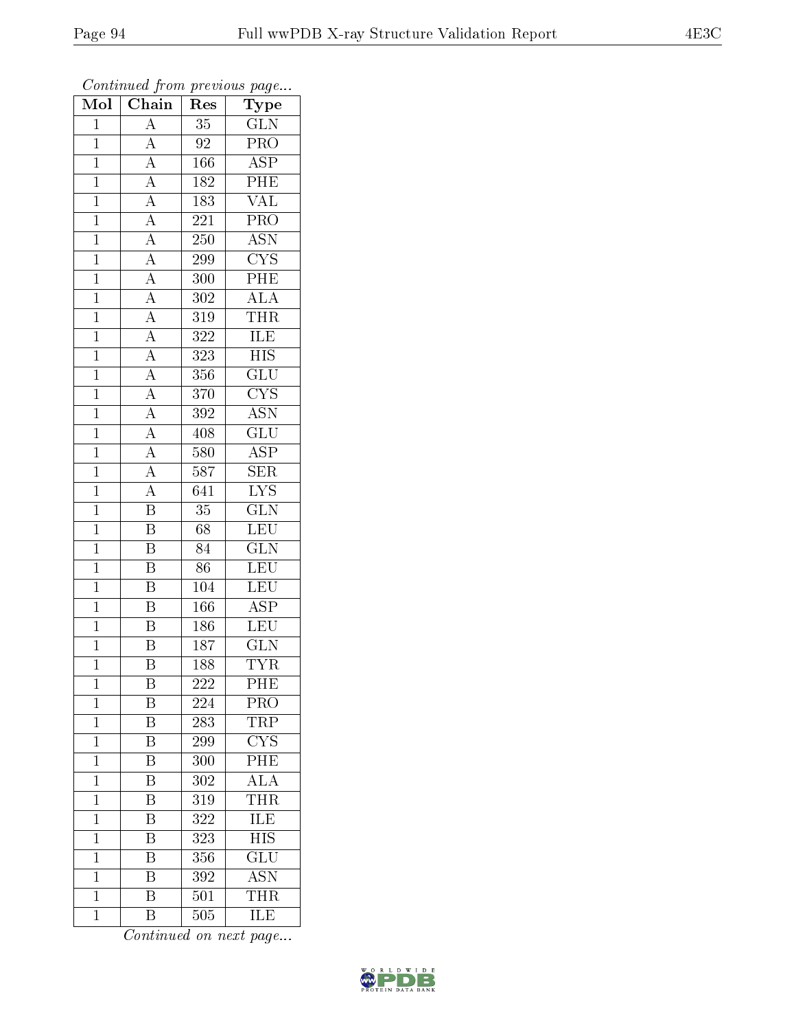*Continued from previous page...*

| Mol | Chain | Res | Type |
| --- | --- | --- | --- |
| 1 | A | 35 | GLN |
| 1 | A | 92 | PRO |
| 1 | A | 166 | ASP |
| 1 | A | 182 | PHE |
| 1 | A | 183 | VAL |
| 1 | A | 221 | PRO |
| 1 | A | 250 | ASN |
| 1 | A | 299 | CYS |
| 1 | A | 300 | PHE |
| 1 | A | 302 | ALA |
| 1 | A | 319 | THR |
| 1 | A | 322 | ILE |
| 1 | A | 323 | HIS |
| 1 | A | 356 | GLU |
| 1 | A | 370 | CYS |
| 1 | A | 392 | ASN |
| 1 | A | 408 | GLU |
| 1 | A | 580 | ASP |
| 1 | A | 587 | SER |
| 1 | A | 641 | LYS |
| 1 | B | 35 | GLN |
| 1 | B | 68 | LEU |
| 1 | B | 84 | GLN |
| 1 | B | 86 | LEU |
| 1 | B | 104 | LEU |
| 1 | B | 166 | ASP |
| 1 | B | 186 | LEU |
| 1 | B | 187 | GLN |
| 1 | B | 188 | TYR |
| 1 | B | 222 | PHE |
| 1 | B | 224 | PRO |
| 1 | B | 283 | TRP |
| 1 | B | 299 | CYS |
| 1 | B | 300 | PHE |
| 1 | B | 302 | ALA |
| 1 | B | 319 | THR |
| 1 | B | 322 | ILE |
| 1 | B | 323 | HIS |
| 1 | B | 356 | GLU |
| 1 | B | 392 | ASN |
| 1 | B | 501 | THR |
| 1 | B | 505 | ILE |

*Continued on next page...*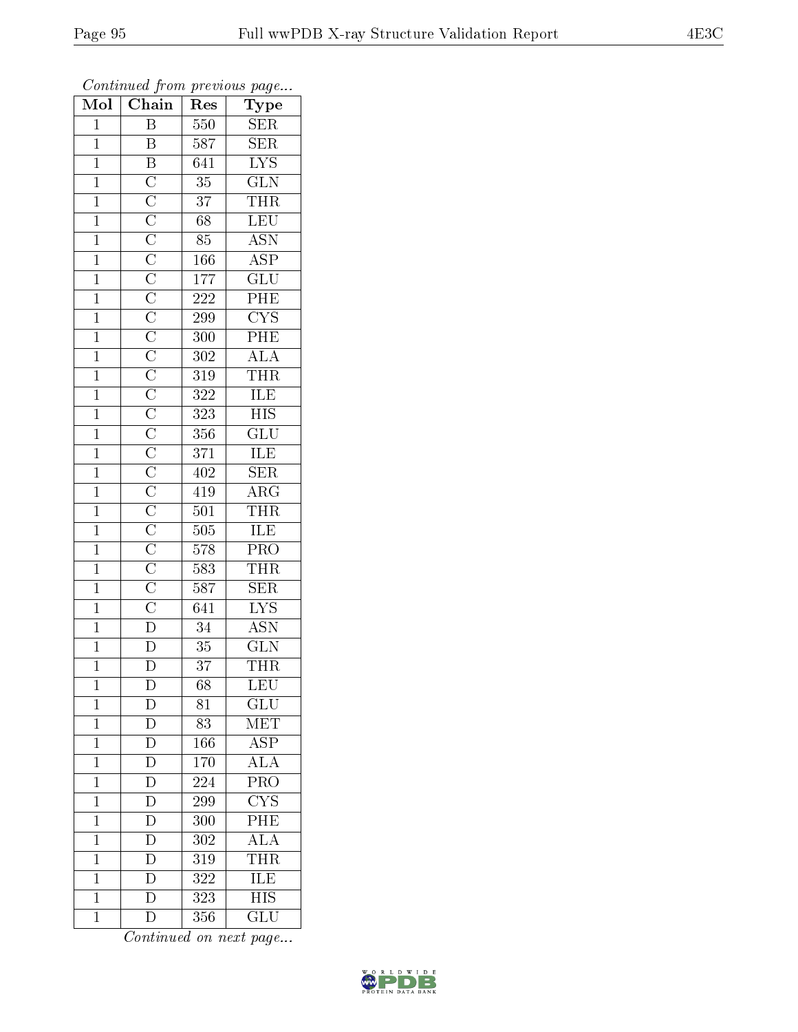*Continued from previous page...*

| Mol | Chain | Res | Type |
|---|---|---|---|
| 1 | B | 550 | SER |
| 1 | B | 587 | SER |
| 1 | B | 641 | LYS |
| 1 | C | 35 | GLN |
| 1 | C | 37 | THR |
| 1 | C | 68 | LEU |
| 1 | C | 85 | ASN |
| 1 | C | 166 | ASP |
| 1 | C | 177 | GLU |
| 1 | C | 222 | PHE |
| 1 | C | 299 | CYS |
| 1 | C | 300 | PHE |
| 1 | C | 302 | ALA |
| 1 | C | 319 | THR |
| 1 | C | 322 | ILE |
| 1 | C | 323 | HIS |
| 1 | C | 356 | GLU |
| 1 | C | 371 | ILE |
| 1 | C | 402 | SER |
| 1 | C | 419 | ARG |
| 1 | C | 501 | THR |
| 1 | C | 505 | ILE |
| 1 | C | 578 | PRO |
| 1 | C | 583 | THR |
| 1 | C | 587 | SER |
| 1 | C | 641 | LYS |
| 1 | D | 34 | ASN |
| 1 | D | 35 | GLN |
| 1 | D | 37 | THR |
| 1 | D | 68 | LEU |
| 1 | D | 81 | GLU |
| 1 | D | 83 | MET |
| 1 | D | 166 | ASP |
| 1 | D | 170 | ALA |
| 1 | D | 224 | PRO |
| 1 | D | 299 | CYS |
| 1 | D | 300 | PHE |
| 1 | D | 302 | ALA |
| 1 | D | 319 | THR |
| 1 | D | 322 | ILE |
| 1 | D | 323 | HIS |
| 1 | D | 356 | GLU |

*Continued on next page...*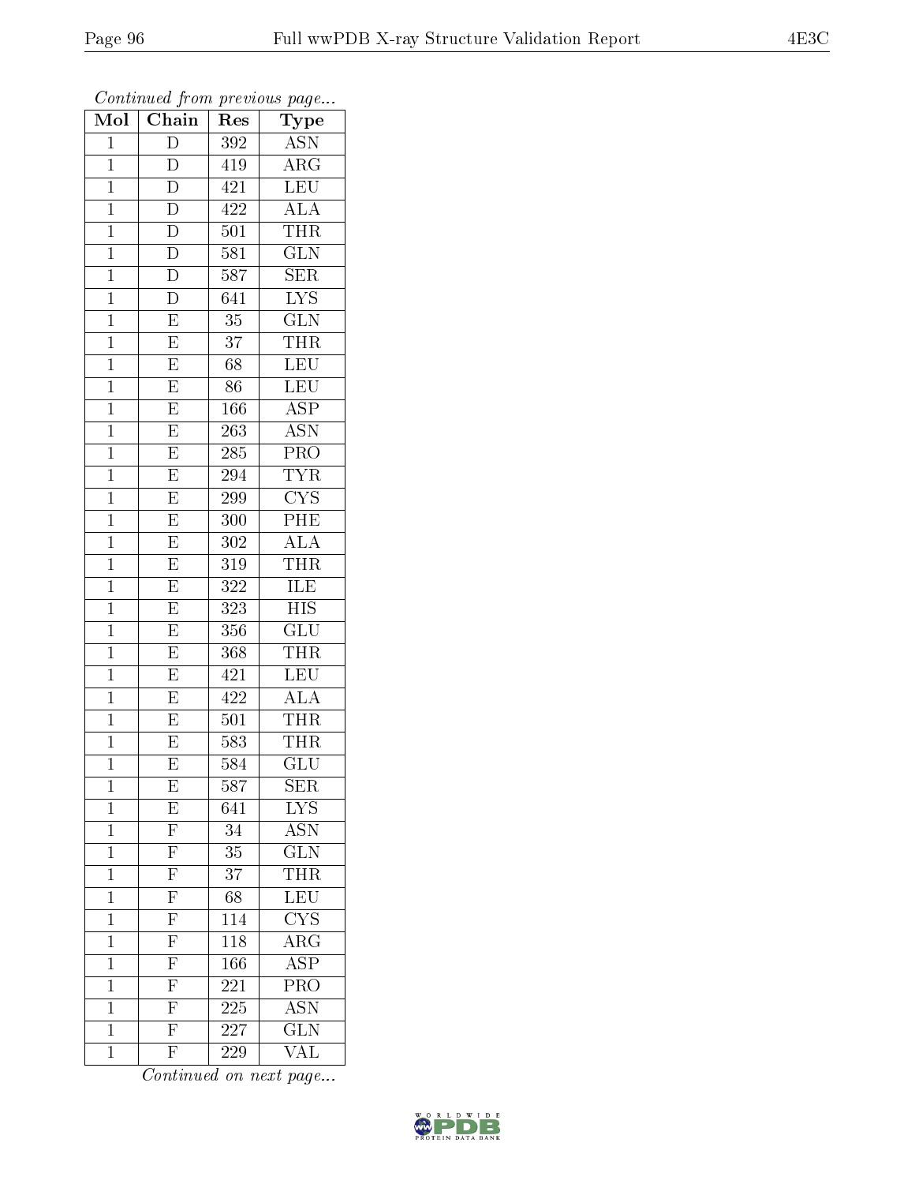*Continued from previous page...*

| Mol | Chain | Res | Type |
|---|---|---|---|
| 1 | D | 392 | ASN |
| 1 | D | 419 | ARG |
| 1 | D | 421 | LEU |
| 1 | D | 422 | ALA |
| 1 | D | 501 | THR |
| 1 | D | 581 | GLN |
| 1 | D | 587 | SER |
| 1 | D | 641 | LYS |
| 1 | E | 35 | GLN |
| 1 | E | 37 | THR |
| 1 | E | 68 | LEU |
| 1 | E | 86 | LEU |
| 1 | E | 166 | ASP |
| 1 | E | 263 | ASN |
| 1 | E | 285 | PRO |
| 1 | E | 294 | TYR |
| 1 | E | 299 | CYS |
| 1 | E | 300 | PHE |
| 1 | E | 302 | ALA |
| 1 | E | 319 | THR |
| 1 | E | 322 | ILE |
| 1 | E | 323 | HIS |
| 1 | E | 356 | GLU |
| 1 | E | 368 | THR |
| 1 | E | 421 | LEU |
| 1 | E | 422 | ALA |
| 1 | E | 501 | THR |
| 1 | E | 583 | THR |
| 1 | E | 584 | GLU |
| 1 | E | 587 | SER |
| 1 | E | 641 | LYS |
| 1 | F | 34 | ASN |
| 1 | F | 35 | GLN |
| 1 | F | 37 | THR |
| 1 | F | 68 | LEU |
| 1 | F | 114 | CYS |
| 1 | F | 118 | ARG |
| 1 | F | 166 | ASP |
| 1 | F | 221 | PRO |
| 1 | F | 225 | ASN |
| 1 | F | 227 | GLN |
| 1 | F | 229 | VAL |

*Continued on next page...*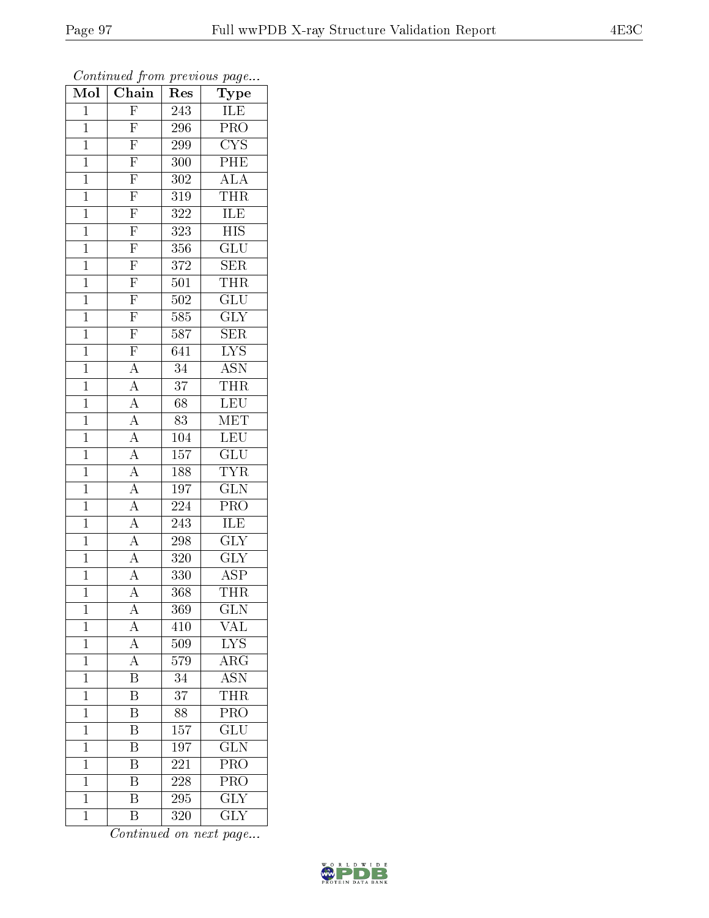*Continued from previous page...*

| Mol | Chain | Res | Type |
|---|---|---|---|
| 1 | F | 243 | ILE |
| 1 | F | 296 | PRO |
| 1 | F | 299 | CYS |
| 1 | F | 300 | PHE |
| 1 | F | 302 | ALA |
| 1 | F | 319 | THR |
| 1 | F | 322 | ILE |
| 1 | F | 323 | HIS |
| 1 | F | 356 | GLU |
| 1 | F | 372 | SER |
| 1 | F | 501 | THR |
| 1 | F | 502 | GLU |
| 1 | F | 585 | GLY |
| 1 | F | 587 | SER |
| 1 | F | 641 | LYS |
| 1 | A | 34 | ASN |
| 1 | A | 37 | THR |
| 1 | A | 68 | LEU |
| 1 | A | 83 | MET |
| 1 | A | 104 | LEU |
| 1 | A | 157 | GLU |
| 1 | A | 188 | TYR |
| 1 | A | 197 | GLN |
| 1 | A | 224 | PRO |
| 1 | A | 243 | ILE |
| 1 | A | 298 | GLY |
| 1 | A | 320 | GLY |
| 1 | A | 330 | ASP |
| 1 | A | 368 | THR |
| 1 | A | 369 | GLN |
| 1 | A | 410 | VAL |
| 1 | A | 509 | LYS |
| 1 | A | 579 | ARG |
| 1 | B | 34 | ASN |
| 1 | B | 37 | THR |
| 1 | B | 88 | PRO |
| 1 | B | 157 | GLU |
| 1 | B | 197 | GLN |
| 1 | B | 221 | PRO |
| 1 | B | 228 | PRO |
| 1 | B | 295 | GLY |
| 1 | B | 320 | GLY |

*Continued on next page...*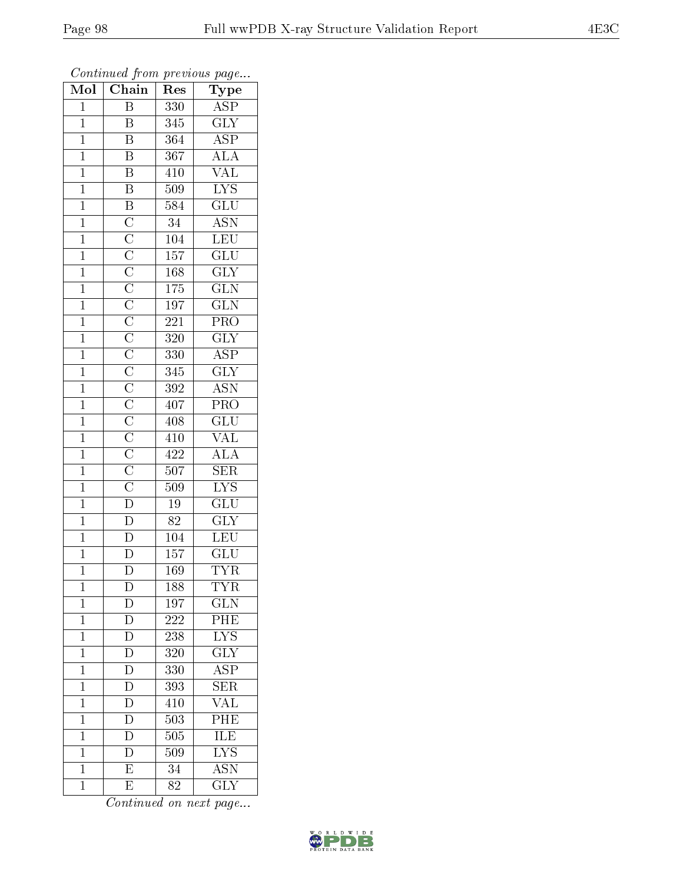*Continued from previous page...*

| Mol | Chain | Res | Type |
|---|---|---|---|
| 1 | B | 330 | ASP |
| 1 | B | 345 | GLY |
| 1 | B | 364 | ASP |
| 1 | B | 367 | ALA |
| 1 | B | 410 | VAL |
| 1 | B | 509 | LYS |
| 1 | B | 584 | GLU |
| 1 | C | 34 | ASN |
| 1 | C | 104 | LEU |
| 1 | C | 157 | GLU |
| 1 | C | 168 | GLY |
| 1 | C | 175 | GLN |
| 1 | C | 197 | GLN |
| 1 | C | 221 | PRO |
| 1 | C | 320 | GLY |
| 1 | C | 330 | ASP |
| 1 | C | 345 | GLY |
| 1 | C | 392 | ASN |
| 1 | C | 407 | PRO |
| 1 | C | 408 | GLU |
| 1 | C | 410 | VAL |
| 1 | C | 422 | ALA |
| 1 | C | 507 | SER |
| 1 | C | 509 | LYS |
| 1 | D | 19 | GLU |
| 1 | D | 82 | GLY |
| 1 | D | 104 | LEU |
| 1 | D | 157 | GLU |
| 1 | D | 169 | TYR |
| 1 | D | 188 | TYR |
| 1 | D | 197 | GLN |
| 1 | D | 222 | PHE |
| 1 | D | 238 | LYS |
| 1 | D | 320 | GLY |
| 1 | D | 330 | ASP |
| 1 | D | 393 | SER |
| 1 | D | 410 | VAL |
| 1 | D | 503 | PHE |
| 1 | D | 505 | ILE |
| 1 | D | 509 | LYS |
| 1 | E | 34 | ASN |
| 1 | E | 82 | GLY |

*Continued on next page...*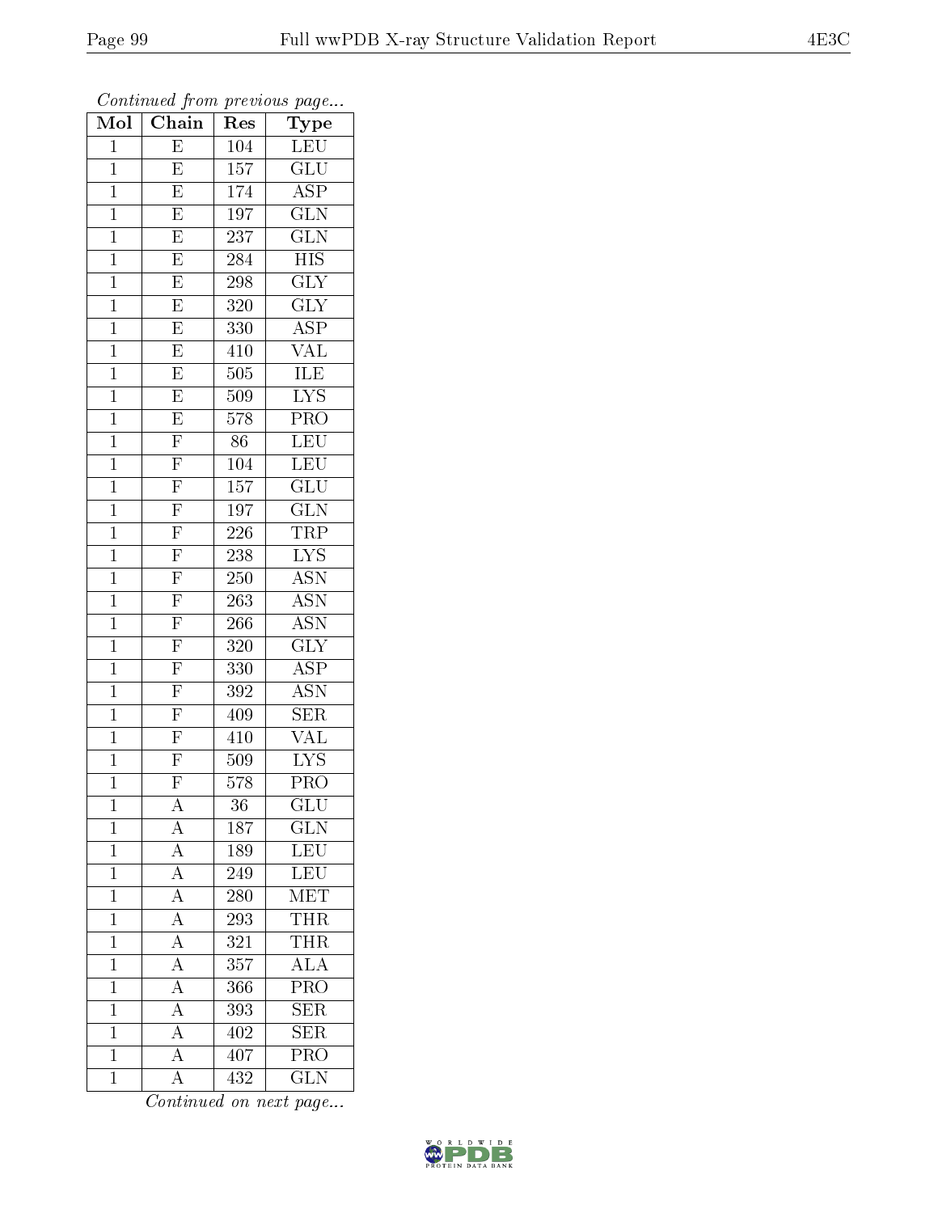*Continued from previous page...*

| Mol | Chain | Res | Type |
| --- | --- | --- | --- |
| 1 | E | 104 | LEU |
| 1 | E | 157 | GLU |
| 1 | E | 174 | ASP |
| 1 | E | 197 | GLN |
| 1 | E | 237 | GLN |
| 1 | E | 284 | HIS |
| 1 | E | 298 | GLY |
| 1 | E | 320 | GLY |
| 1 | E | 330 | ASP |
| 1 | E | 410 | VAL |
| 1 | E | 505 | ILE |
| 1 | E | 509 | LYS |
| 1 | E | 578 | PRO |
| 1 | F | 86 | LEU |
| 1 | F | 104 | LEU |
| 1 | F | 157 | GLU |
| 1 | F | 197 | GLN |
| 1 | F | 226 | TRP |
| 1 | F | 238 | LYS |
| 1 | F | 250 | ASN |
| 1 | F | 263 | ASN |
| 1 | F | 266 | ASN |
| 1 | F | 320 | GLY |
| 1 | F | 330 | ASP |
| 1 | F | 392 | ASN |
| 1 | F | 409 | SER |
| 1 | F | 410 | VAL |
| 1 | F | 509 | LYS |
| 1 | F | 578 | PRO |
| 1 | A | 36 | GLU |
| 1 | A | 187 | GLN |
| 1 | A | 189 | LEU |
| 1 | A | 249 | LEU |
| 1 | A | 280 | MET |
| 1 | A | 293 | THR |
| 1 | A | 321 | THR |
| 1 | A | 357 | ALA |
| 1 | A | 366 | PRO |
| 1 | A | 393 | SER |
| 1 | A | 402 | SER |
| 1 | A | 407 | PRO |
| 1 | A | 432 | GLN |

*Continued on next page...*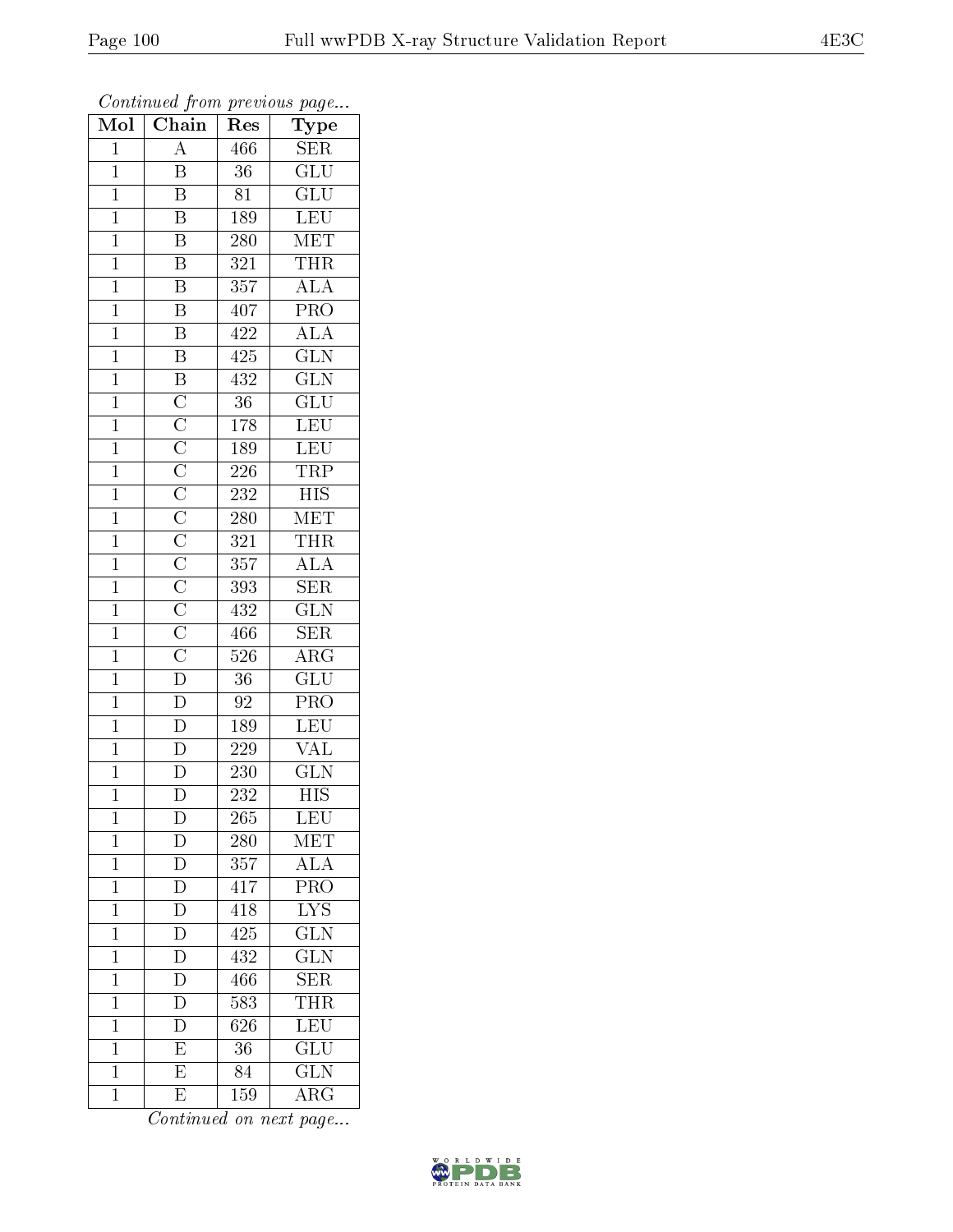*Continued from previous page...*

| Mol | Chain | Res | Type |
|---|---|---|---|
| 1 | A | 466 | SER |
| 1 | B | 36 | GLU |
| 1 | B | 81 | GLU |
| 1 | B | 189 | LEU |
| 1 | B | 280 | MET |
| 1 | B | 321 | THR |
| 1 | B | 357 | ALA |
| 1 | B | 407 | PRO |
| 1 | B | 422 | ALA |
| 1 | B | 425 | GLN |
| 1 | B | 432 | GLN |
| 1 | C | 36 | GLU |
| 1 | C | 178 | LEU |
| 1 | C | 189 | LEU |
| 1 | C | 226 | TRP |
| 1 | C | 232 | HIS |
| 1 | C | 280 | MET |
| 1 | C | 321 | THR |
| 1 | C | 357 | ALA |
| 1 | C | 393 | SER |
| 1 | C | 432 | GLN |
| 1 | C | 466 | SER |
| 1 | C | 526 | ARG |
| 1 | D | 36 | GLU |
| 1 | D | 92 | PRO |
| 1 | D | 189 | LEU |
| 1 | D | 229 | VAL |
| 1 | D | 230 | GLN |
| 1 | D | 232 | HIS |
| 1 | D | 265 | LEU |
| 1 | D | 280 | MET |
| 1 | D | 357 | ALA |
| 1 | D | 417 | PRO |
| 1 | D | 418 | LYS |
| 1 | D | 425 | GLN |
| 1 | D | 432 | GLN |
| 1 | D | 466 | SER |
| 1 | D | 583 | THR |
| 1 | D | 626 | LEU |
| 1 | E | 36 | GLU |
| 1 | E | 84 | GLN |
| 1 | E | 159 | ARG |

*Continued on next page...*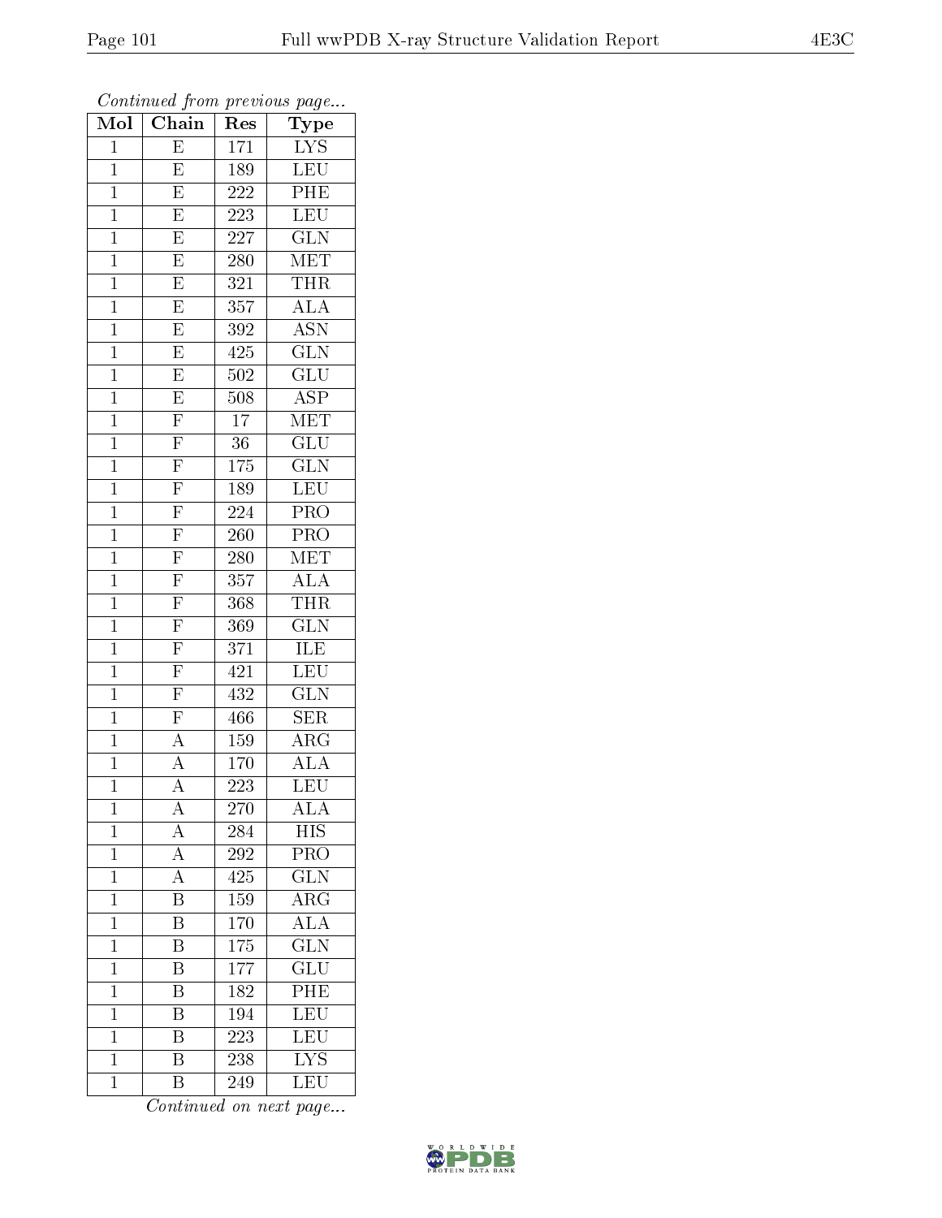*Continued from previous page...*

| Mol | Chain | Res | Type |
|---|---|---|---|
| 1 | E | 171 | LYS |
| 1 | E | 189 | LEU |
| 1 | E | 222 | PHE |
| 1 | E | 223 | LEU |
| 1 | E | 227 | GLN |
| 1 | E | 280 | MET |
| 1 | E | 321 | THR |
| 1 | E | 357 | ALA |
| 1 | E | 392 | ASN |
| 1 | E | 425 | GLN |
| 1 | E | 502 | GLU |
| 1 | E | 508 | ASP |
| 1 | F | 17 | MET |
| 1 | F | 36 | GLU |
| 1 | F | 175 | GLN |
| 1 | F | 189 | LEU |
| 1 | F | 224 | PRO |
| 1 | F | 260 | PRO |
| 1 | F | 280 | MET |
| 1 | F | 357 | ALA |
| 1 | F | 368 | THR |
| 1 | F | 369 | GLN |
| 1 | F | 371 | ILE |
| 1 | F | 421 | LEU |
| 1 | F | 432 | GLN |
| 1 | F | 466 | SER |
| 1 | A | 159 | ARG |
| 1 | A | 170 | ALA |
| 1 | A | 223 | LEU |
| 1 | A | 270 | ALA |
| 1 | A | 284 | HIS |
| 1 | A | 292 | PRO |
| 1 | A | 425 | GLN |
| 1 | B | 159 | ARG |
| 1 | B | 170 | ALA |
| 1 | B | 175 | GLN |
| 1 | B | 177 | GLU |
| 1 | B | 182 | PHE |
| 1 | B | 194 | LEU |
| 1 | B | 223 | LEU |
| 1 | B | 238 | LYS |
| 1 | B | 249 | LEU |

*Continued on next page...*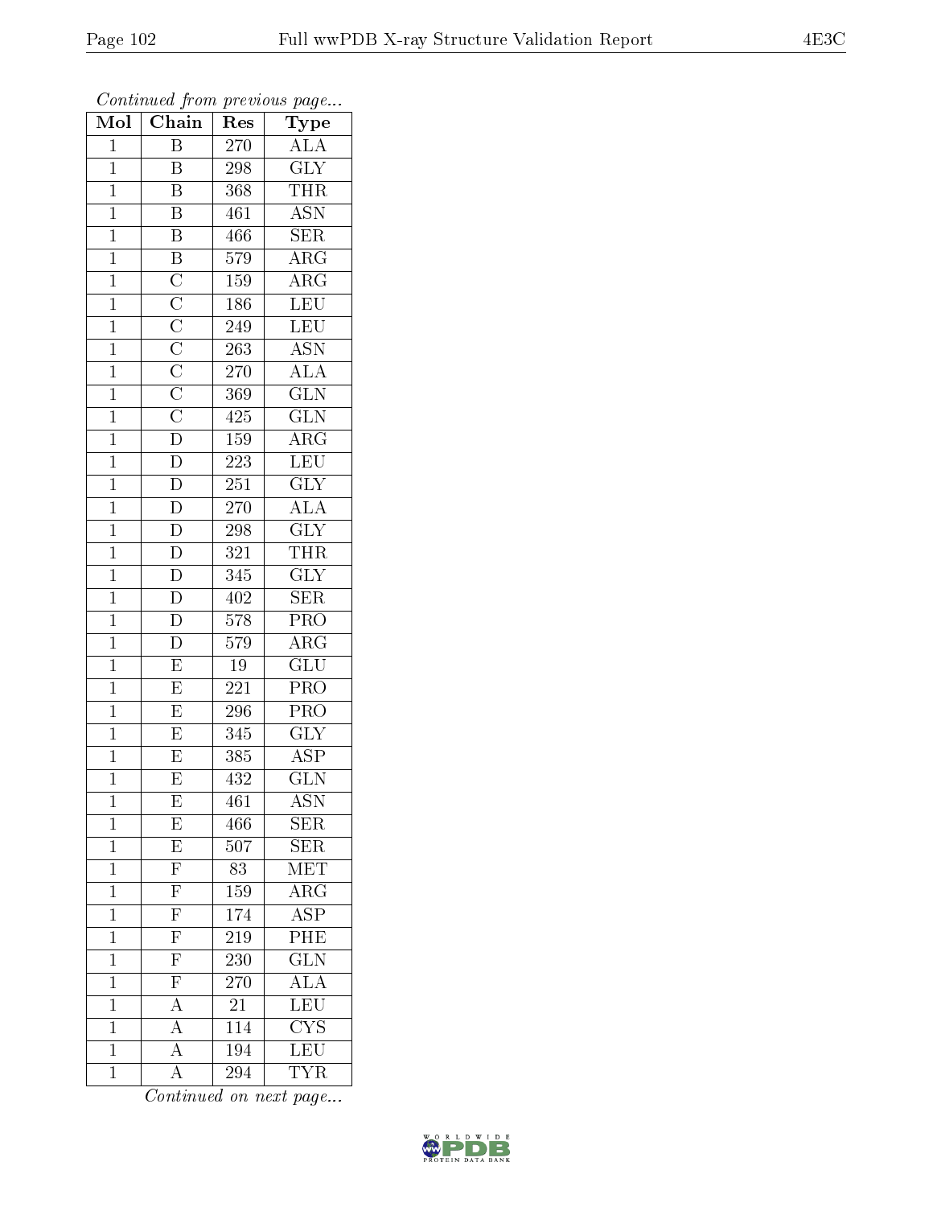*Continued from previous page...*

| Mol | Chain | Res | Type |
| --- | --- | --- | --- |
| 1 | B | 270 | ALA |
| 1 | B | 298 | GLY |
| 1 | B | 368 | THR |
| 1 | B | 461 | ASN |
| 1 | B | 466 | SER |
| 1 | B | 579 | ARG |
| 1 | C | 159 | ARG |
| 1 | C | 186 | LEU |
| 1 | C | 249 | LEU |
| 1 | C | 263 | ASN |
| 1 | C | 270 | ALA |
| 1 | C | 369 | GLN |
| 1 | C | 425 | GLN |
| 1 | D | 159 | ARG |
| 1 | D | 223 | LEU |
| 1 | D | 251 | GLY |
| 1 | D | 270 | ALA |
| 1 | D | 298 | GLY |
| 1 | D | 321 | THR |
| 1 | D | 345 | GLY |
| 1 | D | 402 | SER |
| 1 | D | 578 | PRO |
| 1 | D | 579 | ARG |
| 1 | E | 19 | GLU |
| 1 | E | 221 | PRO |
| 1 | E | 296 | PRO |
| 1 | E | 345 | GLY |
| 1 | E | 385 | ASP |
| 1 | E | 432 | GLN |
| 1 | E | 461 | ASN |
| 1 | E | 466 | SER |
| 1 | E | 507 | SER |
| 1 | F | 83 | MET |
| 1 | F | 159 | ARG |
| 1 | F | 174 | ASP |
| 1 | F | 219 | PHE |
| 1 | F | 230 | GLN |
| 1 | F | 270 | ALA |
| 1 | A | 21 | LEU |
| 1 | A | 114 | CYS |
| 1 | A | 194 | LEU |
| 1 | A | 294 | TYR |

*Continued on next page...*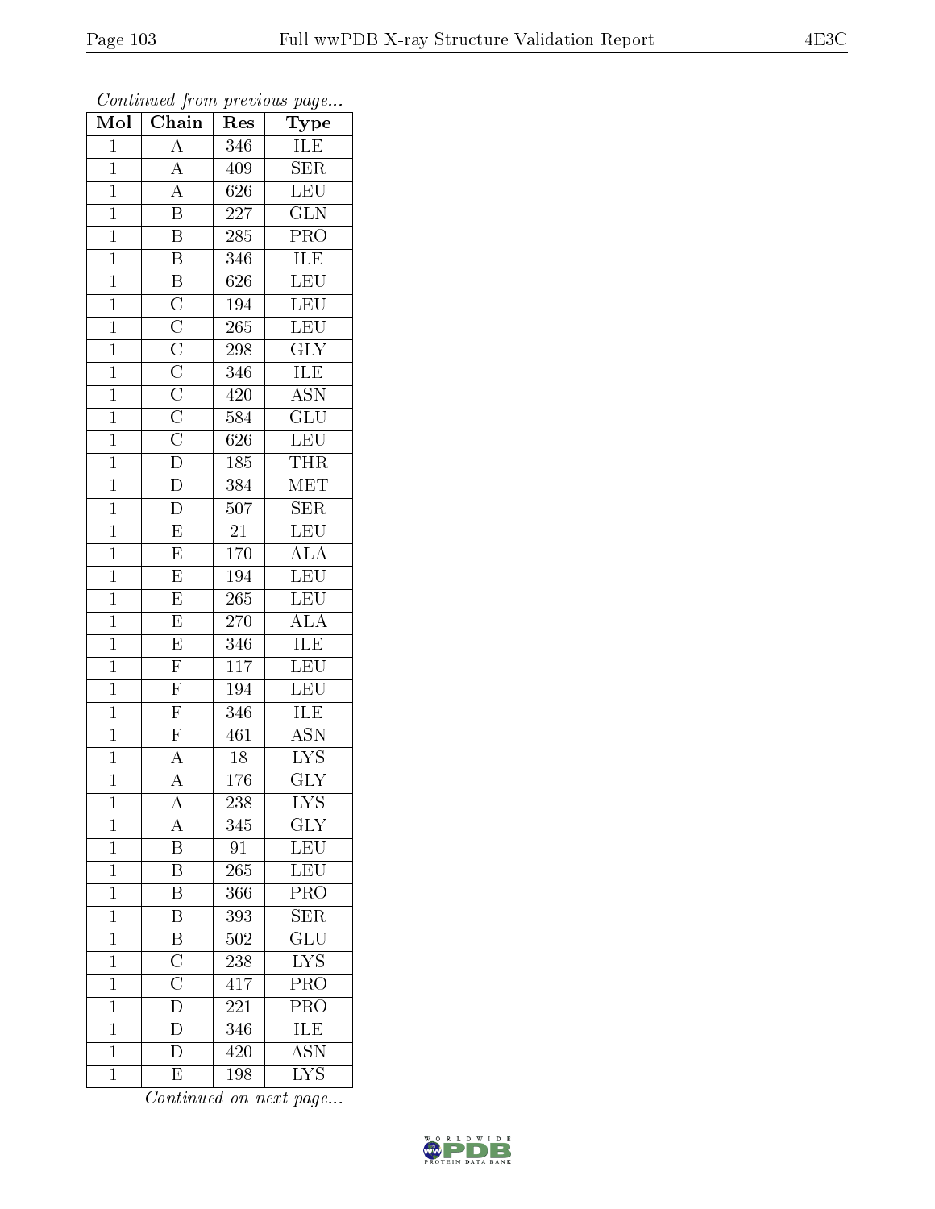*Continued from previous page...*

| Mol | Chain | Res | Type |
|---|---|---|---|
| 1 | A | 346 | ILE |
| 1 | A | 409 | SER |
| 1 | A | 626 | LEU |
| 1 | B | 227 | GLN |
| 1 | B | 285 | PRO |
| 1 | B | 346 | ILE |
| 1 | B | 626 | LEU |
| 1 | C | 194 | LEU |
| 1 | C | 265 | LEU |
| 1 | C | 298 | GLY |
| 1 | C | 346 | ILE |
| 1 | C | 420 | ASN |
| 1 | C | 584 | GLU |
| 1 | C | 626 | LEU |
| 1 | D | 185 | THR |
| 1 | D | 384 | MET |
| 1 | D | 507 | SER |
| 1 | E | 21 | LEU |
| 1 | E | 170 | ALA |
| 1 | E | 194 | LEU |
| 1 | E | 265 | LEU |
| 1 | E | 270 | ALA |
| 1 | E | 346 | ILE |
| 1 | F | 117 | LEU |
| 1 | F | 194 | LEU |
| 1 | F | 346 | ILE |
| 1 | F | 461 | ASN |
| 1 | A | 18 | LYS |
| 1 | A | 176 | GLY |
| 1 | A | 238 | LYS |
| 1 | A | 345 | GLY |
| 1 | B | 91 | LEU |
| 1 | B | 265 | LEU |
| 1 | B | 366 | PRO |
| 1 | B | 393 | SER |
| 1 | B | 502 | GLU |
| 1 | C | 238 | LYS |
| 1 | C | 417 | PRO |
| 1 | D | 221 | PRO |
| 1 | D | 346 | ILE |
| 1 | D | 420 | ASN |
| 1 | E | 198 | LYS |

*Continued on next page...*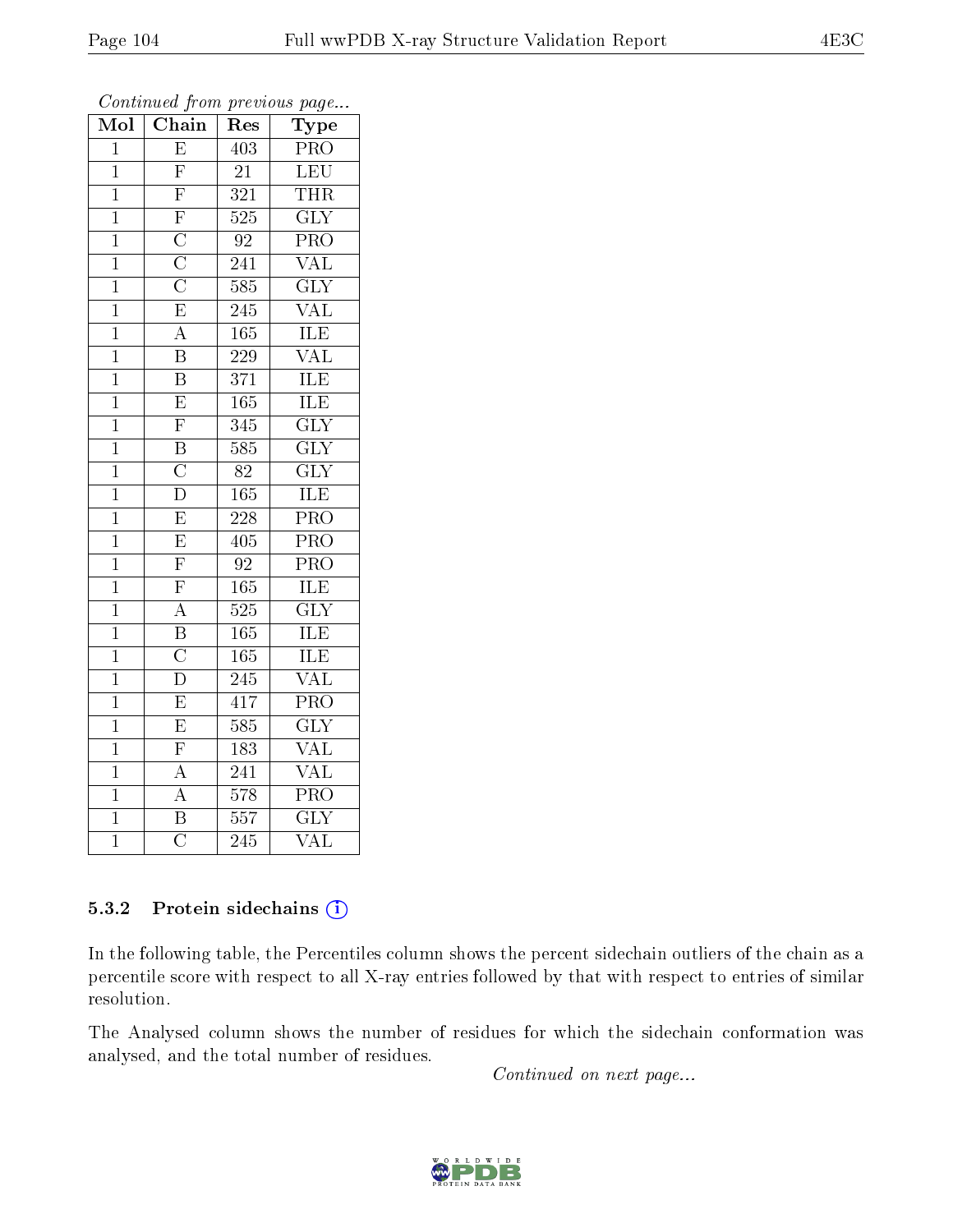*Continued from previous page...*

| Mol | Chain | Res | Type |
|---|---|---|---|
| 1 | E | 403 | PRO |
| 1 | F | 21 | LEU |
| 1 | F | 321 | THR |
| 1 | F | 525 | GLY |
| 1 | C | 92 | PRO |
| 1 | C | 241 | VAL |
| 1 | C | 585 | GLY |
| 1 | E | 245 | VAL |
| 1 | A | 165 | ILE |
| 1 | B | 229 | VAL |
| 1 | B | 371 | ILE |
| 1 | E | 165 | ILE |
| 1 | F | 345 | GLY |
| 1 | B | 585 | GLY |
| 1 | C | 82 | GLY |
| 1 | D | 165 | ILE |
| 1 | E | 228 | PRO |
| 1 | E | 405 | PRO |
| 1 | F | 92 | PRO |
| 1 | F | 165 | ILE |
| 1 | A | 525 | GLY |
| 1 | B | 165 | ILE |
| 1 | C | 165 | ILE |
| 1 | D | 245 | VAL |
| 1 | E | 417 | PRO |
| 1 | E | 585 | GLY |
| 1 | F | 183 | VAL |
| 1 | A | 241 | VAL |
| 1 | A | 578 | PRO |
| 1 | B | 557 | GLY |
| 1 | C | 245 | VAL |

### 5.3.2 Protein sidechains

In the following table, the Percentiles column shows the percent sidechain outliers of the chain as a percentile score with respect to all X-ray entries followed by that with respect to entries of similar resolution.

The Analysed column shows the number of residues for which the sidechain conformation was analysed, and the total number of residues.

*Continued on next page...*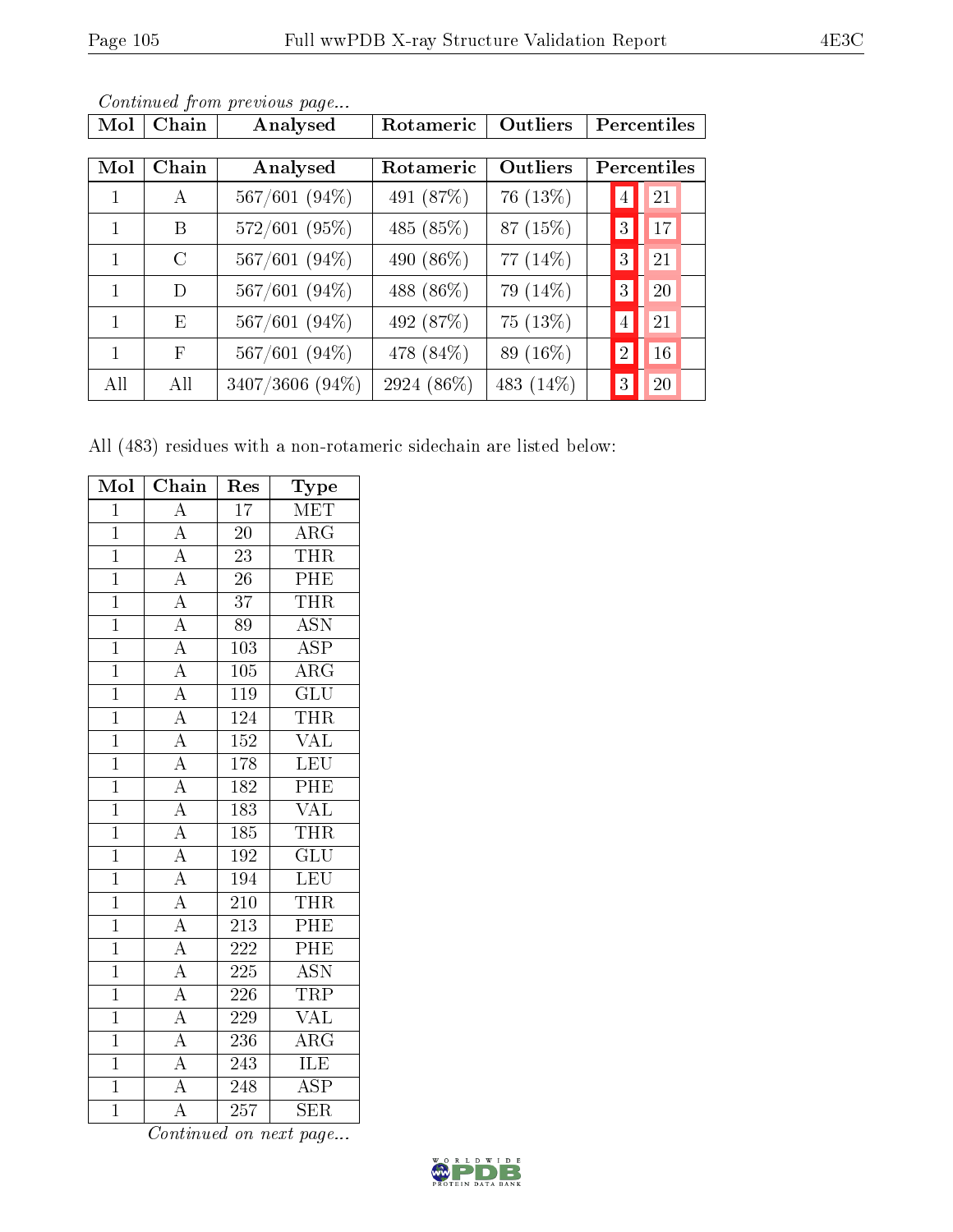*Continued from previous page...*

| Mol | Chain | Analysed | Rotameric | Outliers | Percentiles | |
|---|---|---|---|---|---|---|
| 1 | A | 567/601 (94%) | 491 (87%) | 76 (13%) | 4 | 21 |
| 1 | B | 572/601 (95%) | 485 (85%) | 87 (15%) | 3 | 17 |
| 1 | C | 567/601 (94%) | 490 (86%) | 77 (14%) | 3 | 21 |
| 1 | D | 567/601 (94%) | 488 (86%) | 79 (14%) | 3 | 20 |
| 1 | E | 567/601 (94%) | 492 (87%) | 75 (13%) | 4 | 21 |
| 1 | F | 567/601 (94%) | 478 (84%) | 89 (16%) | 2 | 16 |
| All | All | 3407/3606 (94%) | 2924 (86%) | 483 (14%) | 3 | 20 |

All (483) residues with a non-rotameric sidechain are listed below:

| Mol | Chain | Res | Type |
|---|---|---|---|
| 1 | A | 17 | MET |
| 1 | A | 20 | ARG |
| 1 | A | 23 | THR |
| 1 | A | 26 | PHE |
| 1 | A | 37 | THR |
| 1 | A | 89 | ASN |
| 1 | A | 103 | ASP |
| 1 | A | 105 | ARG |
| 1 | A | 119 | GLU |
| 1 | A | 124 | THR |
| 1 | A | 152 | VAL |
| 1 | A | 178 | LEU |
| 1 | A | 182 | PHE |
| 1 | A | 183 | VAL |
| 1 | A | 185 | THR |
| 1 | A | 192 | GLU |
| 1 | A | 194 | LEU |
| 1 | A | 210 | THR |
| 1 | A | 213 | PHE |
| 1 | A | 222 | PHE |
| 1 | A | 225 | ASN |
| 1 | A | 226 | TRP |
| 1 | A | 229 | VAL |
| 1 | A | 236 | ARG |
| 1 | A | 243 | ILE |
| 1 | A | 248 | ASP |
| 1 | A | 257 | SER |

*Continued on next page...*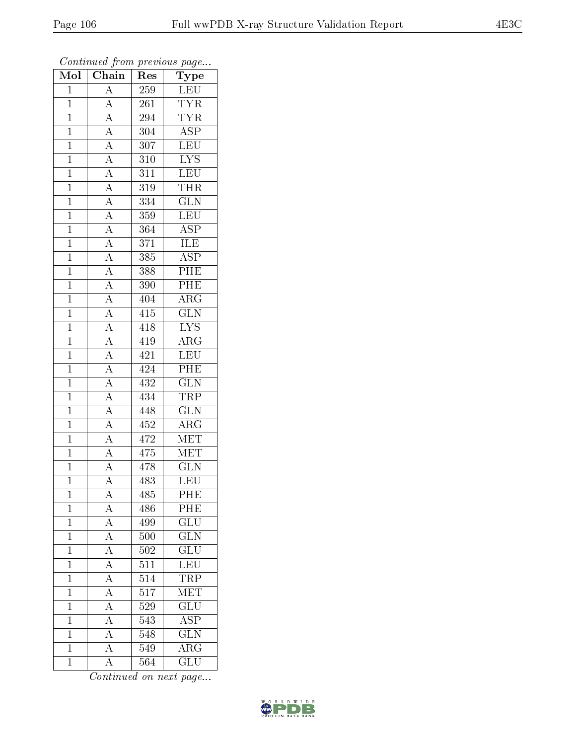*Continued from previous page...*

| Mol | Chain | Res | Type |
|---|---|---|---|
| 1 | A | 259 | LEU |
| 1 | A | 261 | TYR |
| 1 | A | 294 | TYR |
| 1 | A | 304 | ASP |
| 1 | A | 307 | LEU |
| 1 | A | 310 | LYS |
| 1 | A | 311 | LEU |
| 1 | A | 319 | THR |
| 1 | A | 334 | GLN |
| 1 | A | 359 | LEU |
| 1 | A | 364 | ASP |
| 1 | A | 371 | ILE |
| 1 | A | 385 | ASP |
| 1 | A | 388 | PHE |
| 1 | A | 390 | PHE |
| 1 | A | 404 | ARG |
| 1 | A | 415 | GLN |
| 1 | A | 418 | LYS |
| 1 | A | 419 | ARG |
| 1 | A | 421 | LEU |
| 1 | A | 424 | PHE |
| 1 | A | 432 | GLN |
| 1 | A | 434 | TRP |
| 1 | A | 448 | GLN |
| 1 | A | 452 | ARG |
| 1 | A | 472 | MET |
| 1 | A | 475 | MET |
| 1 | A | 478 | GLN |
| 1 | A | 483 | LEU |
| 1 | A | 485 | PHE |
| 1 | A | 486 | PHE |
| 1 | A | 499 | GLU |
| 1 | A | 500 | GLN |
| 1 | A | 502 | GLU |
| 1 | A | 511 | LEU |
| 1 | A | 514 | TRP |
| 1 | A | 517 | MET |
| 1 | A | 529 | GLU |
| 1 | A | 543 | ASP |
| 1 | A | 548 | GLN |
| 1 | A | 549 | ARG |
| 1 | A | 564 | GLU |

*Continued on next page...*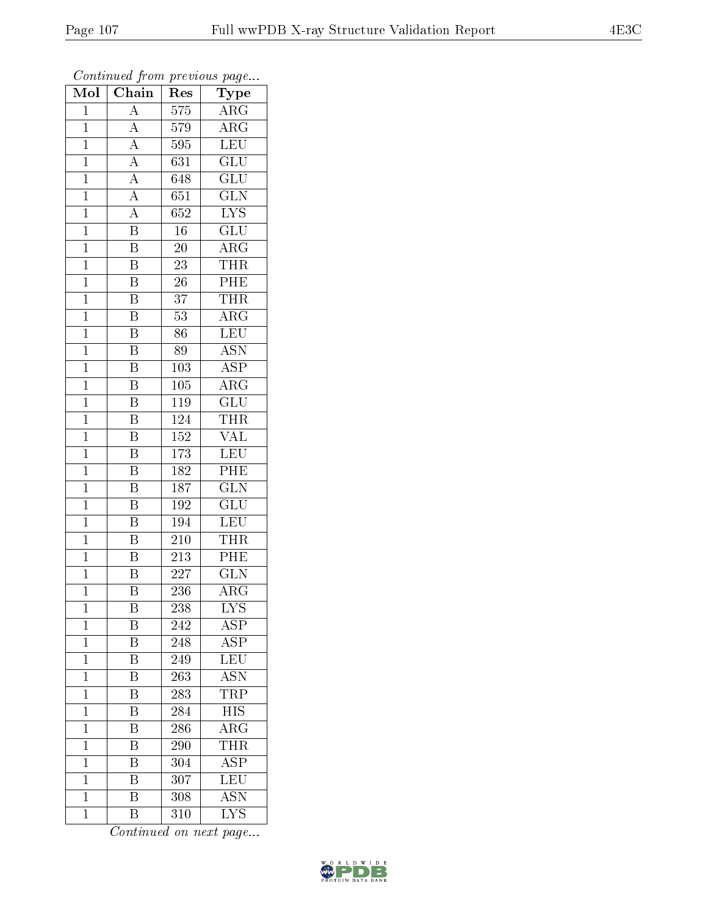*Continued from previous page...*

| Mol | Chain | Res | Type |
|---|---|---|---|
| 1 | A | 575 | ARG |
| 1 | A | 579 | ARG |
| 1 | A | 595 | LEU |
| 1 | A | 631 | GLU |
| 1 | A | 648 | GLU |
| 1 | A | 651 | GLN |
| 1 | A | 652 | LYS |
| 1 | B | 16 | GLU |
| 1 | B | 20 | ARG |
| 1 | B | 23 | THR |
| 1 | B | 26 | PHE |
| 1 | B | 37 | THR |
| 1 | B | 53 | ARG |
| 1 | B | 86 | LEU |
| 1 | B | 89 | ASN |
| 1 | B | 103 | ASP |
| 1 | B | 105 | ARG |
| 1 | B | 119 | GLU |
| 1 | B | 124 | THR |
| 1 | B | 152 | VAL |
| 1 | B | 173 | LEU |
| 1 | B | 182 | PHE |
| 1 | B | 187 | GLN |
| 1 | B | 192 | GLU |
| 1 | B | 194 | LEU |
| 1 | B | 210 | THR |
| 1 | B | 213 | PHE |
| 1 | B | 227 | GLN |
| 1 | B | 236 | ARG |
| 1 | B | 238 | LYS |
| 1 | B | 242 | ASP |
| 1 | B | 248 | ASP |
| 1 | B | 249 | LEU |
| 1 | B | 263 | ASN |
| 1 | B | 283 | TRP |
| 1 | B | 284 | HIS |
| 1 | B | 286 | ARG |
| 1 | B | 290 | THR |
| 1 | B | 304 | ASP |
| 1 | B | 307 | LEU |
| 1 | B | 308 | ASN |
| 1 | B | 310 | LYS |

*Continued on next page...*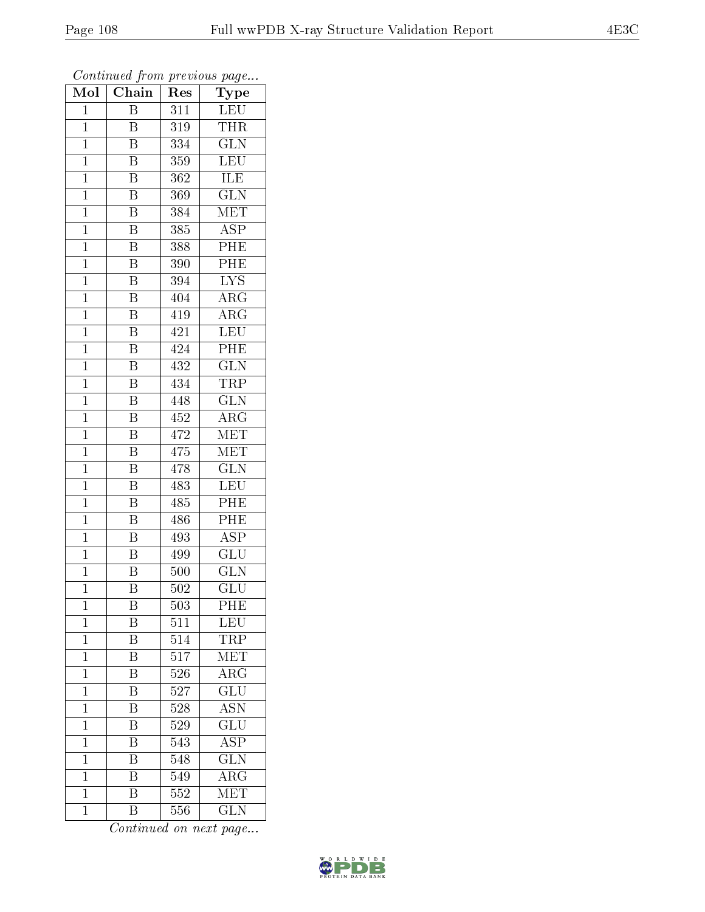*Continued from previous page...*

| Mol | Chain | Res | Type |
|---|---|---|---|
| 1 | B | 311 | LEU |
| 1 | B | 319 | THR |
| 1 | B | 334 | GLN |
| 1 | B | 359 | LEU |
| 1 | B | 362 | ILE |
| 1 | B | 369 | GLN |
| 1 | B | 384 | MET |
| 1 | B | 385 | ASP |
| 1 | B | 388 | PHE |
| 1 | B | 390 | PHE |
| 1 | B | 394 | LYS |
| 1 | B | 404 | ARG |
| 1 | B | 419 | ARG |
| 1 | B | 421 | LEU |
| 1 | B | 424 | PHE |
| 1 | B | 432 | GLN |
| 1 | B | 434 | TRP |
| 1 | B | 448 | GLN |
| 1 | B | 452 | ARG |
| 1 | B | 472 | MET |
| 1 | B | 475 | MET |
| 1 | B | 478 | GLN |
| 1 | B | 483 | LEU |
| 1 | B | 485 | PHE |
| 1 | B | 486 | PHE |
| 1 | B | 493 | ASP |
| 1 | B | 499 | GLU |
| 1 | B | 500 | GLN |
| 1 | B | 502 | GLU |
| 1 | B | 503 | PHE |
| 1 | B | 511 | LEU |
| 1 | B | 514 | TRP |
| 1 | B | 517 | MET |
| 1 | B | 526 | ARG |
| 1 | B | 527 | GLU |
| 1 | B | 528 | ASN |
| 1 | B | 529 | GLU |
| 1 | B | 543 | ASP |
| 1 | B | 548 | GLN |
| 1 | B | 549 | ARG |
| 1 | B | 552 | MET |
| 1 | B | 556 | GLN |

*Continued on next page...*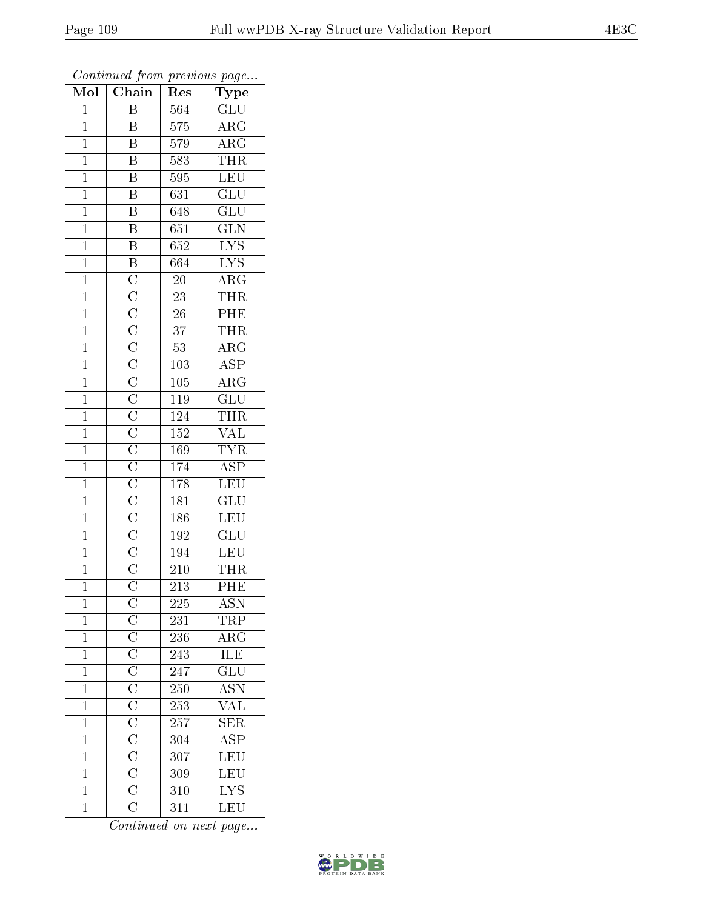*Continued from previous page...*

| Mol | Chain | Res | Type |
|---|---|---|---|
| 1 | B | 564 | GLU |
| 1 | B | 575 | ARG |
| 1 | B | 579 | ARG |
| 1 | B | 583 | THR |
| 1 | B | 595 | LEU |
| 1 | B | 631 | GLU |
| 1 | B | 648 | GLU |
| 1 | B | 651 | GLN |
| 1 | B | 652 | LYS |
| 1 | B | 664 | LYS |
| 1 | C | 20 | ARG |
| 1 | C | 23 | THR |
| 1 | C | 26 | PHE |
| 1 | C | 37 | THR |
| 1 | C | 53 | ARG |
| 1 | C | 103 | ASP |
| 1 | C | 105 | ARG |
| 1 | C | 119 | GLU |
| 1 | C | 124 | THR |
| 1 | C | 152 | VAL |
| 1 | C | 169 | TYR |
| 1 | C | 174 | ASP |
| 1 | C | 178 | LEU |
| 1 | C | 181 | GLU |
| 1 | C | 186 | LEU |
| 1 | C | 192 | GLU |
| 1 | C | 194 | LEU |
| 1 | C | 210 | THR |
| 1 | C | 213 | PHE |
| 1 | C | 225 | ASN |
| 1 | C | 231 | TRP |
| 1 | C | 236 | ARG |
| 1 | C | 243 | ILE |
| 1 | C | 247 | GLU |
| 1 | C | 250 | ASN |
| 1 | C | 253 | VAL |
| 1 | C | 257 | SER |
| 1 | C | 304 | ASP |
| 1 | C | 307 | LEU |
| 1 | C | 309 | LEU |
| 1 | C | 310 | LYS |
| 1 | C | 311 | LEU |

*Continued on next page...*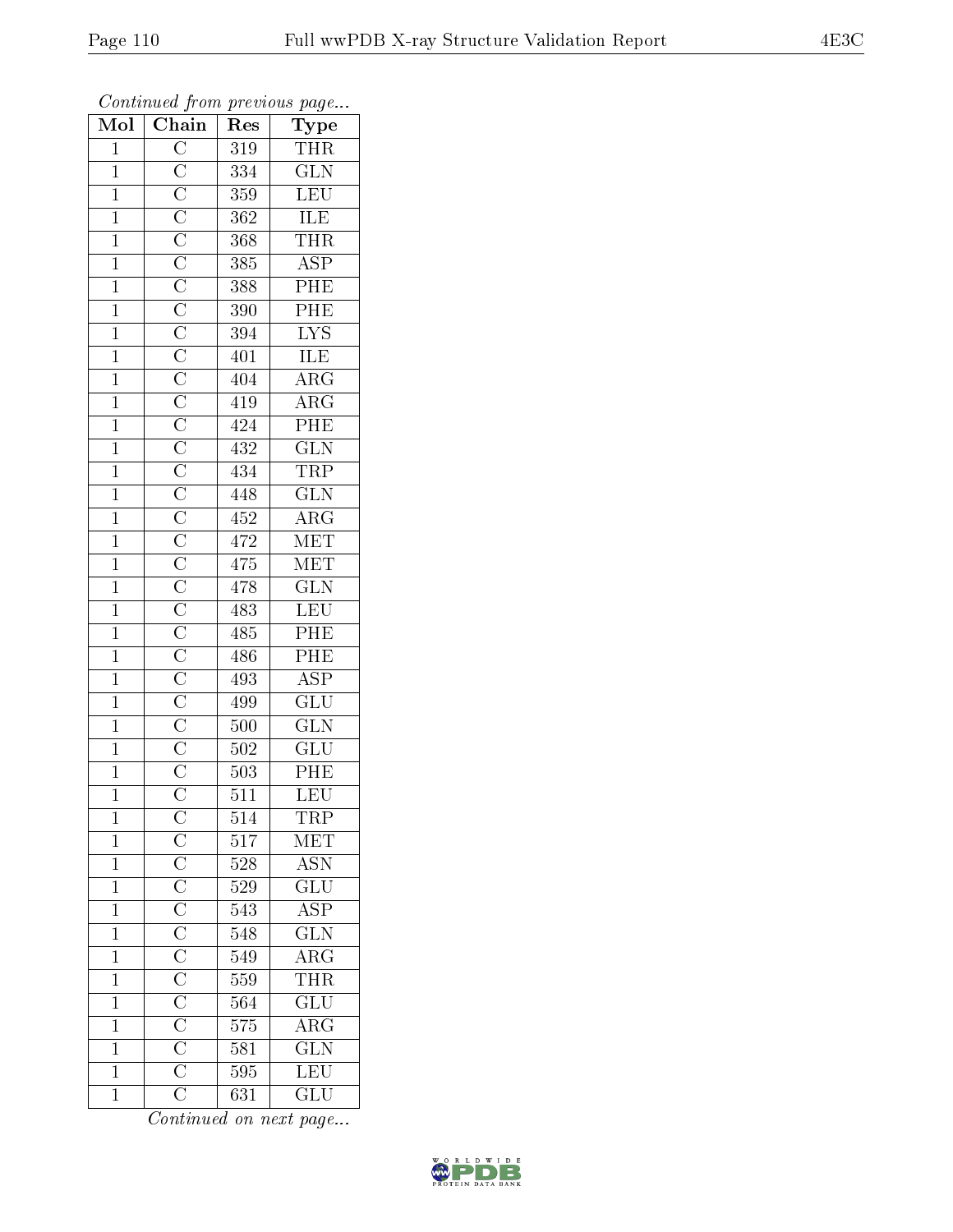*Continued from previous page...*

| Mol | Chain | Res | Type |
|---|---|---|---|
| 1 | C | 319 | THR |
| 1 | C | 334 | GLN |
| 1 | C | 359 | LEU |
| 1 | C | 362 | ILE |
| 1 | C | 368 | THR |
| 1 | C | 385 | ASP |
| 1 | C | 388 | PHE |
| 1 | C | 390 | PHE |
| 1 | C | 394 | LYS |
| 1 | C | 401 | ILE |
| 1 | C | 404 | ARG |
| 1 | C | 419 | ARG |
| 1 | C | 424 | PHE |
| 1 | C | 432 | GLN |
| 1 | C | 434 | TRP |
| 1 | C | 448 | GLN |
| 1 | C | 452 | ARG |
| 1 | C | 472 | MET |
| 1 | C | 475 | MET |
| 1 | C | 478 | GLN |
| 1 | C | 483 | LEU |
| 1 | C | 485 | PHE |
| 1 | C | 486 | PHE |
| 1 | C | 493 | ASP |
| 1 | C | 499 | GLU |
| 1 | C | 500 | GLN |
| 1 | C | 502 | GLU |
| 1 | C | 503 | PHE |
| 1 | C | 511 | LEU |
| 1 | C | 514 | TRP |
| 1 | C | 517 | MET |
| 1 | C | 528 | ASN |
| 1 | C | 529 | GLU |
| 1 | C | 543 | ASP |
| 1 | C | 548 | GLN |
| 1 | C | 549 | ARG |
| 1 | C | 559 | THR |
| 1 | C | 564 | GLU |
| 1 | C | 575 | ARG |
| 1 | C | 581 | GLN |
| 1 | C | 595 | LEU |
| 1 | C | 631 | GLU |

*Continued on next page...*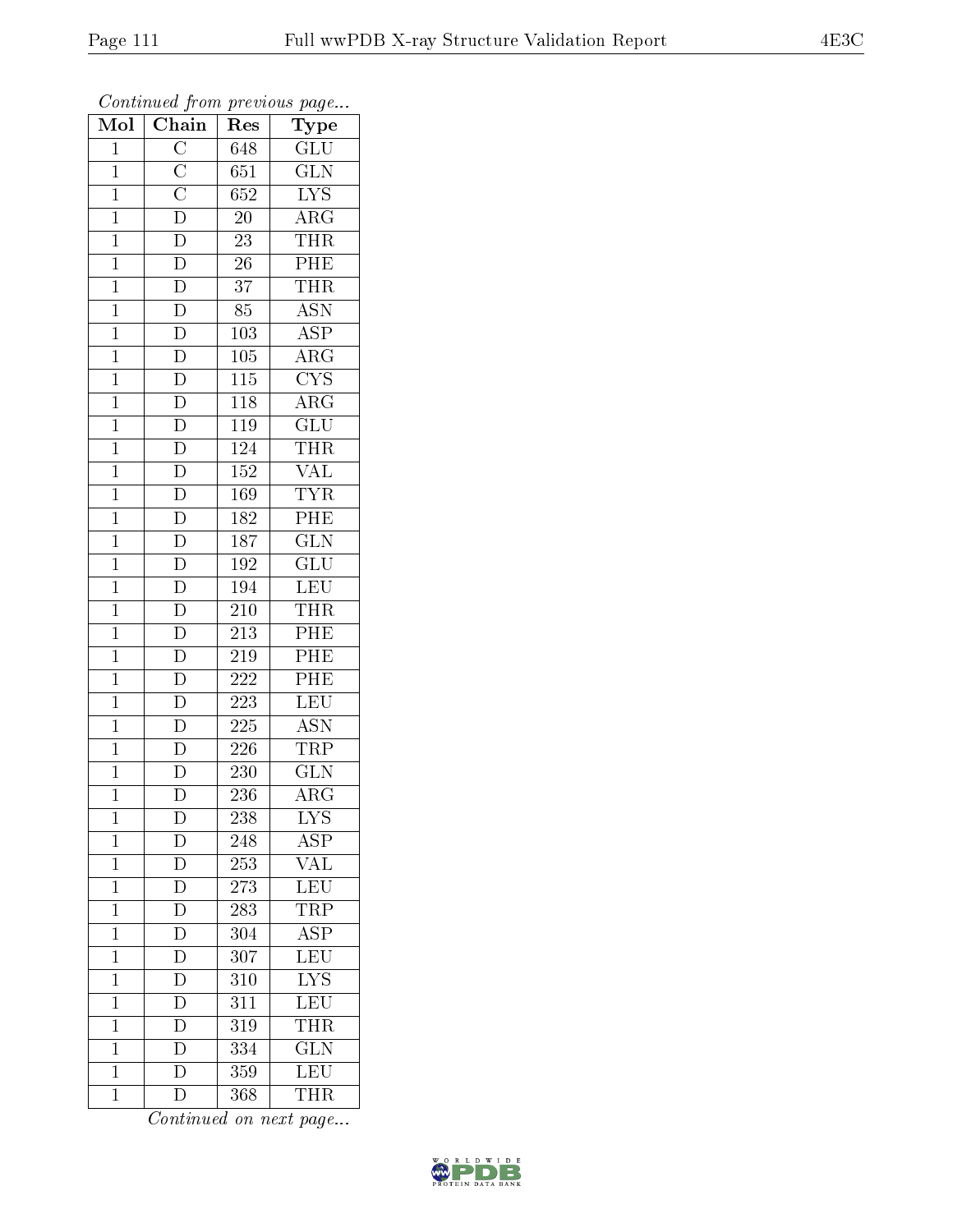*Continued from previous page...*

| Mol | Chain | Res | Type |
|---|---|---|---|
| 1 | C | 648 | GLU |
| 1 | C | 651 | GLN |
| 1 | C | 652 | LYS |
| 1 | D | 20 | ARG |
| 1 | D | 23 | THR |
| 1 | D | 26 | PHE |
| 1 | D | 37 | THR |
| 1 | D | 85 | ASN |
| 1 | D | 103 | ASP |
| 1 | D | 105 | ARG |
| 1 | D | 115 | CYS |
| 1 | D | 118 | ARG |
| 1 | D | 119 | GLU |
| 1 | D | 124 | THR |
| 1 | D | 152 | VAL |
| 1 | D | 169 | TYR |
| 1 | D | 182 | PHE |
| 1 | D | 187 | GLN |
| 1 | D | 192 | GLU |
| 1 | D | 194 | LEU |
| 1 | D | 210 | THR |
| 1 | D | 213 | PHE |
| 1 | D | 219 | PHE |
| 1 | D | 222 | PHE |
| 1 | D | 223 | LEU |
| 1 | D | 225 | ASN |
| 1 | D | 226 | TRP |
| 1 | D | 230 | GLN |
| 1 | D | 236 | ARG |
| 1 | D | 238 | LYS |
| 1 | D | 248 | ASP |
| 1 | D | 253 | VAL |
| 1 | D | 273 | LEU |
| 1 | D | 283 | TRP |
| 1 | D | 304 | ASP |
| 1 | D | 307 | LEU |
| 1 | D | 310 | LYS |
| 1 | D | 311 | LEU |
| 1 | D | 319 | THR |
| 1 | D | 334 | GLN |
| 1 | D | 359 | LEU |
| 1 | D | 368 | THR |

*Continued on next page...*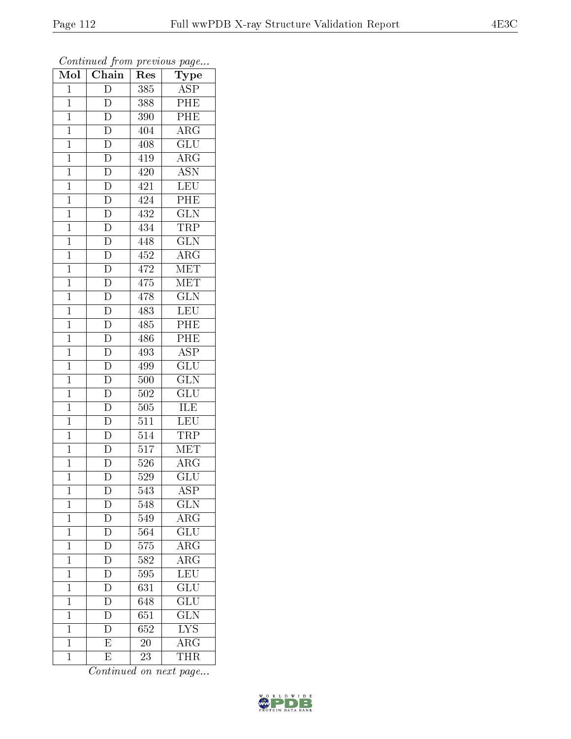*Continued from previous page...*

| Mol | Chain | Res | Type |
|---|---|---|---|
| 1 | D | 385 | ASP |
| 1 | D | 388 | PHE |
| 1 | D | 390 | PHE |
| 1 | D | 404 | ARG |
| 1 | D | 408 | GLU |
| 1 | D | 419 | ARG |
| 1 | D | 420 | ASN |
| 1 | D | 421 | LEU |
| 1 | D | 424 | PHE |
| 1 | D | 432 | GLN |
| 1 | D | 434 | TRP |
| 1 | D | 448 | GLN |
| 1 | D | 452 | ARG |
| 1 | D | 472 | MET |
| 1 | D | 475 | MET |
| 1 | D | 478 | GLN |
| 1 | D | 483 | LEU |
| 1 | D | 485 | PHE |
| 1 | D | 486 | PHE |
| 1 | D | 493 | ASP |
| 1 | D | 499 | GLU |
| 1 | D | 500 | GLN |
| 1 | D | 502 | GLU |
| 1 | D | 505 | ILE |
| 1 | D | 511 | LEU |
| 1 | D | 514 | TRP |
| 1 | D | 517 | MET |
| 1 | D | 526 | ARG |
| 1 | D | 529 | GLU |
| 1 | D | 543 | ASP |
| 1 | D | 548 | GLN |
| 1 | D | 549 | ARG |
| 1 | D | 564 | GLU |
| 1 | D | 575 | ARG |
| 1 | D | 582 | ARG |
| 1 | D | 595 | LEU |
| 1 | D | 631 | GLU |
| 1 | D | 648 | GLU |
| 1 | D | 651 | GLN |
| 1 | D | 652 | LYS |
| 1 | E | 20 | ARG |
| 1 | E | 23 | THR |

*Continued on next page...*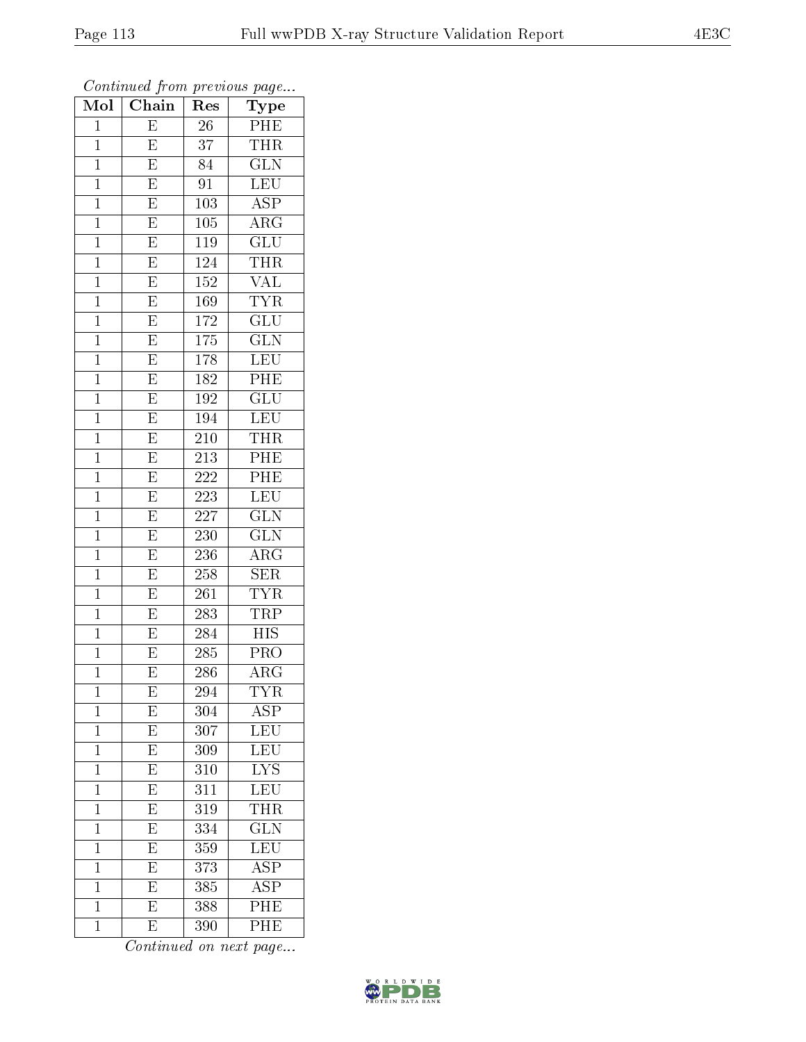*Continued from previous page...*

| Mol | Chain | Res | Type |
|---|---|---|---|
| 1 | E | 26 | PHE |
| 1 | E | 37 | THR |
| 1 | E | 84 | GLN |
| 1 | E | 91 | LEU |
| 1 | E | 103 | ASP |
| 1 | E | 105 | ARG |
| 1 | E | 119 | GLU |
| 1 | E | 124 | THR |
| 1 | E | 152 | VAL |
| 1 | E | 169 | TYR |
| 1 | E | 172 | GLU |
| 1 | E | 175 | GLN |
| 1 | E | 178 | LEU |
| 1 | E | 182 | PHE |
| 1 | E | 192 | GLU |
| 1 | E | 194 | LEU |
| 1 | E | 210 | THR |
| 1 | E | 213 | PHE |
| 1 | E | 222 | PHE |
| 1 | E | 223 | LEU |
| 1 | E | 227 | GLN |
| 1 | E | 230 | GLN |
| 1 | E | 236 | ARG |
| 1 | E | 258 | SER |
| 1 | E | 261 | TYR |
| 1 | E | 283 | TRP |
| 1 | E | 284 | HIS |
| 1 | E | 285 | PRO |
| 1 | E | 286 | ARG |
| 1 | E | 294 | TYR |
| 1 | E | 304 | ASP |
| 1 | E | 307 | LEU |
| 1 | E | 309 | LEU |
| 1 | E | 310 | LYS |
| 1 | E | 311 | LEU |
| 1 | E | 319 | THR |
| 1 | E | 334 | GLN |
| 1 | E | 359 | LEU |
| 1 | E | 373 | ASP |
| 1 | E | 385 | ASP |
| 1 | E | 388 | PHE |
| 1 | E | 390 | PHE |

*Continued on next page...*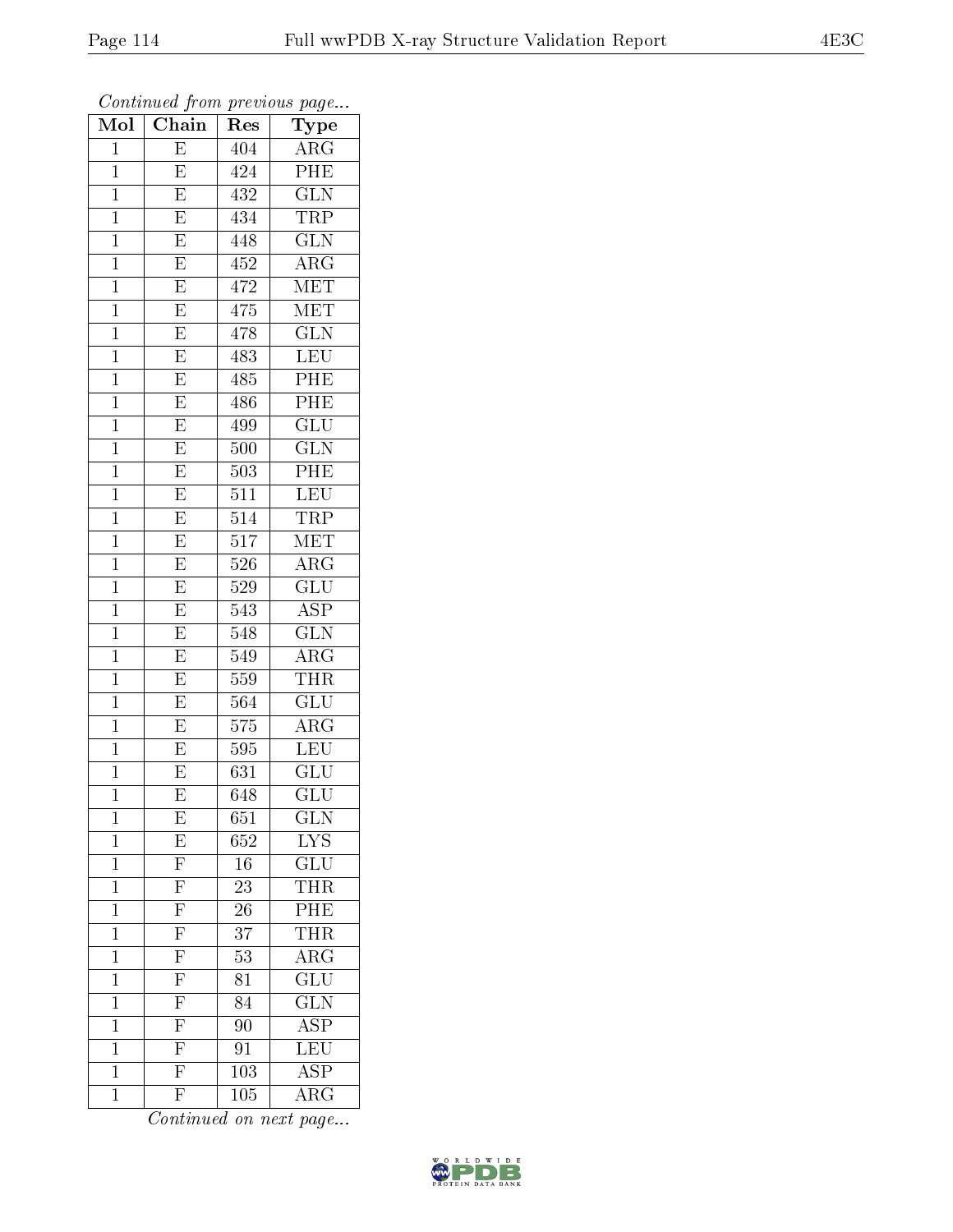*Continued from previous page...*

| Mol | Chain | Res | Type |
|---|---|---|---|
| 1 | E | 404 | ARG |
| 1 | E | 424 | PHE |
| 1 | E | 432 | GLN |
| 1 | E | 434 | TRP |
| 1 | E | 448 | GLN |
| 1 | E | 452 | ARG |
| 1 | E | 472 | MET |
| 1 | E | 475 | MET |
| 1 | E | 478 | GLN |
| 1 | E | 483 | LEU |
| 1 | E | 485 | PHE |
| 1 | E | 486 | PHE |
| 1 | E | 499 | GLU |
| 1 | E | 500 | GLN |
| 1 | E | 503 | PHE |
| 1 | E | 511 | LEU |
| 1 | E | 514 | TRP |
| 1 | E | 517 | MET |
| 1 | E | 526 | ARG |
| 1 | E | 529 | GLU |
| 1 | E | 543 | ASP |
| 1 | E | 548 | GLN |
| 1 | E | 549 | ARG |
| 1 | E | 559 | THR |
| 1 | E | 564 | GLU |
| 1 | E | 575 | ARG |
| 1 | E | 595 | LEU |
| 1 | E | 631 | GLU |
| 1 | E | 648 | GLU |
| 1 | E | 651 | GLN |
| 1 | E | 652 | LYS |
| 1 | F | 16 | GLU |
| 1 | F | 23 | THR |
| 1 | F | 26 | PHE |
| 1 | F | 37 | THR |
| 1 | F | 53 | ARG |
| 1 | F | 81 | GLU |
| 1 | F | 84 | GLN |
| 1 | F | 90 | ASP |
| 1 | F | 91 | LEU |
| 1 | F | 103 | ASP |
| 1 | F | 105 | ARG |

*Continued on next page...*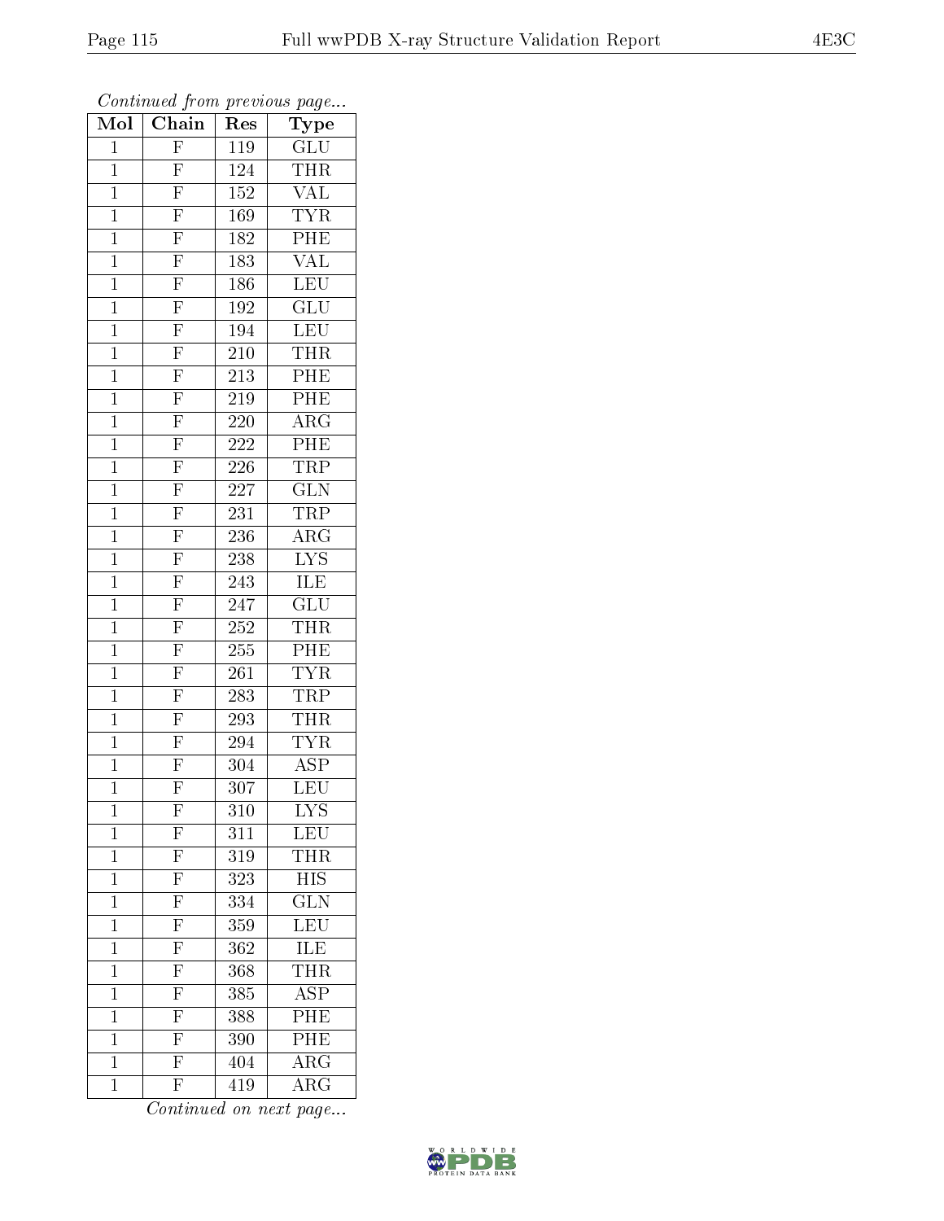*Continued from previous page...*

| Mol | Chain | Res | Type |
|---|---|---|---|
| 1 | F | 119 | GLU |
| 1 | F | 124 | THR |
| 1 | F | 152 | VAL |
| 1 | F | 169 | TYR |
| 1 | F | 182 | PHE |
| 1 | F | 183 | VAL |
| 1 | F | 186 | LEU |
| 1 | F | 192 | GLU |
| 1 | F | 194 | LEU |
| 1 | F | 210 | THR |
| 1 | F | 213 | PHE |
| 1 | F | 219 | PHE |
| 1 | F | 220 | ARG |
| 1 | F | 222 | PHE |
| 1 | F | 226 | TRP |
| 1 | F | 227 | GLN |
| 1 | F | 231 | TRP |
| 1 | F | 236 | ARG |
| 1 | F | 238 | LYS |
| 1 | F | 243 | ILE |
| 1 | F | 247 | GLU |
| 1 | F | 252 | THR |
| 1 | F | 255 | PHE |
| 1 | F | 261 | TYR |
| 1 | F | 283 | TRP |
| 1 | F | 293 | THR |
| 1 | F | 294 | TYR |
| 1 | F | 304 | ASP |
| 1 | F | 307 | LEU |
| 1 | F | 310 | LYS |
| 1 | F | 311 | LEU |
| 1 | F | 319 | THR |
| 1 | F | 323 | HIS |
| 1 | F | 334 | GLN |
| 1 | F | 359 | LEU |
| 1 | F | 362 | ILE |
| 1 | F | 368 | THR |
| 1 | F | 385 | ASP |
| 1 | F | 388 | PHE |
| 1 | F | 390 | PHE |
| 1 | F | 404 | ARG |
| 1 | F | 419 | ARG |

*Continued on next page...*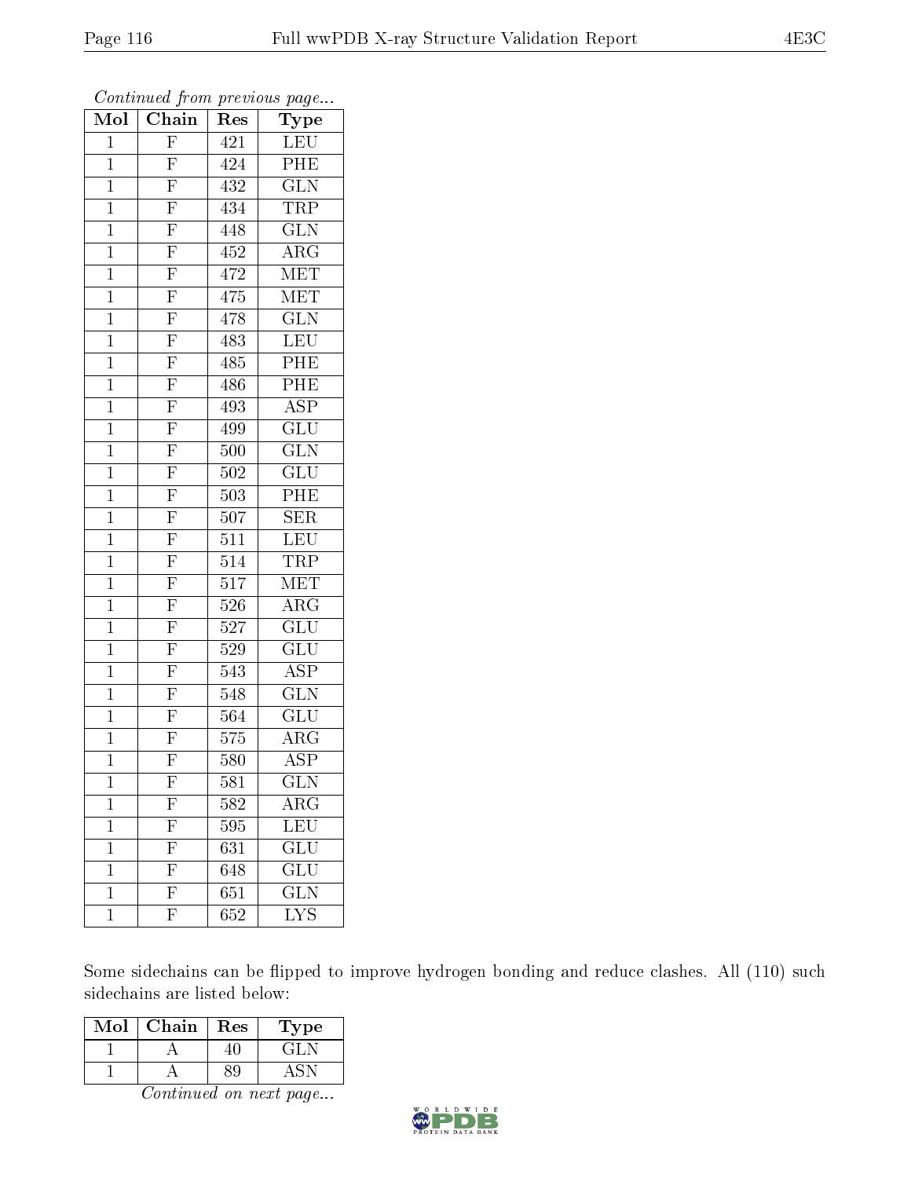*Continued from previous page...*

| Mol | Chain | Res | Type |
|---|---|---|---|
| 1 | F | 421 | LEU |
| 1 | F | 424 | PHE |
| 1 | F | 432 | GLN |
| 1 | F | 434 | TRP |
| 1 | F | 448 | GLN |
| 1 | F | 452 | ARG |
| 1 | F | 472 | MET |
| 1 | F | 475 | MET |
| 1 | F | 478 | GLN |
| 1 | F | 483 | LEU |
| 1 | F | 485 | PHE |
| 1 | F | 486 | PHE |
| 1 | F | 493 | ASP |
| 1 | F | 499 | GLU |
| 1 | F | 500 | GLN |
| 1 | F | 502 | GLU |
| 1 | F | 503 | PHE |
| 1 | F | 507 | SER |
| 1 | F | 511 | LEU |
| 1 | F | 514 | TRP |
| 1 | F | 517 | MET |
| 1 | F | 526 | ARG |
| 1 | F | 527 | GLU |
| 1 | F | 529 | GLU |
| 1 | F | 543 | ASP |
| 1 | F | 548 | GLN |
| 1 | F | 564 | GLU |
| 1 | F | 575 | ARG |
| 1 | F | 580 | ASP |
| 1 | F | 581 | GLN |
| 1 | F | 582 | ARG |
| 1 | F | 595 | LEU |
| 1 | F | 631 | GLU |
| 1 | F | 648 | GLU |
| 1 | F | 651 | GLN |
| 1 | F | 652 | LYS |

Some sidechains can be flipped to improve hydrogen bonding and reduce clashes. All (110) such sidechains are listed below:

| Mol | Chain | Res | Type |
|---|---|---|---|
| 1 | A | 40 | GLN |
| 1 | A | 89 | ASN |

*Continued on next page...*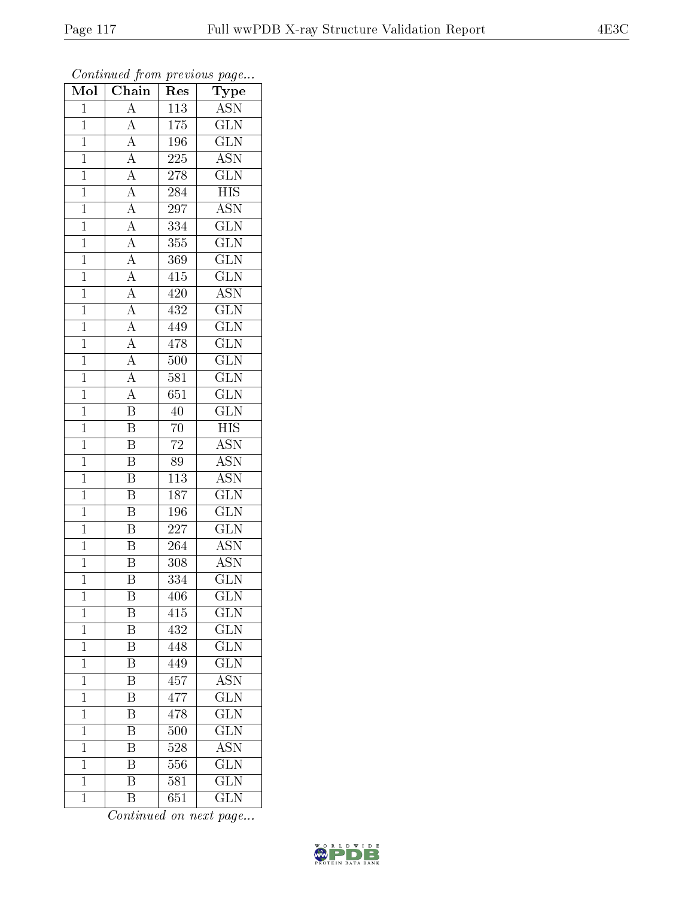*Continued from previous page...*

| Mol | Chain | Res | Type |
|---|---|---|---|
| 1 | A | 113 | ASN |
| 1 | A | 175 | GLN |
| 1 | A | 196 | GLN |
| 1 | A | 225 | ASN |
| 1 | A | 278 | GLN |
| 1 | A | 284 | HIS |
| 1 | A | 297 | ASN |
| 1 | A | 334 | GLN |
| 1 | A | 355 | GLN |
| 1 | A | 369 | GLN |
| 1 | A | 415 | GLN |
| 1 | A | 420 | ASN |
| 1 | A | 432 | GLN |
| 1 | A | 449 | GLN |
| 1 | A | 478 | GLN |
| 1 | A | 500 | GLN |
| 1 | A | 581 | GLN |
| 1 | A | 651 | GLN |
| 1 | B | 40 | GLN |
| 1 | B | 70 | HIS |
| 1 | B | 72 | ASN |
| 1 | B | 89 | ASN |
| 1 | B | 113 | ASN |
| 1 | B | 187 | GLN |
| 1 | B | 196 | GLN |
| 1 | B | 227 | GLN |
| 1 | B | 264 | ASN |
| 1 | B | 308 | ASN |
| 1 | B | 334 | GLN |
| 1 | B | 406 | GLN |
| 1 | B | 415 | GLN |
| 1 | B | 432 | GLN |
| 1 | B | 448 | GLN |
| 1 | B | 449 | GLN |
| 1 | B | 457 | ASN |
| 1 | B | 477 | GLN |
| 1 | B | 478 | GLN |
| 1 | B | 500 | GLN |
| 1 | B | 528 | ASN |
| 1 | B | 556 | GLN |
| 1 | B | 581 | GLN |
| 1 | B | 651 | GLN |

*Continued on next page...*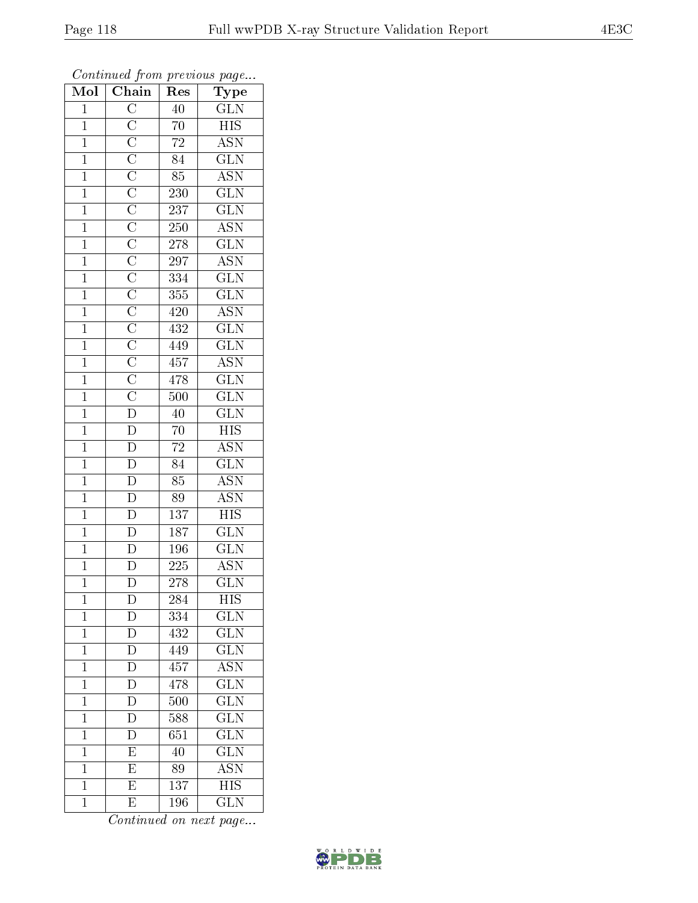*Continued from previous page...*

| Mol | Chain | Res | Type |
|---|---|---|---|
| 1 | C | 40 | GLN |
| 1 | C | 70 | HIS |
| 1 | C | 72 | ASN |
| 1 | C | 84 | GLN |
| 1 | C | 85 | ASN |
| 1 | C | 230 | GLN |
| 1 | C | 237 | GLN |
| 1 | C | 250 | ASN |
| 1 | C | 278 | GLN |
| 1 | C | 297 | ASN |
| 1 | C | 334 | GLN |
| 1 | C | 355 | GLN |
| 1 | C | 420 | ASN |
| 1 | C | 432 | GLN |
| 1 | C | 449 | GLN |
| 1 | C | 457 | ASN |
| 1 | C | 478 | GLN |
| 1 | C | 500 | GLN |
| 1 | D | 40 | GLN |
| 1 | D | 70 | HIS |
| 1 | D | 72 | ASN |
| 1 | D | 84 | GLN |
| 1 | D | 85 | ASN |
| 1 | D | 89 | ASN |
| 1 | D | 137 | HIS |
| 1 | D | 187 | GLN |
| 1 | D | 196 | GLN |
| 1 | D | 225 | ASN |
| 1 | D | 278 | GLN |
| 1 | D | 284 | HIS |
| 1 | D | 334 | GLN |
| 1 | D | 432 | GLN |
| 1 | D | 449 | GLN |
| 1 | D | 457 | ASN |
| 1 | D | 478 | GLN |
| 1 | D | 500 | GLN |
| 1 | D | 588 | GLN |
| 1 | D | 651 | GLN |
| 1 | E | 40 | GLN |
| 1 | E | 89 | ASN |
| 1 | E | 137 | HIS |
| 1 | E | 196 | GLN |

*Continued on next page...*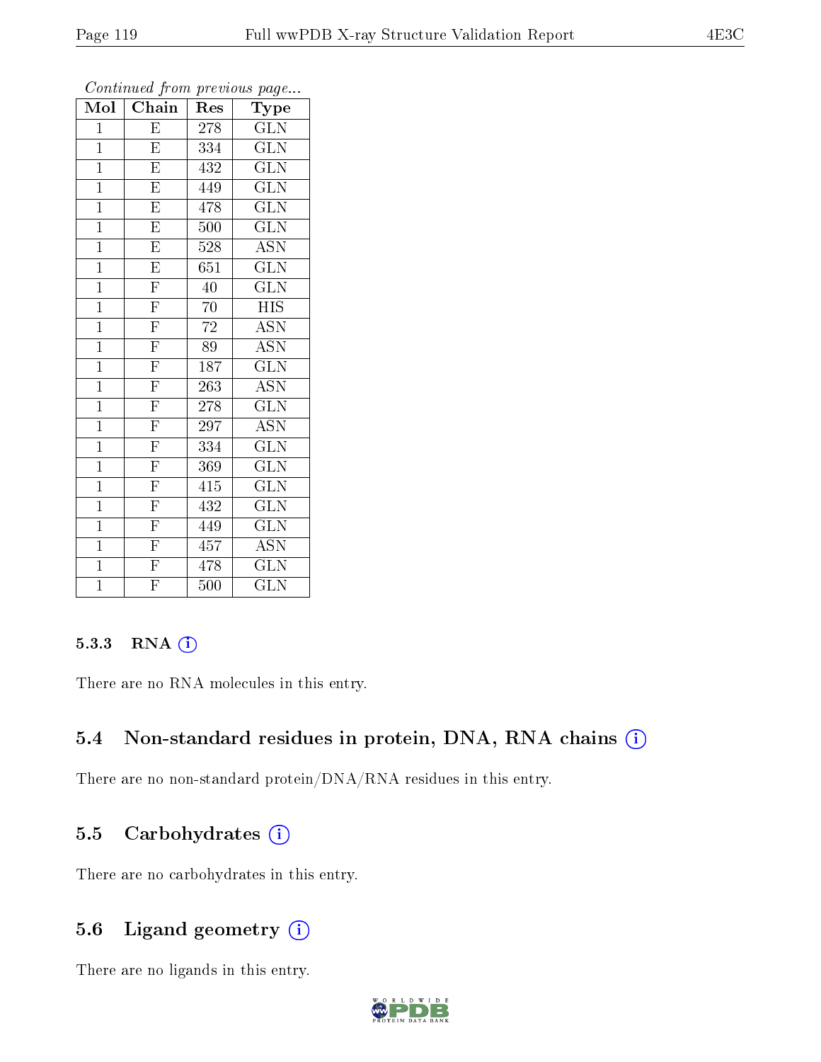*Continued from previous page...*

| Mol | Chain | Res | Type |
|---|---|---|---|
| 1 | E | 278 | GLN |
| 1 | E | 334 | GLN |
| 1 | E | 432 | GLN |
| 1 | E | 449 | GLN |
| 1 | E | 478 | GLN |
| 1 | E | 500 | GLN |
| 1 | E | 528 | ASN |
| 1 | E | 651 | GLN |
| 1 | F | 40 | GLN |
| 1 | F | 70 | HIS |
| 1 | F | 72 | ASN |
| 1 | F | 89 | ASN |
| 1 | F | 187 | GLN |
| 1 | F | 263 | ASN |
| 1 | F | 278 | GLN |
| 1 | F | 297 | ASN |
| 1 | F | 334 | GLN |
| 1 | F | 369 | GLN |
| 1 | F | 415 | GLN |
| 1 | F | 432 | GLN |
| 1 | F | 449 | GLN |
| 1 | F | 457 | ASN |
| 1 | F | 478 | GLN |
| 1 | F | 500 | GLN |

#### 5.3.3 RNA

There are no RNA molecules in this entry.

### 5.4 Non-standard residues in protein, DNA, RNA chains

There are no non-standard protein/DNA/RNA residues in this entry.

### 5.5 Carbohydrates

There are no carbohydrates in this entry.

### 5.6 Ligand geometry

There are no ligands in this entry.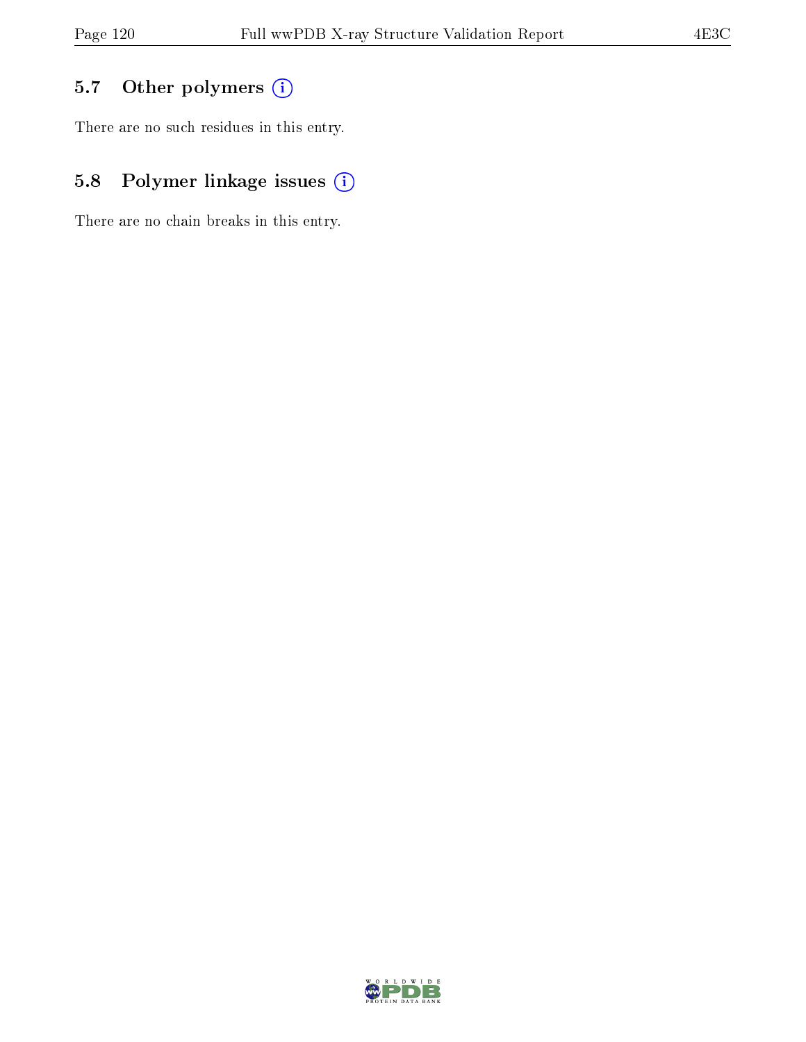## 5.7 Other polymers

There are no such residues in this entry.

## 5.8 Polymer linkage issues

There are no chain breaks in this entry.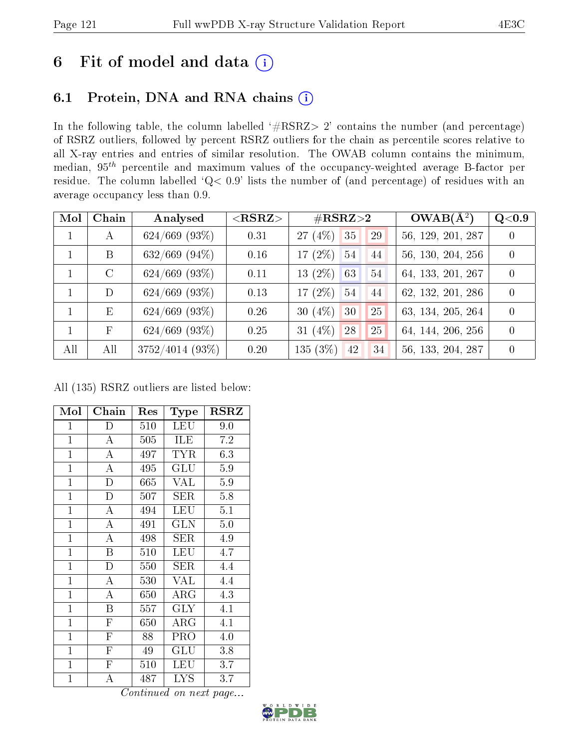# 6 Fit of model and data (i)

## 6.1 Protein, DNA and RNA chains (i)

In the following table, the column labelled '#RSRZ> 2' contains the number (and percentage) of RSRZ outliers, followed by percent RSRZ outliers for the chain as percentile scores relative to all X-ray entries and entries of similar resolution. The OWAB column contains the minimum, median, $95^{th}$ percentile and maximum values of the occupancy-weighted average B-factor per residue. The column labelled 'Q< 0.9' lists the number of (and percentage) of residues with an average occupancy less than 0.9.

| Mol | Chain | Analysed | <RSRZ> | #RSRZ>2 | | | OWAB(Å$^2$) | Q<0.9 |
|---|---|---|---|---|---|---|---|---|
| 1 | A | 624/669 (93%) | 0.31 | 27 (4%) | 35 | 29 | 56, 129, 201, 287 | 0 |
| 1 | B | 632/669 (94%) | 0.16 | 17 (2%) | 54 | 44 | 56, 130, 204, 256 | 0 |
| 1 | C | 624/669 (93%) | 0.11 | 13 (2%) | 63 | 54 | 64, 133, 201, 267 | 0 |
| 1 | D | 624/669 (93%) | 0.13 | 17 (2%) | 54 | 44 | 62, 132, 201, 286 | 0 |
| 1 | E | 624/669 (93%) | 0.26 | 30 (4%) | 30 | 25 | 63, 134, 205, 264 | 0 |
| 1 | F | 624/669 (93%) | 0.25 | 31 (4%) | 28 | 25 | 64, 144, 206, 256 | 0 |
| All | All | 3752/4014 (93%) | 0.20 | 135 (3%) | 42 | 34 | 56, 133, 204, 287 | 0 |

All (135) RSRZ outliers are listed below:

| Mol | Chain | Res | Type | RSRZ |
|---|---|---|---|---|
| 1 | D | 510 | LEU | 9.0 |
| 1 | A | 505 | ILE | 7.2 |
| 1 | A | 497 | TYR | 6.3 |
| 1 | A | 495 | GLU | 5.9 |
| 1 | D | 665 | VAL | 5.9 |
| 1 | D | 507 | SER | 5.8 |
| 1 | A | 494 | LEU | 5.1 |
| 1 | A | 491 | GLN | 5.0 |
| 1 | A | 498 | SER | 4.9 |
| 1 | B | 510 | LEU | 4.7 |
| 1 | D | 550 | SER | 4.4 |
| 1 | A | 530 | VAL | 4.4 |
| 1 | A | 650 | ARG | 4.3 |
| 1 | B | 557 | GLY | 4.1 |
| 1 | F | 650 | ARG | 4.1 |
| 1 | F | 88 | PRO | 4.0 |
| 1 | F | 49 | GLU | 3.8 |
| 1 | F | 510 | LEU | 3.7 |
| 1 | A | 487 | LYS | 3.7 |

*Continued on next page...*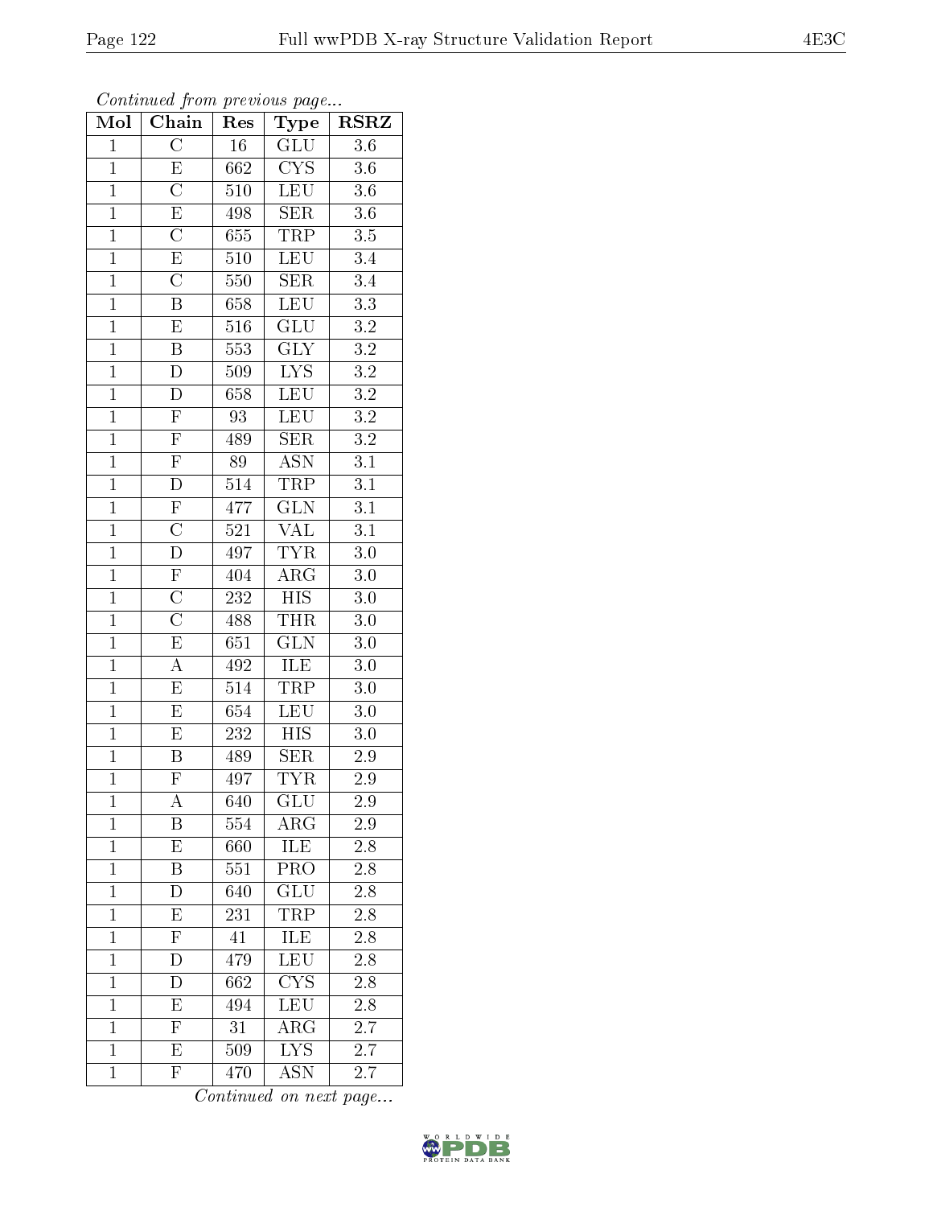*Continued from previous page...*

| Mol | Chain | Res | Type | RSRZ |
| --- | --- | --- | --- | --- |
| 1 | C | 16 | GLU | 3.6 |
| 1 | E | 662 | CYS | 3.6 |
| 1 | C | 510 | LEU | 3.6 |
| 1 | E | 498 | SER | 3.6 |
| 1 | C | 655 | TRP | 3.5 |
| 1 | E | 510 | LEU | 3.4 |
| 1 | C | 550 | SER | 3.4 |
| 1 | B | 658 | LEU | 3.3 |
| 1 | E | 516 | GLU | 3.2 |
| 1 | B | 553 | GLY | 3.2 |
| 1 | D | 509 | LYS | 3.2 |
| 1 | D | 658 | LEU | 3.2 |
| 1 | F | 93 | LEU | 3.2 |
| 1 | F | 489 | SER | 3.2 |
| 1 | F | 89 | ASN | 3.1 |
| 1 | D | 514 | TRP | 3.1 |
| 1 | F | 477 | GLN | 3.1 |
| 1 | C | 521 | VAL | 3.1 |
| 1 | D | 497 | TYR | 3.0 |
| 1 | F | 404 | ARG | 3.0 |
| 1 | C | 232 | HIS | 3.0 |
| 1 | C | 488 | THR | 3.0 |
| 1 | E | 651 | GLN | 3.0 |
| 1 | A | 492 | ILE | 3.0 |
| 1 | E | 514 | TRP | 3.0 |
| 1 | E | 654 | LEU | 3.0 |
| 1 | E | 232 | HIS | 3.0 |
| 1 | B | 489 | SER | 2.9 |
| 1 | F | 497 | TYR | 2.9 |
| 1 | A | 640 | GLU | 2.9 |
| 1 | B | 554 | ARG | 2.9 |
| 1 | E | 660 | ILE | 2.8 |
| 1 | B | 551 | PRO | 2.8 |
| 1 | D | 640 | GLU | 2.8 |
| 1 | E | 231 | TRP | 2.8 |
| 1 | F | 41 | ILE | 2.8 |
| 1 | D | 479 | LEU | 2.8 |
| 1 | D | 662 | CYS | 2.8 |
| 1 | E | 494 | LEU | 2.8 |
| 1 | F | 31 | ARG | 2.7 |
| 1 | E | 509 | LYS | 2.7 |
| 1 | F | 470 | ASN | 2.7 |

*Continued on next page...*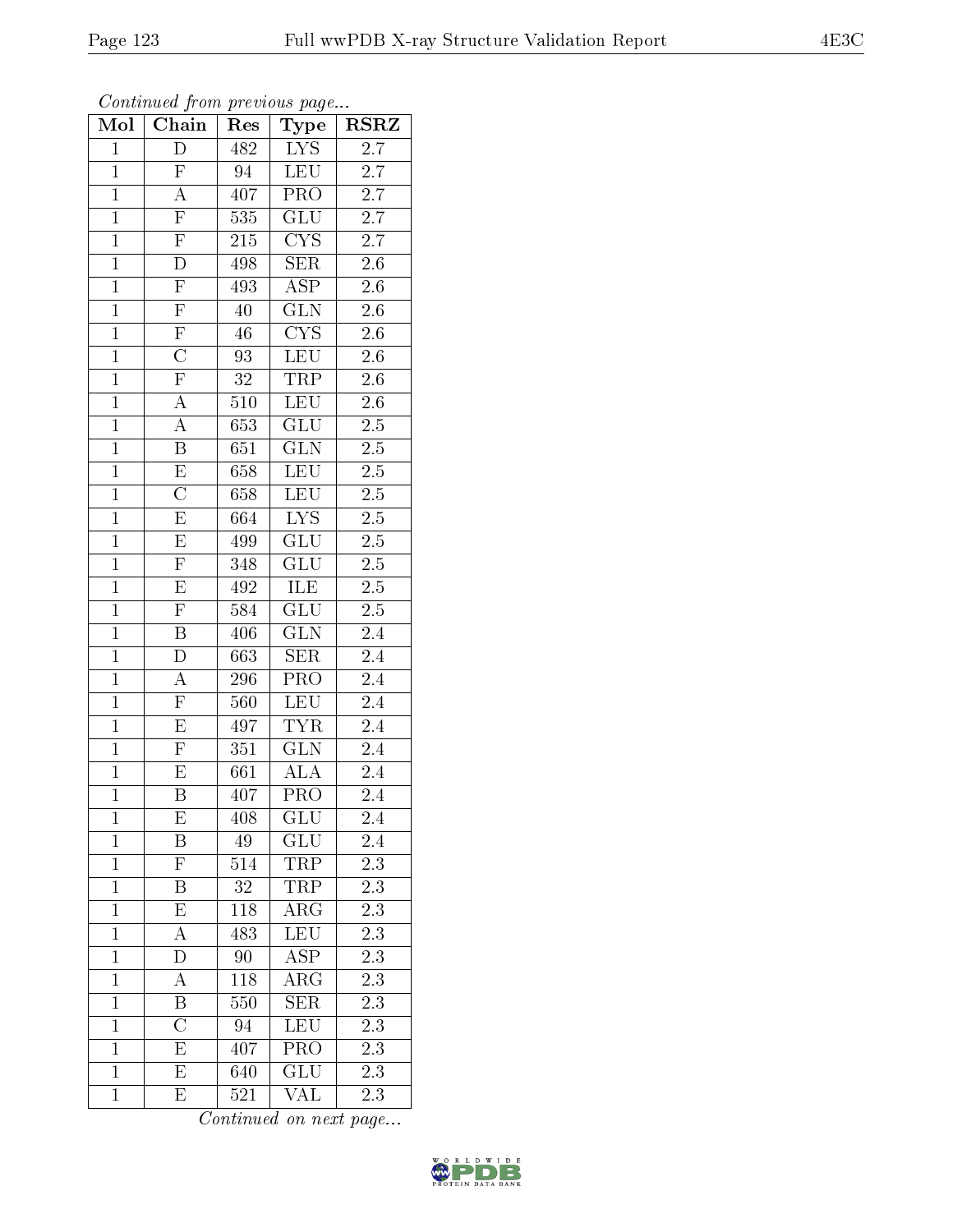*Continued from previous page...*

| Mol | Chain | Res | Type | RSRZ |
|---|---|---|---|---|
| 1 | D | 482 | LYS | 2.7 |
| 1 | F | 94 | LEU | 2.7 |
| 1 | A | 407 | PRO | 2.7 |
| 1 | F | 535 | GLU | 2.7 |
| 1 | F | 215 | CYS | 2.7 |
| 1 | D | 498 | SER | 2.6 |
| 1 | F | 493 | ASP | 2.6 |
| 1 | F | 40 | GLN | 2.6 |
| 1 | F | 46 | CYS | 2.6 |
| 1 | C | 93 | LEU | 2.6 |
| 1 | F | 32 | TRP | 2.6 |
| 1 | A | 510 | LEU | 2.6 |
| 1 | A | 653 | GLU | 2.5 |
| 1 | B | 651 | GLN | 2.5 |
| 1 | E | 658 | LEU | 2.5 |
| 1 | C | 658 | LEU | 2.5 |
| 1 | E | 664 | LYS | 2.5 |
| 1 | E | 499 | GLU | 2.5 |
| 1 | F | 348 | GLU | 2.5 |
| 1 | E | 492 | ILE | 2.5 |
| 1 | F | 584 | GLU | 2.5 |
| 1 | B | 406 | GLN | 2.4 |
| 1 | D | 663 | SER | 2.4 |
| 1 | A | 296 | PRO | 2.4 |
| 1 | F | 560 | LEU | 2.4 |
| 1 | E | 497 | TYR | 2.4 |
| 1 | F | 351 | GLN | 2.4 |
| 1 | E | 661 | ALA | 2.4 |
| 1 | B | 407 | PRO | 2.4 |
| 1 | E | 408 | GLU | 2.4 |
| 1 | B | 49 | GLU | 2.4 |
| 1 | F | 514 | TRP | 2.3 |
| 1 | B | 32 | TRP | 2.3 |
| 1 | E | 118 | ARG | 2.3 |
| 1 | A | 483 | LEU | 2.3 |
| 1 | D | 90 | ASP | 2.3 |
| 1 | A | 118 | ARG | 2.3 |
| 1 | B | 550 | SER | 2.3 |
| 1 | C | 94 | LEU | 2.3 |
| 1 | E | 407 | PRO | 2.3 |
| 1 | E | 640 | GLU | 2.3 |
| 1 | E | 521 | VAL | 2.3 |

*Continued on next page...*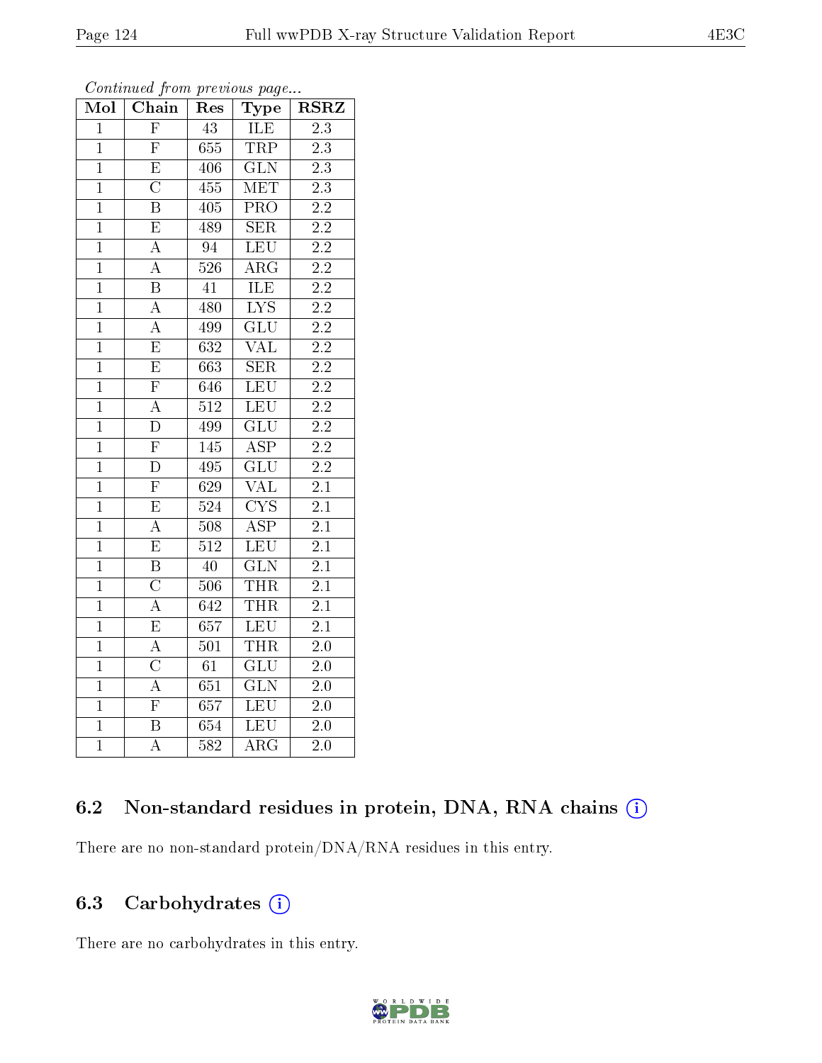*Continued from previous page...*

| Mol | Chain | Res | Type | RSRZ |
|---|---|---|---|---|
| 1 | F | 43 | ILE | 2.3 |
| 1 | F | 655 | TRP | 2.3 |
| 1 | E | 406 | GLN | 2.3 |
| 1 | C | 455 | MET | 2.3 |
| 1 | B | 405 | PRO | 2.2 |
| 1 | E | 489 | SER | 2.2 |
| 1 | A | 94 | LEU | 2.2 |
| 1 | A | 526 | ARG | 2.2 |
| 1 | B | 41 | ILE | 2.2 |
| 1 | A | 480 | LYS | 2.2 |
| 1 | A | 499 | GLU | 2.2 |
| 1 | E | 632 | VAL | 2.2 |
| 1 | E | 663 | SER | 2.2 |
| 1 | F | 646 | LEU | 2.2 |
| 1 | A | 512 | LEU | 2.2 |
| 1 | D | 499 | GLU | 2.2 |
| 1 | F | 145 | ASP | 2.2 |
| 1 | D | 495 | GLU | 2.2 |
| 1 | F | 629 | VAL | 2.1 |
| 1 | E | 524 | CYS | 2.1 |
| 1 | A | 508 | ASP | 2.1 |
| 1 | E | 512 | LEU | 2.1 |
| 1 | B | 40 | GLN | 2.1 |
| 1 | C | 506 | THR | 2.1 |
| 1 | A | 642 | THR | 2.1 |
| 1 | E | 657 | LEU | 2.1 |
| 1 | A | 501 | THR | 2.0 |
| 1 | C | 61 | GLU | 2.0 |
| 1 | A | 651 | GLN | 2.0 |
| 1 | F | 657 | LEU | 2.0 |
| 1 | B | 654 | LEU | 2.0 |
| 1 | A | 582 | ARG | 2.0 |

### 6.2 Non-standard residues in protein, DNA, RNA chains (i)

There are no non-standard protein/DNA/RNA residues in this entry.

### 6.3 Carbohydrates (i)

There are no carbohydrates in this entry.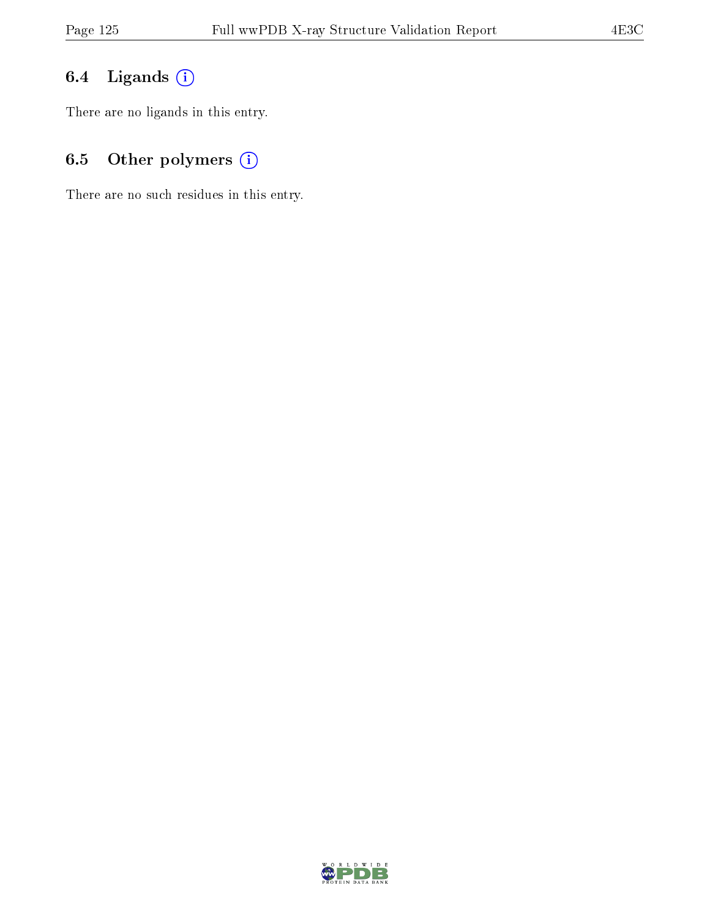### 6.4 Ligands

There are no ligands in this entry.

### 6.5 Other polymers

There are no such residues in this entry.